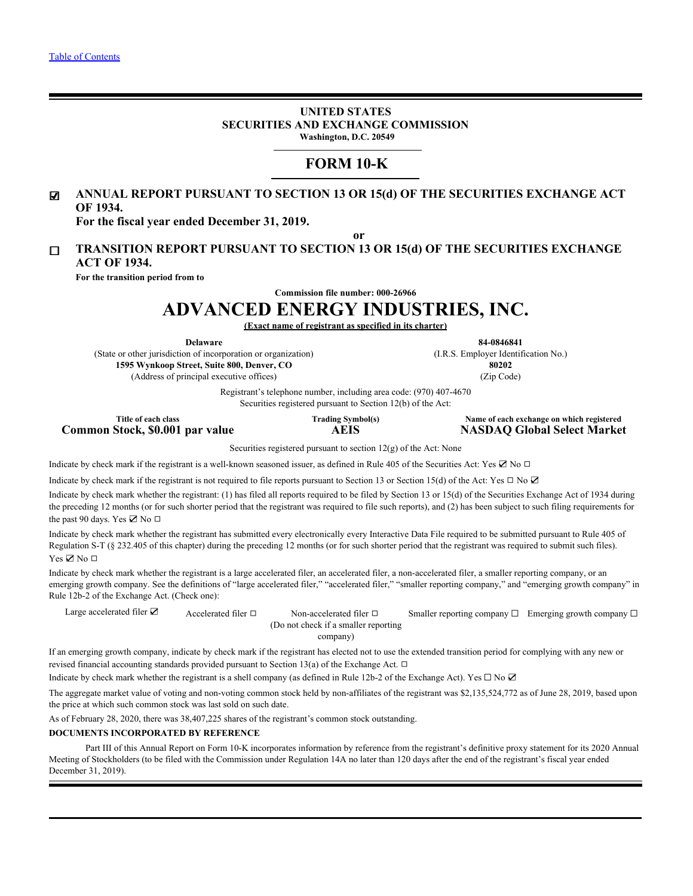[Table of Contents](#)

**UNITED STATES**
**SECURITIES AND EXCHANGE COMMISSION**
**Washington, D.C. 20549**

# FORM 10-K

☑ **ANNUAL REPORT PURSUANT TO SECTION 13 OR 15(d) OF THE SECURITIES EXCHANGE ACT OF 1934.**
**For the fiscal year ended December 31, 2019.**

**or**

☐ **TRANSITION REPORT PURSUANT TO SECTION 13 OR 15(d) OF THE SECURITIES EXCHANGE ACT OF 1934.**
**For the transition period from to**

**Commission file number: 000-26966**

# ADVANCED ENERGY INDUSTRIES, INC.

**(Exact name of registrant as specified in its charter)**

| | |
|---|---|
| **Delaware** | **84-0846841** |
| (State or other jurisdiction of incorporation or organization) | (I.R.S. Employer Identification No.) |
| **1595 Wynkoop Street, Suite 800, Denver, CO** | **80202** |
| (Address of principal executive offices) | (Zip Code) |

Registrant's telephone number, including area code: (970) 407-4670
Securities registered pursuant to Section 12(b) of the Act:

| Title of each class | Trading Symbol(s) | Name of each exchange on which registered |
|---|---|---|
| **Common Stock, $0.001 par value** | **AEIS** | **NASDAQ Global Select Market** |

Securities registered pursuant to section 12(g) of the Act: None

Indicate by check mark if the registrant is a well-known seasoned issuer, as defined in Rule 405 of the Securities Act: Yes ☑ No ☐

Indicate by check mark if the registrant is not required to file reports pursuant to Section 13 or Section 15(d) of the Act: Yes ☐ No ☑

Indicate by check mark whether the registrant: (1) has filed all reports required to be filed by Section 13 or 15(d) of the Securities Exchange Act of 1934 during the preceding 12 months (or for such shorter period that the registrant was required to file such reports), and (2) has been subject to such filing requirements for the past 90 days. Yes ☑ No ☐

Indicate by check mark whether the registrant has submitted every electronically every Interactive Data File required to be submitted pursuant to Rule 405 of Regulation S-T (§ 232.405 of this chapter) during the preceding 12 months (or for such shorter period that the registrant was required to submit such files). Yes ☑ No ☐

Indicate by check mark whether the registrant is a large accelerated filer, an accelerated filer, a non-accelerated filer, a smaller reporting company, or an emerging growth company. See the definitions of "large accelerated filer," "accelerated filer," "smaller reporting company," and "emerging growth company" in Rule 12b-2 of the Exchange Act. (Check one):

| | | | | |
|---|---|---|---|---|
| Large accelerated filer ☑ | Accelerated filer ☐ | Non-accelerated filer ☐ (Do not check if a smaller reporting company) | Smaller reporting company ☐ | Emerging growth company ☐ |

If an emerging growth company, indicate by check mark if the registrant has elected not to use the extended transition period for complying with any new or revised financial accounting standards provided pursuant to Section 13(a) of the Exchange Act. ☐

Indicate by check mark whether the registrant is a shell company (as defined in Rule 12b-2 of the Exchange Act). Yes ☐ No ☑

The aggregate market value of voting and non-voting common stock held by non-affiliates of the registrant was $2,135,524,772 as of June 28, 2019, based upon the price at which such common stock was last sold on such date.

As of February 28, 2020, there was 38,407,225 shares of the registrant's common stock outstanding.

**DOCUMENTS INCORPORATED BY REFERENCE**

Part III of this Annual Report on Form 10-K incorporates information by reference from the registrant's definitive proxy statement for its 2020 Annual Meeting of Stockholders (to be filed with the Commission under Regulation 14A no later than 120 days after the end of the registrant's fiscal year ended December 31, 2019).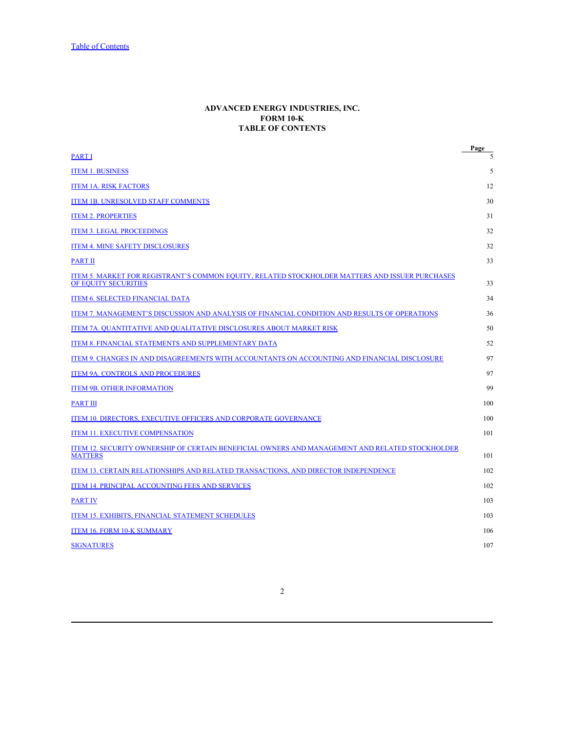Table of Contents

# ADVANCED ENERGY INDUSTRIES, INC.
## FORM 10-K
## TABLE OF CONTENTS

| | Page |
|---|---|
| PART I | 5 |
| ITEM 1. BUSINESS | 5 |
| ITEM 1A. RISK FACTORS | 12 |
| ITEM 1B. UNRESOLVED STAFF COMMENTS | 30 |
| ITEM 2. PROPERTIES | 31 |
| ITEM 3. LEGAL PROCEEDINGS | 32 |
| ITEM 4. MINE SAFETY DISCLOSURES | 32 |
| PART II | 33 |
| ITEM 5. MARKET FOR REGISTRANT'S COMMON EQUITY, RELATED STOCKHOLDER MATTERS AND ISSUER PURCHASES OF EQUITY SECURITIES | 33 |
| ITEM 6. SELECTED FINANCIAL DATA | 34 |
| ITEM 7. MANAGEMENT'S DISCUSSION AND ANALYSIS OF FINANCIAL CONDITION AND RESULTS OF OPERATIONS | 36 |
| ITEM 7A. QUANTITATIVE AND QUALITATIVE DISCLOSURES ABOUT MARKET RISK | 50 |
| ITEM 8. FINANCIAL STATEMENTS AND SUPPLEMENTARY DATA | 52 |
| ITEM 9. CHANGES IN AND DISAGREEMENTS WITH ACCOUNTANTS ON ACCOUNTING AND FINANCIAL DISCLOSURE | 97 |
| ITEM 9A. CONTROLS AND PROCEDURES | 97 |
| ITEM 9B. OTHER INFORMATION | 99 |
| PART III | 100 |
| ITEM 10. DIRECTORS, EXECUTIVE OFFICERS AND CORPORATE GOVERNANCE | 100 |
| ITEM 11. EXECUTIVE COMPENSATION | 101 |
| ITEM 12. SECURITY OWNERSHIP OF CERTAIN BENEFICIAL OWNERS AND MANAGEMENT AND RELATED STOCKHOLDER MATTERS | 101 |
| ITEM 13. CERTAIN RELATIONSHIPS AND RELATED TRANSACTIONS, AND DIRECTOR INDEPENDENCE | 102 |
| ITEM 14. PRINCIPAL ACCOUNTING FEES AND SERVICES | 102 |
| PART IV | 103 |
| ITEM 15. EXHIBITS, FINANCIAL STATEMENT SCHEDULES | 103 |
| ITEM 16. FORM 10-K SUMMARY | 106 |
| SIGNATURES | 107 |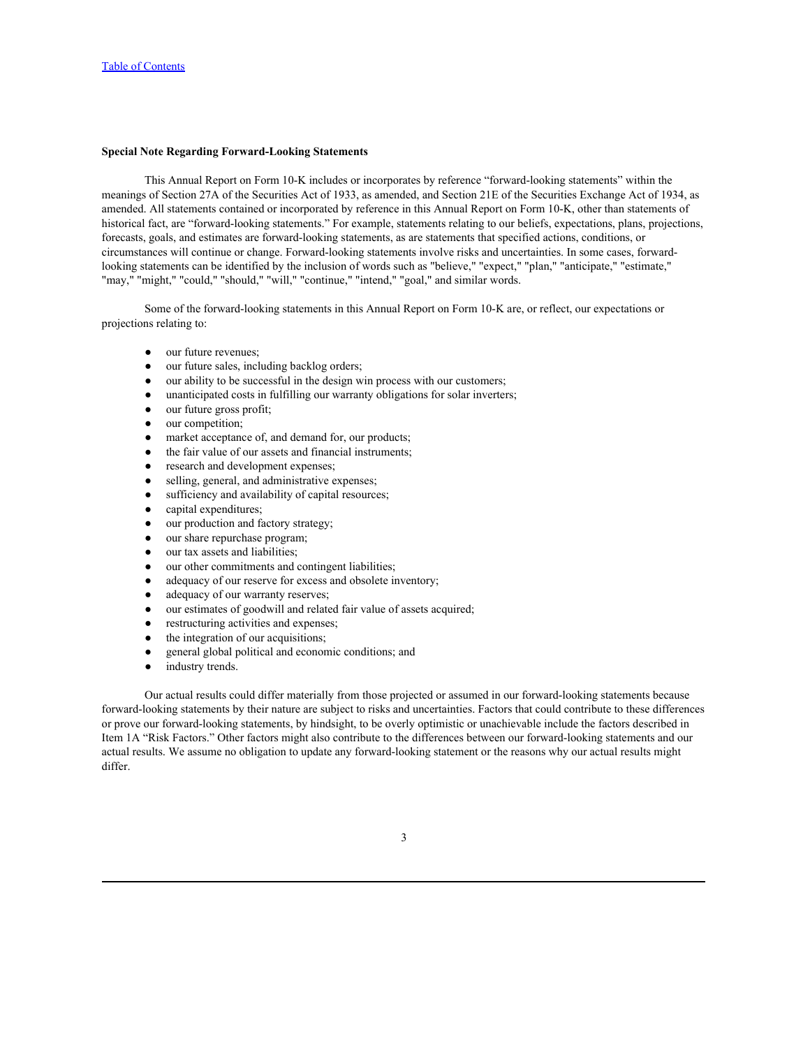**Special Note Regarding Forward-Looking Statements**

This Annual Report on Form 10-K includes or incorporates by reference "forward-looking statements" within the meanings of Section 27A of the Securities Act of 1933, as amended, and Section 21E of the Securities Exchange Act of 1934, as amended. All statements contained or incorporated by reference in this Annual Report on Form 10-K, other than statements of historical fact, are "forward-looking statements." For example, statements relating to our beliefs, expectations, plans, projections, forecasts, goals, and estimates are forward-looking statements, as are statements that specified actions, conditions, or circumstances will continue or change. Forward-looking statements involve risks and uncertainties. In some cases, forward-looking statements can be identified by the inclusion of words such as "believe," "expect," "plan," "anticipate," "estimate," "may," "might," "could," "should," "will," "continue," "intend," "goal," and similar words.

Some of the forward-looking statements in this Annual Report on Form 10-K are, or reflect, our expectations or projections relating to:

- our future revenues;
- our future sales, including backlog orders;
- our ability to be successful in the design win process with our customers;
- unanticipated costs in fulfilling our warranty obligations for solar inverters;
- our future gross profit;
- our competition;
- market acceptance of, and demand for, our products;
- the fair value of our assets and financial instruments;
- research and development expenses;
- selling, general, and administrative expenses;
- sufficiency and availability of capital resources;
- capital expenditures;
- our production and factory strategy;
- our share repurchase program;
- our tax assets and liabilities;
- our other commitments and contingent liabilities;
- adequacy of our reserve for excess and obsolete inventory;
- adequacy of our warranty reserves;
- our estimates of goodwill and related fair value of assets acquired;
- restructuring activities and expenses;
- the integration of our acquisitions;
- general global political and economic conditions; and
- industry trends.

Our actual results could differ materially from those projected or assumed in our forward-looking statements because forward-looking statements by their nature are subject to risks and uncertainties. Factors that could contribute to these differences or prove our forward-looking statements, by hindsight, to be overly optimistic or unachievable include the factors described in Item 1A "Risk Factors." Other factors might also contribute to the differences between our forward-looking statements and our actual results. We assume no obligation to update any forward-looking statement or the reasons why our actual results might differ.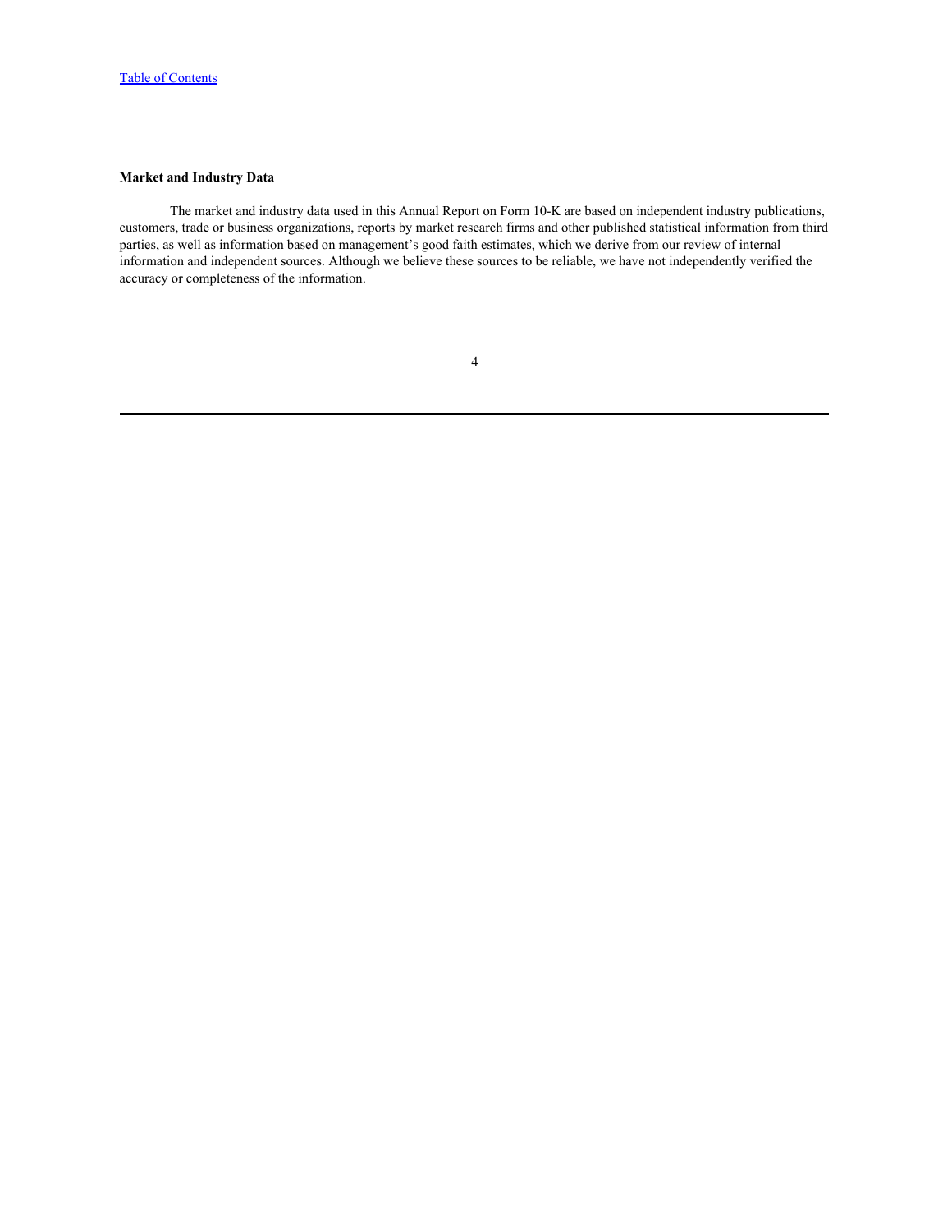**Market and Industry Data**

The market and industry data used in this Annual Report on Form 10-K are based on independent industry publications, customers, trade or business organizations, reports by market research firms and other published statistical information from third parties, as well as information based on management's good faith estimates, which we derive from our review of internal information and independent sources. Although we believe these sources to be reliable, we have not independently verified the accuracy or completeness of the information.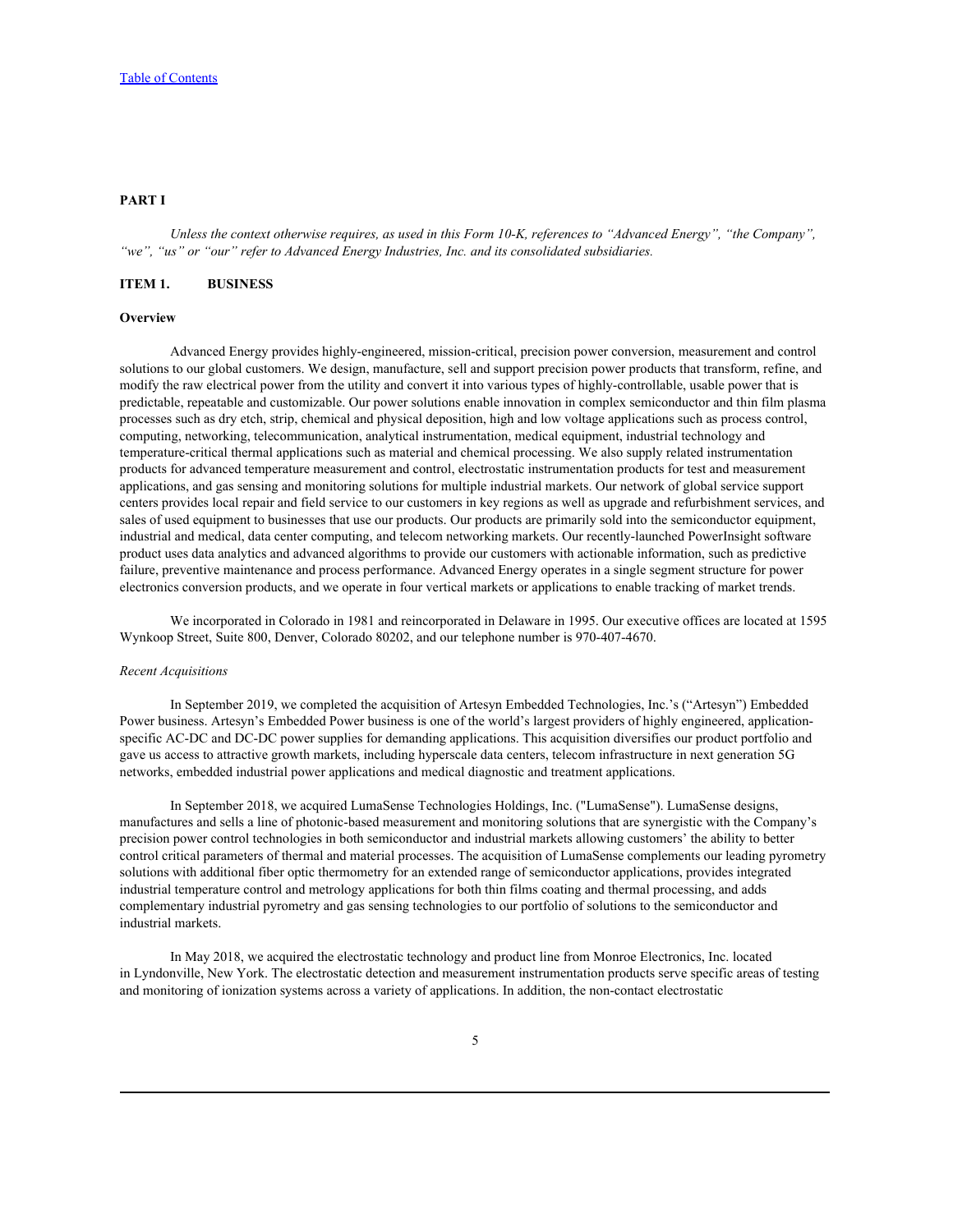## PART I

*Unless the context otherwise requires, as used in this Form 10-K, references to "Advanced Energy", "the Company", "we", "us" or "our" refer to Advanced Energy Industries, Inc. and its consolidated subsidiaries.*

## ITEM 1. BUSINESS

### Overview

Advanced Energy provides highly-engineered, mission-critical, precision power conversion, measurement and control solutions to our global customers. We design, manufacture, sell and support precision power products that transform, refine, and modify the raw electrical power from the utility and convert it into various types of highly-controllable, usable power that is predictable, repeatable and customizable. Our power solutions enable innovation in complex semiconductor and thin film plasma processes such as dry etch, strip, chemical and physical deposition, high and low voltage applications such as process control, computing, networking, telecommunication, analytical instrumentation, medical equipment, industrial technology and temperature-critical thermal applications such as material and chemical processing. We also supply related instrumentation products for advanced temperature measurement and control, electrostatic instrumentation products for test and measurement applications, and gas sensing and monitoring solutions for multiple industrial markets. Our network of global service support centers provides local repair and field service to our customers in key regions as well as upgrade and refurbishment services, and sales of used equipment to businesses that use our products. Our products are primarily sold into the semiconductor equipment, industrial and medical, data center computing, and telecom networking markets. Our recently-launched PowerInsight software product uses data analytics and advanced algorithms to provide our customers with actionable information, such as predictive failure, preventive maintenance and process performance. Advanced Energy operates in a single segment structure for power electronics conversion products, and we operate in four vertical markets or applications to enable tracking of market trends.

We incorporated in Colorado in 1981 and reincorporated in Delaware in 1995. Our executive offices are located at 1595 Wynkoop Street, Suite 800, Denver, Colorado 80202, and our telephone number is 970-407-4670.

*Recent Acquisitions*

In September 2019, we completed the acquisition of Artesyn Embedded Technologies, Inc.'s ("Artesyn") Embedded Power business. Artesyn's Embedded Power business is one of the world's largest providers of highly engineered, application-specific AC-DC and DC-DC power supplies for demanding applications. This acquisition diversifies our product portfolio and gave us access to attractive growth markets, including hyperscale data centers, telecom infrastructure in next generation 5G networks, embedded industrial power applications and medical diagnostic and treatment applications.

In September 2018, we acquired LumaSense Technologies Holdings, Inc. ("LumaSense"). LumaSense designs, manufactures and sells a line of photonic-based measurement and monitoring solutions that are synergistic with the Company's precision power control technologies in both semiconductor and industrial markets allowing customers' the ability to better control critical parameters of thermal and material processes. The acquisition of LumaSense complements our leading pyrometry solutions with additional fiber optic thermometry for an extended range of semiconductor applications, provides integrated industrial temperature control and metrology applications for both thin films coating and thermal processing, and adds complementary industrial pyrometry and gas sensing technologies to our portfolio of solutions to the semiconductor and industrial markets.

In May 2018, we acquired the electrostatic technology and product line from Monroe Electronics, Inc. located in Lyndonville, New York. The electrostatic detection and measurement instrumentation products serve specific areas of testing and monitoring of ionization systems across a variety of applications. In addition, the non-contact electrostatic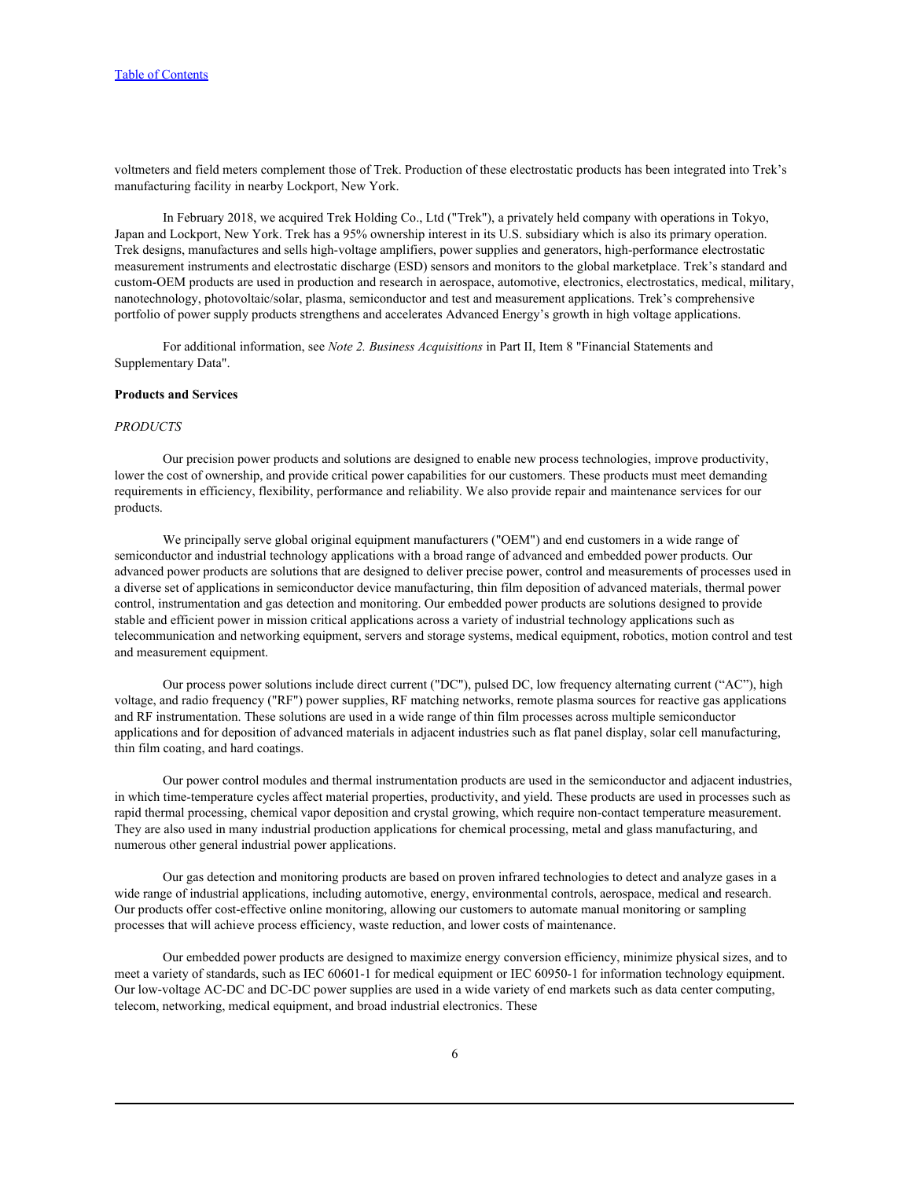voltmeters and field meters complement those of Trek. Production of these electrostatic products has been integrated into Trek's manufacturing facility in nearby Lockport, New York.

In February 2018, we acquired Trek Holding Co., Ltd ("Trek"), a privately held company with operations in Tokyo, Japan and Lockport, New York. Trek has a 95% ownership interest in its U.S. subsidiary which is also its primary operation. Trek designs, manufactures and sells high-voltage amplifiers, power supplies and generators, high-performance electrostatic measurement instruments and electrostatic discharge (ESD) sensors and monitors to the global marketplace. Trek's standard and custom-OEM products are used in production and research in aerospace, automotive, electronics, electrostatics, medical, military, nanotechnology, photovoltaic/solar, plasma, semiconductor and test and measurement applications. Trek's comprehensive portfolio of power supply products strengthens and accelerates Advanced Energy's growth in high voltage applications.

For additional information, see *Note 2. Business Acquisitions* in Part II, Item 8 "Financial Statements and Supplementary Data".

**Products and Services**

*PRODUCTS*

Our precision power products and solutions are designed to enable new process technologies, improve productivity, lower the cost of ownership, and provide critical power capabilities for our customers. These products must meet demanding requirements in efficiency, flexibility, performance and reliability. We also provide repair and maintenance services for our products.

We principally serve global original equipment manufacturers ("OEM") and end customers in a wide range of semiconductor and industrial technology applications with a broad range of advanced and embedded power products. Our advanced power products are solutions that are designed to deliver precise power, control and measurements of processes used in a diverse set of applications in semiconductor device manufacturing, thin film deposition of advanced materials, thermal power control, instrumentation and gas detection and monitoring. Our embedded power products are solutions designed to provide stable and efficient power in mission critical applications across a variety of industrial technology applications such as telecommunication and networking equipment, servers and storage systems, medical equipment, robotics, motion control and test and measurement equipment.

Our process power solutions include direct current ("DC"), pulsed DC, low frequency alternating current ("AC"), high voltage, and radio frequency ("RF") power supplies, RF matching networks, remote plasma sources for reactive gas applications and RF instrumentation. These solutions are used in a wide range of thin film processes across multiple semiconductor applications and for deposition of advanced materials in adjacent industries such as flat panel display, solar cell manufacturing, thin film coating, and hard coatings.

Our power control modules and thermal instrumentation products are used in the semiconductor and adjacent industries, in which time-temperature cycles affect material properties, productivity, and yield. These products are used in processes such as rapid thermal processing, chemical vapor deposition and crystal growing, which require non-contact temperature measurement. They are also used in many industrial production applications for chemical processing, metal and glass manufacturing, and numerous other general industrial power applications.

Our gas detection and monitoring products are based on proven infrared technologies to detect and analyze gases in a wide range of industrial applications, including automotive, energy, environmental controls, aerospace, medical and research. Our products offer cost-effective online monitoring, allowing our customers to automate manual monitoring or sampling processes that will achieve process efficiency, waste reduction, and lower costs of maintenance.

Our embedded power products are designed to maximize energy conversion efficiency, minimize physical sizes, and to meet a variety of standards, such as IEC 60601-1 for medical equipment or IEC 60950-1 for information technology equipment. Our low-voltage AC-DC and DC-DC power supplies are used in a wide variety of end markets such as data center computing, telecom, networking, medical equipment, and broad industrial electronics. These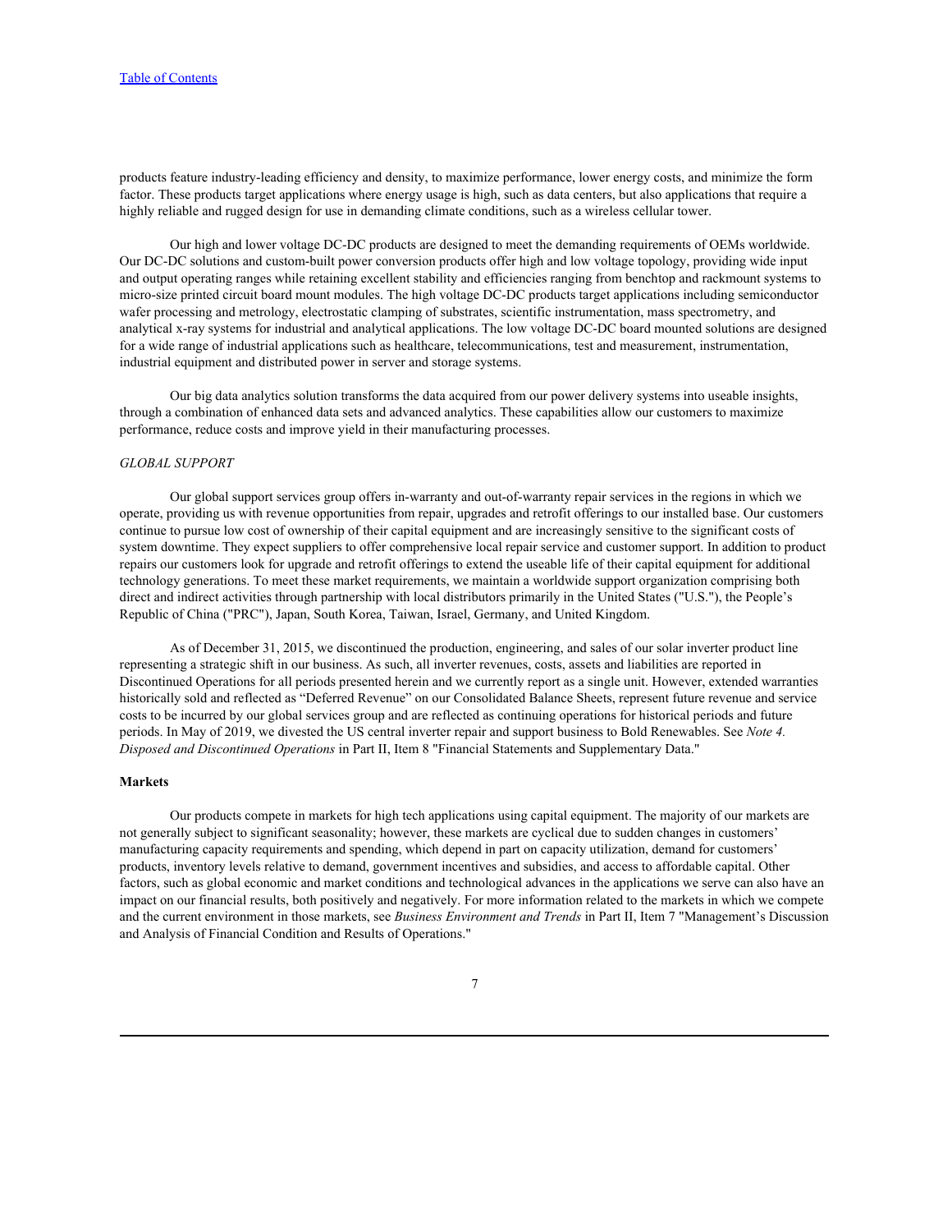products feature industry-leading efficiency and density, to maximize performance, lower energy costs, and minimize the form factor. These products target applications where energy usage is high, such as data centers, but also applications that require a highly reliable and rugged design for use in demanding climate conditions, such as a wireless cellular tower.

Our high and lower voltage DC-DC products are designed to meet the demanding requirements of OEMs worldwide. Our DC-DC solutions and custom-built power conversion products offer high and low voltage topology, providing wide input and output operating ranges while retaining excellent stability and efficiencies ranging from benchtop and rackmount systems to micro-size printed circuit board mount modules. The high voltage DC-DC products target applications including semiconductor wafer processing and metrology, electrostatic clamping of substrates, scientific instrumentation, mass spectrometry, and analytical x-ray systems for industrial and analytical applications. The low voltage DC-DC board mounted solutions are designed for a wide range of industrial applications such as healthcare, telecommunications, test and measurement, instrumentation, industrial equipment and distributed power in server and storage systems.

Our big data analytics solution transforms the data acquired from our power delivery systems into useable insights, through a combination of enhanced data sets and advanced analytics. These capabilities allow our customers to maximize performance, reduce costs and improve yield in their manufacturing processes.

*GLOBAL SUPPORT*

Our global support services group offers in-warranty and out-of-warranty repair services in the regions in which we operate, providing us with revenue opportunities from repair, upgrades and retrofit offerings to our installed base. Our customers continue to pursue low cost of ownership of their capital equipment and are increasingly sensitive to the significant costs of system downtime. They expect suppliers to offer comprehensive local repair service and customer support. In addition to product repairs our customers look for upgrade and retrofit offerings to extend the useable life of their capital equipment for additional technology generations. To meet these market requirements, we maintain a worldwide support organization comprising both direct and indirect activities through partnership with local distributors primarily in the United States ("U.S."), the People's Republic of China ("PRC"), Japan, South Korea, Taiwan, Israel, Germany, and United Kingdom.

As of December 31, 2015, we discontinued the production, engineering, and sales of our solar inverter product line representing a strategic shift in our business. As such, all inverter revenues, costs, assets and liabilities are reported in Discontinued Operations for all periods presented herein and we currently report as a single unit. However, extended warranties historically sold and reflected as "Deferred Revenue" on our Consolidated Balance Sheets, represent future revenue and service costs to be incurred by our global services group and are reflected as continuing operations for historical periods and future periods. In May of 2019, we divested the US central inverter repair and support business to Bold Renewables. See *Note 4. Disposed and Discontinued Operations* in Part II, Item 8 "Financial Statements and Supplementary Data."

**Markets**

Our products compete in markets for high tech applications using capital equipment. The majority of our markets are not generally subject to significant seasonality; however, these markets are cyclical due to sudden changes in customers' manufacturing capacity requirements and spending, which depend in part on capacity utilization, demand for customers' products, inventory levels relative to demand, government incentives and subsidies, and access to affordable capital. Other factors, such as global economic and market conditions and technological advances in the applications we serve can also have an impact on our financial results, both positively and negatively. For more information related to the markets in which we compete and the current environment in those markets, see *Business Environment and Trends* in Part II, Item 7 "Management's Discussion and Analysis of Financial Condition and Results of Operations."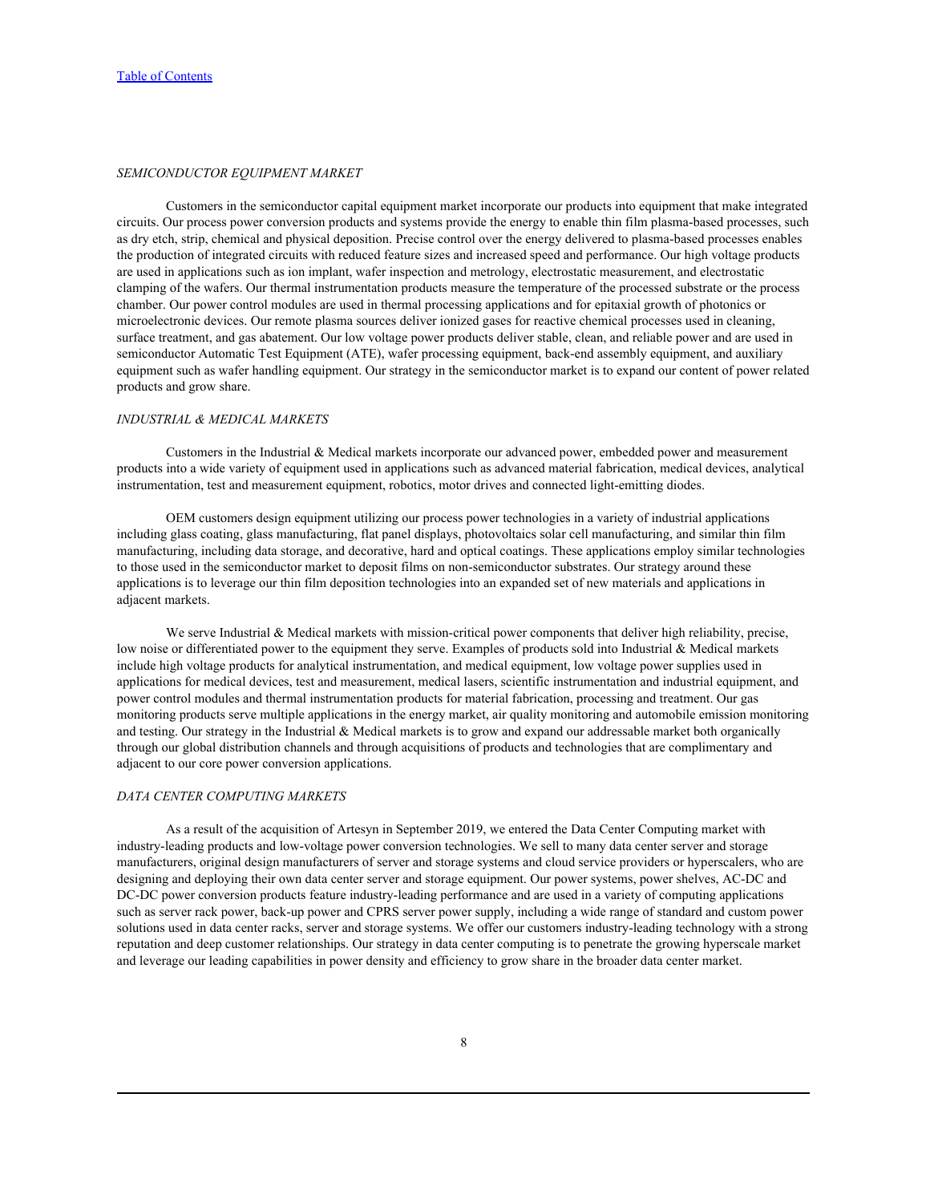*SEMICONDUCTOR EQUIPMENT MARKET*

Customers in the semiconductor capital equipment market incorporate our products into equipment that make integrated circuits. Our process power conversion products and systems provide the energy to enable thin film plasma-based processes, such as dry etch, strip, chemical and physical deposition. Precise control over the energy delivered to plasma-based processes enables the production of integrated circuits with reduced feature sizes and increased speed and performance. Our high voltage products are used in applications such as ion implant, wafer inspection and metrology, electrostatic measurement, and electrostatic clamping of the wafers. Our thermal instrumentation products measure the temperature of the processed substrate or the process chamber. Our power control modules are used in thermal processing applications and for epitaxial growth of photonics or microelectronic devices. Our remote plasma sources deliver ionized gases for reactive chemical processes used in cleaning, surface treatment, and gas abatement. Our low voltage power products deliver stable, clean, and reliable power and are used in semiconductor Automatic Test Equipment (ATE), wafer processing equipment, back-end assembly equipment, and auxiliary equipment such as wafer handling equipment. Our strategy in the semiconductor market is to expand our content of power related products and grow share.

*INDUSTRIAL & MEDICAL MARKETS*

Customers in the Industrial & Medical markets incorporate our advanced power, embedded power and measurement products into a wide variety of equipment used in applications such as advanced material fabrication, medical devices, analytical instrumentation, test and measurement equipment, robotics, motor drives and connected light-emitting diodes.

OEM customers design equipment utilizing our process power technologies in a variety of industrial applications including glass coating, glass manufacturing, flat panel displays, photovoltaics solar cell manufacturing, and similar thin film manufacturing, including data storage, and decorative, hard and optical coatings. These applications employ similar technologies to those used in the semiconductor market to deposit films on non-semiconductor substrates. Our strategy around these applications is to leverage our thin film deposition technologies into an expanded set of new materials and applications in adjacent markets.

We serve Industrial & Medical markets with mission-critical power components that deliver high reliability, precise, low noise or differentiated power to the equipment they serve. Examples of products sold into Industrial & Medical markets include high voltage products for analytical instrumentation, and medical equipment, low voltage power supplies used in applications for medical devices, test and measurement, medical lasers, scientific instrumentation and industrial equipment, and power control modules and thermal instrumentation products for material fabrication, processing and treatment. Our gas monitoring products serve multiple applications in the energy market, air quality monitoring and automobile emission monitoring and testing. Our strategy in the Industrial & Medical markets is to grow and expand our addressable market both organically through our global distribution channels and through acquisitions of products and technologies that are complimentary and adjacent to our core power conversion applications.

*DATA CENTER COMPUTING MARKETS*

As a result of the acquisition of Artesyn in September 2019, we entered the Data Center Computing market with industry-leading products and low-voltage power conversion technologies. We sell to many data center server and storage manufacturers, original design manufacturers of server and storage systems and cloud service providers or hyperscalers, who are designing and deploying their own data center server and storage equipment. Our power systems, power shelves, AC-DC and DC-DC power conversion products feature industry-leading performance and are used in a variety of computing applications such as server rack power, back-up power and CPRS server power supply, including a wide range of standard and custom power solutions used in data center racks, server and storage systems. We offer our customers industry-leading technology with a strong reputation and deep customer relationships. Our strategy in data center computing is to penetrate the growing hyperscale market and leverage our leading capabilities in power density and efficiency to grow share in the broader data center market.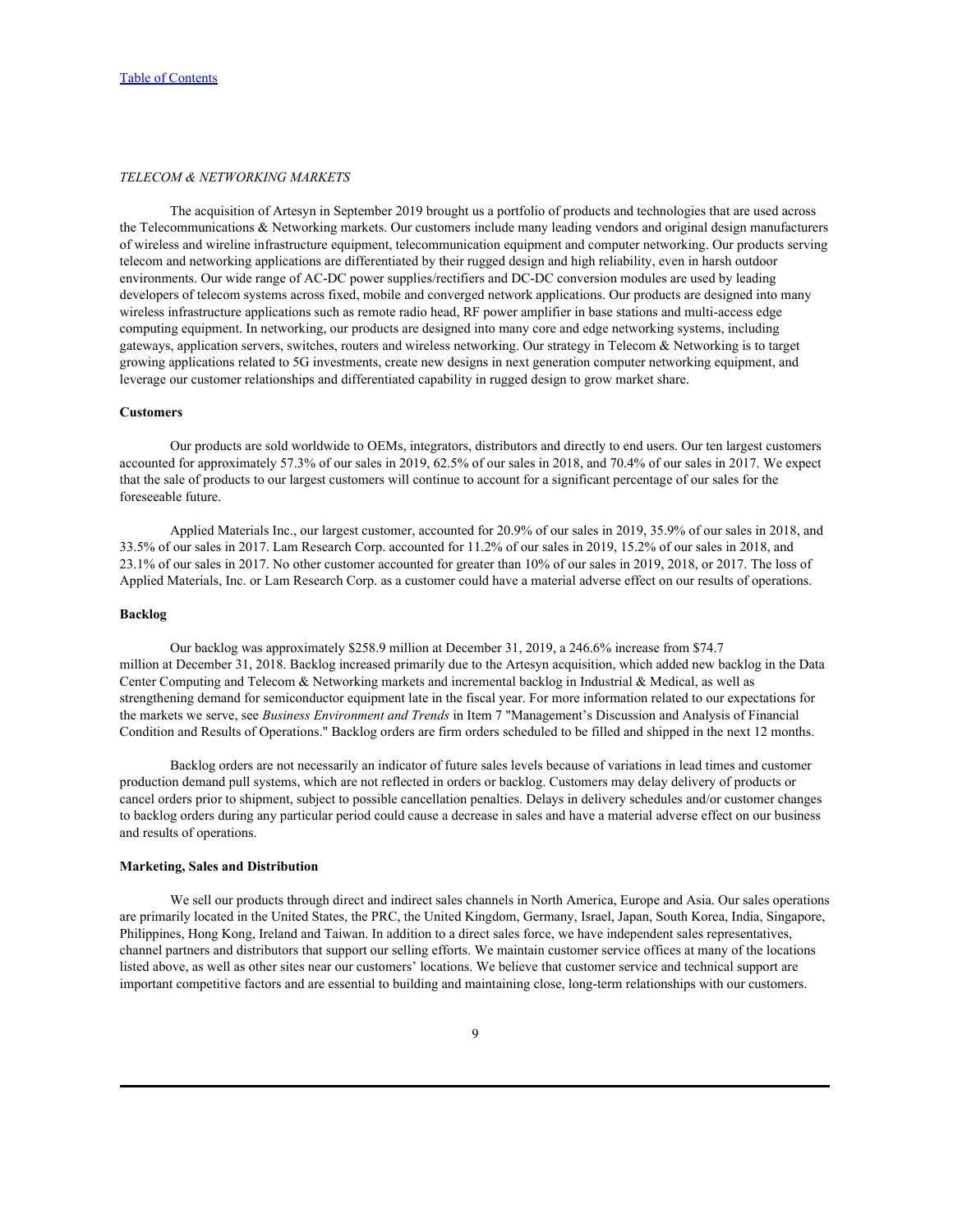*TELECOM & NETWORKING MARKETS*

The acquisition of Artesyn in September 2019 brought us a portfolio of products and technologies that are used across the Telecommunications & Networking markets. Our customers include many leading vendors and original design manufacturers of wireless and wireline infrastructure equipment, telecommunication equipment and computer networking. Our products serving telecom and networking applications are differentiated by their rugged design and high reliability, even in harsh outdoor environments. Our wide range of AC-DC power supplies/rectifiers and DC-DC conversion modules are used by leading developers of telecom systems across fixed, mobile and converged network applications. Our products are designed into many wireless infrastructure applications such as remote radio head, RF power amplifier in base stations and multi-access edge computing equipment. In networking, our products are designed into many core and edge networking systems, including gateways, application servers, switches, routers and wireless networking. Our strategy in Telecom & Networking is to target growing applications related to 5G investments, create new designs in next generation computer networking equipment, and leverage our customer relationships and differentiated capability in rugged design to grow market share.

**Customers**

Our products are sold worldwide to OEMs, integrators, distributors and directly to end users. Our ten largest customers accounted for approximately 57.3% of our sales in 2019, 62.5% of our sales in 2018, and 70.4% of our sales in 2017. We expect that the sale of products to our largest customers will continue to account for a significant percentage of our sales for the foreseeable future.

Applied Materials Inc., our largest customer, accounted for 20.9% of our sales in 2019, 35.9% of our sales in 2018, and 33.5% of our sales in 2017. Lam Research Corp. accounted for 11.2% of our sales in 2019, 15.2% of our sales in 2018, and 23.1% of our sales in 2017. No other customer accounted for greater than 10% of our sales in 2019, 2018, or 2017. The loss of Applied Materials, Inc. or Lam Research Corp. as a customer could have a material adverse effect on our results of operations.

**Backlog**

Our backlog was approximately $258.9 million at December 31, 2019, a 246.6% increase from $74.7 million at December 31, 2018. Backlog increased primarily due to the Artesyn acquisition, which added new backlog in the Data Center Computing and Telecom & Networking markets and incremental backlog in Industrial & Medical, as well as strengthening demand for semiconductor equipment late in the fiscal year. For more information related to our expectations for the markets we serve, see *Business Environment and Trends* in Item 7 "Management's Discussion and Analysis of Financial Condition and Results of Operations." Backlog orders are firm orders scheduled to be filled and shipped in the next 12 months.

Backlog orders are not necessarily an indicator of future sales levels because of variations in lead times and customer production demand pull systems, which are not reflected in orders or backlog. Customers may delay delivery of products or cancel orders prior to shipment, subject to possible cancellation penalties. Delays in delivery schedules and/or customer changes to backlog orders during any particular period could cause a decrease in sales and have a material adverse effect on our business and results of operations.

**Marketing, Sales and Distribution**

We sell our products through direct and indirect sales channels in North America, Europe and Asia. Our sales operations are primarily located in the United States, the PRC, the United Kingdom, Germany, Israel, Japan, South Korea, India, Singapore, Philippines, Hong Kong, Ireland and Taiwan. In addition to a direct sales force, we have independent sales representatives, channel partners and distributors that support our selling efforts. We maintain customer service offices at many of the locations listed above, as well as other sites near our customers' locations. We believe that customer service and technical support are important competitive factors and are essential to building and maintaining close, long-term relationships with our customers.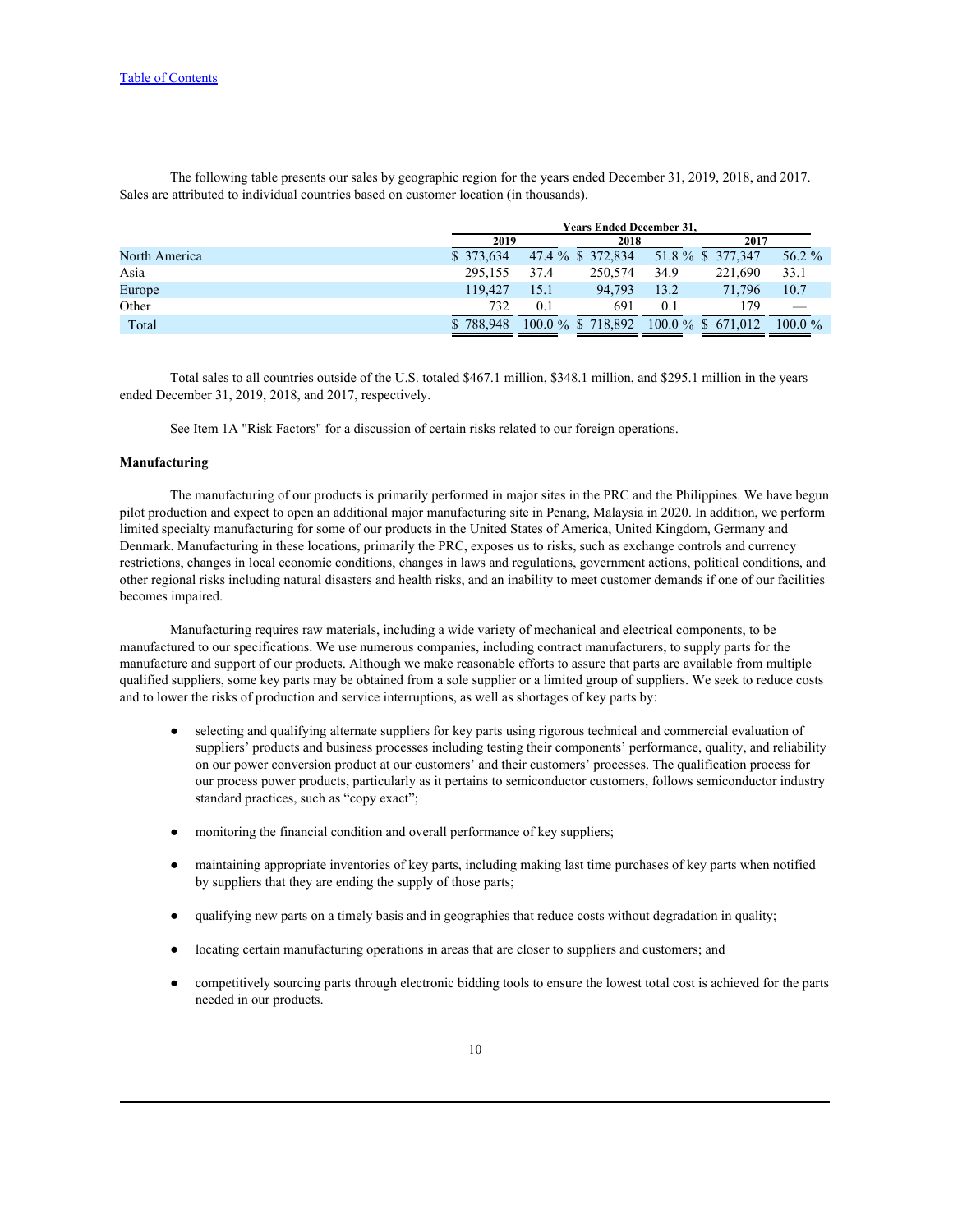The following table presents our sales by geographic region for the years ended December 31, 2019, 2018, and 2017. Sales are attributed to individual countries based on customer location (in thousands).

| | Years Ended December 31, | | | | | |
|---|---|---|---|---|---|---|
| | 2019 | | 2018 | | 2017 | |
| North America | $ 373,634 | 47.4 % | $ 372,834 | 51.8 % | $ 377,347 | 56.2 % |
| Asia | 295,155 | 37.4 | 250,574 | 34.9 | 221,690 | 33.1 |
| Europe | 119,427 | 15.1 | 94,793 | 13.2 | 71,796 | 10.7 |
| Other | 732 | 0.1 | 691 | 0.1 | 179 | — |
| Total | $ 788,948 | 100.0 % | $ 718,892 | 100.0 % | $ 671,012 | 100.0 % |

Total sales to all countries outside of the U.S. totaled $467.1 million, $348.1 million, and $295.1 million in the years ended December 31, 2019, 2018, and 2017, respectively.

See Item 1A "Risk Factors" for a discussion of certain risks related to our foreign operations.

**Manufacturing**

The manufacturing of our products is primarily performed in major sites in the PRC and the Philippines. We have begun pilot production and expect to open an additional major manufacturing site in Penang, Malaysia in 2020. In addition, we perform limited specialty manufacturing for some of our products in the United States of America, United Kingdom, Germany and Denmark. Manufacturing in these locations, primarily the PRC, exposes us to risks, such as exchange controls and currency restrictions, changes in local economic conditions, changes in laws and regulations, government actions, political conditions, and other regional risks including natural disasters and health risks, and an inability to meet customer demands if one of our facilities becomes impaired.

Manufacturing requires raw materials, including a wide variety of mechanical and electrical components, to be manufactured to our specifications. We use numerous companies, including contract manufacturers, to supply parts for the manufacture and support of our products. Although we make reasonable efforts to assure that parts are available from multiple qualified suppliers, some key parts may be obtained from a sole supplier or a limited group of suppliers. We seek to reduce costs and to lower the risks of production and service interruptions, as well as shortages of key parts by:

- selecting and qualifying alternate suppliers for key parts using rigorous technical and commercial evaluation of suppliers' products and business processes including testing their components' performance, quality, and reliability on our power conversion product at our customers' and their customers' processes. The qualification process for our process power products, particularly as it pertains to semiconductor customers, follows semiconductor industry standard practices, such as "copy exact";
- monitoring the financial condition and overall performance of key suppliers;
- maintaining appropriate inventories of key parts, including making last time purchases of key parts when notified by suppliers that they are ending the supply of those parts;
- qualifying new parts on a timely basis and in geographies that reduce costs without degradation in quality;
- locating certain manufacturing operations in areas that are closer to suppliers and customers; and
- competitively sourcing parts through electronic bidding tools to ensure the lowest total cost is achieved for the parts needed in our products.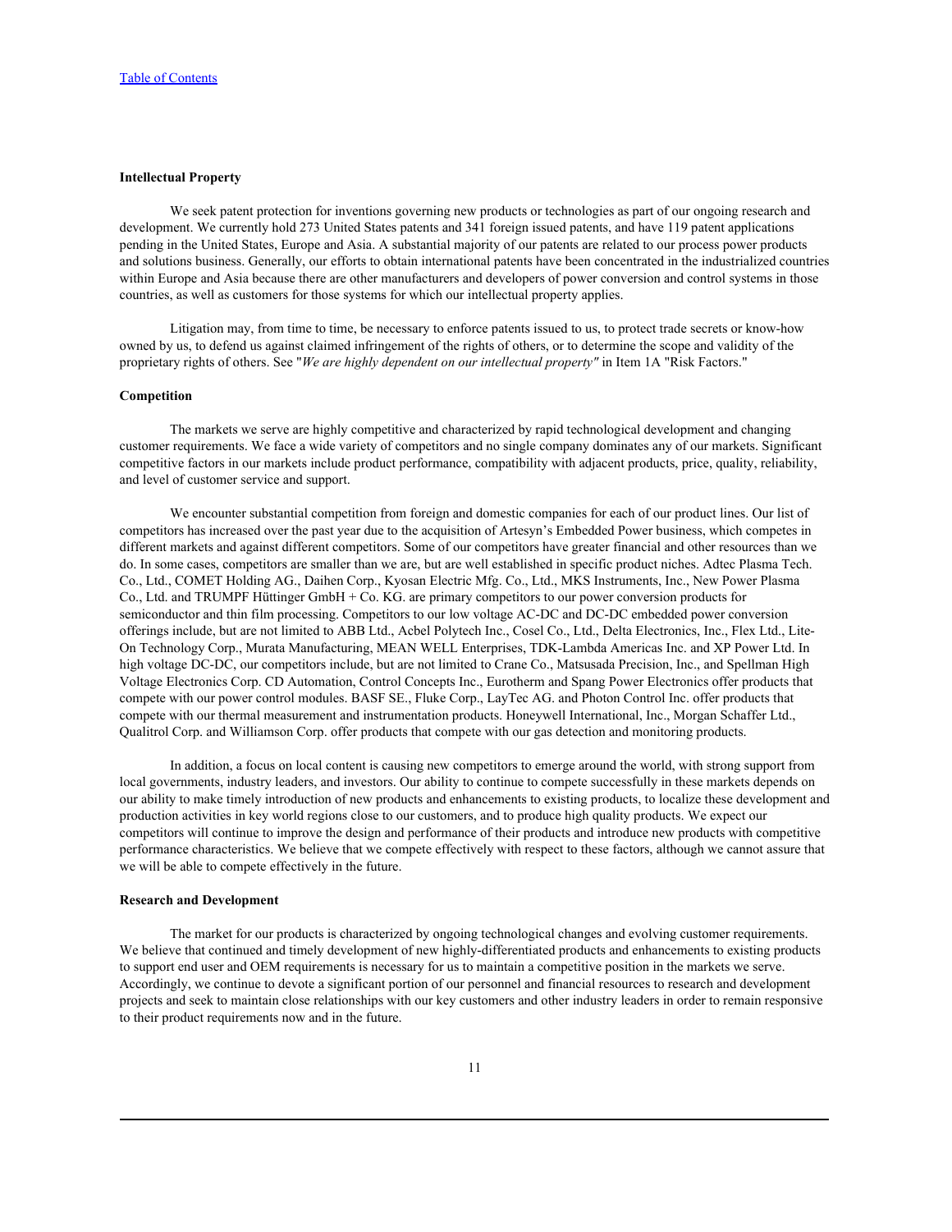**Intellectual Property**

We seek patent protection for inventions governing new products or technologies as part of our ongoing research and development. We currently hold 273 United States patents and 341 foreign issued patents, and have 119 patent applications pending in the United States, Europe and Asia. A substantial majority of our patents are related to our process power products and solutions business. Generally, our efforts to obtain international patents have been concentrated in the industrialized countries within Europe and Asia because there are other manufacturers and developers of power conversion and control systems in those countries, as well as customers for those systems for which our intellectual property applies.

Litigation may, from time to time, be necessary to enforce patents issued to us, to protect trade secrets or know-how owned by us, to defend us against claimed infringement of the rights of others, or to determine the scope and validity of the proprietary rights of others. See "*We are highly dependent on our intellectual property"* in Item 1A "Risk Factors."

**Competition**

The markets we serve are highly competitive and characterized by rapid technological development and changing customer requirements. We face a wide variety of competitors and no single company dominates any of our markets. Significant competitive factors in our markets include product performance, compatibility with adjacent products, price, quality, reliability, and level of customer service and support.

We encounter substantial competition from foreign and domestic companies for each of our product lines. Our list of competitors has increased over the past year due to the acquisition of Artesyn's Embedded Power business, which competes in different markets and against different competitors. Some of our competitors have greater financial and other resources than we do. In some cases, competitors are smaller than we are, but are well established in specific product niches. Adtec Plasma Tech. Co., Ltd., COMET Holding AG., Daihen Corp., Kyosan Electric Mfg. Co., Ltd., MKS Instruments, Inc., New Power Plasma Co., Ltd. and TRUMPF Hüttinger GmbH + Co. KG. are primary competitors to our power conversion products for semiconductor and thin film processing. Competitors to our low voltage AC-DC and DC-DC embedded power conversion offerings include, but are not limited to ABB Ltd., Acbel Polytech Inc., Cosel Co., Ltd., Delta Electronics, Inc., Flex Ltd., Lite-On Technology Corp., Murata Manufacturing, MEAN WELL Enterprises, TDK-Lambda Americas Inc. and XP Power Ltd. In high voltage DC-DC, our competitors include, but are not limited to Crane Co., Matsusada Precision, Inc., and Spellman High Voltage Electronics Corp. CD Automation, Control Concepts Inc., Eurotherm and Spang Power Electronics offer products that compete with our power control modules. BASF SE., Fluke Corp., LayTec AG. and Photon Control Inc. offer products that compete with our thermal measurement and instrumentation products. Honeywell International, Inc., Morgan Schaffer Ltd., Qualitrol Corp. and Williamson Corp. offer products that compete with our gas detection and monitoring products.

In addition, a focus on local content is causing new competitors to emerge around the world, with strong support from local governments, industry leaders, and investors. Our ability to continue to compete successfully in these markets depends on our ability to make timely introduction of new products and enhancements to existing products, to localize these development and production activities in key world regions close to our customers, and to produce high quality products. We expect our competitors will continue to improve the design and performance of their products and introduce new products with competitive performance characteristics. We believe that we compete effectively with respect to these factors, although we cannot assure that we will be able to compete effectively in the future.

**Research and Development**

The market for our products is characterized by ongoing technological changes and evolving customer requirements. We believe that continued and timely development of new highly-differentiated products and enhancements to existing products to support end user and OEM requirements is necessary for us to maintain a competitive position in the markets we serve. Accordingly, we continue to devote a significant portion of our personnel and financial resources to research and development projects and seek to maintain close relationships with our key customers and other industry leaders in order to remain responsive to their product requirements now and in the future.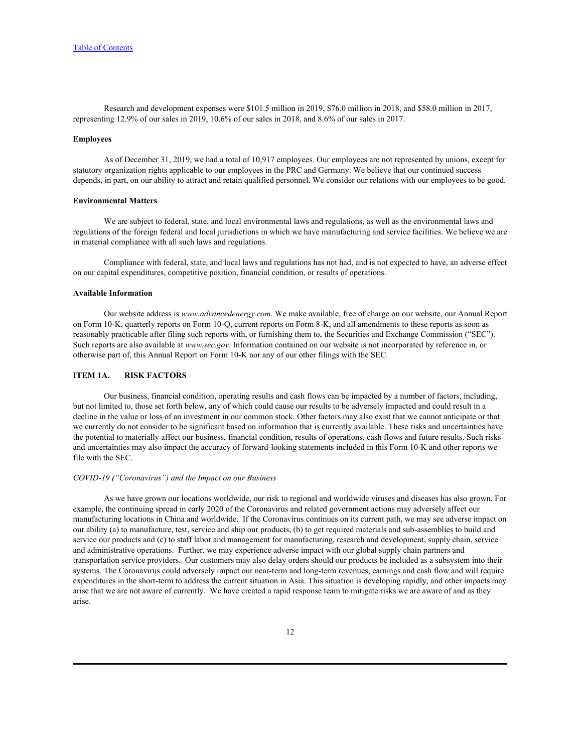Research and development expenses were $101.5 million in 2019, $76.0 million in 2018, and $58.0 million in 2017, representing 12.9% of our sales in 2019, 10.6% of our sales in 2018, and 8.6% of our sales in 2017.

**Employees**

As of December 31, 2019, we had a total of 10,917 employees. Our employees are not represented by unions, except for statutory organization rights applicable to our employees in the PRC and Germany. We believe that our continued success depends, in part, on our ability to attract and retain qualified personnel. We consider our relations with our employees to be good.

**Environmental Matters**

We are subject to federal, state, and local environmental laws and regulations, as well as the environmental laws and regulations of the foreign federal and local jurisdictions in which we have manufacturing and service facilities. We believe we are in material compliance with all such laws and regulations.

Compliance with federal, state, and local laws and regulations has not had, and is not expected to have, an adverse effect on our capital expenditures, competitive position, financial condition, or results of operations.

**Available Information**

Our website address is *www.advancedenergy.com*. We make available, free of charge on our website, our Annual Report on Form 10-K, quarterly reports on Form 10-Q, current reports on Form 8-K, and all amendments to these reports as soon as reasonably practicable after filing such reports with, or furnishing them to, the Securities and Exchange Commission ("SEC"). Such reports are also available at *www.sec.gov*. Information contained on our website is not incorporated by reference in, or otherwise part of, this Annual Report on Form 10-K nor any of our other filings with the SEC.

## ITEM 1A. RISK FACTORS

Our business, financial condition, operating results and cash flows can be impacted by a number of factors, including, but not limited to, those set forth below, any of which could cause our results to be adversely impacted and could result in a decline in the value or loss of an investment in our common stock. Other factors may also exist that we cannot anticipate or that we currently do not consider to be significant based on information that is currently available. These risks and uncertainties have the potential to materially affect our business, financial condition, results of operations, cash flows and future results. Such risks and uncertainties may also impact the accuracy of forward-looking statements included in this Form 10-K and other reports we file with the SEC.

*COVID-19 ("Coronavirus") and the Impact on our Business*

As we have grown our locations worldwide, our risk to regional and worldwide viruses and diseases has also grown. For example, the continuing spread in early 2020 of the Coronavirus and related government actions may adversely affect our manufacturing locations in China and worldwide. If the Coronavirus continues on its current path, we may see adverse impact on our ability (a) to manufacture, test, service and ship our products, (b) to get required materials and sub-assemblies to build and service our products and (c) to staff labor and management for manufacturing, research and development, supply chain, service and administrative operations. Further, we may experience adverse impact with our global supply chain partners and transportation service providers. Our customers may also delay orders should our products be included as a subsystem into their systems. The Coronavirus could adversely impact our near-term and long-term revenues, earnings and cash flow and will require expenditures in the short-term to address the current situation in Asia. This situation is developing rapidly, and other impacts may arise that we are not aware of currently. We have created a rapid response team to mitigate risks we are aware of and as they arise.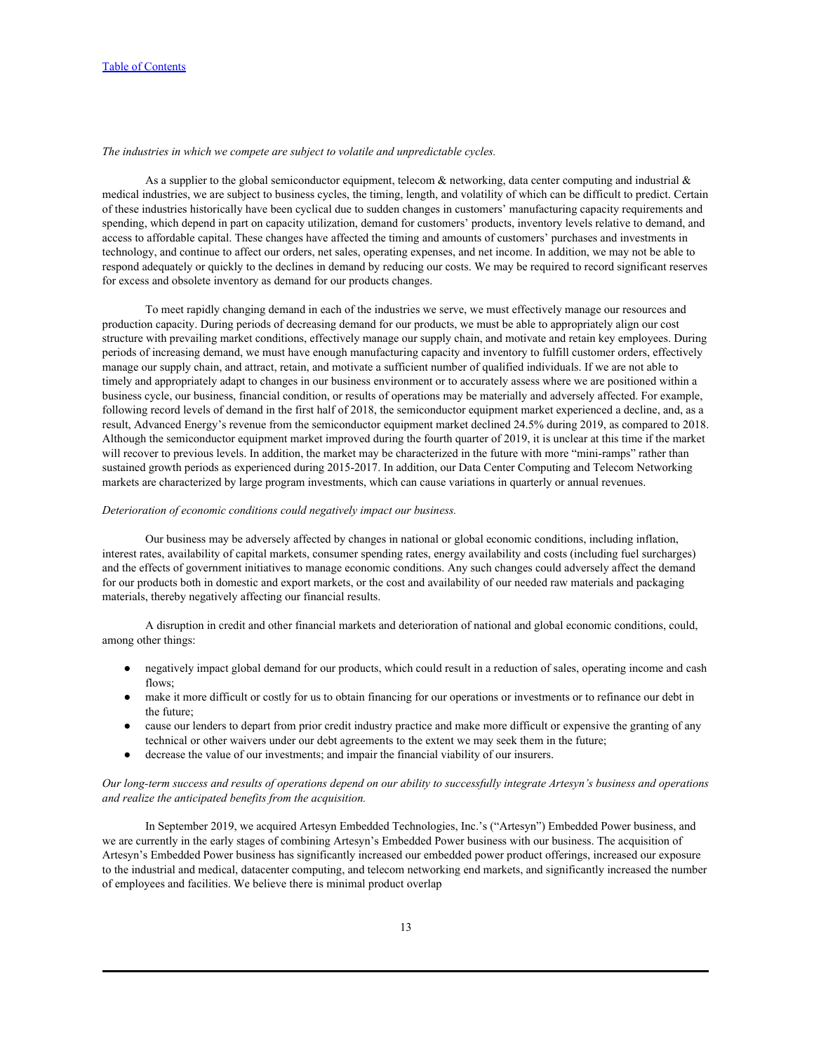*The industries in which we compete are subject to volatile and unpredictable cycles.*

As a supplier to the global semiconductor equipment, telecom & networking, data center computing and industrial & medical industries, we are subject to business cycles, the timing, length, and volatility of which can be difficult to predict. Certain of these industries historically have been cyclical due to sudden changes in customers' manufacturing capacity requirements and spending, which depend in part on capacity utilization, demand for customers' products, inventory levels relative to demand, and access to affordable capital. These changes have affected the timing and amounts of customers' purchases and investments in technology, and continue to affect our orders, net sales, operating expenses, and net income. In addition, we may not be able to respond adequately or quickly to the declines in demand by reducing our costs. We may be required to record significant reserves for excess and obsolete inventory as demand for our products changes.

To meet rapidly changing demand in each of the industries we serve, we must effectively manage our resources and production capacity. During periods of decreasing demand for our products, we must be able to appropriately align our cost structure with prevailing market conditions, effectively manage our supply chain, and motivate and retain key employees. During periods of increasing demand, we must have enough manufacturing capacity and inventory to fulfill customer orders, effectively manage our supply chain, and attract, retain, and motivate a sufficient number of qualified individuals. If we are not able to timely and appropriately adapt to changes in our business environment or to accurately assess where we are positioned within a business cycle, our business, financial condition, or results of operations may be materially and adversely affected. For example, following record levels of demand in the first half of 2018, the semiconductor equipment market experienced a decline, and, as a result, Advanced Energy's revenue from the semiconductor equipment market declined 24.5% during 2019, as compared to 2018. Although the semiconductor equipment market improved during the fourth quarter of 2019, it is unclear at this time if the market will recover to previous levels. In addition, the market may be characterized in the future with more "mini-ramps" rather than sustained growth periods as experienced during 2015-2017. In addition, our Data Center Computing and Telecom Networking markets are characterized by large program investments, which can cause variations in quarterly or annual revenues.

*Deterioration of economic conditions could negatively impact our business.*

Our business may be adversely affected by changes in national or global economic conditions, including inflation, interest rates, availability of capital markets, consumer spending rates, energy availability and costs (including fuel surcharges) and the effects of government initiatives to manage economic conditions. Any such changes could adversely affect the demand for our products both in domestic and export markets, or the cost and availability of our needed raw materials and packaging materials, thereby negatively affecting our financial results.

A disruption in credit and other financial markets and deterioration of national and global economic conditions, could, among other things:

- negatively impact global demand for our products, which could result in a reduction of sales, operating income and cash flows;
- make it more difficult or costly for us to obtain financing for our operations or investments or to refinance our debt in the future;
- cause our lenders to depart from prior credit industry practice and make more difficult or expensive the granting of any technical or other waivers under our debt agreements to the extent we may seek them in the future;
- decrease the value of our investments; and impair the financial viability of our insurers.

*Our long-term success and results of operations depend on our ability to successfully integrate Artesyn's business and operations and realize the anticipated benefits from the acquisition.*

In September 2019, we acquired Artesyn Embedded Technologies, Inc.'s ("Artesyn") Embedded Power business, and we are currently in the early stages of combining Artesyn's Embedded Power business with our business. The acquisition of Artesyn's Embedded Power business has significantly increased our embedded power product offerings, increased our exposure to the industrial and medical, datacenter computing, and telecom networking end markets, and significantly increased the number of employees and facilities. We believe there is minimal product overlap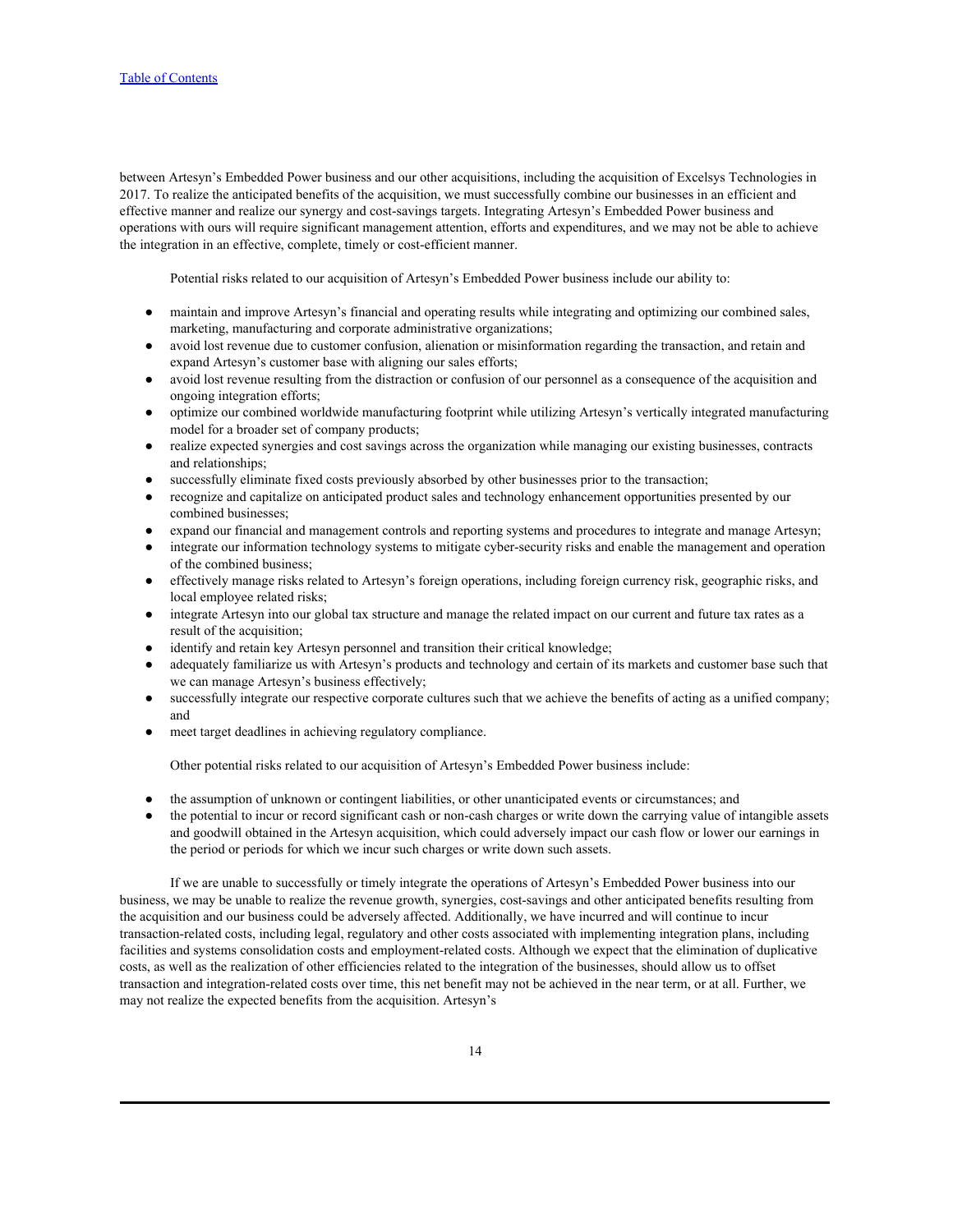between Artesyn's Embedded Power business and our other acquisitions, including the acquisition of Excelsys Technologies in 2017. To realize the anticipated benefits of the acquisition, we must successfully combine our businesses in an efficient and effective manner and realize our synergy and cost-savings targets. Integrating Artesyn's Embedded Power business and operations with ours will require significant management attention, efforts and expenditures, and we may not be able to achieve the integration in an effective, complete, timely or cost-efficient manner.

Potential risks related to our acquisition of Artesyn's Embedded Power business include our ability to:

- maintain and improve Artesyn's financial and operating results while integrating and optimizing our combined sales, marketing, manufacturing and corporate administrative organizations;
- avoid lost revenue due to customer confusion, alienation or misinformation regarding the transaction, and retain and expand Artesyn's customer base with aligning our sales efforts;
- avoid lost revenue resulting from the distraction or confusion of our personnel as a consequence of the acquisition and ongoing integration efforts;
- optimize our combined worldwide manufacturing footprint while utilizing Artesyn's vertically integrated manufacturing model for a broader set of company products;
- realize expected synergies and cost savings across the organization while managing our existing businesses, contracts and relationships;
- successfully eliminate fixed costs previously absorbed by other businesses prior to the transaction;
- recognize and capitalize on anticipated product sales and technology enhancement opportunities presented by our combined businesses;
- expand our financial and management controls and reporting systems and procedures to integrate and manage Artesyn;
- integrate our information technology systems to mitigate cyber-security risks and enable the management and operation of the combined business;
- effectively manage risks related to Artesyn's foreign operations, including foreign currency risk, geographic risks, and local employee related risks;
- integrate Artesyn into our global tax structure and manage the related impact on our current and future tax rates as a result of the acquisition;
- identify and retain key Artesyn personnel and transition their critical knowledge;
- adequately familiarize us with Artesyn's products and technology and certain of its markets and customer base such that we can manage Artesyn's business effectively;
- successfully integrate our respective corporate cultures such that we achieve the benefits of acting as a unified company; and
- meet target deadlines in achieving regulatory compliance.

Other potential risks related to our acquisition of Artesyn's Embedded Power business include:

- the assumption of unknown or contingent liabilities, or other unanticipated events or circumstances; and
- the potential to incur or record significant cash or non-cash charges or write down the carrying value of intangible assets and goodwill obtained in the Artesyn acquisition, which could adversely impact our cash flow or lower our earnings in the period or periods for which we incur such charges or write down such assets.

If we are unable to successfully or timely integrate the operations of Artesyn's Embedded Power business into our business, we may be unable to realize the revenue growth, synergies, cost-savings and other anticipated benefits resulting from the acquisition and our business could be adversely affected. Additionally, we have incurred and will continue to incur transaction-related costs, including legal, regulatory and other costs associated with implementing integration plans, including facilities and systems consolidation costs and employment-related costs. Although we expect that the elimination of duplicative costs, as well as the realization of other efficiencies related to the integration of the businesses, should allow us to offset transaction and integration-related costs over time, this net benefit may not be achieved in the near term, or at all. Further, we may not realize the expected benefits from the acquisition. Artesyn's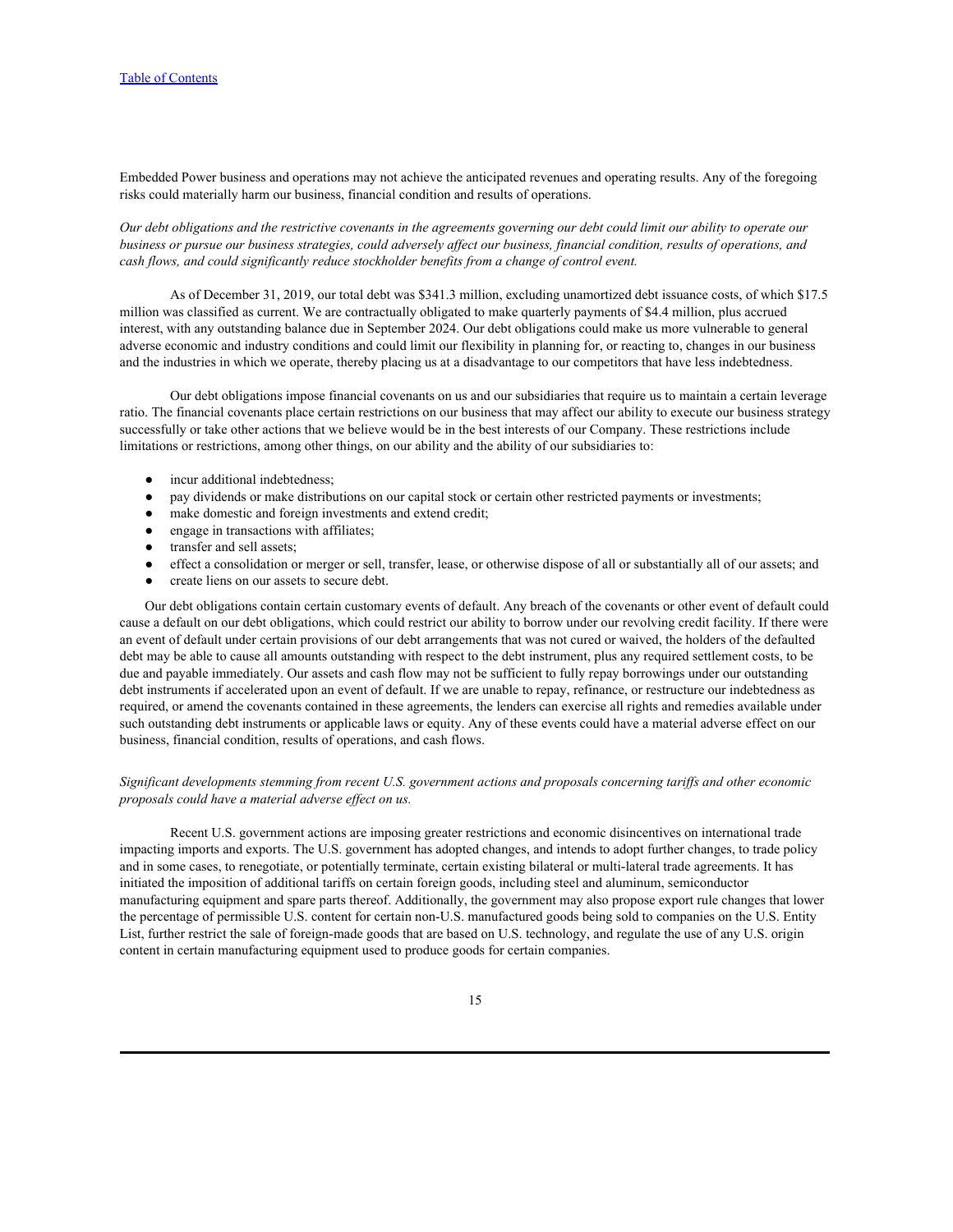Embedded Power business and operations may not achieve the anticipated revenues and operating results. Any of the foregoing risks could materially harm our business, financial condition and results of operations.

*Our debt obligations and the restrictive covenants in the agreements governing our debt could limit our ability to operate our business or pursue our business strategies, could adversely affect our business, financial condition, results of operations, and cash flows, and could significantly reduce stockholder benefits from a change of control event.*

As of December 31, 2019, our total debt was $341.3 million, excluding unamortized debt issuance costs, of which $17.5 million was classified as current. We are contractually obligated to make quarterly payments of $4.4 million, plus accrued interest, with any outstanding balance due in September 2024. Our debt obligations could make us more vulnerable to general adverse economic and industry conditions and could limit our flexibility in planning for, or reacting to, changes in our business and the industries in which we operate, thereby placing us at a disadvantage to our competitors that have less indebtedness.

Our debt obligations impose financial covenants on us and our subsidiaries that require us to maintain a certain leverage ratio. The financial covenants place certain restrictions on our business that may affect our ability to execute our business strategy successfully or take other actions that we believe would be in the best interests of our Company. These restrictions include limitations or restrictions, among other things, on our ability and the ability of our subsidiaries to:

- incur additional indebtedness;
- pay dividends or make distributions on our capital stock or certain other restricted payments or investments;
- make domestic and foreign investments and extend credit;
- engage in transactions with affiliates;
- transfer and sell assets;
- effect a consolidation or merger or sell, transfer, lease, or otherwise dispose of all or substantially all of our assets; and
- create liens on our assets to secure debt.

Our debt obligations contain certain customary events of default. Any breach of the covenants or other event of default could cause a default on our debt obligations, which could restrict our ability to borrow under our revolving credit facility. If there were an event of default under certain provisions of our debt arrangements that was not cured or waived, the holders of the defaulted debt may be able to cause all amounts outstanding with respect to the debt instrument, plus any required settlement costs, to be due and payable immediately. Our assets and cash flow may not be sufficient to fully repay borrowings under our outstanding debt instruments if accelerated upon an event of default. If we are unable to repay, refinance, or restructure our indebtedness as required, or amend the covenants contained in these agreements, the lenders can exercise all rights and remedies available under such outstanding debt instruments or applicable laws or equity. Any of these events could have a material adverse effect on our business, financial condition, results of operations, and cash flows.

*Significant developments stemming from recent U.S. government actions and proposals concerning tariffs and other economic proposals could have a material adverse effect on us.*

Recent U.S. government actions are imposing greater restrictions and economic disincentives on international trade impacting imports and exports. The U.S. government has adopted changes, and intends to adopt further changes, to trade policy and in some cases, to renegotiate, or potentially terminate, certain existing bilateral or multi-lateral trade agreements. It has initiated the imposition of additional tariffs on certain foreign goods, including steel and aluminum, semiconductor manufacturing equipment and spare parts thereof. Additionally, the government may also propose export rule changes that lower the percentage of permissible U.S. content for certain non-U.S. manufactured goods being sold to companies on the U.S. Entity List, further restrict the sale of foreign-made goods that are based on U.S. technology, and regulate the use of any U.S. origin content in certain manufacturing equipment used to produce goods for certain companies.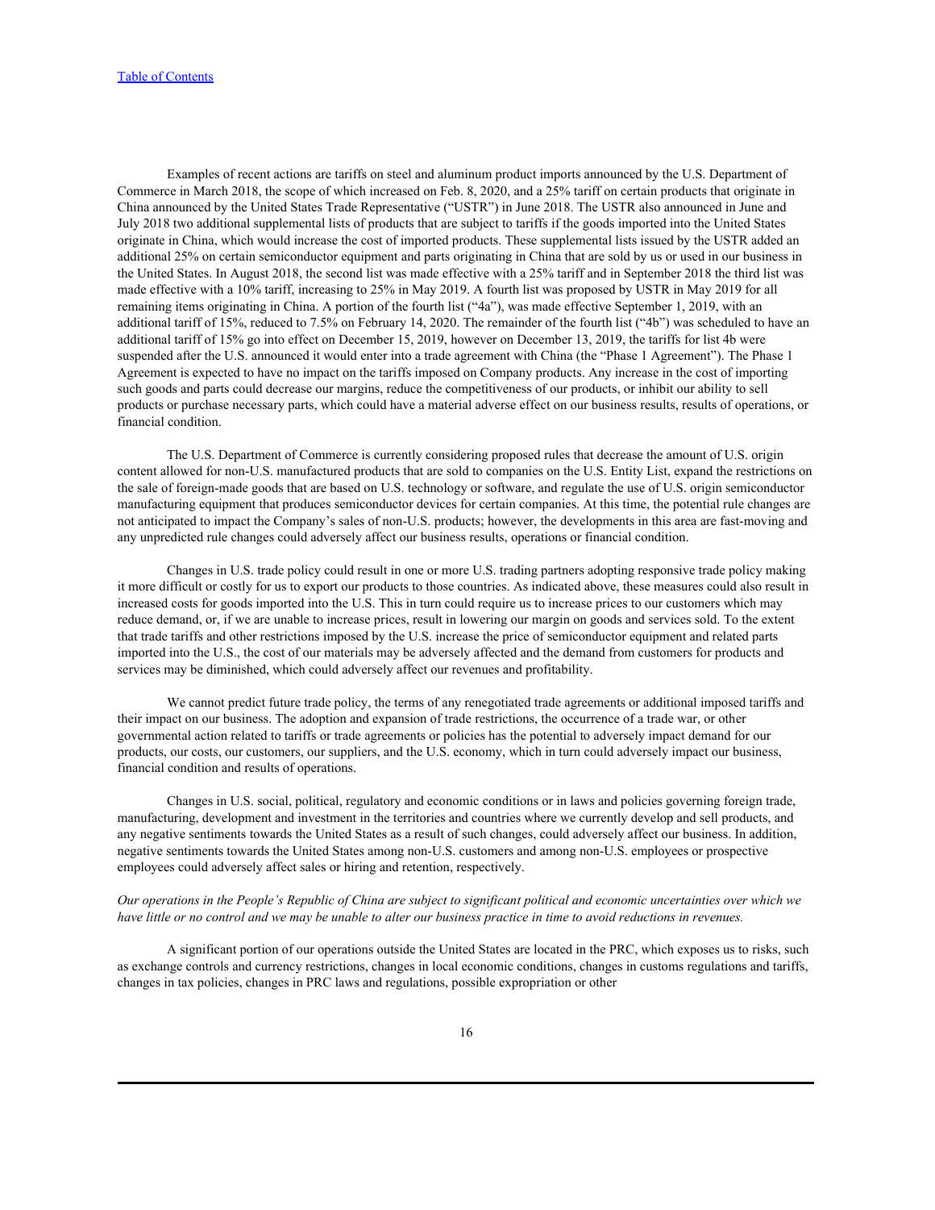Examples of recent actions are tariffs on steel and aluminum product imports announced by the U.S. Department of Commerce in March 2018, the scope of which increased on Feb. 8, 2020, and a 25% tariff on certain products that originate in China announced by the United States Trade Representative ("USTR") in June 2018. The USTR also announced in June and July 2018 two additional supplemental lists of products that are subject to tariffs if the goods imported into the United States originate in China, which would increase the cost of imported products. These supplemental lists issued by the USTR added an additional 25% on certain semiconductor equipment and parts originating in China that are sold by us or used in our business in the United States. In August 2018, the second list was made effective with a 25% tariff and in September 2018 the third list was made effective with a 10% tariff, increasing to 25% in May 2019. A fourth list was proposed by USTR in May 2019 for all remaining items originating in China. A portion of the fourth list ("4a"), was made effective September 1, 2019, with an additional tariff of 15%, reduced to 7.5% on February 14, 2020. The remainder of the fourth list ("4b") was scheduled to have an additional tariff of 15% go into effect on December 15, 2019, however on December 13, 2019, the tariffs for list 4b were suspended after the U.S. announced it would enter into a trade agreement with China (the "Phase 1 Agreement"). The Phase 1 Agreement is expected to have no impact on the tariffs imposed on Company products. Any increase in the cost of importing such goods and parts could decrease our margins, reduce the competitiveness of our products, or inhibit our ability to sell products or purchase necessary parts, which could have a material adverse effect on our business results, results of operations, or financial condition.

The U.S. Department of Commerce is currently considering proposed rules that decrease the amount of U.S. origin content allowed for non-U.S. manufactured products that are sold to companies on the U.S. Entity List, expand the restrictions on the sale of foreign-made goods that are based on U.S. technology or software, and regulate the use of U.S. origin semiconductor manufacturing equipment that produces semiconductor devices for certain companies. At this time, the potential rule changes are not anticipated to impact the Company's sales of non-U.S. products; however, the developments in this area are fast-moving and any unpredicted rule changes could adversely affect our business results, operations or financial condition.

Changes in U.S. trade policy could result in one or more U.S. trading partners adopting responsive trade policy making it more difficult or costly for us to export our products to those countries. As indicated above, these measures could also result in increased costs for goods imported into the U.S. This in turn could require us to increase prices to our customers which may reduce demand, or, if we are unable to increase prices, result in lowering our margin on goods and services sold. To the extent that trade tariffs and other restrictions imposed by the U.S. increase the price of semiconductor equipment and related parts imported into the U.S., the cost of our materials may be adversely affected and the demand from customers for products and services may be diminished, which could adversely affect our revenues and profitability.

We cannot predict future trade policy, the terms of any renegotiated trade agreements or additional imposed tariffs and their impact on our business. The adoption and expansion of trade restrictions, the occurrence of a trade war, or other governmental action related to tariffs or trade agreements or policies has the potential to adversely impact demand for our products, our costs, our customers, our suppliers, and the U.S. economy, which in turn could adversely impact our business, financial condition and results of operations.

Changes in U.S. social, political, regulatory and economic conditions or in laws and policies governing foreign trade, manufacturing, development and investment in the territories and countries where we currently develop and sell products, and any negative sentiments towards the United States as a result of such changes, could adversely affect our business. In addition, negative sentiments towards the United States among non-U.S. customers and among non-U.S. employees or prospective employees could adversely affect sales or hiring and retention, respectively.

*Our operations in the People's Republic of China are subject to significant political and economic uncertainties over which we have little or no control and we may be unable to alter our business practice in time to avoid reductions in revenues.*

A significant portion of our operations outside the United States are located in the PRC, which exposes us to risks, such as exchange controls and currency restrictions, changes in local economic conditions, changes in customs regulations and tariffs, changes in tax policies, changes in PRC laws and regulations, possible expropriation or other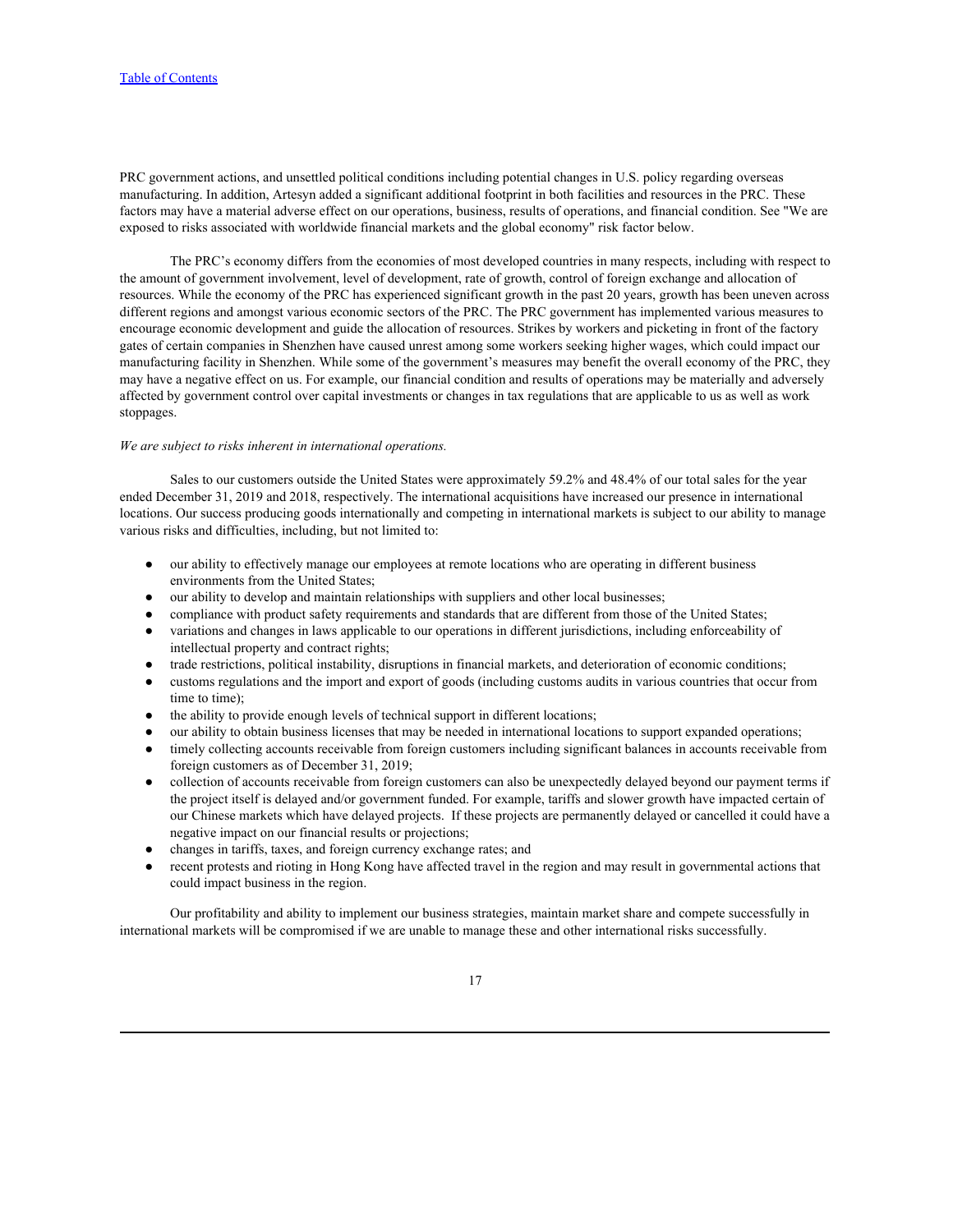PRC government actions, and unsettled political conditions including potential changes in U.S. policy regarding overseas manufacturing. In addition, Artesyn added a significant additional footprint in both facilities and resources in the PRC. These factors may have a material adverse effect on our operations, business, results of operations, and financial condition. See "We are exposed to risks associated with worldwide financial markets and the global economy" risk factor below.

The PRC's economy differs from the economies of most developed countries in many respects, including with respect to the amount of government involvement, level of development, rate of growth, control of foreign exchange and allocation of resources. While the economy of the PRC has experienced significant growth in the past 20 years, growth has been uneven across different regions and amongst various economic sectors of the PRC. The PRC government has implemented various measures to encourage economic development and guide the allocation of resources. Strikes by workers and picketing in front of the factory gates of certain companies in Shenzhen have caused unrest among some workers seeking higher wages, which could impact our manufacturing facility in Shenzhen. While some of the government's measures may benefit the overall economy of the PRC, they may have a negative effect on us. For example, our financial condition and results of operations may be materially and adversely affected by government control over capital investments or changes in tax regulations that are applicable to us as well as work stoppages.

*We are subject to risks inherent in international operations.*

Sales to our customers outside the United States were approximately 59.2% and 48.4% of our total sales for the year ended December 31, 2019 and 2018, respectively. The international acquisitions have increased our presence in international locations. Our success producing goods internationally and competing in international markets is subject to our ability to manage various risks and difficulties, including, but not limited to:

- our ability to effectively manage our employees at remote locations who are operating in different business environments from the United States;
- our ability to develop and maintain relationships with suppliers and other local businesses;
- compliance with product safety requirements and standards that are different from those of the United States;
- variations and changes in laws applicable to our operations in different jurisdictions, including enforceability of intellectual property and contract rights;
- trade restrictions, political instability, disruptions in financial markets, and deterioration of economic conditions;
- customs regulations and the import and export of goods (including customs audits in various countries that occur from time to time);
- the ability to provide enough levels of technical support in different locations;
- our ability to obtain business licenses that may be needed in international locations to support expanded operations;
- timely collecting accounts receivable from foreign customers including significant balances in accounts receivable from foreign customers as of December 31, 2019;
- collection of accounts receivable from foreign customers can also be unexpectedly delayed beyond our payment terms if the project itself is delayed and/or government funded. For example, tariffs and slower growth have impacted certain of our Chinese markets which have delayed projects. If these projects are permanently delayed or cancelled it could have a negative impact on our financial results or projections;
- changes in tariffs, taxes, and foreign currency exchange rates; and
- recent protests and rioting in Hong Kong have affected travel in the region and may result in governmental actions that could impact business in the region.

Our profitability and ability to implement our business strategies, maintain market share and compete successfully in international markets will be compromised if we are unable to manage these and other international risks successfully.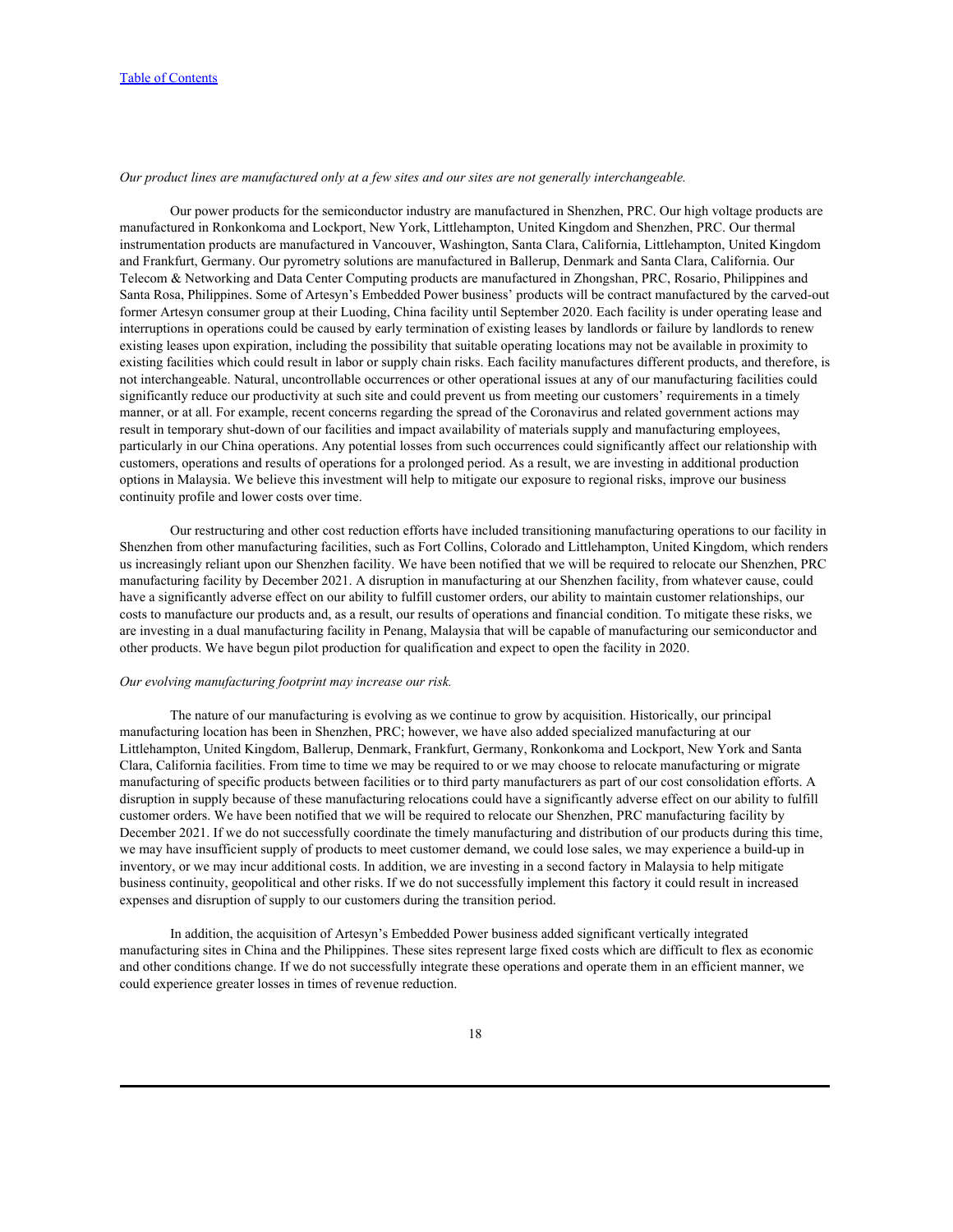*Our product lines are manufactured only at a few sites and our sites are not generally interchangeable.*

Our power products for the semiconductor industry are manufactured in Shenzhen, PRC. Our high voltage products are manufactured in Ronkonkoma and Lockport, New York, Littlehampton, United Kingdom and Shenzhen, PRC. Our thermal instrumentation products are manufactured in Vancouver, Washington, Santa Clara, California, Littlehampton, United Kingdom and Frankfurt, Germany. Our pyrometry solutions are manufactured in Ballerup, Denmark and Santa Clara, California. Our Telecom & Networking and Data Center Computing products are manufactured in Zhongshan, PRC, Rosario, Philippines and Santa Rosa, Philippines. Some of Artesyn's Embedded Power business' products will be contract manufactured by the carved-out former Artesyn consumer group at their Luoding, China facility until September 2020. Each facility is under operating lease and interruptions in operations could be caused by early termination of existing leases by landlords or failure by landlords to renew existing leases upon expiration, including the possibility that suitable operating locations may not be available in proximity to existing facilities which could result in labor or supply chain risks. Each facility manufactures different products, and therefore, is not interchangeable. Natural, uncontrollable occurrences or other operational issues at any of our manufacturing facilities could significantly reduce our productivity at such site and could prevent us from meeting our customers' requirements in a timely manner, or at all. For example, recent concerns regarding the spread of the Coronavirus and related government actions may result in temporary shut-down of our facilities and impact availability of materials supply and manufacturing employees, particularly in our China operations. Any potential losses from such occurrences could significantly affect our relationship with customers, operations and results of operations for a prolonged period. As a result, we are investing in additional production options in Malaysia. We believe this investment will help to mitigate our exposure to regional risks, improve our business continuity profile and lower costs over time.

Our restructuring and other cost reduction efforts have included transitioning manufacturing operations to our facility in Shenzhen from other manufacturing facilities, such as Fort Collins, Colorado and Littlehampton, United Kingdom, which renders us increasingly reliant upon our Shenzhen facility. We have been notified that we will be required to relocate our Shenzhen, PRC manufacturing facility by December 2021. A disruption in manufacturing at our Shenzhen facility, from whatever cause, could have a significantly adverse effect on our ability to fulfill customer orders, our ability to maintain customer relationships, our costs to manufacture our products and, as a result, our results of operations and financial condition. To mitigate these risks, we are investing in a dual manufacturing facility in Penang, Malaysia that will be capable of manufacturing our semiconductor and other products. We have begun pilot production for qualification and expect to open the facility in 2020.

*Our evolving manufacturing footprint may increase our risk.*

The nature of our manufacturing is evolving as we continue to grow by acquisition. Historically, our principal manufacturing location has been in Shenzhen, PRC; however, we have also added specialized manufacturing at our Littlehampton, United Kingdom, Ballerup, Denmark, Frankfurt, Germany, Ronkonkoma and Lockport, New York and Santa Clara, California facilities. From time to time we may be required to or we may choose to relocate manufacturing or migrate manufacturing of specific products between facilities or to third party manufacturers as part of our cost consolidation efforts. A disruption in supply because of these manufacturing relocations could have a significantly adverse effect on our ability to fulfill customer orders. We have been notified that we will be required to relocate our Shenzhen, PRC manufacturing facility by December 2021. If we do not successfully coordinate the timely manufacturing and distribution of our products during this time, we may have insufficient supply of products to meet customer demand, we could lose sales, we may experience a build-up in inventory, or we may incur additional costs. In addition, we are investing in a second factory in Malaysia to help mitigate business continuity, geopolitical and other risks. If we do not successfully implement this factory it could result in increased expenses and disruption of supply to our customers during the transition period.

In addition, the acquisition of Artesyn's Embedded Power business added significant vertically integrated manufacturing sites in China and the Philippines. These sites represent large fixed costs which are difficult to flex as economic and other conditions change. If we do not successfully integrate these operations and operate them in an efficient manner, we could experience greater losses in times of revenue reduction.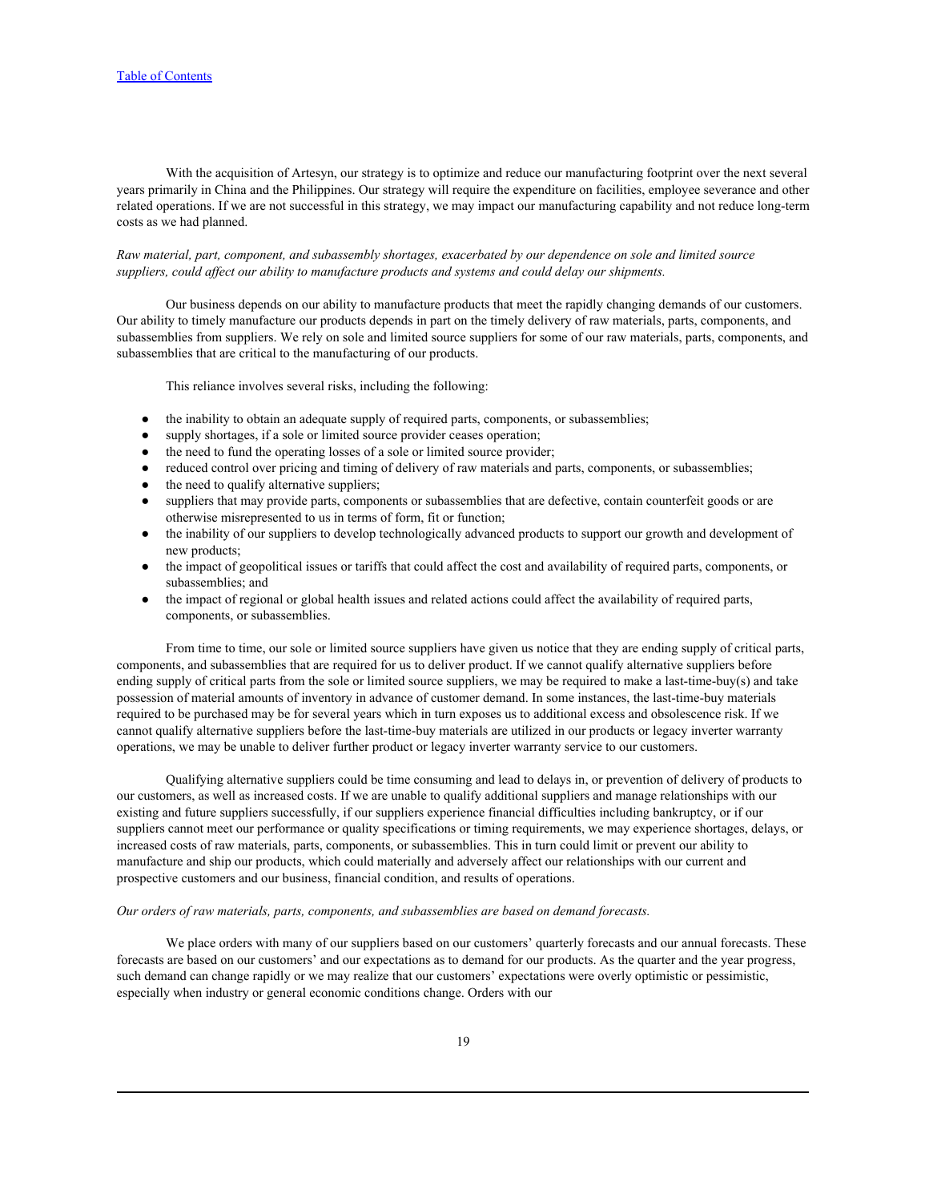With the acquisition of Artesyn, our strategy is to optimize and reduce our manufacturing footprint over the next several years primarily in China and the Philippines. Our strategy will require the expenditure on facilities, employee severance and other related operations. If we are not successful in this strategy, we may impact our manufacturing capability and not reduce long-term costs as we had planned.

*Raw material, part, component, and subassembly shortages, exacerbated by our dependence on sole and limited source suppliers, could affect our ability to manufacture products and systems and could delay our shipments.*

Our business depends on our ability to manufacture products that meet the rapidly changing demands of our customers. Our ability to timely manufacture our products depends in part on the timely delivery of raw materials, parts, components, and subassemblies from suppliers. We rely on sole and limited source suppliers for some of our raw materials, parts, components, and subassemblies that are critical to the manufacturing of our products.

This reliance involves several risks, including the following:

- the inability to obtain an adequate supply of required parts, components, or subassemblies;
- supply shortages, if a sole or limited source provider ceases operation;
- the need to fund the operating losses of a sole or limited source provider;
- reduced control over pricing and timing of delivery of raw materials and parts, components, or subassemblies;
- the need to qualify alternative suppliers;
- suppliers that may provide parts, components or subassemblies that are defective, contain counterfeit goods or are otherwise misrepresented to us in terms of form, fit or function;
- the inability of our suppliers to develop technologically advanced products to support our growth and development of new products;
- the impact of geopolitical issues or tariffs that could affect the cost and availability of required parts, components, or subassemblies; and
- the impact of regional or global health issues and related actions could affect the availability of required parts, components, or subassemblies.

From time to time, our sole or limited source suppliers have given us notice that they are ending supply of critical parts, components, and subassemblies that are required for us to deliver product. If we cannot qualify alternative suppliers before ending supply of critical parts from the sole or limited source suppliers, we may be required to make a last-time-buy(s) and take possession of material amounts of inventory in advance of customer demand. In some instances, the last-time-buy materials required to be purchased may be for several years which in turn exposes us to additional excess and obsolescence risk. If we cannot qualify alternative suppliers before the last-time-buy materials are utilized in our products or legacy inverter warranty operations, we may be unable to deliver further product or legacy inverter warranty service to our customers.

Qualifying alternative suppliers could be time consuming and lead to delays in, or prevention of delivery of products to our customers, as well as increased costs. If we are unable to qualify additional suppliers and manage relationships with our existing and future suppliers successfully, if our suppliers experience financial difficulties including bankruptcy, or if our suppliers cannot meet our performance or quality specifications or timing requirements, we may experience shortages, delays, or increased costs of raw materials, parts, components, or subassemblies. This in turn could limit or prevent our ability to manufacture and ship our products, which could materially and adversely affect our relationships with our current and prospective customers and our business, financial condition, and results of operations.

*Our orders of raw materials, parts, components, and subassemblies are based on demand forecasts.*

We place orders with many of our suppliers based on our customers' quarterly forecasts and our annual forecasts. These forecasts are based on our customers' and our expectations as to demand for our products. As the quarter and the year progress, such demand can change rapidly or we may realize that our customers' expectations were overly optimistic or pessimistic, especially when industry or general economic conditions change. Orders with our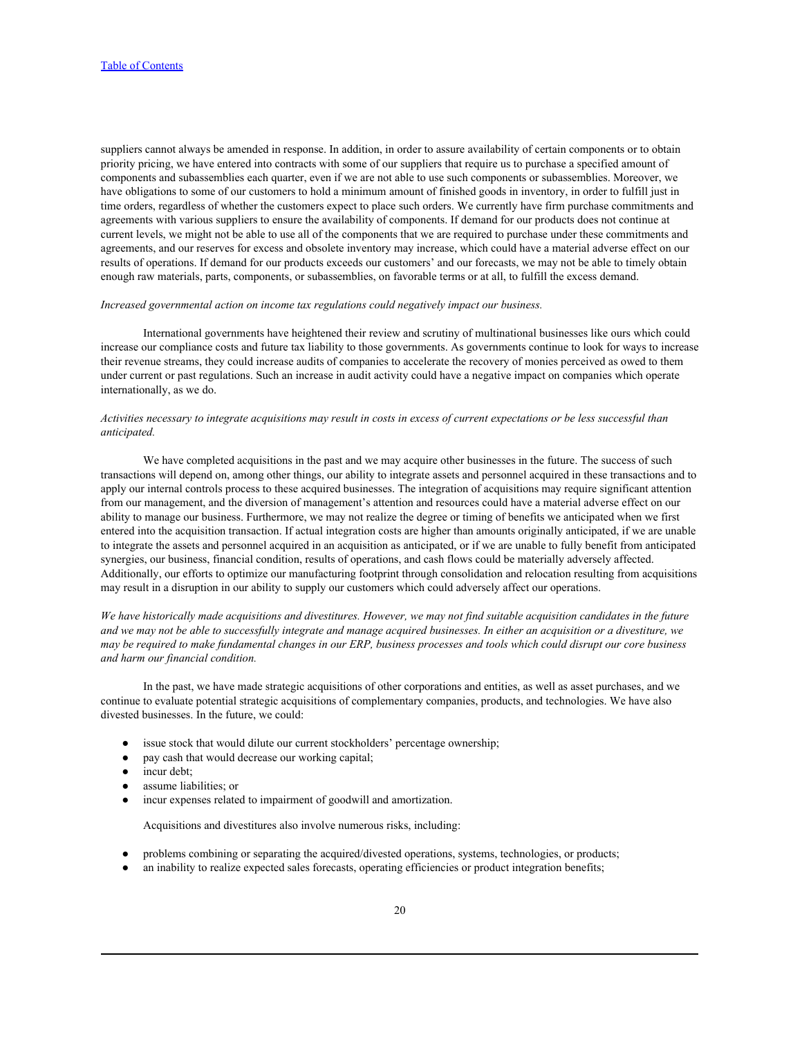suppliers cannot always be amended in response. In addition, in order to assure availability of certain components or to obtain priority pricing, we have entered into contracts with some of our suppliers that require us to purchase a specified amount of components and subassemblies each quarter, even if we are not able to use such components or subassemblies. Moreover, we have obligations to some of our customers to hold a minimum amount of finished goods in inventory, in order to fulfill just in time orders, regardless of whether the customers expect to place such orders. We currently have firm purchase commitments and agreements with various suppliers to ensure the availability of components. If demand for our products does not continue at current levels, we might not be able to use all of the components that we are required to purchase under these commitments and agreements, and our reserves for excess and obsolete inventory may increase, which could have a material adverse effect on our results of operations. If demand for our products exceeds our customers' and our forecasts, we may not be able to timely obtain enough raw materials, parts, components, or subassemblies, on favorable terms or at all, to fulfill the excess demand.

*Increased governmental action on income tax regulations could negatively impact our business.*

International governments have heightened their review and scrutiny of multinational businesses like ours which could increase our compliance costs and future tax liability to those governments. As governments continue to look for ways to increase their revenue streams, they could increase audits of companies to accelerate the recovery of monies perceived as owed to them under current or past regulations. Such an increase in audit activity could have a negative impact on companies which operate internationally, as we do.

*Activities necessary to integrate acquisitions may result in costs in excess of current expectations or be less successful than anticipated.*

We have completed acquisitions in the past and we may acquire other businesses in the future. The success of such transactions will depend on, among other things, our ability to integrate assets and personnel acquired in these transactions and to apply our internal controls process to these acquired businesses. The integration of acquisitions may require significant attention from our management, and the diversion of management's attention and resources could have a material adverse effect on our ability to manage our business. Furthermore, we may not realize the degree or timing of benefits we anticipated when we first entered into the acquisition transaction. If actual integration costs are higher than amounts originally anticipated, if we are unable to integrate the assets and personnel acquired in an acquisition as anticipated, or if we are unable to fully benefit from anticipated synergies, our business, financial condition, results of operations, and cash flows could be materially adversely affected. Additionally, our efforts to optimize our manufacturing footprint through consolidation and relocation resulting from acquisitions may result in a disruption in our ability to supply our customers which could adversely affect our operations.

*We have historically made acquisitions and divestitures. However, we may not find suitable acquisition candidates in the future and we may not be able to successfully integrate and manage acquired businesses. In either an acquisition or a divestiture, we may be required to make fundamental changes in our ERP, business processes and tools which could disrupt our core business and harm our financial condition.*

In the past, we have made strategic acquisitions of other corporations and entities, as well as asset purchases, and we continue to evaluate potential strategic acquisitions of complementary companies, products, and technologies. We have also divested businesses. In the future, we could:

- issue stock that would dilute our current stockholders' percentage ownership;
- pay cash that would decrease our working capital;
- incur debt;
- assume liabilities; or
- incur expenses related to impairment of goodwill and amortization.

Acquisitions and divestitures also involve numerous risks, including:

- problems combining or separating the acquired/divested operations, systems, technologies, or products;
- an inability to realize expected sales forecasts, operating efficiencies or product integration benefits;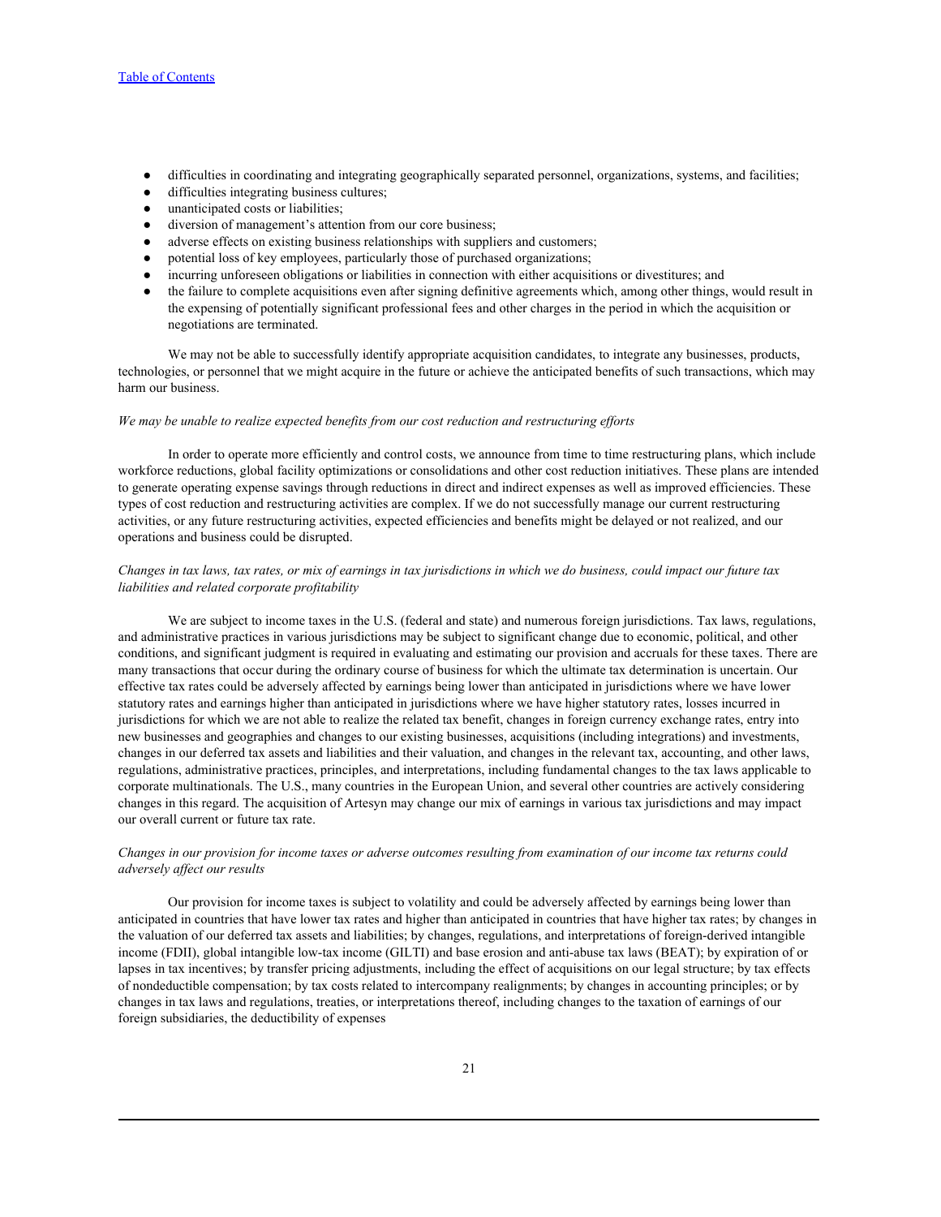- difficulties in coordinating and integrating geographically separated personnel, organizations, systems, and facilities;
- difficulties integrating business cultures;
- unanticipated costs or liabilities;
- diversion of management's attention from our core business;
- adverse effects on existing business relationships with suppliers and customers;
- potential loss of key employees, particularly those of purchased organizations;
- incurring unforeseen obligations or liabilities in connection with either acquisitions or divestitures; and
- the failure to complete acquisitions even after signing definitive agreements which, among other things, would result in the expensing of potentially significant professional fees and other charges in the period in which the acquisition or negotiations are terminated.

We may not be able to successfully identify appropriate acquisition candidates, to integrate any businesses, products, technologies, or personnel that we might acquire in the future or achieve the anticipated benefits of such transactions, which may harm our business.

*We may be unable to realize expected benefits from our cost reduction and restructuring efforts*

In order to operate more efficiently and control costs, we announce from time to time restructuring plans, which include workforce reductions, global facility optimizations or consolidations and other cost reduction initiatives. These plans are intended to generate operating expense savings through reductions in direct and indirect expenses as well as improved efficiencies. These types of cost reduction and restructuring activities are complex. If we do not successfully manage our current restructuring activities, or any future restructuring activities, expected efficiencies and benefits might be delayed or not realized, and our operations and business could be disrupted.

*Changes in tax laws, tax rates, or mix of earnings in tax jurisdictions in which we do business, could impact our future tax liabilities and related corporate profitability*

We are subject to income taxes in the U.S. (federal and state) and numerous foreign jurisdictions. Tax laws, regulations, and administrative practices in various jurisdictions may be subject to significant change due to economic, political, and other conditions, and significant judgment is required in evaluating and estimating our provision and accruals for these taxes. There are many transactions that occur during the ordinary course of business for which the ultimate tax determination is uncertain. Our effective tax rates could be adversely affected by earnings being lower than anticipated in jurisdictions where we have lower statutory rates and earnings higher than anticipated in jurisdictions where we have higher statutory rates, losses incurred in jurisdictions for which we are not able to realize the related tax benefit, changes in foreign currency exchange rates, entry into new businesses and geographies and changes to our existing businesses, acquisitions (including integrations) and investments, changes in our deferred tax assets and liabilities and their valuation, and changes in the relevant tax, accounting, and other laws, regulations, administrative practices, principles, and interpretations, including fundamental changes to the tax laws applicable to corporate multinationals. The U.S., many countries in the European Union, and several other countries are actively considering changes in this regard. The acquisition of Artesyn may change our mix of earnings in various tax jurisdictions and may impact our overall current or future tax rate.

*Changes in our provision for income taxes or adverse outcomes resulting from examination of our income tax returns could adversely affect our results*

Our provision for income taxes is subject to volatility and could be adversely affected by earnings being lower than anticipated in countries that have lower tax rates and higher than anticipated in countries that have higher tax rates; by changes in the valuation of our deferred tax assets and liabilities; by changes, regulations, and interpretations of foreign-derived intangible income (FDII), global intangible low-tax income (GILTI) and base erosion and anti-abuse tax laws (BEAT); by expiration of or lapses in tax incentives; by transfer pricing adjustments, including the effect of acquisitions on our legal structure; by tax effects of nondeductible compensation; by tax costs related to intercompany realignments; by changes in accounting principles; or by changes in tax laws and regulations, treaties, or interpretations thereof, including changes to the taxation of earnings of our foreign subsidiaries, the deductibility of expenses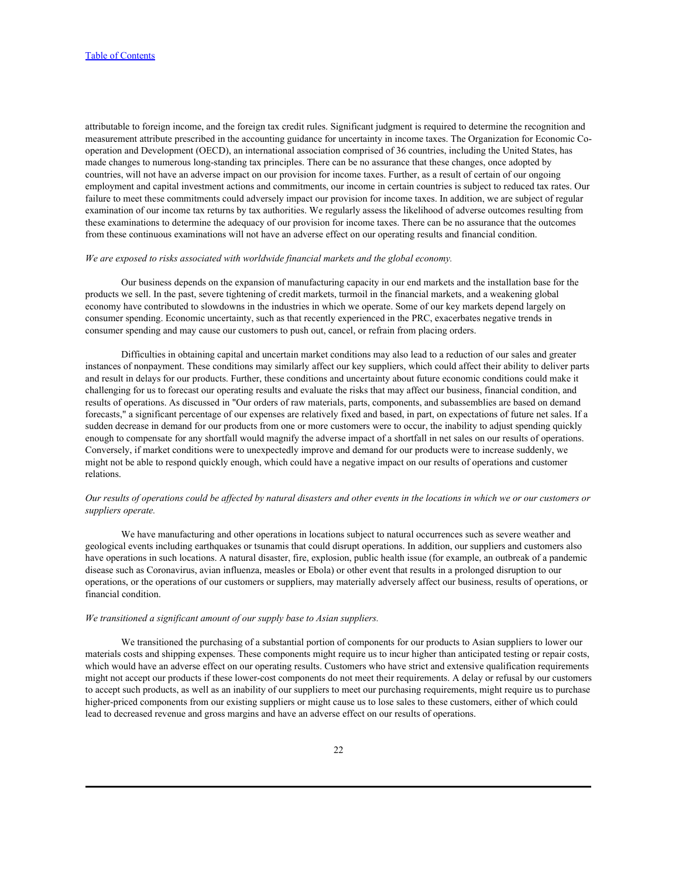attributable to foreign income, and the foreign tax credit rules. Significant judgment is required to determine the recognition and measurement attribute prescribed in the accounting guidance for uncertainty in income taxes. The Organization for Economic Co-operation and Development (OECD), an international association comprised of 36 countries, including the United States, has made changes to numerous long-standing tax principles. There can be no assurance that these changes, once adopted by countries, will not have an adverse impact on our provision for income taxes. Further, as a result of certain of our ongoing employment and capital investment actions and commitments, our income in certain countries is subject to reduced tax rates. Our failure to meet these commitments could adversely impact our provision for income taxes. In addition, we are subject of regular examination of our income tax returns by tax authorities. We regularly assess the likelihood of adverse outcomes resulting from these examinations to determine the adequacy of our provision for income taxes. There can be no assurance that the outcomes from these continuous examinations will not have an adverse effect on our operating results and financial condition.

*We are exposed to risks associated with worldwide financial markets and the global economy.*

Our business depends on the expansion of manufacturing capacity in our end markets and the installation base for the products we sell. In the past, severe tightening of credit markets, turmoil in the financial markets, and a weakening global economy have contributed to slowdowns in the industries in which we operate. Some of our key markets depend largely on consumer spending. Economic uncertainty, such as that recently experienced in the PRC, exacerbates negative trends in consumer spending and may cause our customers to push out, cancel, or refrain from placing orders.

Difficulties in obtaining capital and uncertain market conditions may also lead to a reduction of our sales and greater instances of nonpayment. These conditions may similarly affect our key suppliers, which could affect their ability to deliver parts and result in delays for our products. Further, these conditions and uncertainty about future economic conditions could make it challenging for us to forecast our operating results and evaluate the risks that may affect our business, financial condition, and results of operations. As discussed in "Our orders of raw materials, parts, components, and subassemblies are based on demand forecasts," a significant percentage of our expenses are relatively fixed and based, in part, on expectations of future net sales. If a sudden decrease in demand for our products from one or more customers were to occur, the inability to adjust spending quickly enough to compensate for any shortfall would magnify the adverse impact of a shortfall in net sales on our results of operations. Conversely, if market conditions were to unexpectedly improve and demand for our products were to increase suddenly, we might not be able to respond quickly enough, which could have a negative impact on our results of operations and customer relations.

*Our results of operations could be affected by natural disasters and other events in the locations in which we or our customers or suppliers operate.*

We have manufacturing and other operations in locations subject to natural occurrences such as severe weather and geological events including earthquakes or tsunamis that could disrupt operations. In addition, our suppliers and customers also have operations in such locations. A natural disaster, fire, explosion, public health issue (for example, an outbreak of a pandemic disease such as Coronavirus, avian influenza, measles or Ebola) or other event that results in a prolonged disruption to our operations, or the operations of our customers or suppliers, may materially adversely affect our business, results of operations, or financial condition.

*We transitioned a significant amount of our supply base to Asian suppliers.*

We transitioned the purchasing of a substantial portion of components for our products to Asian suppliers to lower our materials costs and shipping expenses. These components might require us to incur higher than anticipated testing or repair costs, which would have an adverse effect on our operating results. Customers who have strict and extensive qualification requirements might not accept our products if these lower-cost components do not meet their requirements. A delay or refusal by our customers to accept such products, as well as an inability of our suppliers to meet our purchasing requirements, might require us to purchase higher-priced components from our existing suppliers or might cause us to lose sales to these customers, either of which could lead to decreased revenue and gross margins and have an adverse effect on our results of operations.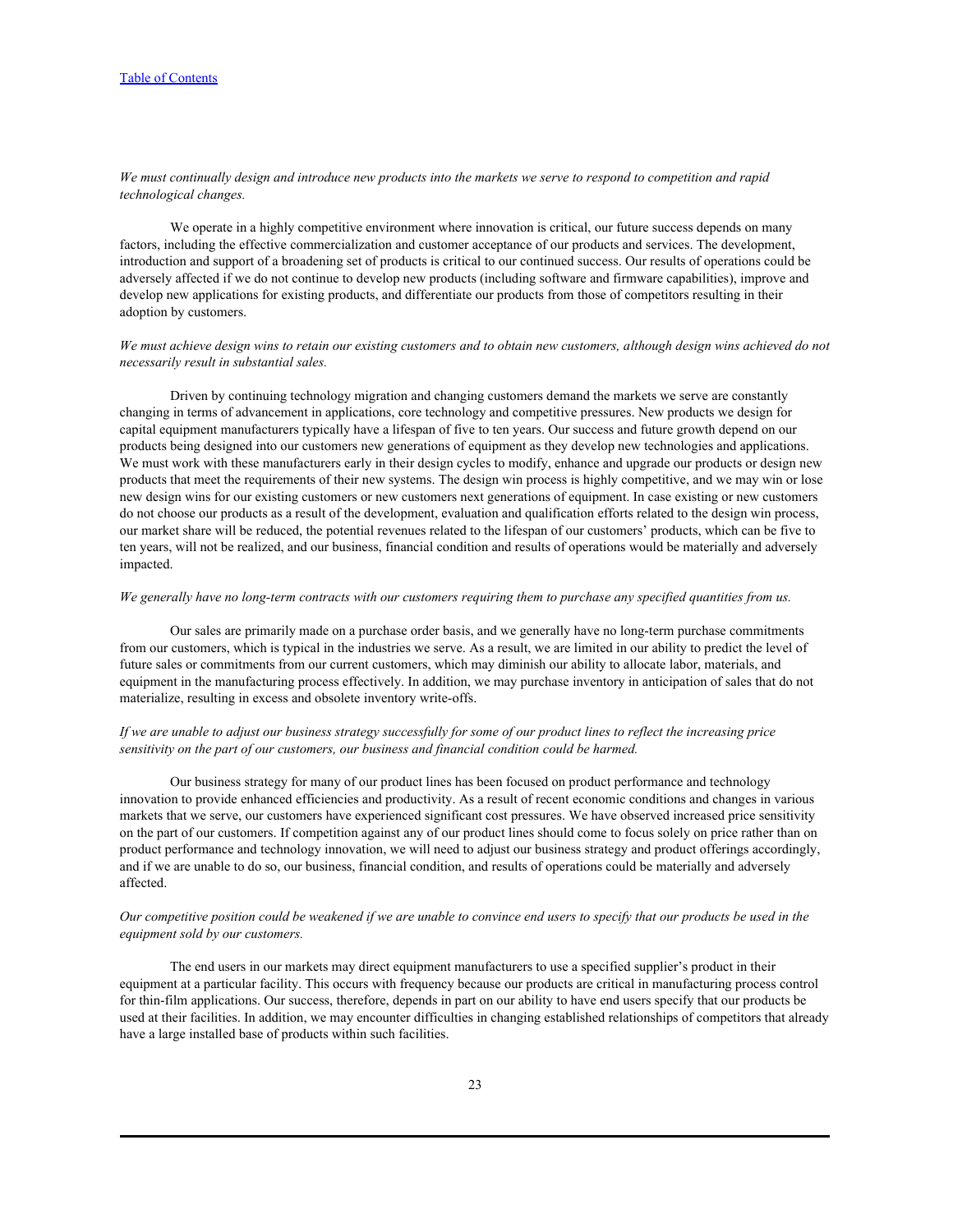*We must continually design and introduce new products into the markets we serve to respond to competition and rapid technological changes.*

We operate in a highly competitive environment where innovation is critical, our future success depends on many factors, including the effective commercialization and customer acceptance of our products and services. The development, introduction and support of a broadening set of products is critical to our continued success. Our results of operations could be adversely affected if we do not continue to develop new products (including software and firmware capabilities), improve and develop new applications for existing products, and differentiate our products from those of competitors resulting in their adoption by customers.

*We must achieve design wins to retain our existing customers and to obtain new customers, although design wins achieved do not necessarily result in substantial sales.*

Driven by continuing technology migration and changing customers demand the markets we serve are constantly changing in terms of advancement in applications, core technology and competitive pressures. New products we design for capital equipment manufacturers typically have a lifespan of five to ten years. Our success and future growth depend on our products being designed into our customers new generations of equipment as they develop new technologies and applications. We must work with these manufacturers early in their design cycles to modify, enhance and upgrade our products or design new products that meet the requirements of their new systems. The design win process is highly competitive, and we may win or lose new design wins for our existing customers or new customers next generations of equipment. In case existing or new customers do not choose our products as a result of the development, evaluation and qualification efforts related to the design win process, our market share will be reduced, the potential revenues related to the lifespan of our customers' products, which can be five to ten years, will not be realized, and our business, financial condition and results of operations would be materially and adversely impacted.

*We generally have no long-term contracts with our customers requiring them to purchase any specified quantities from us.*

Our sales are primarily made on a purchase order basis, and we generally have no long-term purchase commitments from our customers, which is typical in the industries we serve. As a result, we are limited in our ability to predict the level of future sales or commitments from our current customers, which may diminish our ability to allocate labor, materials, and equipment in the manufacturing process effectively. In addition, we may purchase inventory in anticipation of sales that do not materialize, resulting in excess and obsolete inventory write-offs.

*If we are unable to adjust our business strategy successfully for some of our product lines to reflect the increasing price sensitivity on the part of our customers, our business and financial condition could be harmed.*

Our business strategy for many of our product lines has been focused on product performance and technology innovation to provide enhanced efficiencies and productivity. As a result of recent economic conditions and changes in various markets that we serve, our customers have experienced significant cost pressures. We have observed increased price sensitivity on the part of our customers. If competition against any of our product lines should come to focus solely on price rather than on product performance and technology innovation, we will need to adjust our business strategy and product offerings accordingly, and if we are unable to do so, our business, financial condition, and results of operations could be materially and adversely affected.

*Our competitive position could be weakened if we are unable to convince end users to specify that our products be used in the equipment sold by our customers.*

The end users in our markets may direct equipment manufacturers to use a specified supplier's product in their equipment at a particular facility. This occurs with frequency because our products are critical in manufacturing process control for thin-film applications. Our success, therefore, depends in part on our ability to have end users specify that our products be used at their facilities. In addition, we may encounter difficulties in changing established relationships of competitors that already have a large installed base of products within such facilities.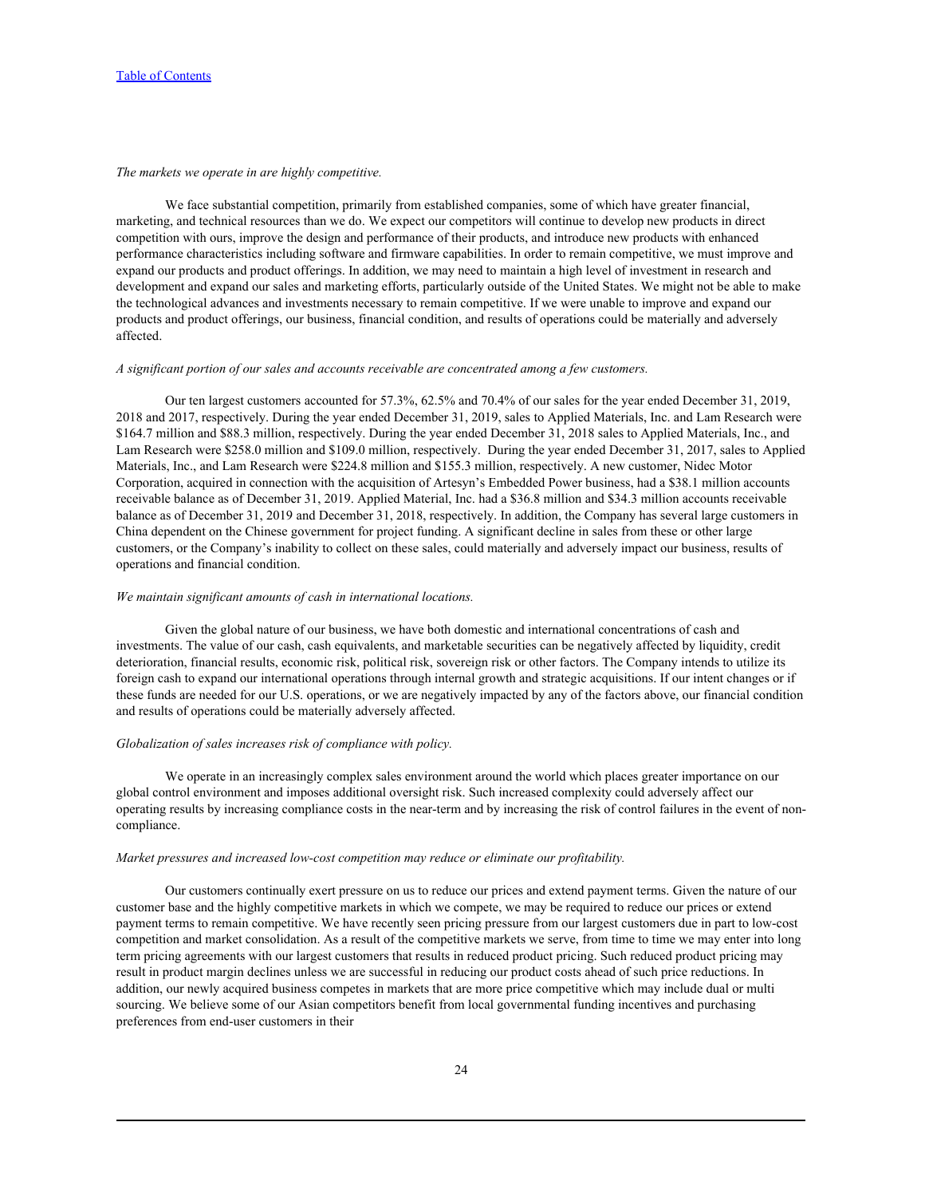*The markets we operate in are highly competitive.*

We face substantial competition, primarily from established companies, some of which have greater financial, marketing, and technical resources than we do. We expect our competitors will continue to develop new products in direct competition with ours, improve the design and performance of their products, and introduce new products with enhanced performance characteristics including software and firmware capabilities. In order to remain competitive, we must improve and expand our products and product offerings. In addition, we may need to maintain a high level of investment in research and development and expand our sales and marketing efforts, particularly outside of the United States. We might not be able to make the technological advances and investments necessary to remain competitive. If we were unable to improve and expand our products and product offerings, our business, financial condition, and results of operations could be materially and adversely affected.

*A significant portion of our sales and accounts receivable are concentrated among a few customers.*

Our ten largest customers accounted for 57.3%, 62.5% and 70.4% of our sales for the year ended December 31, 2019, 2018 and 2017, respectively. During the year ended December 31, 2019, sales to Applied Materials, Inc. and Lam Research were $164.7 million and $88.3 million, respectively. During the year ended December 31, 2018 sales to Applied Materials, Inc., and Lam Research were $258.0 million and $109.0 million, respectively. During the year ended December 31, 2017, sales to Applied Materials, Inc., and Lam Research were $224.8 million and $155.3 million, respectively. A new customer, Nidec Motor Corporation, acquired in connection with the acquisition of Artesyn's Embedded Power business, had a $38.1 million accounts receivable balance as of December 31, 2019. Applied Material, Inc. had a $36.8 million and $34.3 million accounts receivable balance as of December 31, 2019 and December 31, 2018, respectively. In addition, the Company has several large customers in China dependent on the Chinese government for project funding. A significant decline in sales from these or other large customers, or the Company's inability to collect on these sales, could materially and adversely impact our business, results of operations and financial condition.

*We maintain significant amounts of cash in international locations.*

Given the global nature of our business, we have both domestic and international concentrations of cash and investments. The value of our cash, cash equivalents, and marketable securities can be negatively affected by liquidity, credit deterioration, financial results, economic risk, political risk, sovereign risk or other factors. The Company intends to utilize its foreign cash to expand our international operations through internal growth and strategic acquisitions. If our intent changes or if these funds are needed for our U.S. operations, or we are negatively impacted by any of the factors above, our financial condition and results of operations could be materially adversely affected.

*Globalization of sales increases risk of compliance with policy.*

We operate in an increasingly complex sales environment around the world which places greater importance on our global control environment and imposes additional oversight risk. Such increased complexity could adversely affect our operating results by increasing compliance costs in the near-term and by increasing the risk of control failures in the event of non-compliance.

*Market pressures and increased low-cost competition may reduce or eliminate our profitability.*

Our customers continually exert pressure on us to reduce our prices and extend payment terms. Given the nature of our customer base and the highly competitive markets in which we compete, we may be required to reduce our prices or extend payment terms to remain competitive. We have recently seen pricing pressure from our largest customers due in part to low-cost competition and market consolidation. As a result of the competitive markets we serve, from time to time we may enter into long term pricing agreements with our largest customers that results in reduced product pricing. Such reduced product pricing may result in product margin declines unless we are successful in reducing our product costs ahead of such price reductions. In addition, our newly acquired business competes in markets that are more price competitive which may include dual or multi sourcing. We believe some of our Asian competitors benefit from local governmental funding incentives and purchasing preferences from end-user customers in their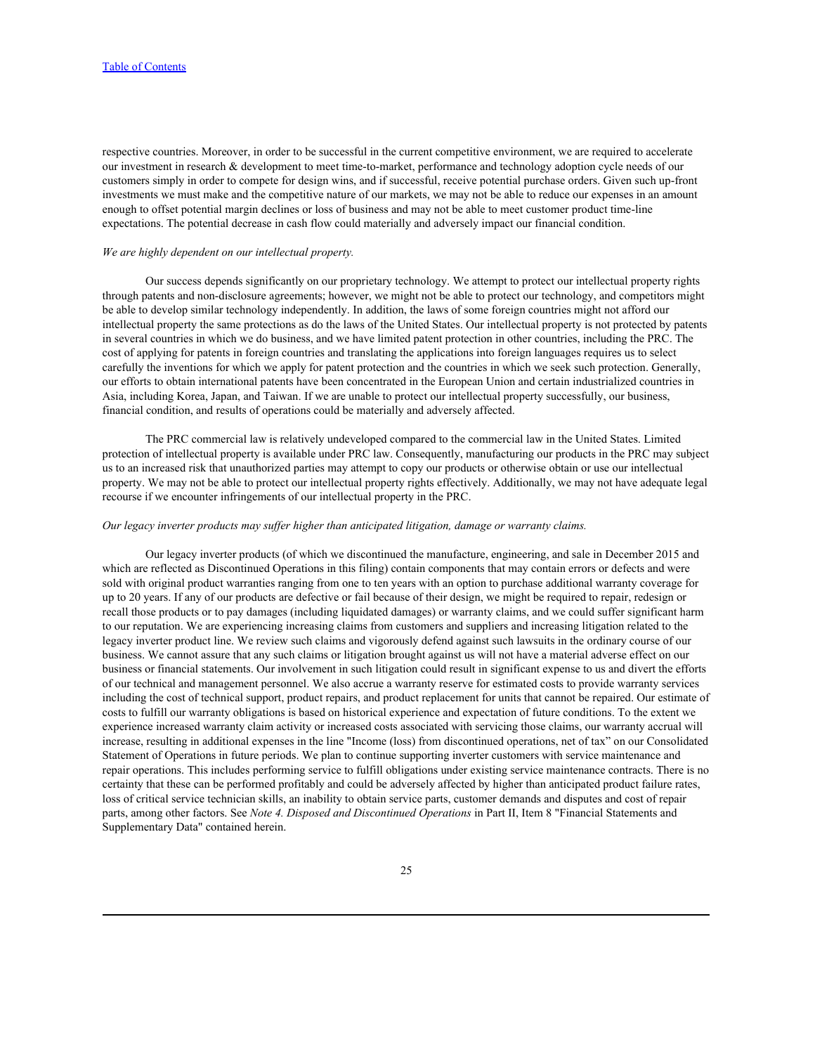respective countries. Moreover, in order to be successful in the current competitive environment, we are required to accelerate our investment in research & development to meet time-to-market, performance and technology adoption cycle needs of our customers simply in order to compete for design wins, and if successful, receive potential purchase orders. Given such up-front investments we must make and the competitive nature of our markets, we may not be able to reduce our expenses in an amount enough to offset potential margin declines or loss of business and may not be able to meet customer product time-line expectations. The potential decrease in cash flow could materially and adversely impact our financial condition.

*We are highly dependent on our intellectual property.*

Our success depends significantly on our proprietary technology. We attempt to protect our intellectual property rights through patents and non-disclosure agreements; however, we might not be able to protect our technology, and competitors might be able to develop similar technology independently. In addition, the laws of some foreign countries might not afford our intellectual property the same protections as do the laws of the United States. Our intellectual property is not protected by patents in several countries in which we do business, and we have limited patent protection in other countries, including the PRC. The cost of applying for patents in foreign countries and translating the applications into foreign languages requires us to select carefully the inventions for which we apply for patent protection and the countries in which we seek such protection. Generally, our efforts to obtain international patents have been concentrated in the European Union and certain industrialized countries in Asia, including Korea, Japan, and Taiwan. If we are unable to protect our intellectual property successfully, our business, financial condition, and results of operations could be materially and adversely affected.

The PRC commercial law is relatively undeveloped compared to the commercial law in the United States. Limited protection of intellectual property is available under PRC law. Consequently, manufacturing our products in the PRC may subject us to an increased risk that unauthorized parties may attempt to copy our products or otherwise obtain or use our intellectual property. We may not be able to protect our intellectual property rights effectively. Additionally, we may not have adequate legal recourse if we encounter infringements of our intellectual property in the PRC.

*Our legacy inverter products may suffer higher than anticipated litigation, damage or warranty claims.*

Our legacy inverter products (of which we discontinued the manufacture, engineering, and sale in December 2015 and which are reflected as Discontinued Operations in this filing) contain components that may contain errors or defects and were sold with original product warranties ranging from one to ten years with an option to purchase additional warranty coverage for up to 20 years. If any of our products are defective or fail because of their design, we might be required to repair, redesign or recall those products or to pay damages (including liquidated damages) or warranty claims, and we could suffer significant harm to our reputation. We are experiencing increasing claims from customers and suppliers and increasing litigation related to the legacy inverter product line. We review such claims and vigorously defend against such lawsuits in the ordinary course of our business. We cannot assure that any such claims or litigation brought against us will not have a material adverse effect on our business or financial statements. Our involvement in such litigation could result in significant expense to us and divert the efforts of our technical and management personnel. We also accrue a warranty reserve for estimated costs to provide warranty services including the cost of technical support, product repairs, and product replacement for units that cannot be repaired. Our estimate of costs to fulfill our warranty obligations is based on historical experience and expectation of future conditions. To the extent we experience increased warranty claim activity or increased costs associated with servicing those claims, our warranty accrual will increase, resulting in additional expenses in the line "Income (loss) from discontinued operations, net of tax" on our Consolidated Statement of Operations in future periods. We plan to continue supporting inverter customers with service maintenance and repair operations. This includes performing service to fulfill obligations under existing service maintenance contracts. There is no certainty that these can be performed profitably and could be adversely affected by higher than anticipated product failure rates, loss of critical service technician skills, an inability to obtain service parts, customer demands and disputes and cost of repair parts, among other factors. See *Note 4. Disposed and Discontinued Operations* in Part II, Item 8 "Financial Statements and Supplementary Data" contained herein.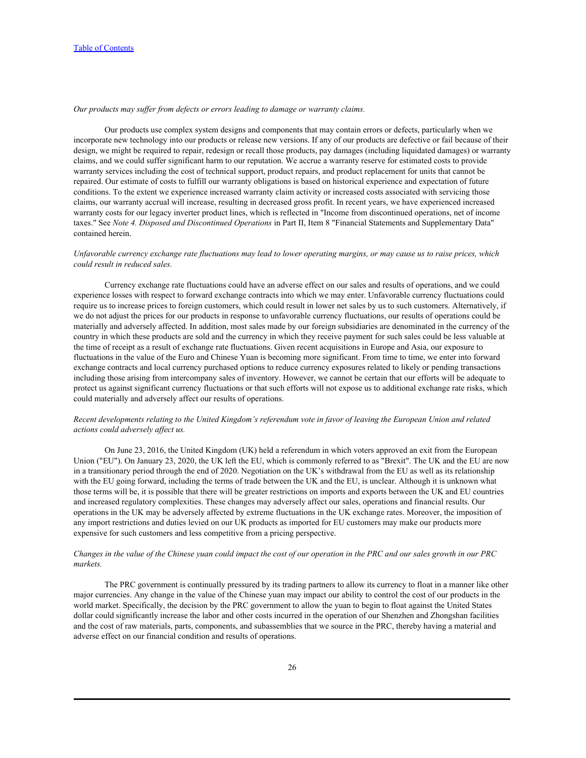*Our products may suffer from defects or errors leading to damage or warranty claims.*

Our products use complex system designs and components that may contain errors or defects, particularly when we incorporate new technology into our products or release new versions. If any of our products are defective or fail because of their design, we might be required to repair, redesign or recall those products, pay damages (including liquidated damages) or warranty claims, and we could suffer significant harm to our reputation. We accrue a warranty reserve for estimated costs to provide warranty services including the cost of technical support, product repairs, and product replacement for units that cannot be repaired. Our estimate of costs to fulfill our warranty obligations is based on historical experience and expectation of future conditions. To the extent we experience increased warranty claim activity or increased costs associated with servicing those claims, our warranty accrual will increase, resulting in decreased gross profit. In recent years, we have experienced increased warranty costs for our legacy inverter product lines, which is reflected in "Income from discontinued operations, net of income taxes." See *Note 4. Disposed and Discontinued Operations* in Part II, Item 8 "Financial Statements and Supplementary Data" contained herein.

*Unfavorable currency exchange rate fluctuations may lead to lower operating margins, or may cause us to raise prices, which could result in reduced sales.*

Currency exchange rate fluctuations could have an adverse effect on our sales and results of operations, and we could experience losses with respect to forward exchange contracts into which we may enter. Unfavorable currency fluctuations could require us to increase prices to foreign customers, which could result in lower net sales by us to such customers. Alternatively, if we do not adjust the prices for our products in response to unfavorable currency fluctuations, our results of operations could be materially and adversely affected. In addition, most sales made by our foreign subsidiaries are denominated in the currency of the country in which these products are sold and the currency in which they receive payment for such sales could be less valuable at the time of receipt as a result of exchange rate fluctuations. Given recent acquisitions in Europe and Asia, our exposure to fluctuations in the value of the Euro and Chinese Yuan is becoming more significant. From time to time, we enter into forward exchange contracts and local currency purchased options to reduce currency exposures related to likely or pending transactions including those arising from intercompany sales of inventory. However, we cannot be certain that our efforts will be adequate to protect us against significant currency fluctuations or that such efforts will not expose us to additional exchange rate risks, which could materially and adversely affect our results of operations.

*Recent developments relating to the United Kingdom's referendum vote in favor of leaving the European Union and related actions could adversely affect us.*

On June 23, 2016, the United Kingdom (UK) held a referendum in which voters approved an exit from the European Union ("EU"). On January 23, 2020, the UK left the EU, which is commonly referred to as "Brexit". The UK and the EU are now in a transitional period through the end of 2020. Negotiation on the UK's withdrawal from the EU as well as its relationship with the EU going forward, including the terms of trade between the UK and the EU, is unclear. Although it is unknown what those terms will be, it is possible that there will be greater restrictions on imports and exports between the UK and EU countries and increased regulatory complexities. These changes may adversely affect our sales, operations and financial results. Our operations in the UK may be adversely affected by extreme fluctuations in the UK exchange rates. Moreover, the imposition of any import restrictions and duties levied on our UK products as imported for EU customers may make our products more expensive for such customers and less competitive from a pricing perspective.

*Changes in the value of the Chinese yuan could impact the cost of our operation in the PRC and our sales growth in our PRC markets.*

The PRC government is continually pressured by its trading partners to allow its currency to float in a manner like other major currencies. Any change in the value of the Chinese yuan may impact our ability to control the cost of our products in the world market. Specifically, the decision by the PRC government to allow the yuan to begin to float against the United States dollar could significantly increase the labor and other costs incurred in the operation of our Shenzhen and Zhongshan facilities and the cost of raw materials, parts, components, and subassemblies that we source in the PRC, thereby having a material and adverse effect on our financial condition and results of operations.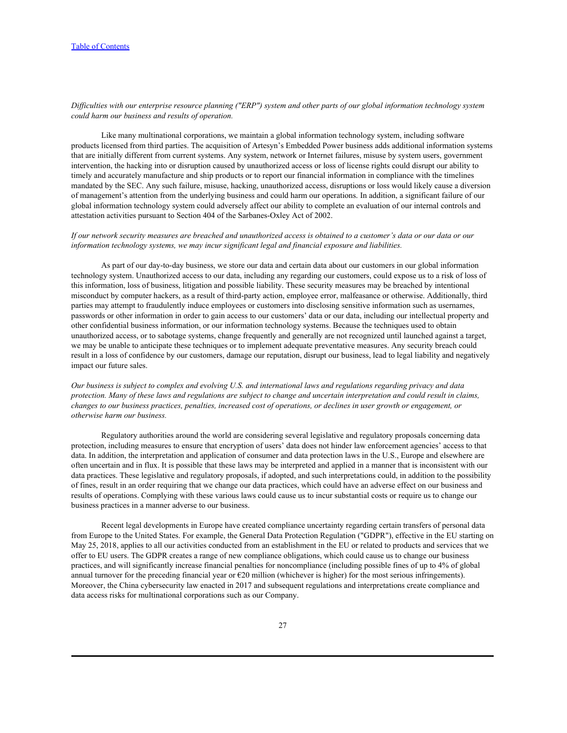*Difficulties with our enterprise resource planning ("ERP") system and other parts of our global information technology system could harm our business and results of operation.*

Like many multinational corporations, we maintain a global information technology system, including software products licensed from third parties. The acquisition of Artesyn's Embedded Power business adds additional information systems that are initially different from current systems. Any system, network or Internet failures, misuse by system users, government intervention, the hacking into or disruption caused by unauthorized access or loss of license rights could disrupt our ability to timely and accurately manufacture and ship products or to report our financial information in compliance with the timelines mandated by the SEC. Any such failure, misuse, hacking, unauthorized access, disruptions or loss would likely cause a diversion of management's attention from the underlying business and could harm our operations. In addition, a significant failure of our global information technology system could adversely affect our ability to complete an evaluation of our internal controls and attestation activities pursuant to Section 404 of the Sarbanes-Oxley Act of 2002.

*If our network security measures are breached and unauthorized access is obtained to a customer's data or our data or our information technology systems, we may incur significant legal and financial exposure and liabilities.*

As part of our day-to-day business, we store our data and certain data about our customers in our global information technology system. Unauthorized access to our data, including any regarding our customers, could expose us to a risk of loss of this information, loss of business, litigation and possible liability. These security measures may be breached by intentional misconduct by computer hackers, as a result of third-party action, employee error, malfeasance or otherwise. Additionally, third parties may attempt to fraudulently induce employees or customers into disclosing sensitive information such as usernames, passwords or other information in order to gain access to our customers' data or our data, including our intellectual property and other confidential business information, or our information technology systems. Because the techniques used to obtain unauthorized access, or to sabotage systems, change frequently and generally are not recognized until launched against a target, we may be unable to anticipate these techniques or to implement adequate preventative measures. Any security breach could result in a loss of confidence by our customers, damage our reputation, disrupt our business, lead to legal liability and negatively impact our future sales.

*Our business is subject to complex and evolving U.S. and international laws and regulations regarding privacy and data protection. Many of these laws and regulations are subject to change and uncertain interpretation and could result in claims, changes to our business practices, penalties, increased cost of operations, or declines in user growth or engagement, or otherwise harm our business.*

Regulatory authorities around the world are considering several legislative and regulatory proposals concerning data protection, including measures to ensure that encryption of users' data does not hinder law enforcement agencies' access to that data. In addition, the interpretation and application of consumer and data protection laws in the U.S., Europe and elsewhere are often uncertain and in flux. It is possible that these laws may be interpreted and applied in a manner that is inconsistent with our data practices. These legislative and regulatory proposals, if adopted, and such interpretations could, in addition to the possibility of fines, result in an order requiring that we change our data practices, which could have an adverse effect on our business and results of operations. Complying with these various laws could cause us to incur substantial costs or require us to change our business practices in a manner adverse to our business.

Recent legal developments in Europe have created compliance uncertainty regarding certain transfers of personal data from Europe to the United States. For example, the General Data Protection Regulation ("GDPR"), effective in the EU starting on May 25, 2018, applies to all our activities conducted from an establishment in the EU or related to products and services that we offer to EU users. The GDPR creates a range of new compliance obligations, which could cause us to change our business practices, and will significantly increase financial penalties for noncompliance (including possible fines of up to 4% of global annual turnover for the preceding financial year or €20 million (whichever is higher) for the most serious infringements). Moreover, the China cybersecurity law enacted in 2017 and subsequent regulations and interpretations create compliance and data access risks for multinational corporations such as our Company.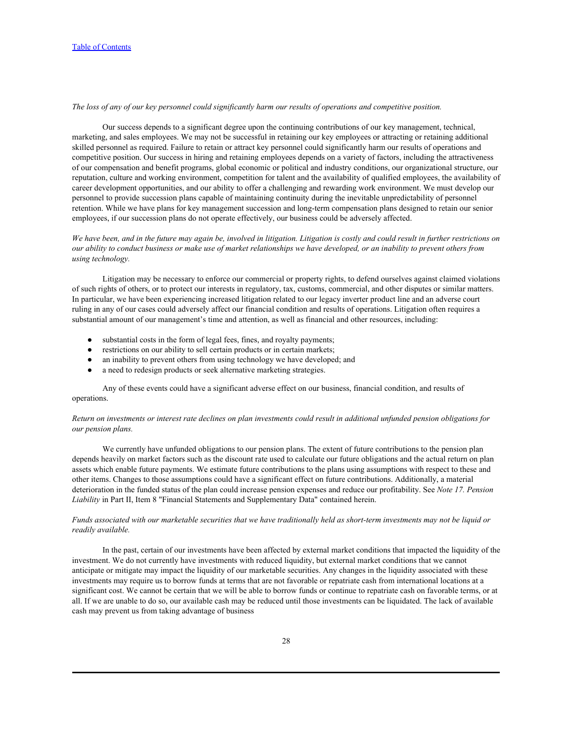*The loss of any of our key personnel could significantly harm our results of operations and competitive position.*

Our success depends to a significant degree upon the continuing contributions of our key management, technical, marketing, and sales employees. We may not be successful in retaining our key employees or attracting or retaining additional skilled personnel as required. Failure to retain or attract key personnel could significantly harm our results of operations and competitive position. Our success in hiring and retaining employees depends on a variety of factors, including the attractiveness of our compensation and benefit programs, global economic or political and industry conditions, our organizational structure, our reputation, culture and working environment, competition for talent and the availability of qualified employees, the availability of career development opportunities, and our ability to offer a challenging and rewarding work environment. We must develop our personnel to provide succession plans capable of maintaining continuity during the inevitable unpredictability of personnel retention. While we have plans for key management succession and long-term compensation plans designed to retain our senior employees, if our succession plans do not operate effectively, our business could be adversely affected.

*We have been, and in the future may again be, involved in litigation. Litigation is costly and could result in further restrictions on our ability to conduct business or make use of market relationships we have developed, or an inability to prevent others from using technology.*

Litigation may be necessary to enforce our commercial or property rights, to defend ourselves against claimed violations of such rights of others, or to protect our interests in regulatory, tax, customs, commercial, and other disputes or similar matters. In particular, we have been experiencing increased litigation related to our legacy inverter product line and an adverse court ruling in any of our cases could adversely affect our financial condition and results of operations. Litigation often requires a substantial amount of our management's time and attention, as well as financial and other resources, including:

- substantial costs in the form of legal fees, fines, and royalty payments;
- restrictions on our ability to sell certain products or in certain markets;
- an inability to prevent others from using technology we have developed; and
- a need to redesign products or seek alternative marketing strategies.

Any of these events could have a significant adverse effect on our business, financial condition, and results of operations.

*Return on investments or interest rate declines on plan investments could result in additional unfunded pension obligations for our pension plans.*

We currently have unfunded obligations to our pension plans. The extent of future contributions to the pension plan depends heavily on market factors such as the discount rate used to calculate our future obligations and the actual return on plan assets which enable future payments. We estimate future contributions to the plans using assumptions with respect to these and other items. Changes to those assumptions could have a significant effect on future contributions. Additionally, a material deterioration in the funded status of the plan could increase pension expenses and reduce our profitability. See *Note 17. Pension Liability* in Part II, Item 8 "Financial Statements and Supplementary Data" contained herein.

*Funds associated with our marketable securities that we have traditionally held as short-term investments may not be liquid or readily available.*

In the past, certain of our investments have been affected by external market conditions that impacted the liquidity of the investment. We do not currently have investments with reduced liquidity, but external market conditions that we cannot anticipate or mitigate may impact the liquidity of our marketable securities. Any changes in the liquidity associated with these investments may require us to borrow funds at terms that are not favorable or repatriate cash from international locations at a significant cost. We cannot be certain that we will be able to borrow funds or continue to repatriate cash on favorable terms, or at all. If we are unable to do so, our available cash may be reduced until those investments can be liquidated. The lack of available cash may prevent us from taking advantage of business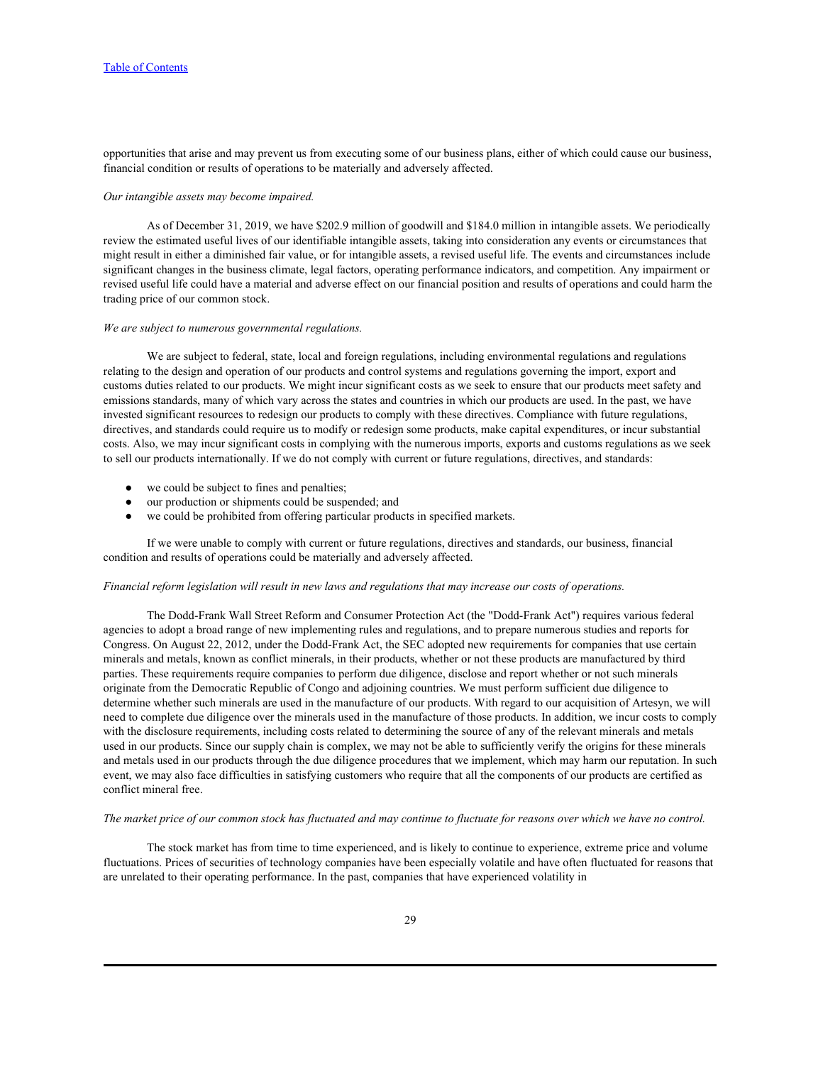opportunities that arise and may prevent us from executing some of our business plans, either of which could cause our business, financial condition or results of operations to be materially and adversely affected.

*Our intangible assets may become impaired.*

As of December 31, 2019, we have $202.9 million of goodwill and $184.0 million in intangible assets. We periodically review the estimated useful lives of our identifiable intangible assets, taking into consideration any events or circumstances that might result in either a diminished fair value, or for intangible assets, a revised useful life. The events and circumstances include significant changes in the business climate, legal factors, operating performance indicators, and competition. Any impairment or revised useful life could have a material and adverse effect on our financial position and results of operations and could harm the trading price of our common stock.

*We are subject to numerous governmental regulations.*

We are subject to federal, state, local and foreign regulations, including environmental regulations and regulations relating to the design and operation of our products and control systems and regulations governing the import, export and customs duties related to our products. We might incur significant costs as we seek to ensure that our products meet safety and emissions standards, many of which vary across the states and countries in which our products are used. In the past, we have invested significant resources to redesign our products to comply with these directives. Compliance with future regulations, directives, and standards could require us to modify or redesign some products, make capital expenditures, or incur substantial costs. Also, we may incur significant costs in complying with the numerous imports, exports and customs regulations as we seek to sell our products internationally. If we do not comply with current or future regulations, directives, and standards:

- we could be subject to fines and penalties;
- our production or shipments could be suspended; and
- we could be prohibited from offering particular products in specified markets.

If we were unable to comply with current or future regulations, directives and standards, our business, financial condition and results of operations could be materially and adversely affected.

*Financial reform legislation will result in new laws and regulations that may increase our costs of operations.*

The Dodd-Frank Wall Street Reform and Consumer Protection Act (the "Dodd-Frank Act") requires various federal agencies to adopt a broad range of new implementing rules and regulations, and to prepare numerous studies and reports for Congress. On August 22, 2012, under the Dodd-Frank Act, the SEC adopted new requirements for companies that use certain minerals and metals, known as conflict minerals, in their products, whether or not these products are manufactured by third parties. These requirements require companies to perform due diligence, disclose and report whether or not such minerals originate from the Democratic Republic of Congo and adjoining countries. We must perform sufficient due diligence to determine whether such minerals are used in the manufacture of our products. With regard to our acquisition of Artesyn, we will need to complete due diligence over the minerals used in the manufacture of those products. In addition, we incur costs to comply with the disclosure requirements, including costs related to determining the source of any of the relevant minerals and metals used in our products. Since our supply chain is complex, we may not be able to sufficiently verify the origins for these minerals and metals used in our products through the due diligence procedures that we implement, which may harm our reputation. In such event, we may also face difficulties in satisfying customers who require that all the components of our products are certified as conflict mineral free.

*The market price of our common stock has fluctuated and may continue to fluctuate for reasons over which we have no control.*

The stock market has from time to time experienced, and is likely to continue to experience, extreme price and volume fluctuations. Prices of securities of technology companies have been especially volatile and have often fluctuated for reasons that are unrelated to their operating performance. In the past, companies that have experienced volatility in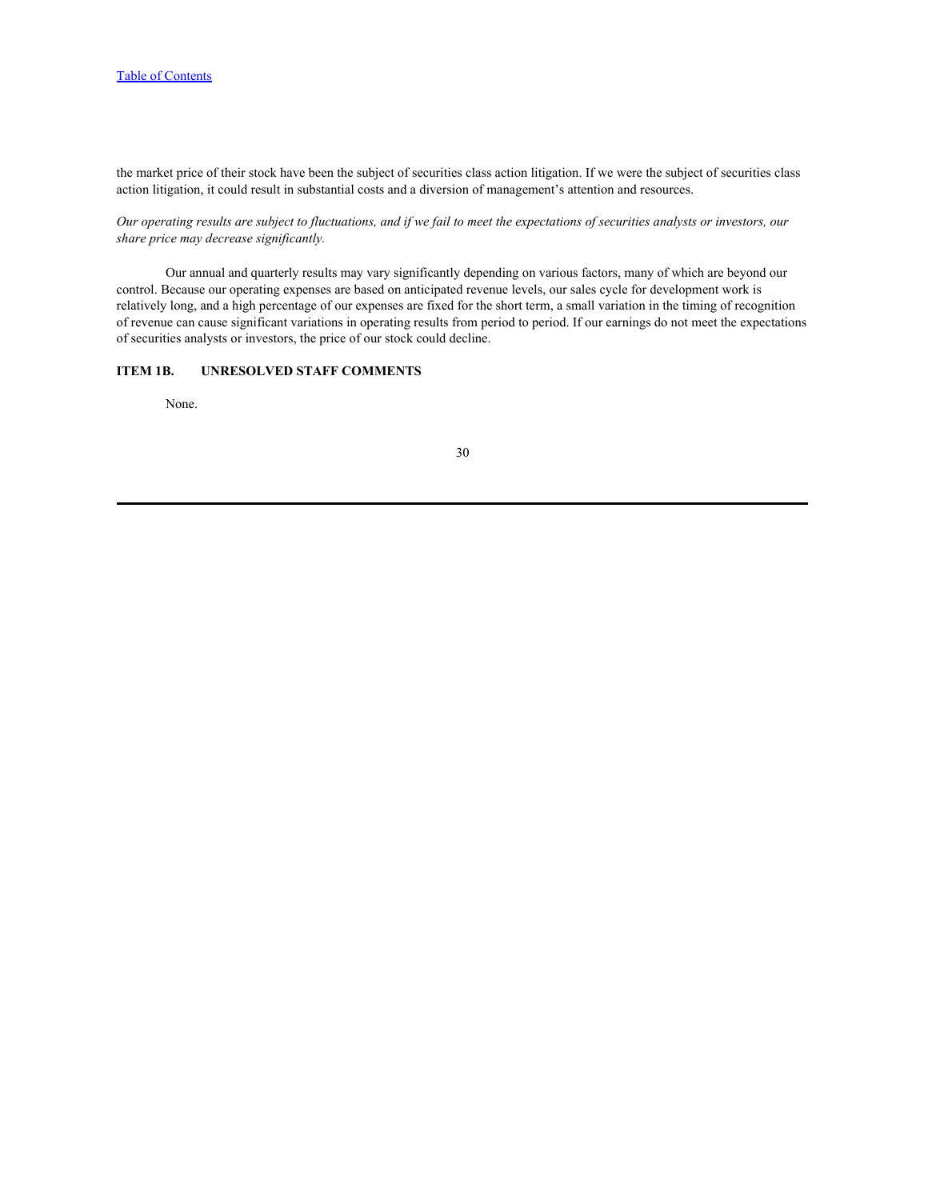the market price of their stock have been the subject of securities class action litigation. If we were the subject of securities class action litigation, it could result in substantial costs and a diversion of management's attention and resources.

*Our operating results are subject to fluctuations, and if we fail to meet the expectations of securities analysts or investors, our share price may decrease significantly.*

Our annual and quarterly results may vary significantly depending on various factors, many of which are beyond our control. Because our operating expenses are based on anticipated revenue levels, our sales cycle for development work is relatively long, and a high percentage of our expenses are fixed for the short term, a small variation in the timing of recognition of revenue can cause significant variations in operating results from period to period. If our earnings do not meet the expectations of securities analysts or investors, the price of our stock could decline.

## ITEM 1B. UNRESOLVED STAFF COMMENTS

None.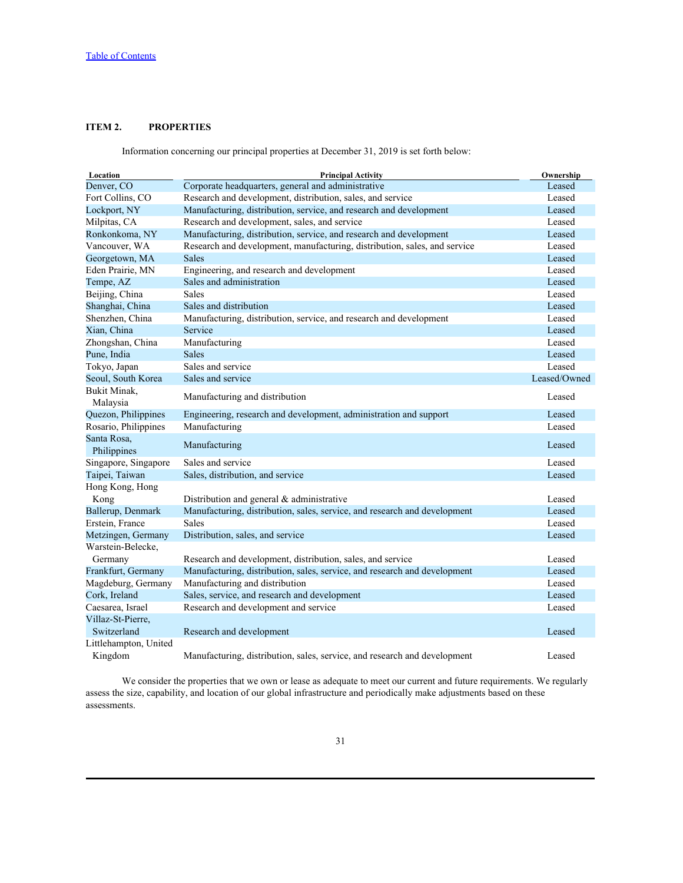## ITEM 2. PROPERTIES

Information concerning our principal properties at December 31, 2019 is set forth below:

| Location | Principal Activity | Ownership |
|---|---|---|
| Denver, CO | Corporate headquarters, general and administrative | Leased |
| Fort Collins, CO | Research and development, distribution, sales, and service | Leased |
| Lockport, NY | Manufacturing, distribution, service, and research and development | Leased |
| Milpitas, CA | Research and development, sales, and service | Leased |
| Ronkonkoma, NY | Manufacturing, distribution, service, and research and development | Leased |
| Vancouver, WA | Research and development, manufacturing, distribution, sales, and service | Leased |
| Georgetown, MA | Sales | Leased |
| Eden Prairie, MN | Engineering, and research and development | Leased |
| Tempe, AZ | Sales and administration | Leased |
| Beijing, China | Sales | Leased |
| Shanghai, China | Sales and distribution | Leased |
| Shenzhen, China | Manufacturing, distribution, service, and research and development | Leased |
| Xian, China | Service | Leased |
| Zhongshan, China | Manufacturing | Leased |
| Pune, India | Sales | Leased |
| Tokyo, Japan | Sales and service | Leased |
| Seoul, South Korea | Sales and service | Leased/Owned |
| Bukit Minak, Malaysia | Manufacturing and distribution | Leased |
| Quezon, Philippines | Engineering, research and development, administration and support | Leased |
| Rosario, Philippines | Manufacturing | Leased |
| Santa Rosa, Philippines | Manufacturing | Leased |
| Singapore, Singapore | Sales and service | Leased |
| Taipei, Taiwan | Sales, distribution, and service | Leased |
| Hong Kong, Hong Kong | Distribution and general & administrative | Leased |
| Ballerup, Denmark | Manufacturing, distribution, sales, service, and research and development | Leased |
| Erstein, France | Sales | Leased |
| Metzingen, Germany | Distribution, sales, and service | Leased |
| Warstein-Belecke, Germany | Research and development, distribution, sales, and service | Leased |
| Frankfurt, Germany | Manufacturing, distribution, sales, service, and research and development | Leased |
| Magdeburg, Germany | Manufacturing and distribution | Leased |
| Cork, Ireland | Sales, service, and research and development | Leased |
| Caesarea, Israel | Research and development and service | Leased |
| Villaz-St-Pierre, Switzerland | Research and development | Leased |
| Littlehampton, United Kingdom | Manufacturing, distribution, sales, service, and research and development | Leased |

We consider the properties that we own or lease as adequate to meet our current and future requirements. We regularly assess the size, capability, and location of our global infrastructure and periodically make adjustments based on these assessments.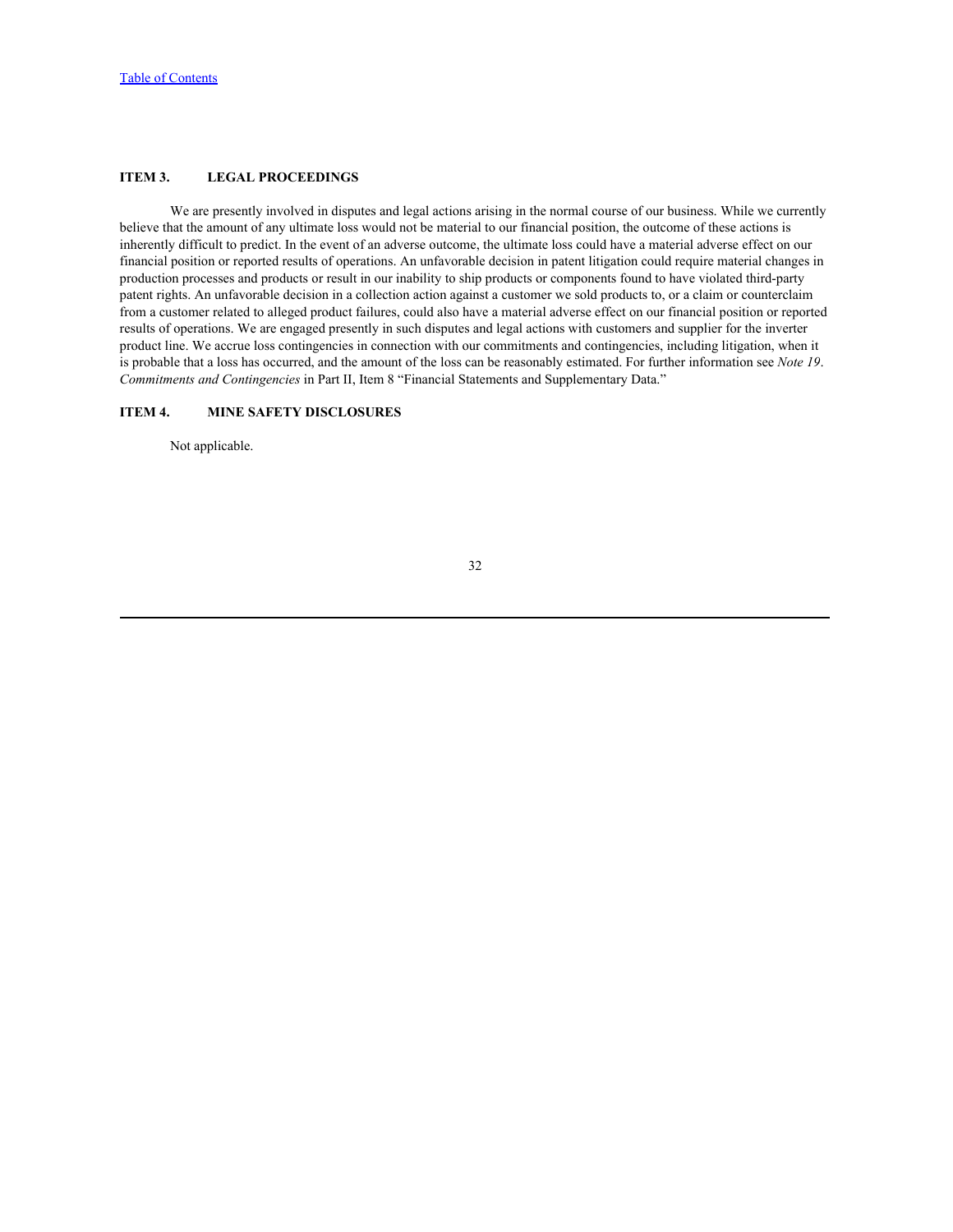## ITEM 3. LEGAL PROCEEDINGS

We are presently involved in disputes and legal actions arising in the normal course of our business. While we currently believe that the amount of any ultimate loss would not be material to our financial position, the outcome of these actions is inherently difficult to predict. In the event of an adverse outcome, the ultimate loss could have a material adverse effect on our financial position or reported results of operations. An unfavorable decision in patent litigation could require material changes in production processes and products or result in our inability to ship products or components found to have violated third-party patent rights. An unfavorable decision in a collection action against a customer we sold products to, or a claim or counterclaim from a customer related to alleged product failures, could also have a material adverse effect on our financial position or reported results of operations. We are engaged presently in such disputes and legal actions with customers and supplier for the inverter product line. We accrue loss contingencies in connection with our commitments and contingencies, including litigation, when it is probable that a loss has occurred, and the amount of the loss can be reasonably estimated. For further information see *Note 19*. *Commitments and Contingencies* in Part II, Item 8 "Financial Statements and Supplementary Data."

## ITEM 4. MINE SAFETY DISCLOSURES

Not applicable.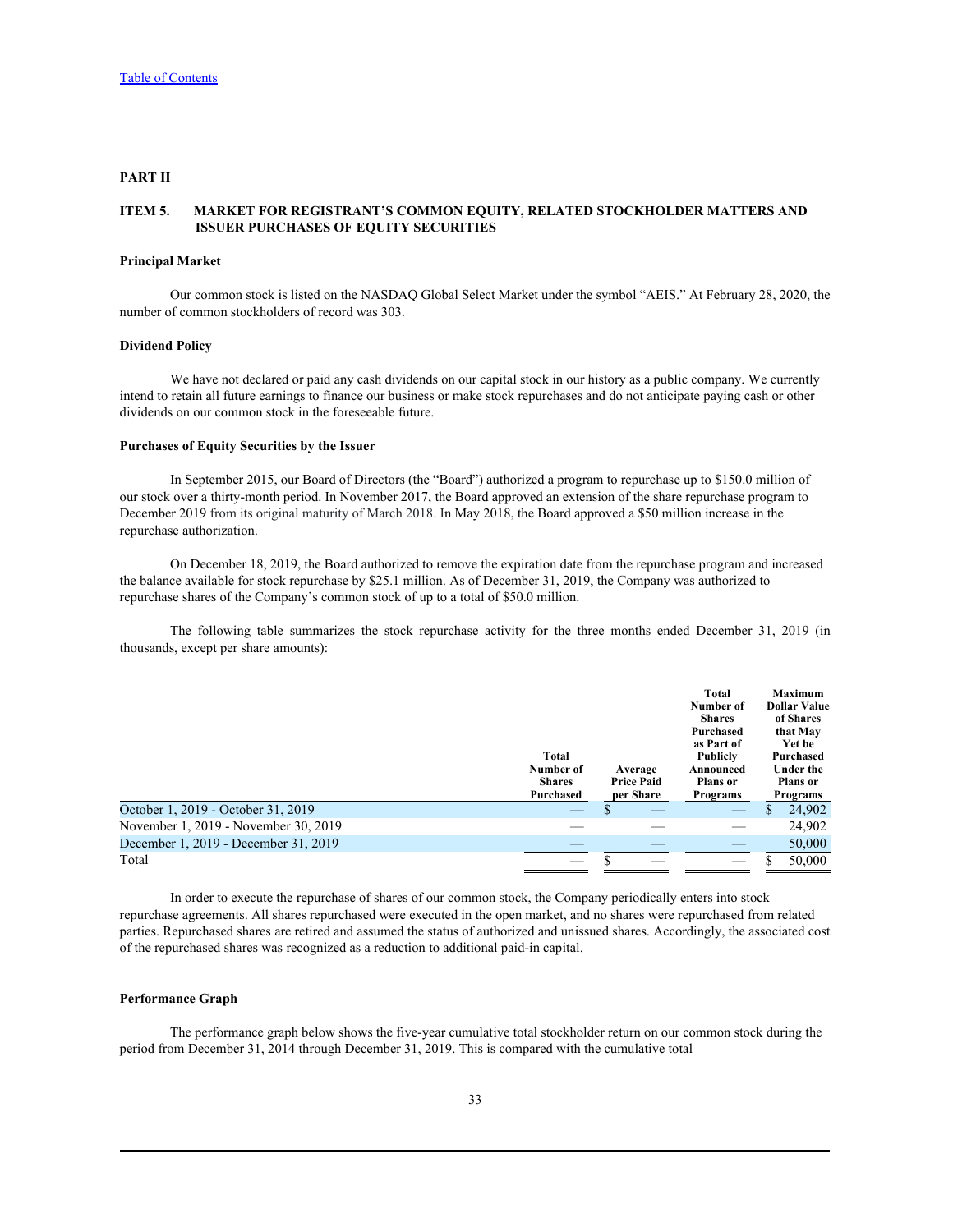[Table of Contents](#)

# PART II

## ITEM 5. MARKET FOR REGISTRANT'S COMMON EQUITY, RELATED STOCKHOLDER MATTERS AND ISSUER PURCHASES OF EQUITY SECURITIES

### Principal Market

Our common stock is listed on the NASDAQ Global Select Market under the symbol "AEIS." At February 28, 2020, the number of common stockholders of record was 303.

### Dividend Policy

We have not declared or paid any cash dividends on our capital stock in our history as a public company. We currently intend to retain all future earnings to finance our business or make stock repurchases and do not anticipate paying cash or other dividends on our common stock in the foreseeable future.

### Purchases of Equity Securities by the Issuer

In September 2015, our Board of Directors (the "Board") authorized a program to repurchase up to $150.0 million of our stock over a thirty-month period. In November 2017, the Board approved an extension of the share repurchase program to December 2019 from its original maturity of March 2018. In May 2018, the Board approved a $50 million increase in the repurchase authorization.

On December 18, 2019, the Board authorized to remove the expiration date from the repurchase program and increased the balance available for stock repurchase by $25.1 million. As of December 31, 2019, the Company was authorized to repurchase shares of the Company's common stock of up to a total of $50.0 million.

The following table summarizes the stock repurchase activity for the three months ended December 31, 2019 (in thousands, except per share amounts):

| | Total Number of Shares Purchased | Average Price Paid per Share | Total Number of Shares Purchased as Part of Publicly Announced Plans or Programs | Maximum Dollar Value of Shares that May Yet be Purchased Under the Plans or Programs |
|---|---|---|---|---|
| October 1, 2019 - October 31, 2019 | — | $ — | — | $ 24,902 |
| November 1, 2019 - November 30, 2019 | — | — | — | 24,902 |
| December 1, 2019 - December 31, 2019 | — | — | — | 50,000 |
| Total | — | $ — | — | $ 50,000 |

In order to execute the repurchase of shares of our common stock, the Company periodically enters into stock repurchase agreements. All shares repurchased were executed in the open market, and no shares were repurchased from related parties. Repurchased shares are retired and assumed the status of authorized and unissued shares. Accordingly, the associated cost of the repurchased shares was recognized as a reduction to additional paid-in capital.

### Performance Graph

The performance graph below shows the five-year cumulative total stockholder return on our common stock during the period from December 31, 2014 through December 31, 2019. This is compared with the cumulative total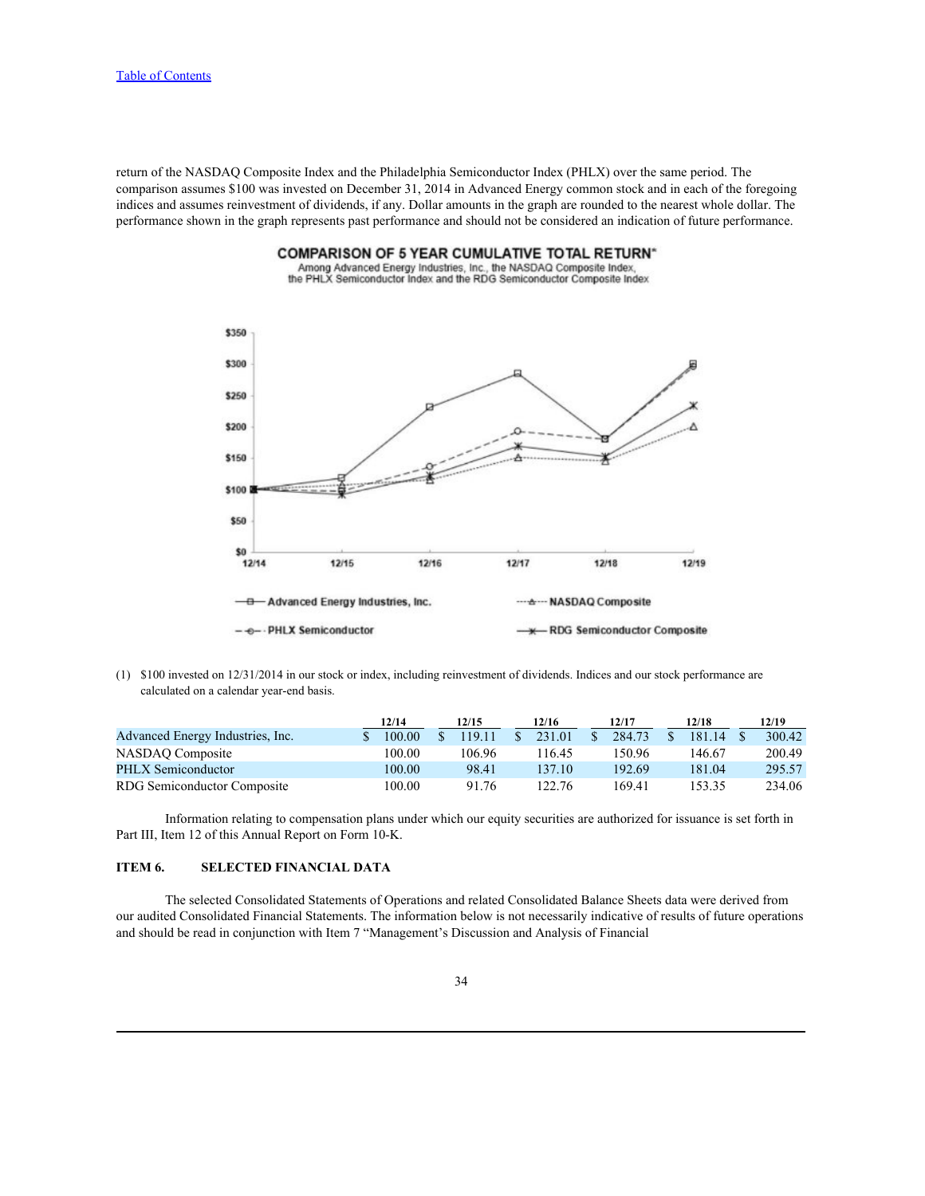return of the NASDAQ Composite Index and the Philadelphia Semiconductor Index (PHLX) over the same period. The comparison assumes $100 was invested on December 31, 2014 in Advanced Energy common stock and in each of the foregoing indices and assumes reinvestment of dividends, if any. Dollar amounts in the graph are rounded to the nearest whole dollar. The performance shown in the graph represents past performance and should not be considered an indication of future performance.

**COMPARISON OF 5 YEAR CUMULATIVE TOTAL RETURN***

Among Advanced Energy Industries, Inc., the NASDAQ Composite Index, the PHLX Semiconductor Index and the RDG Semiconductor Composite Index

(1) $100 invested on 12/31/2014 in our stock or index, including reinvestment of dividends. Indices and our stock performance are calculated on a calendar year-end basis.

| | 12/14 | 12/15 | 12/16 | 12/17 | 12/18 | 12/19 |
|---|---|---|---|---|---|---|
| Advanced Energy Industries, Inc. | $ 100.00 | $ 119.11 | $ 231.01 | $ 284.73 | $ 181.14 | $ 300.42 |
| NASDAQ Composite | 100.00 | 106.96 | 116.45 | 150.96 | 146.67 | 200.49 |
| PHLX Semiconductor | 100.00 | 98.41 | 137.10 | 192.69 | 181.04 | 295.57 |
| RDG Semiconductor Composite | 100.00 | 91.76 | 122.76 | 169.41 | 153.35 | 234.06 |

Information relating to compensation plans under which our equity securities are authorized for issuance is set forth in Part III, Item 12 of this Annual Report on Form 10-K.

## ITEM 6. SELECTED FINANCIAL DATA

The selected Consolidated Statements of Operations and related Consolidated Balance Sheets data were derived from our audited Consolidated Financial Statements. The information below is not necessarily indicative of results of future operations and should be read in conjunction with Item 7 "Management's Discussion and Analysis of Financial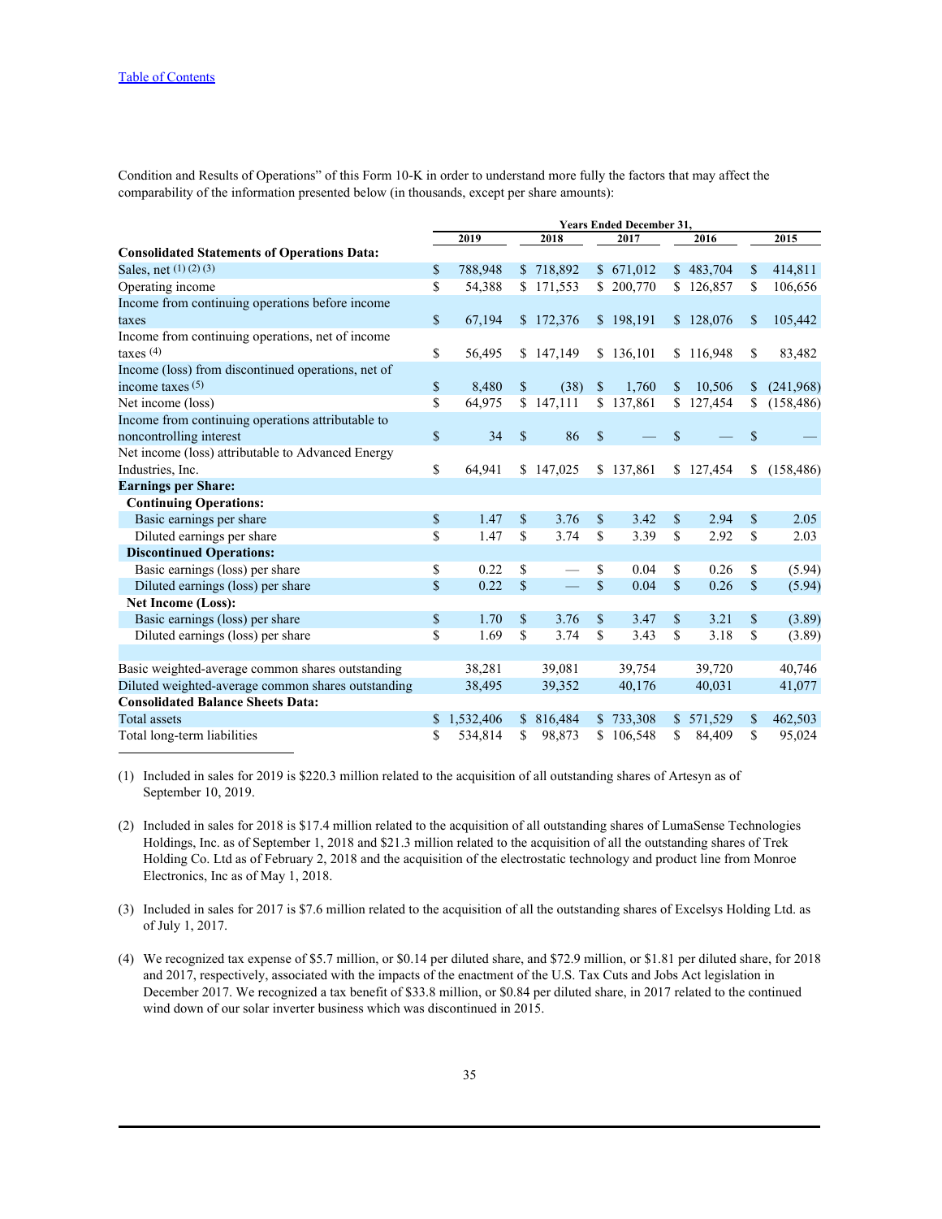Condition and Results of Operations" of this Form 10-K in order to understand more fully the factors that may affect the comparability of the information presented below (in thousands, except per share amounts):

| | Years Ended December 31, | | | | |
|---|---|---|---|---|---|
| | 2019 | 2018 | 2017 | 2016 | 2015 |
| **Consolidated Statements of Operations Data:** | | | | | |
| Sales, net (1) (2) (3) | $ 788,948 | $ 718,892 | $ 671,012 | $ 483,704 | $ 414,811 |
| Operating income | $ 54,388 | $ 171,553 | $ 200,770 | $ 126,857 | $ 106,656 |
| Income from continuing operations before income taxes | $ 67,194 | $ 172,376 | $ 198,191 | $ 128,076 | $ 105,442 |
| Income from continuing operations, net of income taxes (4) | $ 56,495 | $ 147,149 | $ 136,101 | $ 116,948 | $ 83,482 |
| Income (loss) from discontinued operations, net of income taxes (5) | $ 8,480 | $ (38) | $ 1,760 | $ 10,506 | $ (241,968) |
| Net income (loss) | $ 64,975 | $ 147,111 | $ 137,861 | $ 127,454 | $ (158,486) |
| Income from continuing operations attributable to noncontrolling interest | $ 34 | $ 86 | $ — | $ — | $ — |
| Net income (loss) attributable to Advanced Energy Industries, Inc. | $ 64,941 | $ 147,025 | $ 137,861 | $ 127,454 | $ (158,486) |
| **Earnings per Share:** | | | | | |
| **Continuing Operations:** | | | | | |
| Basic earnings per share | $ 1.47 | $ 3.76 | $ 3.42 | $ 2.94 | $ 2.05 |
| Diluted earnings per share | $ 1.47 | $ 3.74 | $ 3.39 | $ 2.92 | $ 2.03 |
| **Discontinued Operations:** | | | | | |
| Basic earnings (loss) per share | $ 0.22 | $ — | $ 0.04 | $ 0.26 | $ (5.94) |
| Diluted earnings (loss) per share | $ 0.22 | $ — | $ 0.04 | $ 0.26 | $ (5.94) |
| **Net Income (Loss):** | | | | | |
| Basic earnings (loss) per share | $ 1.70 | $ 3.76 | $ 3.47 | $ 3.21 | $ (3.89) |
| Diluted earnings (loss) per share | $ 1.69 | $ 3.74 | $ 3.43 | $ 3.18 | $ (3.89) |
| | | | | | |
| Basic weighted-average common shares outstanding | 38,281 | 39,081 | 39,754 | 39,720 | 40,746 |
| Diluted weighted-average common shares outstanding | 38,495 | 39,352 | 40,176 | 40,031 | 41,077 |
| **Consolidated Balance Sheets Data:** | | | | | |
| Total assets | $ 1,532,406 | $ 816,484 | $ 733,308 | $ 571,529 | $ 462,503 |
| Total long-term liabilities | $ 534,814 | $ 98,873 | $ 106,548 | $ 84,409 | $ 95,024 |

(1) Included in sales for 2019 is $220.3 million related to the acquisition of all outstanding shares of Artesyn as of September 10, 2019.

(2) Included in sales for 2018 is $17.4 million related to the acquisition of all outstanding shares of LumaSense Technologies Holdings, Inc. as of September 1, 2018 and $21.3 million related to the acquisition of all the outstanding shares of Trek Holding Co. Ltd as of February 2, 2018 and the acquisition of the electrostatic technology and product line from Monroe Electronics, Inc as of May 1, 2018.

(3) Included in sales for 2017 is $7.6 million related to the acquisition of all the outstanding shares of Excelsys Holding Ltd. as of July 1, 2017.

(4) We recognized tax expense of $5.7 million, or $0.14 per diluted share, and $72.9 million, or $1.81 per diluted share, for 2018 and 2017, respectively, associated with the impacts of the enactment of the U.S. Tax Cuts and Jobs Act legislation in December 2017. We recognized a tax benefit of $33.8 million, or $0.84 per diluted share, in 2017 related to the continued wind down of our solar inverter business which was discontinued in 2015.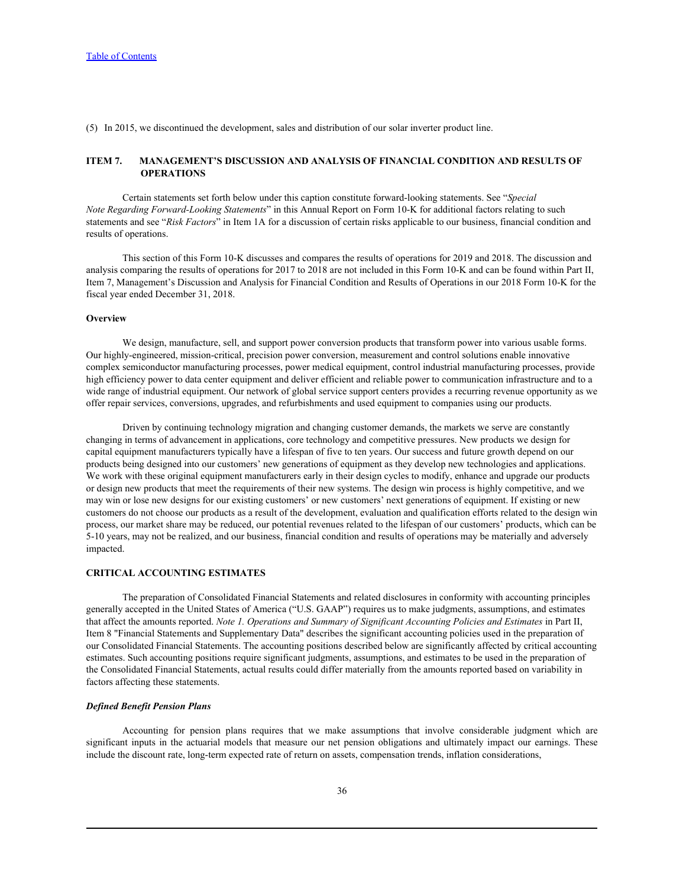(5) In 2015, we discontinued the development, sales and distribution of our solar inverter product line.

## ITEM 7. MANAGEMENT'S DISCUSSION AND ANALYSIS OF FINANCIAL CONDITION AND RESULTS OF OPERATIONS

Certain statements set forth below under this caption constitute forward-looking statements. See "*Special Note Regarding Forward-Looking Statements*" in this Annual Report on Form 10-K for additional factors relating to such statements and see "*Risk Factors*" in Item 1A for a discussion of certain risks applicable to our business, financial condition and results of operations.

This section of this Form 10-K discusses and compares the results of operations for 2019 and 2018. The discussion and analysis comparing the results of operations for 2017 to 2018 are not included in this Form 10-K and can be found within Part II, Item 7, Management's Discussion and Analysis for Financial Condition and Results of Operations in our 2018 Form 10-K for the fiscal year ended December 31, 2018.

### Overview

We design, manufacture, sell, and support power conversion products that transform power into various usable forms. Our highly-engineered, mission-critical, precision power conversion, measurement and control solutions enable innovative complex semiconductor manufacturing processes, power medical equipment, control industrial manufacturing processes, provide high efficiency power to data center equipment and deliver efficient and reliable power to communication infrastructure and to a wide range of industrial equipment. Our network of global service support centers provides a recurring revenue opportunity as we offer repair services, conversions, upgrades, and refurbishments and used equipment to companies using our products.

Driven by continuing technology migration and changing customer demands, the markets we serve are constantly changing in terms of advancement in applications, core technology and competitive pressures. New products we design for capital equipment manufacturers typically have a lifespan of five to ten years. Our success and future growth depend on our products being designed into our customers' new generations of equipment as they develop new technologies and applications. We work with these original equipment manufacturers early in their design cycles to modify, enhance and upgrade our products or design new products that meet the requirements of their new systems. The design win process is highly competitive, and we may win or lose new designs for our existing customers' or new customers' next generations of equipment. If existing or new customers do not choose our products as a result of the development, evaluation and qualification efforts related to the design win process, our market share may be reduced, our potential revenues related to the lifespan of our customers' products, which can be 5-10 years, may not be realized, and our business, financial condition and results of operations may be materially and adversely impacted.

### CRITICAL ACCOUNTING ESTIMATES

The preparation of Consolidated Financial Statements and related disclosures in conformity with accounting principles generally accepted in the United States of America ("U.S. GAAP") requires us to make judgments, assumptions, and estimates that affect the amounts reported. *Note 1. Operations and Summary of Significant Accounting Policies and Estimates* in Part II, Item 8 "Financial Statements and Supplementary Data" describes the significant accounting policies used in the preparation of our Consolidated Financial Statements. The accounting positions described below are significantly affected by critical accounting estimates. Such accounting positions require significant judgments, assumptions, and estimates to be used in the preparation of the Consolidated Financial Statements, actual results could differ materially from the amounts reported based on variability in factors affecting these statements.

#### *Defined Benefit Pension Plans*

Accounting for pension plans requires that we make assumptions that involve considerable judgment which are significant inputs in the actuarial models that measure our net pension obligations and ultimately impact our earnings. These include the discount rate, long-term expected rate of return on assets, compensation trends, inflation considerations,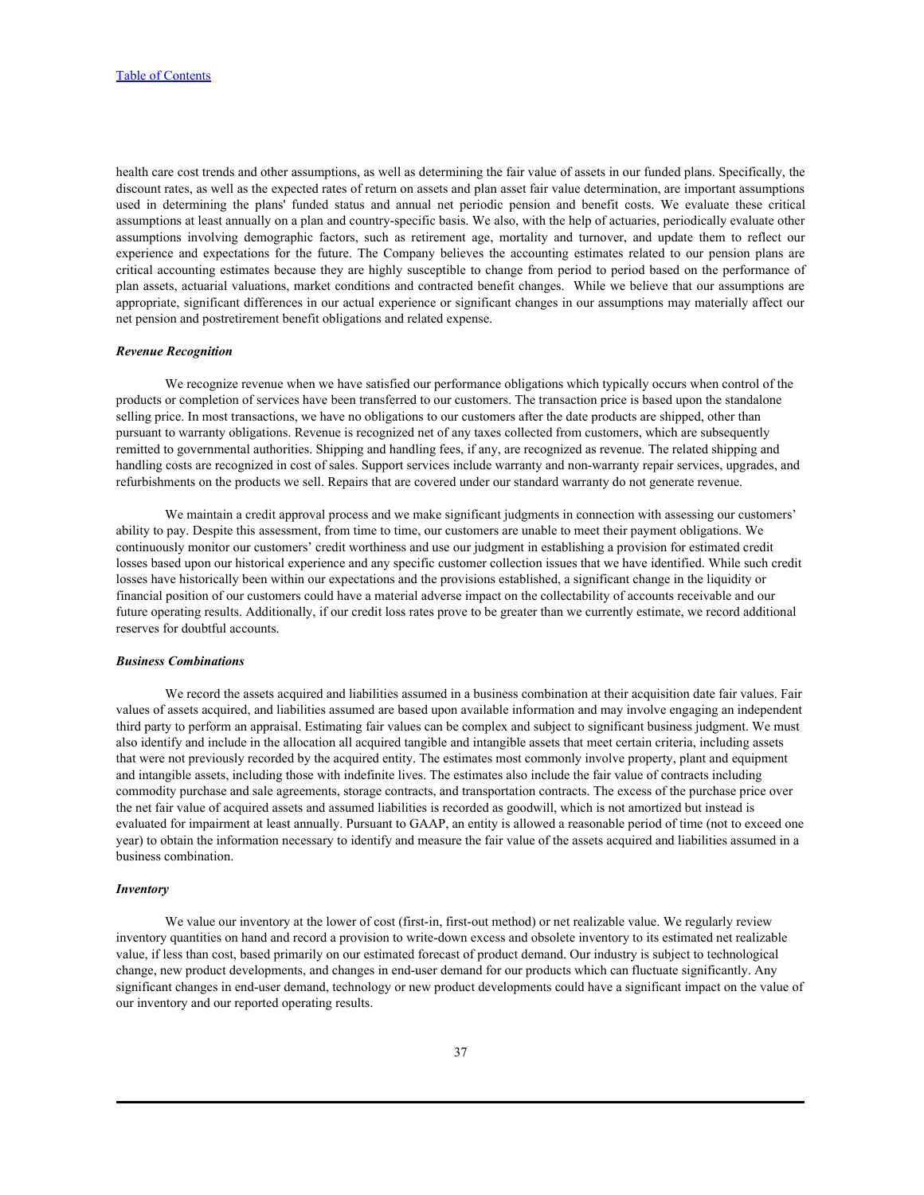health care cost trends and other assumptions, as well as determining the fair value of assets in our funded plans. Specifically, the discount rates, as well as the expected rates of return on assets and plan asset fair value determination, are important assumptions used in determining the plans' funded status and annual net periodic pension and benefit costs. We evaluate these critical assumptions at least annually on a plan and country-specific basis. We also, with the help of actuaries, periodically evaluate other assumptions involving demographic factors, such as retirement age, mortality and turnover, and update them to reflect our experience and expectations for the future. The Company believes the accounting estimates related to our pension plans are critical accounting estimates because they are highly susceptible to change from period to period based on the performance of plan assets, actuarial valuations, market conditions and contracted benefit changes. While we believe that our assumptions are appropriate, significant differences in our actual experience or significant changes in our assumptions may materially affect our net pension and postretirement benefit obligations and related expense.

***Revenue Recognition***

We recognize revenue when we have satisfied our performance obligations which typically occurs when control of the products or completion of services have been transferred to our customers. The transaction price is based upon the standalone selling price. In most transactions, we have no obligations to our customers after the date products are shipped, other than pursuant to warranty obligations. Revenue is recognized net of any taxes collected from customers, which are subsequently remitted to governmental authorities. Shipping and handling fees, if any, are recognized as revenue. The related shipping and handling costs are recognized in cost of sales. Support services include warranty and non-warranty repair services, upgrades, and refurbishments on the products we sell. Repairs that are covered under our standard warranty do not generate revenue.

We maintain a credit approval process and we make significant judgments in connection with assessing our customers' ability to pay. Despite this assessment, from time to time, our customers are unable to meet their payment obligations. We continuously monitor our customers' credit worthiness and use our judgment in establishing a provision for estimated credit losses based upon our historical experience and any specific customer collection issues that we have identified. While such credit losses have historically been within our expectations and the provisions established, a significant change in the liquidity or financial position of our customers could have a material adverse impact on the collectability of accounts receivable and our future operating results. Additionally, if our credit loss rates prove to be greater than we currently estimate, we record additional reserves for doubtful accounts.

***Business Combinations***

We record the assets acquired and liabilities assumed in a business combination at their acquisition date fair values. Fair values of assets acquired, and liabilities assumed are based upon available information and may involve engaging an independent third party to perform an appraisal. Estimating fair values can be complex and subject to significant business judgment. We must also identify and include in the allocation all acquired tangible and intangible assets that meet certain criteria, including assets that were not previously recorded by the acquired entity. The estimates most commonly involve property, plant and equipment and intangible assets, including those with indefinite lives. The estimates also include the fair value of contracts including commodity purchase and sale agreements, storage contracts, and transportation contracts. The excess of the purchase price over the net fair value of acquired assets and assumed liabilities is recorded as goodwill, which is not amortized but instead is evaluated for impairment at least annually. Pursuant to GAAP, an entity is allowed a reasonable period of time (not to exceed one year) to obtain the information necessary to identify and measure the fair value of the assets acquired and liabilities assumed in a business combination.

***Inventory***

We value our inventory at the lower of cost (first-in, first-out method) or net realizable value. We regularly review inventory quantities on hand and record a provision to write-down excess and obsolete inventory to its estimated net realizable value, if less than cost, based primarily on our estimated forecast of product demand. Our industry is subject to technological change, new product developments, and changes in end-user demand for our products which can fluctuate significantly. Any significant changes in end-user demand, technology or new product developments could have a significant impact on the value of our inventory and our reported operating results.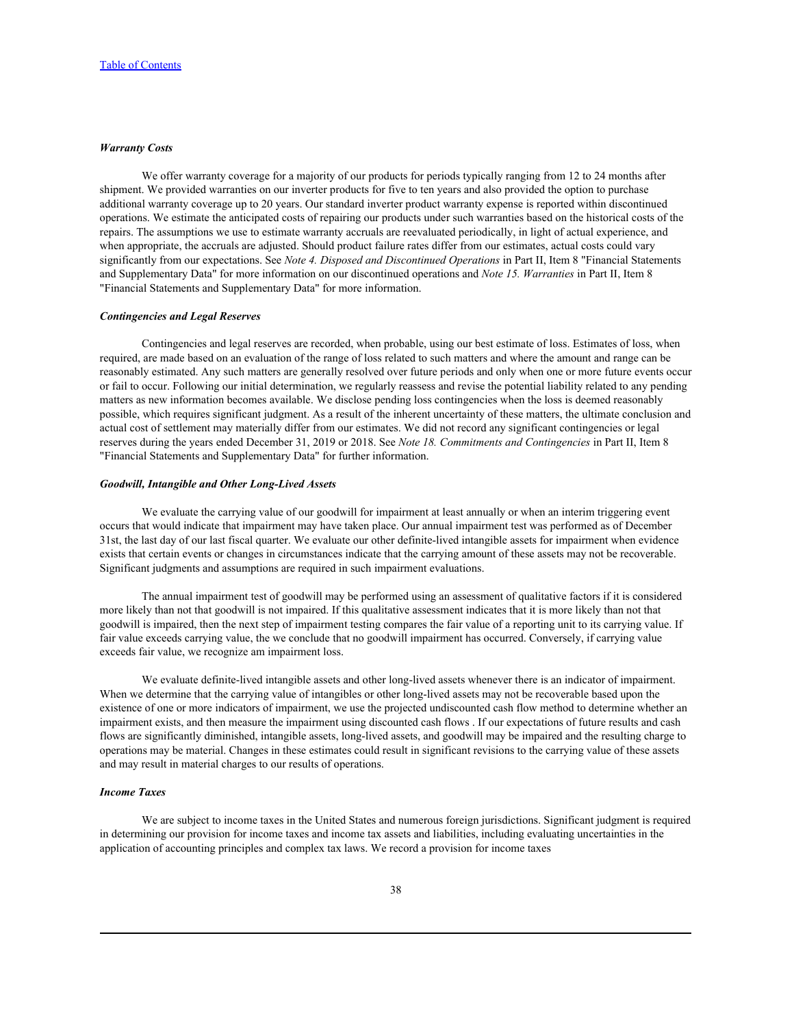***Warranty Costs***

We offer warranty coverage for a majority of our products for periods typically ranging from 12 to 24 months after shipment. We provided warranties on our inverter products for five to ten years and also provided the option to purchase additional warranty coverage up to 20 years. Our standard inverter product warranty expense is reported within discontinued operations. We estimate the anticipated costs of repairing our products under such warranties based on the historical costs of the repairs. The assumptions we use to estimate warranty accruals are reevaluated periodically, in light of actual experience, and when appropriate, the accruals are adjusted. Should product failure rates differ from our estimates, actual costs could vary significantly from our expectations. See *Note 4. Disposed and Discontinued Operations* in Part II, Item 8 "Financial Statements and Supplementary Data" for more information on our discontinued operations and *Note 15. Warranties* in Part II, Item 8 "Financial Statements and Supplementary Data" for more information.

***Contingencies and Legal Reserves***

Contingencies and legal reserves are recorded, when probable, using our best estimate of loss. Estimates of loss, when required, are made based on an evaluation of the range of loss related to such matters and where the amount and range can be reasonably estimated. Any such matters are generally resolved over future periods and only when one or more future events occur or fail to occur. Following our initial determination, we regularly reassess and revise the potential liability related to any pending matters as new information becomes available. We disclose pending loss contingencies when the loss is deemed reasonably possible, which requires significant judgment. As a result of the inherent uncertainty of these matters, the ultimate conclusion and actual cost of settlement may materially differ from our estimates. We did not record any significant contingencies or legal reserves during the years ended December 31, 2019 or 2018. See *Note 18. Commitments and Contingencies* in Part II, Item 8 "Financial Statements and Supplementary Data" for further information.

***Goodwill, Intangible and Other Long-Lived Assets***

We evaluate the carrying value of our goodwill for impairment at least annually or when an interim triggering event occurs that would indicate that impairment may have taken place. Our annual impairment test was performed as of December 31st, the last day of our last fiscal quarter. We evaluate our other definite-lived intangible assets for impairment when evidence exists that certain events or changes in circumstances indicate that the carrying amount of these assets may not be recoverable. Significant judgments and assumptions are required in such impairment evaluations.

The annual impairment test of goodwill may be performed using an assessment of qualitative factors if it is considered more likely than not that goodwill is not impaired. If this qualitative assessment indicates that it is more likely than not that goodwill is impaired, then the next step of impairment testing compares the fair value of a reporting unit to its carrying value. If fair value exceeds carrying value, the we conclude that no goodwill impairment has occurred. Conversely, if carrying value exceeds fair value, we recognize am impairment loss.

We evaluate definite-lived intangible assets and other long-lived assets whenever there is an indicator of impairment. When we determine that the carrying value of intangibles or other long-lived assets may not be recoverable based upon the existence of one or more indicators of impairment, we use the projected undiscounted cash flow method to determine whether an impairment exists, and then measure the impairment using discounted cash flows . If our expectations of future results and cash flows are significantly diminished, intangible assets, long-lived assets, and goodwill may be impaired and the resulting charge to operations may be material. Changes in these estimates could result in significant revisions to the carrying value of these assets and may result in material charges to our results of operations.

***Income Taxes***

We are subject to income taxes in the United States and numerous foreign jurisdictions. Significant judgment is required in determining our provision for income taxes and income tax assets and liabilities, including evaluating uncertainties in the application of accounting principles and complex tax laws. We record a provision for income taxes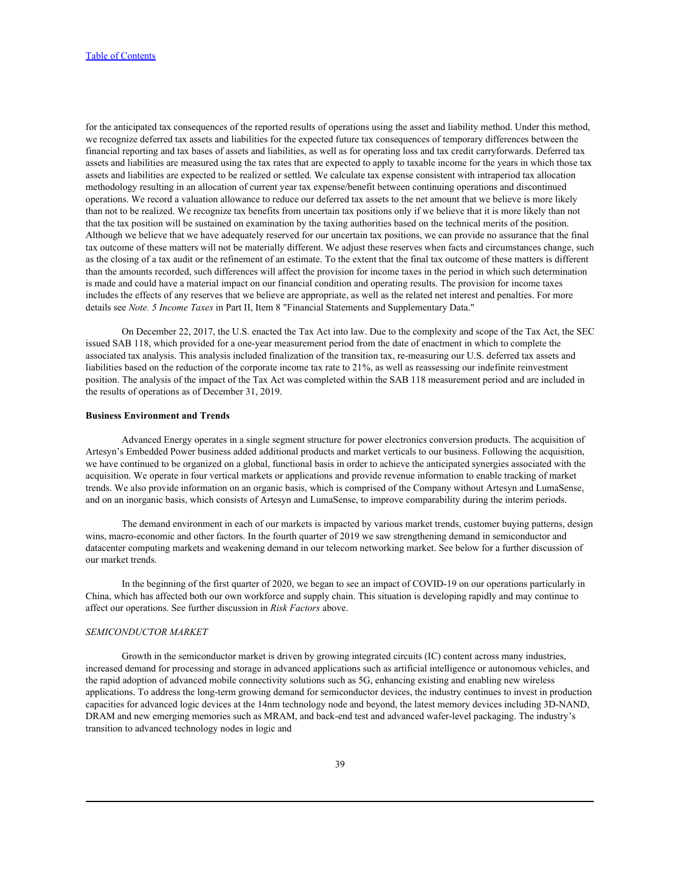for the anticipated tax consequences of the reported results of operations using the asset and liability method. Under this method, we recognize deferred tax assets and liabilities for the expected future tax consequences of temporary differences between the financial reporting and tax bases of assets and liabilities, as well as for operating loss and tax credit carryforwards. Deferred tax assets and liabilities are measured using the tax rates that are expected to apply to taxable income for the years in which those tax assets and liabilities are expected to be realized or settled. We calculate tax expense consistent with intraperiod tax allocation methodology resulting in an allocation of current year tax expense/benefit between continuing operations and discontinued operations. We record a valuation allowance to reduce our deferred tax assets to the net amount that we believe is more likely than not to be realized. We recognize tax benefits from uncertain tax positions only if we believe that it is more likely than not that the tax position will be sustained on examination by the taxing authorities based on the technical merits of the position. Although we believe that we have adequately reserved for our uncertain tax positions, we can provide no assurance that the final tax outcome of these matters will not be materially different. We adjust these reserves when facts and circumstances change, such as the closing of a tax audit or the refinement of an estimate. To the extent that the final tax outcome of these matters is different than the amounts recorded, such differences will affect the provision for income taxes in the period in which such determination is made and could have a material impact on our financial condition and operating results. The provision for income taxes includes the effects of any reserves that we believe are appropriate, as well as the related net interest and penalties. For more details see *Note. 5 Income Taxes* in Part II, Item 8 "Financial Statements and Supplementary Data."

On December 22, 2017, the U.S. enacted the Tax Act into law. Due to the complexity and scope of the Tax Act, the SEC issued SAB 118, which provided for a one-year measurement period from the date of enactment in which to complete the associated tax analysis. This analysis included finalization of the transition tax, re-measuring our U.S. deferred tax assets and liabilities based on the reduction of the corporate income tax rate to 21%, as well as reassessing our indefinite reinvestment position. The analysis of the impact of the Tax Act was completed within the SAB 118 measurement period and are included in the results of operations as of December 31, 2019.

**Business Environment and Trends**

Advanced Energy operates in a single segment structure for power electronics conversion products. The acquisition of Artesyn's Embedded Power business added additional products and market verticals to our business. Following the acquisition, we have continued to be organized on a global, functional basis in order to achieve the anticipated synergies associated with the acquisition. We operate in four vertical markets or applications and provide revenue information to enable tracking of market trends. We also provide information on an organic basis, which is comprised of the Company without Artesyn and LumaSense, and on an inorganic basis, which consists of Artesyn and LumaSense, to improve comparability during the interim periods.

The demand environment in each of our markets is impacted by various market trends, customer buying patterns, design wins, macro-economic and other factors. In the fourth quarter of 2019 we saw strengthening demand in semiconductor and datacenter computing markets and weakening demand in our telecom networking market. See below for a further discussion of our market trends.

In the beginning of the first quarter of 2020, we began to see an impact of COVID-19 on our operations particularly in China, which has affected both our own workforce and supply chain. This situation is developing rapidly and may continue to affect our operations. See further discussion in *Risk Factors* above.

*SEMICONDUCTOR MARKET*

Growth in the semiconductor market is driven by growing integrated circuits (IC) content across many industries, increased demand for processing and storage in advanced applications such as artificial intelligence or autonomous vehicles, and the rapid adoption of advanced mobile connectivity solutions such as 5G, enhancing existing and enabling new wireless applications. To address the long-term growing demand for semiconductor devices, the industry continues to invest in production capacities for advanced logic devices at the 14nm technology node and beyond, the latest memory devices including 3D-NAND, DRAM and new emerging memories such as MRAM, and back-end test and advanced wafer-level packaging. The industry's transition to advanced technology nodes in logic and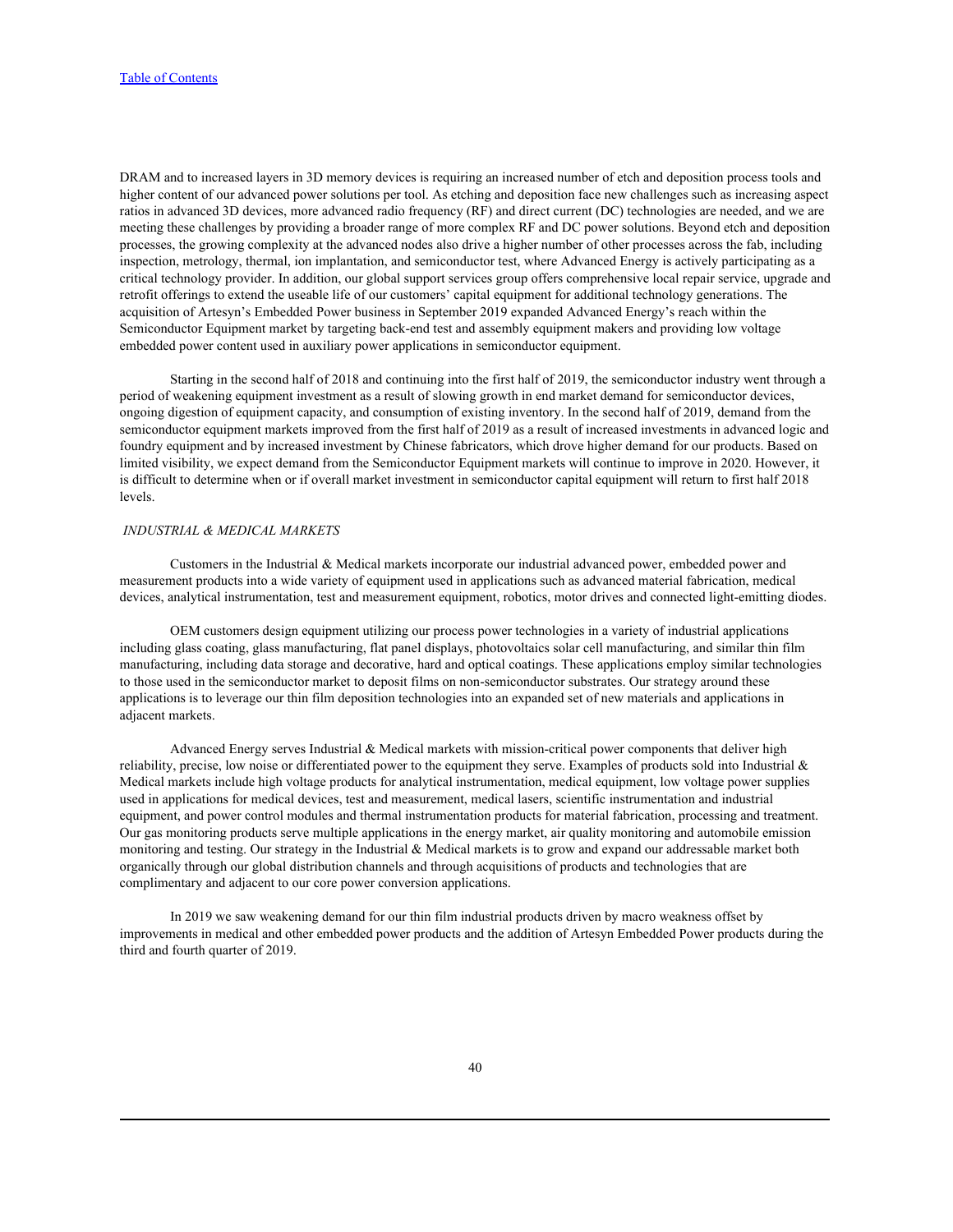DRAM and to increased layers in 3D memory devices is requiring an increased number of etch and deposition process tools and higher content of our advanced power solutions per tool. As etching and deposition face new challenges such as increasing aspect ratios in advanced 3D devices, more advanced radio frequency (RF) and direct current (DC) technologies are needed, and we are meeting these challenges by providing a broader range of more complex RF and DC power solutions. Beyond etch and deposition processes, the growing complexity at the advanced nodes also drive a higher number of other processes across the fab, including inspection, metrology, thermal, ion implantation, and semiconductor test, where Advanced Energy is actively participating as a critical technology provider. In addition, our global support services group offers comprehensive local repair service, upgrade and retrofit offerings to extend the useable life of our customers' capital equipment for additional technology generations. The acquisition of Artesyn's Embedded Power business in September 2019 expanded Advanced Energy's reach within the Semiconductor Equipment market by targeting back-end test and assembly equipment makers and providing low voltage embedded power content used in auxiliary power applications in semiconductor equipment.

Starting in the second half of 2018 and continuing into the first half of 2019, the semiconductor industry went through a period of weakening equipment investment as a result of slowing growth in end market demand for semiconductor devices, ongoing digestion of equipment capacity, and consumption of existing inventory. In the second half of 2019, demand from the semiconductor equipment markets improved from the first half of 2019 as a result of increased investments in advanced logic and foundry equipment and by increased investment by Chinese fabricators, which drove higher demand for our products. Based on limited visibility, we expect demand from the Semiconductor Equipment markets will continue to improve in 2020. However, it is difficult to determine when or if overall market investment in semiconductor capital equipment will return to first half 2018 levels.

*INDUSTRIAL & MEDICAL MARKETS*

Customers in the Industrial & Medical markets incorporate our industrial advanced power, embedded power and measurement products into a wide variety of equipment used in applications such as advanced material fabrication, medical devices, analytical instrumentation, test and measurement equipment, robotics, motor drives and connected light-emitting diodes.

OEM customers design equipment utilizing our process power technologies in a variety of industrial applications including glass coating, glass manufacturing, flat panel displays, photovoltaics solar cell manufacturing, and similar thin film manufacturing, including data storage and decorative, hard and optical coatings. These applications employ similar technologies to those used in the semiconductor market to deposit films on non-semiconductor substrates. Our strategy around these applications is to leverage our thin film deposition technologies into an expanded set of new materials and applications in adjacent markets.

Advanced Energy serves Industrial & Medical markets with mission-critical power components that deliver high reliability, precise, low noise or differentiated power to the equipment they serve. Examples of products sold into Industrial & Medical markets include high voltage products for analytical instrumentation, medical equipment, low voltage power supplies used in applications for medical devices, test and measurement, medical lasers, scientific instrumentation and industrial equipment, and power control modules and thermal instrumentation products for material fabrication, processing and treatment. Our gas monitoring products serve multiple applications in the energy market, air quality monitoring and automobile emission monitoring and testing. Our strategy in the Industrial & Medical markets is to grow and expand our addressable market both organically through our global distribution channels and through acquisitions of products and technologies that are complimentary and adjacent to our core power conversion applications.

In 2019 we saw weakening demand for our thin film industrial products driven by macro weakness offset by improvements in medical and other embedded power products and the addition of Artesyn Embedded Power products during the third and fourth quarter of 2019.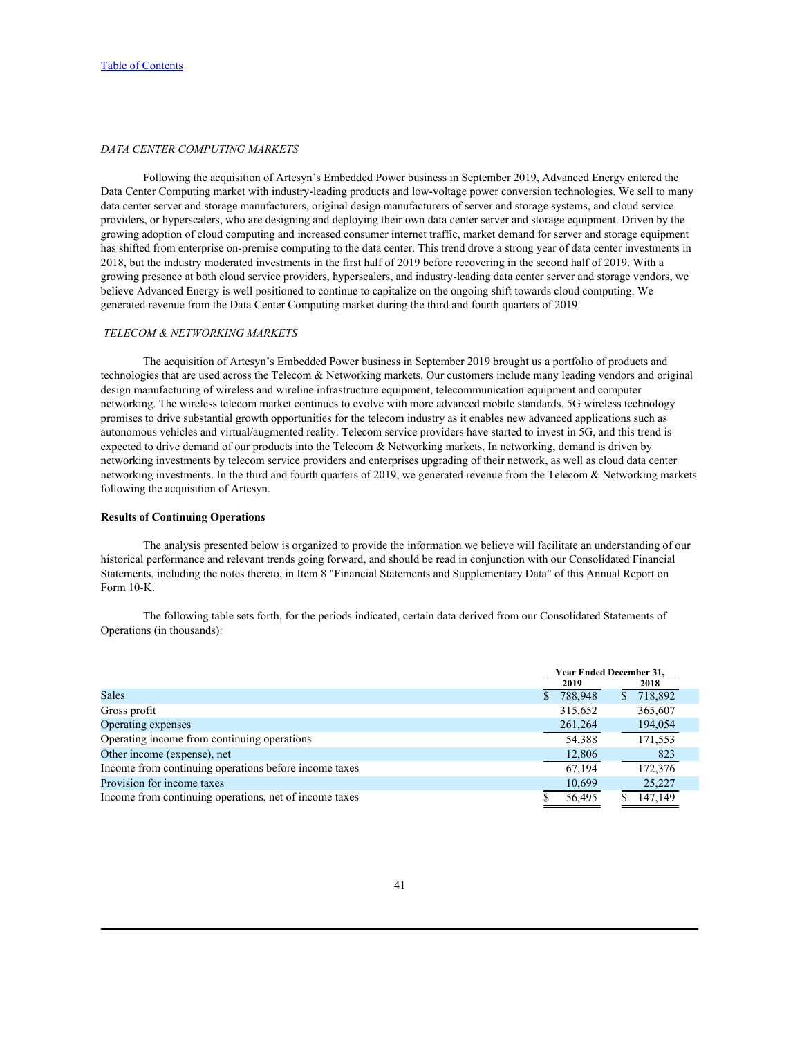*DATA CENTER COMPUTING MARKETS*

Following the acquisition of Artesyn's Embedded Power business in September 2019, Advanced Energy entered the Data Center Computing market with industry-leading products and low-voltage power conversion technologies. We sell to many data center server and storage manufacturers, original design manufacturers of server and storage systems, and cloud service providers, or hyperscalers, who are designing and deploying their own data center server and storage equipment. Driven by the growing adoption of cloud computing and increased consumer internet traffic, market demand for server and storage equipment has shifted from enterprise on-premise computing to the data center. This trend drove a strong year of data center investments in 2018, but the industry moderated investments in the first half of 2019 before recovering in the second half of 2019. With a growing presence at both cloud service providers, hyperscalers, and industry-leading data center server and storage vendors, we believe Advanced Energy is well positioned to continue to capitalize on the ongoing shift towards cloud computing. We generated revenue from the Data Center Computing market during the third and fourth quarters of 2019.

*TELECOM & NETWORKING MARKETS*

The acquisition of Artesyn's Embedded Power business in September 2019 brought us a portfolio of products and technologies that are used across the Telecom & Networking markets. Our customers include many leading vendors and original design manufacturing of wireless and wireline infrastructure equipment, telecommunication equipment and computer networking. The wireless telecom market continues to evolve with more advanced mobile standards. 5G wireless technology promises to drive substantial growth opportunities for the telecom industry as it enables new advanced applications such as autonomous vehicles and virtual/augmented reality. Telecom service providers have started to invest in 5G, and this trend is expected to drive demand of our products into the Telecom & Networking markets. In networking, demand is driven by networking investments by telecom service providers and enterprises upgrading of their network, as well as cloud data center networking investments. In the third and fourth quarters of 2019, we generated revenue from the Telecom & Networking markets following the acquisition of Artesyn.

**Results of Continuing Operations**

The analysis presented below is organized to provide the information we believe will facilitate an understanding of our historical performance and relevant trends going forward, and should be read in conjunction with our Consolidated Financial Statements, including the notes thereto, in Item 8 "Financial Statements and Supplementary Data" of this Annual Report on Form 10-K.

The following table sets forth, for the periods indicated, certain data derived from our Consolidated Statements of Operations (in thousands):

| | Year Ended December 31, | |
|---|---|---|
| | 2019 | 2018 |
| Sales | $ 788,948 | $ 718,892 |
| Gross profit | 315,652 | 365,607 |
| Operating expenses | 261,264 | 194,054 |
| Operating income from continuing operations | 54,388 | 171,553 |
| Other income (expense), net | 12,806 | 823 |
| Income from continuing operations before income taxes | 67,194 | 172,376 |
| Provision for income taxes | 10,699 | 25,227 |
| Income from continuing operations, net of income taxes | $ 56,495 | $ 147,149 |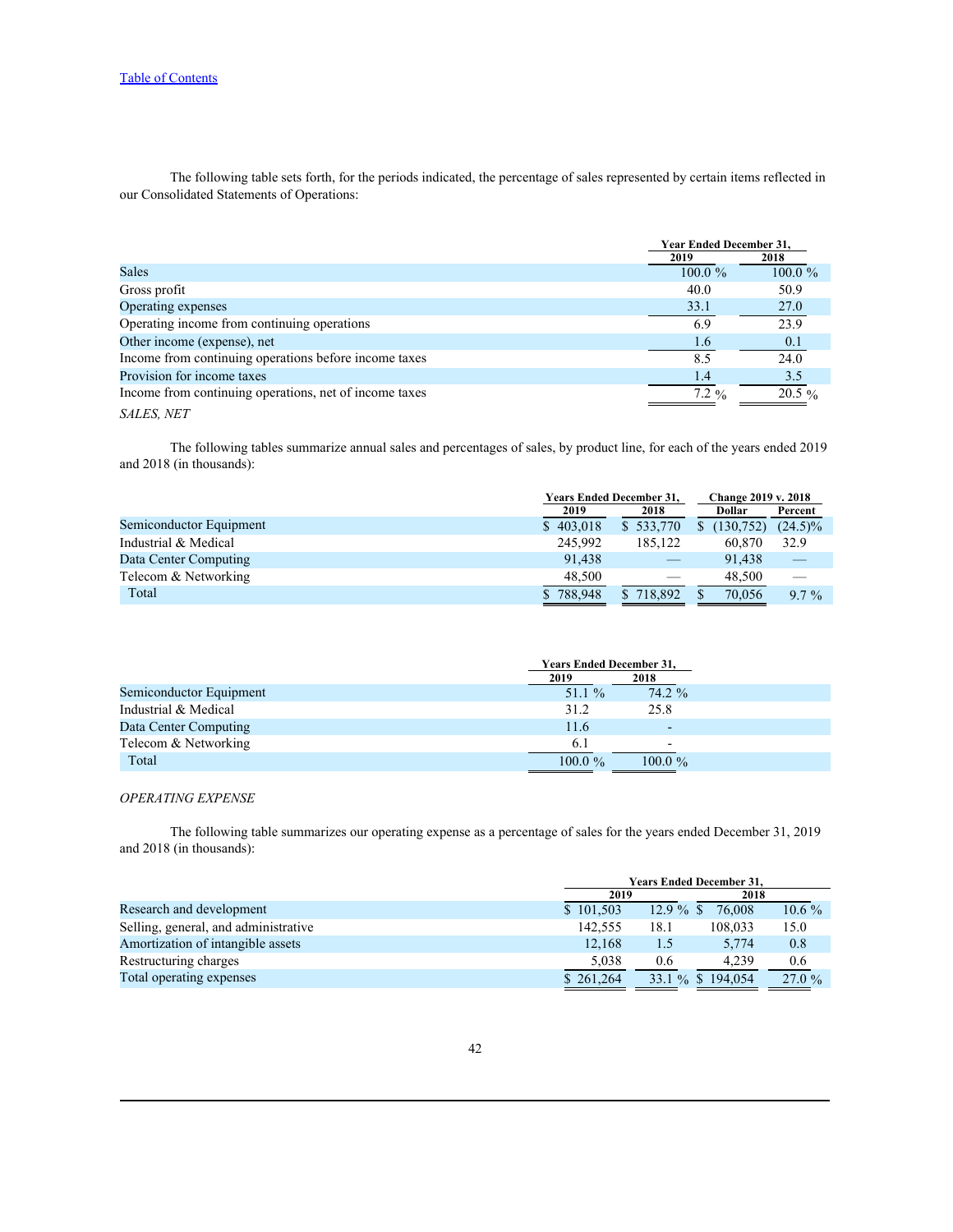The following table sets forth, for the periods indicated, the percentage of sales represented by certain items reflected in our Consolidated Statements of Operations:

| | Year Ended December 31, | |
|---|---|---|
| | 2019 | 2018 |
| Sales | 100.0 % | 100.0 % |
| Gross profit | 40.0 | 50.9 |
| Operating expenses | 33.1 | 27.0 |
| Operating income from continuing operations | 6.9 | 23.9 |
| Other income (expense), net | 1.6 | 0.1 |
| Income from continuing operations before income taxes | 8.5 | 24.0 |
| Provision for income taxes | 1.4 | 3.5 |
| Income from continuing operations, net of income taxes | 7.2 % | 20.5 % |

*SALES, NET*

The following tables summarize annual sales and percentages of sales, by product line, for each of the years ended 2019 and 2018 (in thousands):

| | Years Ended December 31, | | Change 2019 v. 2018 | |
|---|---|---|---|---|
| | 2019 | 2018 | Dollar | Percent |
| Semiconductor Equipment | $ 403,018 | $ 533,770 | $ (130,752) | (24.5)% |
| Industrial & Medical | 245,992 | 185,122 | 60,870 | 32.9 |
| Data Center Computing | 91,438 | — | 91,438 | — |
| Telecom & Networking | 48,500 | — | 48,500 | — |
| Total | $ 788,948 | $ 718,892 | $ 70,056 | 9.7 % |

| | Years Ended December 31, | |
|---|---|---|
| | 2019 | 2018 |
| Semiconductor Equipment | 51.1 % | 74.2 % |
| Industrial & Medical | 31.2 | 25.8 |
| Data Center Computing | 11.6 | - |
| Telecom & Networking | 6.1 | - |
| Total | 100.0 % | 100.0 % |

*OPERATING EXPENSE*

The following table summarizes our operating expense as a percentage of sales for the years ended December 31, 2019 and 2018 (in thousands):

| | Years Ended December 31, | | | |
|---|---|---|---|---|
| | 2019 | | 2018 | |
| Research and development | $ 101,503 | 12.9 % | $ 76,008 | 10.6 % |
| Selling, general, and administrative | 142,555 | 18.1 | 108,033 | 15.0 |
| Amortization of intangible assets | 12,168 | 1.5 | 5,774 | 0.8 |
| Restructuring charges | 5,038 | 0.6 | 4,239 | 0.6 |
| Total operating expenses | $ 261,264 | 33.1 % | $ 194,054 | 27.0 % |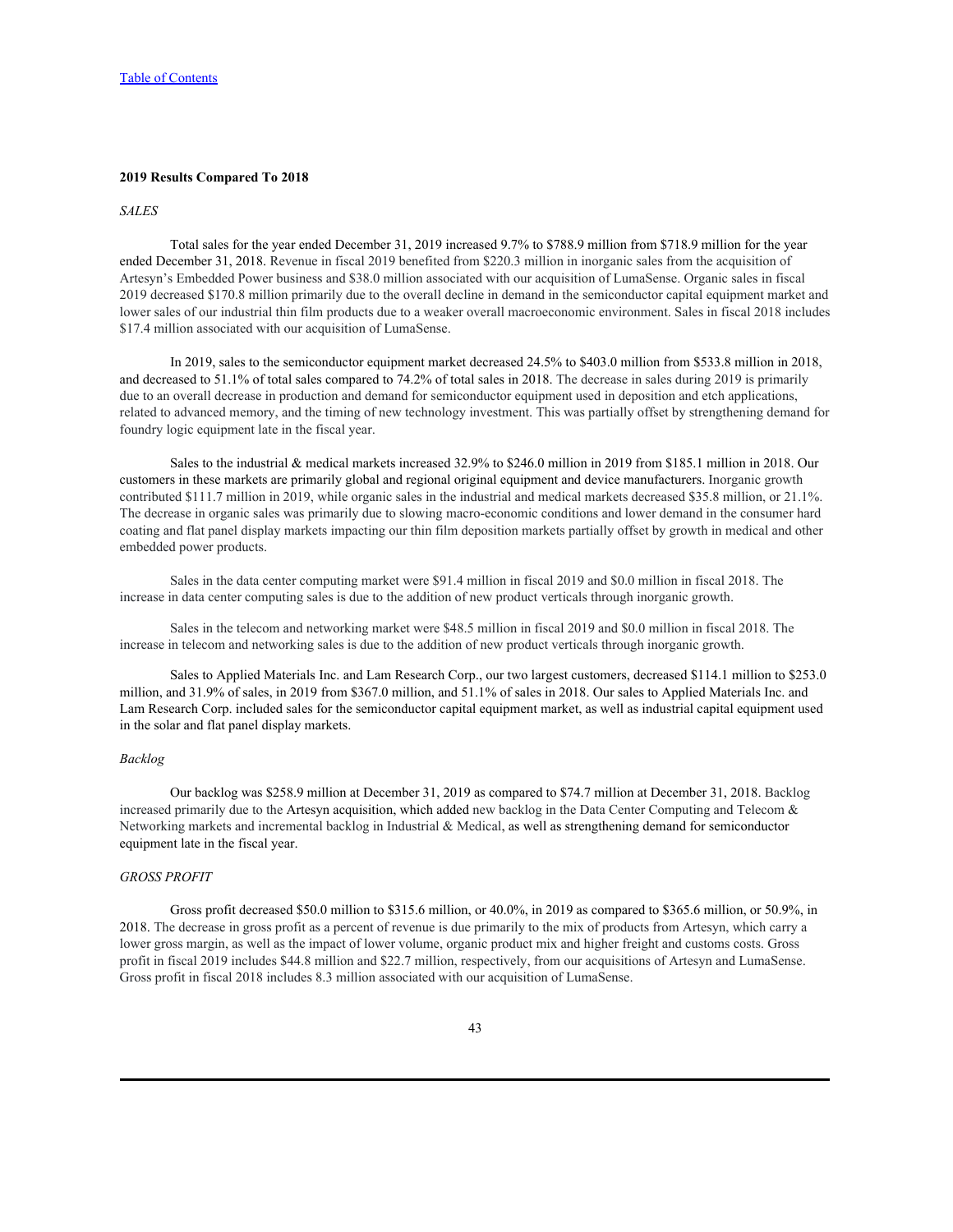**2019 Results Compared To 2018**

*SALES*

Total sales for the year ended December 31, 2019 increased 9.7% to $788.9 million from $718.9 million for the year ended December 31, 2018. Revenue in fiscal 2019 benefited from $220.3 million in inorganic sales from the acquisition of Artesyn's Embedded Power business and $38.0 million associated with our acquisition of LumaSense. Organic sales in fiscal 2019 decreased $170.8 million primarily due to the overall decline in demand in the semiconductor capital equipment market and lower sales of our industrial thin film products due to a weaker overall macroeconomic environment. Sales in fiscal 2018 includes $17.4 million associated with our acquisition of LumaSense.

In 2019, sales to the semiconductor equipment market decreased 24.5% to $403.0 million from $533.8 million in 2018, and decreased to 51.1% of total sales compared to 74.2% of total sales in 2018. The decrease in sales during 2019 is primarily due to an overall decrease in production and demand for semiconductor equipment used in deposition and etch applications, related to advanced memory, and the timing of new technology investment. This was partially offset by strengthening demand for foundry logic equipment late in the fiscal year.

Sales to the industrial & medical markets increased 32.9% to $246.0 million in 2019 from $185.1 million in 2018. Our customers in these markets are primarily global and regional original equipment and device manufacturers. Inorganic growth contributed $111.7 million in 2019, while organic sales in the industrial and medical markets decreased $35.8 million, or 21.1%. The decrease in organic sales was primarily due to slowing macro-economic conditions and lower demand in the consumer hard coating and flat panel display markets impacting our thin film deposition markets partially offset by growth in medical and other embedded power products.

Sales in the data center computing market were $91.4 million in fiscal 2019 and $0.0 million in fiscal 2018. The increase in data center computing sales is due to the addition of new product verticals through inorganic growth.

Sales in the telecom and networking market were $48.5 million in fiscal 2019 and $0.0 million in fiscal 2018. The increase in telecom and networking sales is due to the addition of new product verticals through inorganic growth.

Sales to Applied Materials Inc. and Lam Research Corp., our two largest customers, decreased $114.1 million to $253.0 million, and 31.9% of sales, in 2019 from $367.0 million, and 51.1% of sales in 2018. Our sales to Applied Materials Inc. and Lam Research Corp. included sales for the semiconductor capital equipment market, as well as industrial capital equipment used in the solar and flat panel display markets.

*Backlog*

Our backlog was $258.9 million at December 31, 2019 as compared to $74.7 million at December 31, 2018. Backlog increased primarily due to the Artesyn acquisition, which added new backlog in the Data Center Computing and Telecom & Networking markets and incremental backlog in Industrial & Medical, as well as strengthening demand for semiconductor equipment late in the fiscal year.

*GROSS PROFIT*

Gross profit decreased $50.0 million to $315.6 million, or 40.0%, in 2019 as compared to $365.6 million, or 50.9%, in 2018. The decrease in gross profit as a percent of revenue is due primarily to the mix of products from Artesyn, which carry a lower gross margin, as well as the impact of lower volume, organic product mix and higher freight and customs costs. Gross profit in fiscal 2019 includes $44.8 million and $22.7 million, respectively, from our acquisitions of Artesyn and LumaSense. Gross profit in fiscal 2018 includes 8.3 million associated with our acquisition of LumaSense.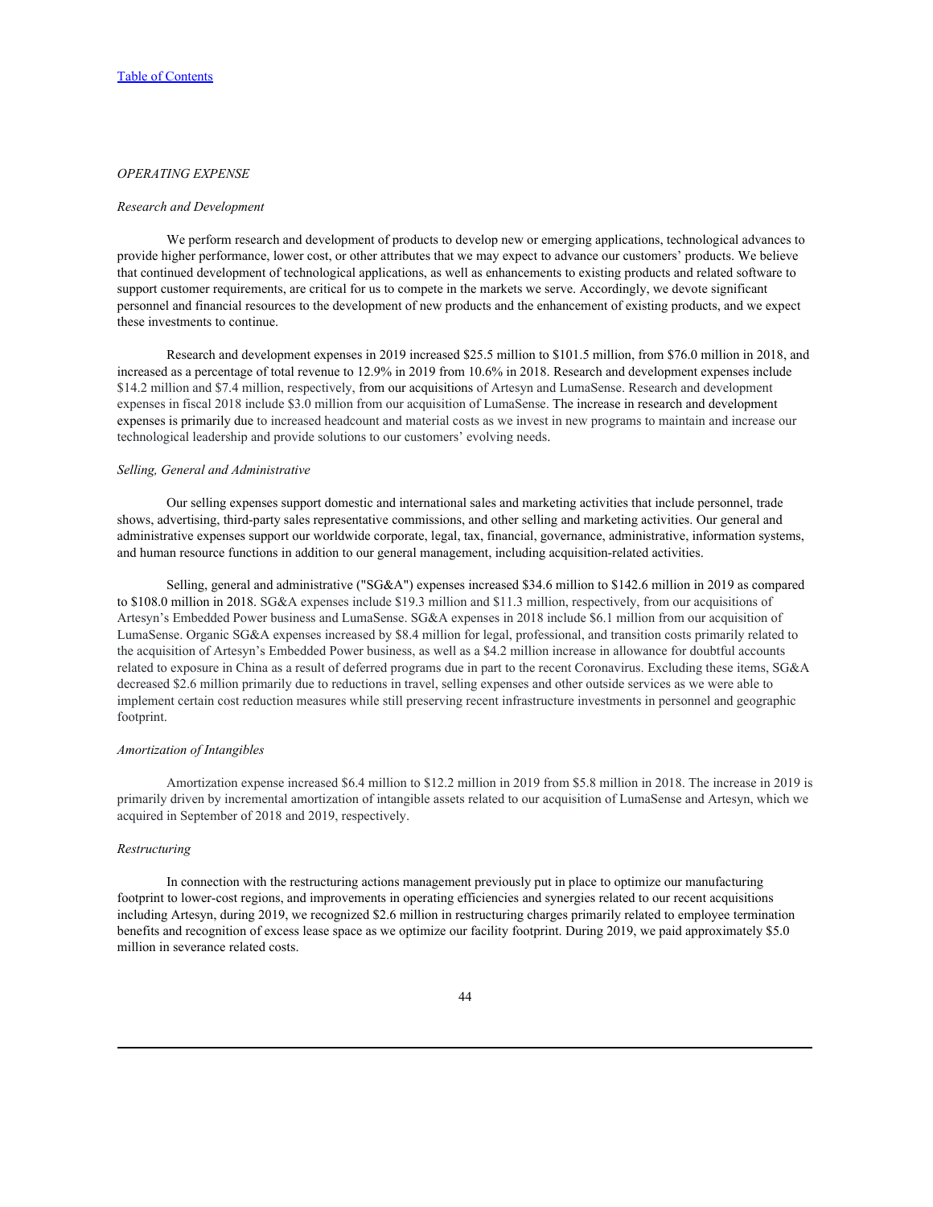[Table of Contents](#)

*OPERATING EXPENSE*

*Research and Development*

We perform research and development of products to develop new or emerging applications, technological advances to provide higher performance, lower cost, or other attributes that we may expect to advance our customers' products. We believe that continued development of technological applications, as well as enhancements to existing products and related software to support customer requirements, are critical for us to compete in the markets we serve. Accordingly, we devote significant personnel and financial resources to the development of new products and the enhancement of existing products, and we expect these investments to continue.

Research and development expenses in 2019 increased $25.5 million to $101.5 million, from $76.0 million in 2018, and increased as a percentage of total revenue to 12.9% in 2019 from 10.6% in 2018. Research and development expenses include $14.2 million and $7.4 million, respectively, from our acquisitions of Artesyn and LumaSense. Research and development expenses in fiscal 2018 include $3.0 million from our acquisition of LumaSense. The increase in research and development expenses is primarily due to increased headcount and material costs as we invest in new programs to maintain and increase our technological leadership and provide solutions to our customers' evolving needs.

*Selling, General and Administrative*

Our selling expenses support domestic and international sales and marketing activities that include personnel, trade shows, advertising, third-party sales representative commissions, and other selling and marketing activities. Our general and administrative expenses support our worldwide corporate, legal, tax, financial, governance, administrative, information systems, and human resource functions in addition to our general management, including acquisition-related activities.

Selling, general and administrative ("SG&A") expenses increased $34.6 million to $142.6 million in 2019 as compared to $108.0 million in 2018. SG&A expenses include $19.3 million and $11.3 million, respectively, from our acquisitions of Artesyn's Embedded Power business and LumaSense. SG&A expenses in 2018 include $6.1 million from our acquisition of LumaSense. Organic SG&A expenses increased by $8.4 million for legal, professional, and transition costs primarily related to the acquisition of Artesyn's Embedded Power business, as well as a $4.2 million increase in allowance for doubtful accounts related to exposure in China as a result of deferred programs due in part to the recent Coronavirus. Excluding these items, SG&A decreased $2.6 million primarily due to reductions in travel, selling expenses and other outside services as we were able to implement certain cost reduction measures while still preserving recent infrastructure investments in personnel and geographic footprint.

*Amortization of Intangibles*

Amortization expense increased $6.4 million to $12.2 million in 2019 from $5.8 million in 2018. The increase in 2019 is primarily driven by incremental amortization of intangible assets related to our acquisition of LumaSense and Artesyn, which we acquired in September of 2018 and 2019, respectively.

*Restructuring*

In connection with the restructuring actions management previously put in place to optimize our manufacturing footprint to lower-cost regions, and improvements in operating efficiencies and synergies related to our recent acquisitions including Artesyn, during 2019, we recognized $2.6 million in restructuring charges primarily related to employee termination benefits and recognition of excess lease space as we optimize our facility footprint. During 2019, we paid approximately $5.0 million in severance related costs.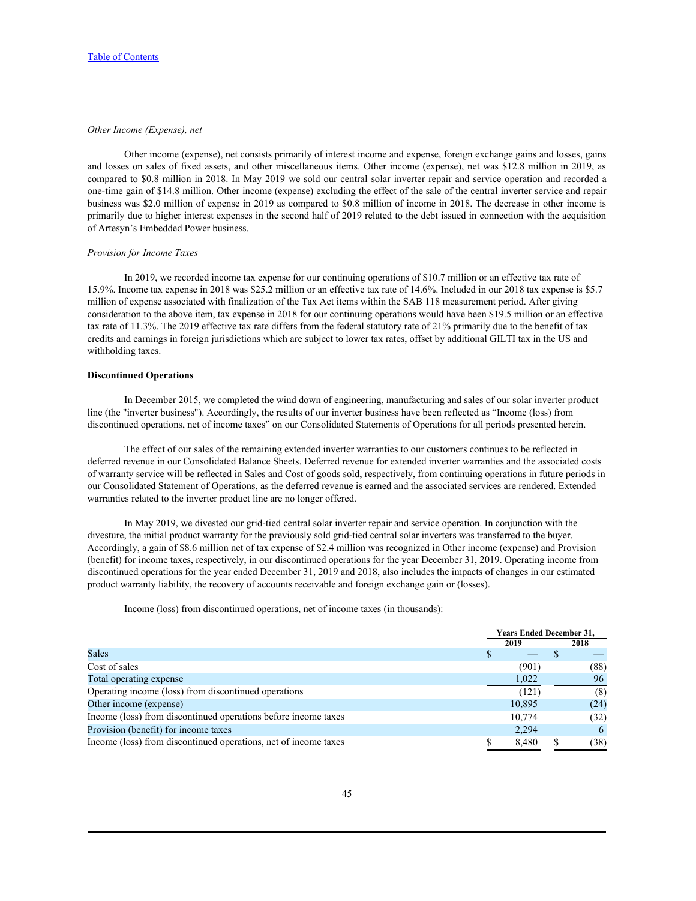*Other Income (Expense), net*

Other income (expense), net consists primarily of interest income and expense, foreign exchange gains and losses, gains and losses on sales of fixed assets, and other miscellaneous items. Other income (expense), net was $12.8 million in 2019, as compared to $0.8 million in 2018. In May 2019 we sold our central solar inverter repair and service operation and recorded a one-time gain of $14.8 million. Other income (expense) excluding the effect of the sale of the central inverter service and repair business was $2.0 million of expense in 2019 as compared to $0.8 million of income in 2018. The decrease in other income is primarily due to higher interest expenses in the second half of 2019 related to the debt issued in connection with the acquisition of Artesyn's Embedded Power business.

*Provision for Income Taxes*

In 2019, we recorded income tax expense for our continuing operations of $10.7 million or an effective tax rate of 15.9%. Income tax expense in 2018 was $25.2 million or an effective tax rate of 14.6%. Included in our 2018 tax expense is $5.7 million of expense associated with finalization of the Tax Act items within the SAB 118 measurement period. After giving consideration to the above item, tax expense in 2018 for our continuing operations would have been $19.5 million or an effective tax rate of 11.3%. The 2019 effective tax rate differs from the federal statutory rate of 21% primarily due to the benefit of tax credits and earnings in foreign jurisdictions which are subject to lower tax rates, offset by additional GILTI tax in the US and withholding taxes.

**Discontinued Operations**

In December 2015, we completed the wind down of engineering, manufacturing and sales of our solar inverter product line (the "inverter business"). Accordingly, the results of our inverter business have been reflected as "Income (loss) from discontinued operations, net of income taxes" on our Consolidated Statements of Operations for all periods presented herein.

The effect of our sales of the remaining extended inverter warranties to our customers continues to be reflected in deferred revenue in our Consolidated Balance Sheets. Deferred revenue for extended inverter warranties and the associated costs of warranty service will be reflected in Sales and Cost of goods sold, respectively, from continuing operations in future periods in our Consolidated Statement of Operations, as the deferred revenue is earned and the associated services are rendered. Extended warranties related to the inverter product line are no longer offered.

In May 2019, we divested our grid-tied central solar inverter repair and service operation. In conjunction with the divesture, the initial product warranty for the previously sold grid-tied central solar inverters was transferred to the buyer. Accordingly, a gain of $8.6 million net of tax expense of $2.4 million was recognized in Other income (expense) and Provision (benefit) for income taxes, respectively, in our discontinued operations for the year December 31, 2019. Operating income from discontinued operations for the year ended December 31, 2019 and 2018, also includes the impacts of changes in our estimated product warranty liability, the recovery of accounts receivable and foreign exchange gain or (losses).

Income (loss) from discontinued operations, net of income taxes (in thousands):

| | Years Ended December 31, | |
|---|---|---|
| | 2019 | 2018 |
| Sales | $ — | $ — |
| Cost of sales | (901) | (88) |
| Total operating expense | 1,022 | 96 |
| Operating income (loss) from discontinued operations | (121) | (8) |
| Other income (expense) | 10,895 | (24) |
| Income (loss) from discontinued operations before income taxes | 10,774 | (32) |
| Provision (benefit) for income taxes | 2,294 | 6 |
| Income (loss) from discontinued operations, net of income taxes | $ 8,480 | $ (38) |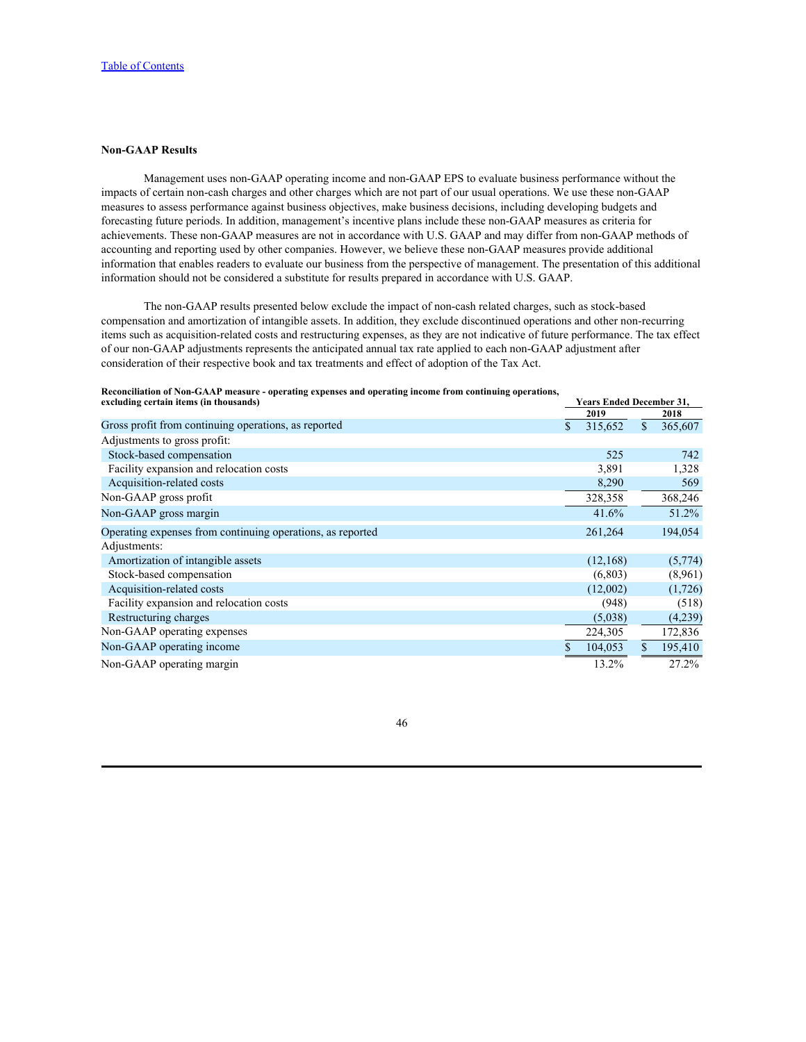**Non-GAAP Results**

Management uses non-GAAP operating income and non-GAAP EPS to evaluate business performance without the impacts of certain non-cash charges and other charges which are not part of our usual operations. We use these non-GAAP measures to assess performance against business objectives, make business decisions, including developing budgets and forecasting future periods. In addition, management's incentive plans include these non-GAAP measures as criteria for achievements. These non-GAAP measures are not in accordance with U.S. GAAP and may differ from non-GAAP methods of accounting and reporting used by other companies. However, we believe these non-GAAP measures provide additional information that enables readers to evaluate our business from the perspective of management. The presentation of this additional information should not be considered a substitute for results prepared in accordance with U.S. GAAP.

The non-GAAP results presented below exclude the impact of non-cash related charges, such as stock-based compensation and amortization of intangible assets. In addition, they exclude discontinued operations and other non-recurring items such as acquisition-related costs and restructuring expenses, as they are not indicative of future performance. The tax effect of our non-GAAP adjustments represents the anticipated annual tax rate applied to each non-GAAP adjustment after consideration of their respective book and tax treatments and effect of adoption of the Tax Act.

| **Reconciliation of Non-GAAP measure - operating expenses and operating income from continuing operations, excluding certain items (in thousands)** | **Years Ended December 31,** | |
|---|---|---|
| | **2019** | **2018** |
| Gross profit from continuing operations, as reported | $ 315,652 | $ 365,607 |
| Adjustments to gross profit: | | |
| Stock-based compensation | 525 | 742 |
| Facility expansion and relocation costs | 3,891 | 1,328 |
| Acquisition-related costs | 8,290 | 569 |
| Non-GAAP gross profit | 328,358 | 368,246 |
| Non-GAAP gross margin | 41.6% | 51.2% |
| Operating expenses from continuing operations, as reported | 261,264 | 194,054 |
| Adjustments: | | |
| Amortization of intangible assets | (12,168) | (5,774) |
| Stock-based compensation | (6,803) | (8,961) |
| Acquisition-related costs | (12,002) | (1,726) |
| Facility expansion and relocation costs | (948) | (518) |
| Restructuring charges | (5,038) | (4,239) |
| Non-GAAP operating expenses | 224,305 | 172,836 |
| Non-GAAP operating income | $ 104,053 | $ 195,410 |
| Non-GAAP operating margin | 13.2% | 27.2% |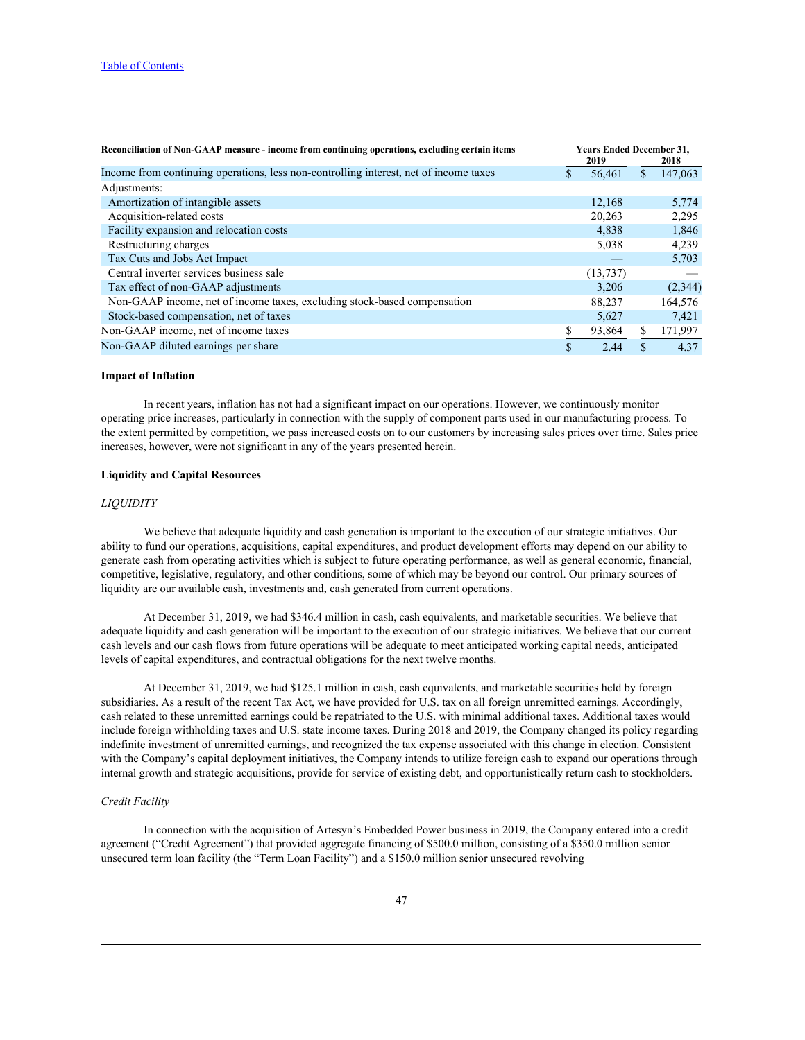[Table of Contents]

| Reconciliation of Non-GAAP measure - income from continuing operations, excluding certain items | Years Ended December 31, | |
|---|---|---|
| | 2019 | 2018 |
| Income from continuing operations, less non-controlling interest, net of income taxes | $ 56,461 | $ 147,063 |
| Adjustments: | | |
| Amortization of intangible assets | 12,168 | 5,774 |
| Acquisition-related costs | 20,263 | 2,295 |
| Facility expansion and relocation costs | 4,838 | 1,846 |
| Restructuring charges | 5,038 | 4,239 |
| Tax Cuts and Jobs Act Impact | — | 5,703 |
| Central inverter services business sale | (13,737) | — |
| Tax effect of non-GAAP adjustments | 3,206 | (2,344) |
| Non-GAAP income, net of income taxes, excluding stock-based compensation | 88,237 | 164,576 |
| Stock-based compensation, net of taxes | 5,627 | 7,421 |
| Non-GAAP income, net of income taxes | $ 93,864 | $ 171,997 |
| Non-GAAP diluted earnings per share | $ 2.44 | $ 4.37 |

**Impact of Inflation**

In recent years, inflation has not had a significant impact on our operations. However, we continuously monitor operating price increases, particularly in connection with the supply of component parts used in our manufacturing process. To the extent permitted by competition, we pass increased costs on to our customers by increasing sales prices over time. Sales price increases, however, were not significant in any of the years presented herein.

**Liquidity and Capital Resources**

*LIQUIDITY*

We believe that adequate liquidity and cash generation is important to the execution of our strategic initiatives. Our ability to fund our operations, acquisitions, capital expenditures, and product development efforts may depend on our ability to generate cash from operating activities which is subject to future operating performance, as well as general economic, financial, competitive, legislative, regulatory, and other conditions, some of which may be beyond our control. Our primary sources of liquidity are our available cash, investments and, cash generated from current operations.

At December 31, 2019, we had $346.4 million in cash, cash equivalents, and marketable securities. We believe that adequate liquidity and cash generation will be important to the execution of our strategic initiatives. We believe that our current cash levels and our cash flows from future operations will be adequate to meet anticipated working capital needs, anticipated levels of capital expenditures, and contractual obligations for the next twelve months.

At December 31, 2019, we had $125.1 million in cash, cash equivalents, and marketable securities held by foreign subsidiaries. As a result of the recent Tax Act, we have provided for U.S. tax on all foreign unremitted earnings. Accordingly, cash related to these unremitted earnings could be repatriated to the U.S. with minimal additional taxes. Additional taxes would include foreign withholding taxes and U.S. state income taxes. During 2018 and 2019, the Company changed its policy regarding indefinite investment of unremitted earnings, and recognized the tax expense associated with this change in election. Consistent with the Company's capital deployment initiatives, the Company intends to utilize foreign cash to expand our operations through internal growth and strategic acquisitions, provide for service of existing debt, and opportunistically return cash to stockholders.

*Credit Facility*

In connection with the acquisition of Artesyn's Embedded Power business in 2019, the Company entered into a credit agreement ("Credit Agreement") that provided aggregate financing of $500.0 million, consisting of a $350.0 million senior unsecured term loan facility (the "Term Loan Facility") and a $150.0 million senior unsecured revolving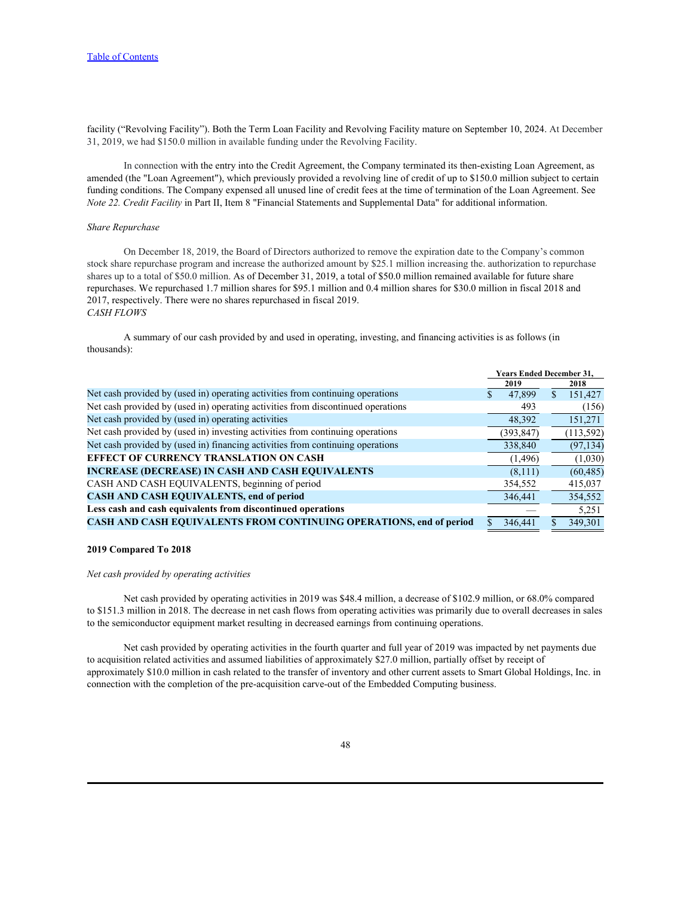facility ("Revolving Facility"). Both the Term Loan Facility and Revolving Facility mature on September 10, 2024. At December 31, 2019, we had $150.0 million in available funding under the Revolving Facility.

In connection with the entry into the Credit Agreement, the Company terminated its then-existing Loan Agreement, as amended (the "Loan Agreement"), which previously provided a revolving line of credit of up to $150.0 million subject to certain funding conditions. The Company expensed all unused line of credit fees at the time of termination of the Loan Agreement. See *Note 22. Credit Facility* in Part II, Item 8 "Financial Statements and Supplemental Data" for additional information.

*Share Repurchase*

On December 18, 2019, the Board of Directors authorized to remove the expiration date to the Company's common stock share repurchase program and increase the authorized amount by $25.1 million increasing the. authorization to repurchase shares up to a total of $50.0 million. As of December 31, 2019, a total of $50.0 million remained available for future share repurchases. We repurchased 1.7 million shares for $95.1 million and 0.4 million shares for $30.0 million in fiscal 2018 and 2017, respectively. There were no shares repurchased in fiscal 2019.

*CASH FLOWS*

A summary of our cash provided by and used in operating, investing, and financing activities is as follows (in thousands):

| | Years Ended December 31, | |
|---|---|---|
| | 2019 | 2018 |
| Net cash provided by (used in) operating activities from continuing operations | $ 47,899 | $ 151,427 |
| Net cash provided by (used in) operating activities from discontinued operations | 493 | (156) |
| Net cash provided by (used in) operating activities | 48,392 | 151,271 |
| Net cash provided by (used in) investing activities from continuing operations | (393,847) | (113,592) |
| Net cash provided by (used in) financing activities from continuing operations | 338,840 | (97,134) |
| **EFFECT OF CURRENCY TRANSLATION ON CASH** | (1,496) | (1,030) |
| **INCREASE (DECREASE) IN CASH AND CASH EQUIVALENTS** | (8,111) | (60,485) |
| CASH AND CASH EQUIVALENTS, beginning of period | 354,552 | 415,037 |
| **CASH AND CASH EQUIVALENTS, end of period** | 346,441 | 354,552 |
| **Less cash and cash equivalents from discontinued operations** | — | 5,251 |
| **CASH AND CASH EQUIVALENTS FROM CONTINUING OPERATIONS, end of period** | $ 346,441 | $ 349,301 |

**2019 Compared To 2018**

*Net cash provided by operating activities*

Net cash provided by operating activities in 2019 was $48.4 million, a decrease of $102.9 million, or 68.0% compared to $151.3 million in 2018. The decrease in net cash flows from operating activities was primarily due to overall decreases in sales to the semiconductor equipment market resulting in decreased earnings from continuing operations.

Net cash provided by operating activities in the fourth quarter and full year of 2019 was impacted by net payments due to acquisition related activities and assumed liabilities of approximately $27.0 million, partially offset by receipt of approximately $10.0 million in cash related to the transfer of inventory and other current assets to Smart Global Holdings, Inc. in connection with the completion of the pre-acquisition carve-out of the Embedded Computing business.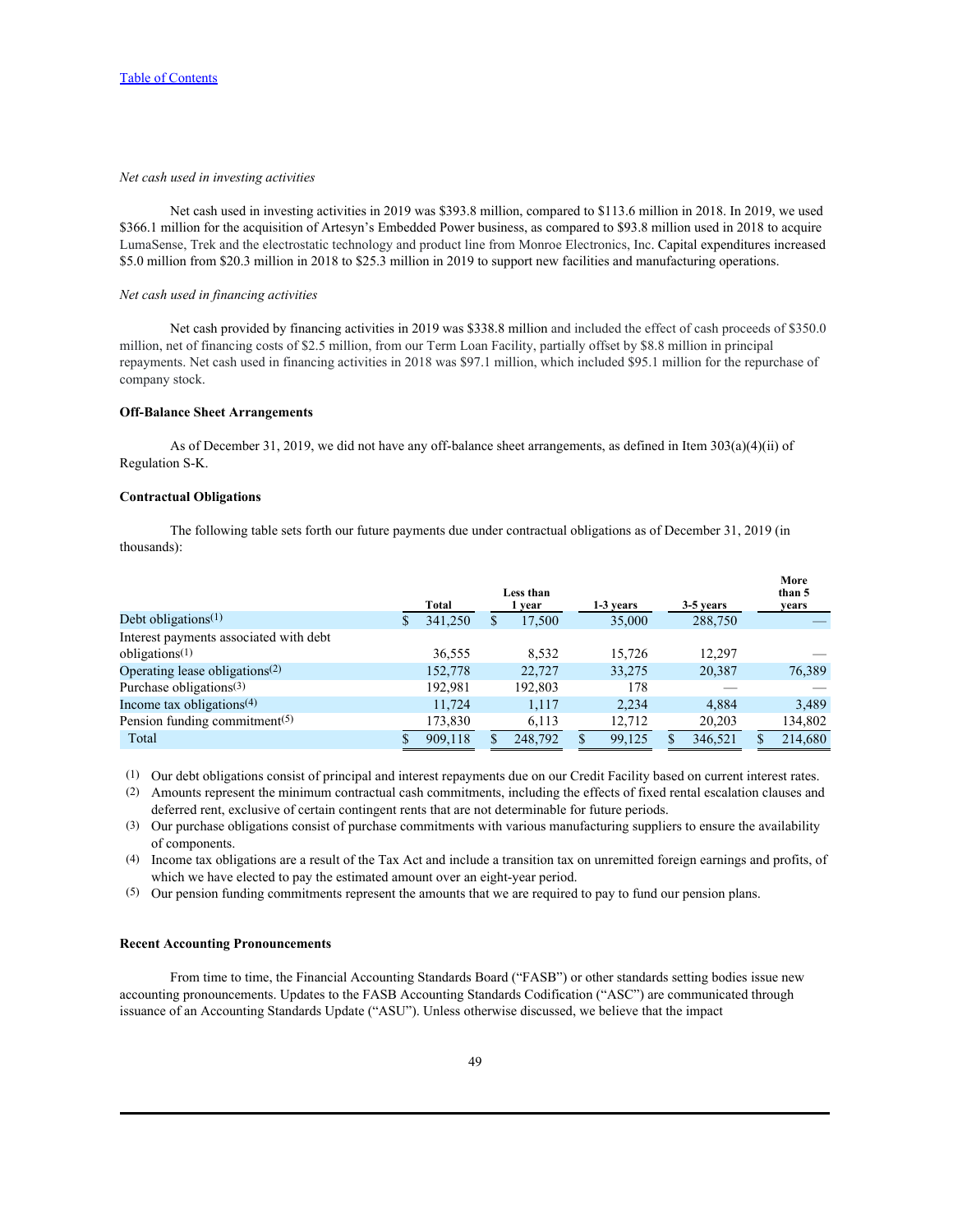[Table of Contents](#)

*Net cash used in investing activities*

Net cash used in investing activities in 2019 was $393.8 million, compared to $113.6 million in 2018. In 2019, we used $366.1 million for the acquisition of Artesyn's Embedded Power business, as compared to $93.8 million used in 2018 to acquire LumaSense, Trek and the electrostatic technology and product line from Monroe Electronics, Inc. Capital expenditures increased $5.0 million from $20.3 million in 2018 to $25.3 million in 2019 to support new facilities and manufacturing operations.

*Net cash used in financing activities*

Net cash provided by financing activities in 2019 was $338.8 million and included the effect of cash proceeds of $350.0 million, net of financing costs of $2.5 million, from our Term Loan Facility, partially offset by $8.8 million in principal repayments. Net cash used in financing activities in 2018 was $97.1 million, which included $95.1 million for the repurchase of company stock.

**Off-Balance Sheet Arrangements**

As of December 31, 2019, we did not have any off-balance sheet arrangements, as defined in Item 303(a)(4)(ii) of Regulation S-K.

**Contractual Obligations**

The following table sets forth our future payments due under contractual obligations as of December 31, 2019 (in thousands):

| | Total | Less than 1 year | 1-3 years | 3-5 years | More than 5 years |
|---|---|---|---|---|---|
| Debt obligations[1] | $ 341,250 | $ 17,500 | 35,000 | 288,750 | — |
| Interest payments associated with debt obligations[1] | 36,555 | 8,532 | 15,726 | 12,297 | — |
| Operating lease obligations[2] | 152,778 | 22,727 | 33,275 | 20,387 | 76,389 |
| Purchase obligations[3] | 192,981 | 192,803 | 178 | — | — |
| Income tax obligations[4] | 11,724 | 1,117 | 2,234 | 4,884 | 3,489 |
| Pension funding commitment[5] | 173,830 | 6,113 | 12,712 | 20,203 | 134,802 |
| Total | $ 909,118 | $ 248,792 | $ 99,125 | $ 346,521 | $ 214,680 |

(1) Our debt obligations consist of principal and interest repayments due on our Credit Facility based on current interest rates.

(2) Amounts represent the minimum contractual cash commitments, including the effects of fixed rental escalation clauses and deferred rent, exclusive of certain contingent rents that are not determinable for future periods.

(3) Our purchase obligations consist of purchase commitments with various manufacturing suppliers to ensure the availability of components.

(4) Income tax obligations are a result of the Tax Act and include a transition tax on unremitted foreign earnings and profits, of which we have elected to pay the estimated amount over an eight-year period.

(5) Our pension funding commitments represent the amounts that we are required to pay to fund our pension plans.

**Recent Accounting Pronouncements**

From time to time, the Financial Accounting Standards Board ("FASB") or other standards setting bodies issue new accounting pronouncements. Updates to the FASB Accounting Standards Codification ("ASC") are communicated through issuance of an Accounting Standards Update ("ASU"). Unless otherwise discussed, we believe that the impact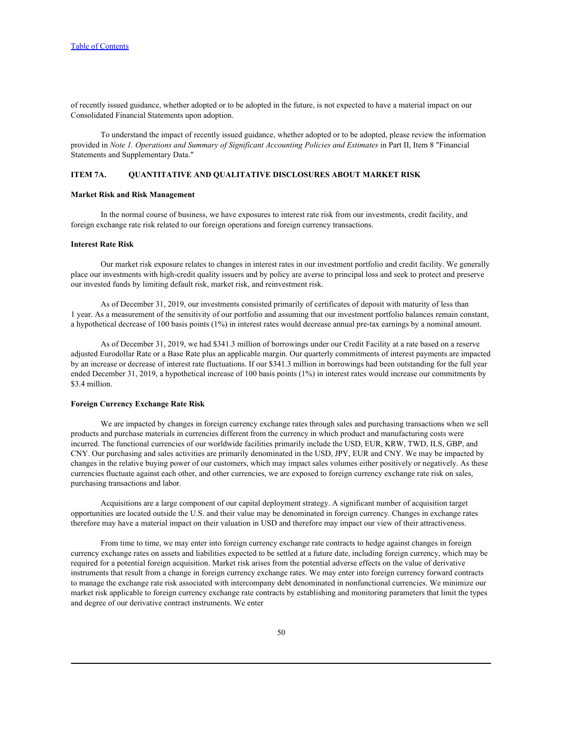of recently issued guidance, whether adopted or to be adopted in the future, is not expected to have a material impact on our Consolidated Financial Statements upon adoption.

To understand the impact of recently issued guidance, whether adopted or to be adopted, please review the information provided in *Note 1. Operations and Summary of Significant Accounting Policies and Estimates* in Part II, Item 8 "Financial Statements and Supplementary Data."

## ITEM 7A. QUANTITATIVE AND QUALITATIVE DISCLOSURES ABOUT MARKET RISK

### Market Risk and Risk Management

In the normal course of business, we have exposures to interest rate risk from our investments, credit facility, and foreign exchange rate risk related to our foreign operations and foreign currency transactions.

### Interest Rate Risk

Our market risk exposure relates to changes in interest rates in our investment portfolio and credit facility. We generally place our investments with high-credit quality issuers and by policy are averse to principal loss and seek to protect and preserve our invested funds by limiting default risk, market risk, and reinvestment risk.

As of December 31, 2019, our investments consisted primarily of certificates of deposit with maturity of less than 1 year. As a measurement of the sensitivity of our portfolio and assuming that our investment portfolio balances remain constant, a hypothetical decrease of 100 basis points (1%) in interest rates would decrease annual pre-tax earnings by a nominal amount.

As of December 31, 2019, we had $341.3 million of borrowings under our Credit Facility at a rate based on a reserve adjusted Eurodollar Rate or a Base Rate plus an applicable margin. Our quarterly commitments of interest payments are impacted by an increase or decrease of interest rate fluctuations. If our $341.3 million in borrowings had been outstanding for the full year ended December 31, 2019, a hypothetical increase of 100 basis points (1%) in interest rates would increase our commitments by $3.4 million.

### Foreign Currency Exchange Rate Risk

We are impacted by changes in foreign currency exchange rates through sales and purchasing transactions when we sell products and purchase materials in currencies different from the currency in which product and manufacturing costs were incurred. The functional currencies of our worldwide facilities primarily include the USD, EUR, KRW, TWD, ILS, GBP, and CNY. Our purchasing and sales activities are primarily denominated in the USD, JPY, EUR and CNY. We may be impacted by changes in the relative buying power of our customers, which may impact sales volumes either positively or negatively. As these currencies fluctuate against each other, and other currencies, we are exposed to foreign currency exchange rate risk on sales, purchasing transactions and labor.

Acquisitions are a large component of our capital deployment strategy. A significant number of acquisition target opportunities are located outside the U.S. and their value may be denominated in foreign currency. Changes in exchange rates therefore may have a material impact on their valuation in USD and therefore may impact our view of their attractiveness.

From time to time, we may enter into foreign currency exchange rate contracts to hedge against changes in foreign currency exchange rates on assets and liabilities expected to be settled at a future date, including foreign currency, which may be required for a potential foreign acquisition. Market risk arises from the potential adverse effects on the value of derivative instruments that result from a change in foreign currency exchange rates. We may enter into foreign currency forward contracts to manage the exchange rate risk associated with intercompany debt denominated in nonfunctional currencies. We minimize our market risk applicable to foreign currency exchange rate contracts by establishing and monitoring parameters that limit the types and degree of our derivative contract instruments. We enter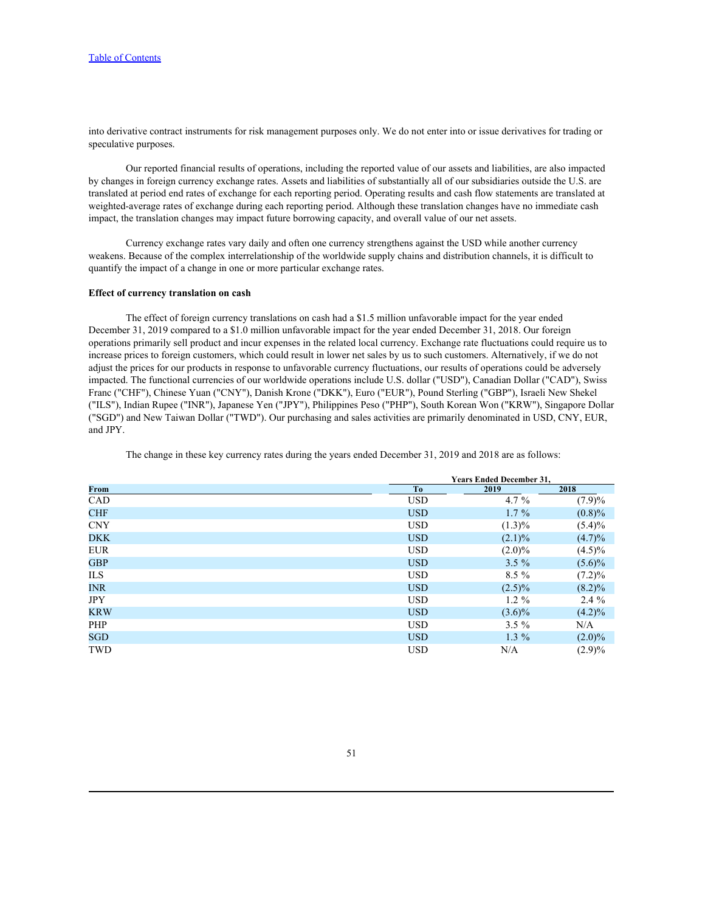into derivative contract instruments for risk management purposes only. We do not enter into or issue derivatives for trading or speculative purposes.

Our reported financial results of operations, including the reported value of our assets and liabilities, are also impacted by changes in foreign currency exchange rates. Assets and liabilities of substantially all of our subsidiaries outside the U.S. are translated at period end rates of exchange for each reporting period. Operating results and cash flow statements are translated at weighted-average rates of exchange during each reporting period. Although these translation changes have no immediate cash impact, the translation changes may impact future borrowing capacity, and overall value of our net assets.

Currency exchange rates vary daily and often one currency strengthens against the USD while another currency weakens. Because of the complex interrelationship of the worldwide supply chains and distribution channels, it is difficult to quantify the impact of a change in one or more particular exchange rates.

**Effect of currency translation on cash**

The effect of foreign currency translations on cash had a $1.5 million unfavorable impact for the year ended December 31, 2019 compared to a $1.0 million unfavorable impact for the year ended December 31, 2018. Our foreign operations primarily sell product and incur expenses in the related local currency. Exchange rate fluctuations could require us to increase prices to foreign customers, which could result in lower net sales by us to such customers. Alternatively, if we do not adjust the prices for our products in response to unfavorable currency fluctuations, our results of operations could be adversely impacted. The functional currencies of our worldwide operations include U.S. dollar ("USD"), Canadian Dollar ("CAD"), Swiss Franc ("CHF"), Chinese Yuan ("CNY"), Danish Krone ("DKK"), Euro ("EUR"), Pound Sterling ("GBP"), Israeli New Shekel ("ILS"), Indian Rupee ("INR"), Japanese Yen ("JPY"), Philippines Peso ("PHP"), South Korean Won ("KRW"), Singapore Dollar ("SGD") and New Taiwan Dollar ("TWD"). Our purchasing and sales activities are primarily denominated in USD, CNY, EUR, and JPY.

The change in these key currency rates during the years ended December 31, 2019 and 2018 are as follows:

| | | Years Ended December 31, | |
|---|---|---|---|
| **From** | **To** | **2019** | **2018** |
| CAD | USD | 4.7 % | (7.9)% |
| CHF | USD | 1.7 % | (0.8)% |
| CNY | USD | (1.3)% | (5.4)% |
| DKK | USD | (2.1)% | (4.7)% |
| EUR | USD | (2.0)% | (4.5)% |
| GBP | USD | 3.5 % | (5.6)% |
| ILS | USD | 8.5 % | (7.2)% |
| INR | USD | (2.5)% | (8.2)% |
| JPY | USD | 1.2 % | 2.4 % |
| KRW | USD | (3.6)% | (4.2)% |
| PHP | USD | 3.5 % | N/A |
| SGD | USD | 1.3 % | (2.0)% |
| TWD | USD | N/A | (2.9)% |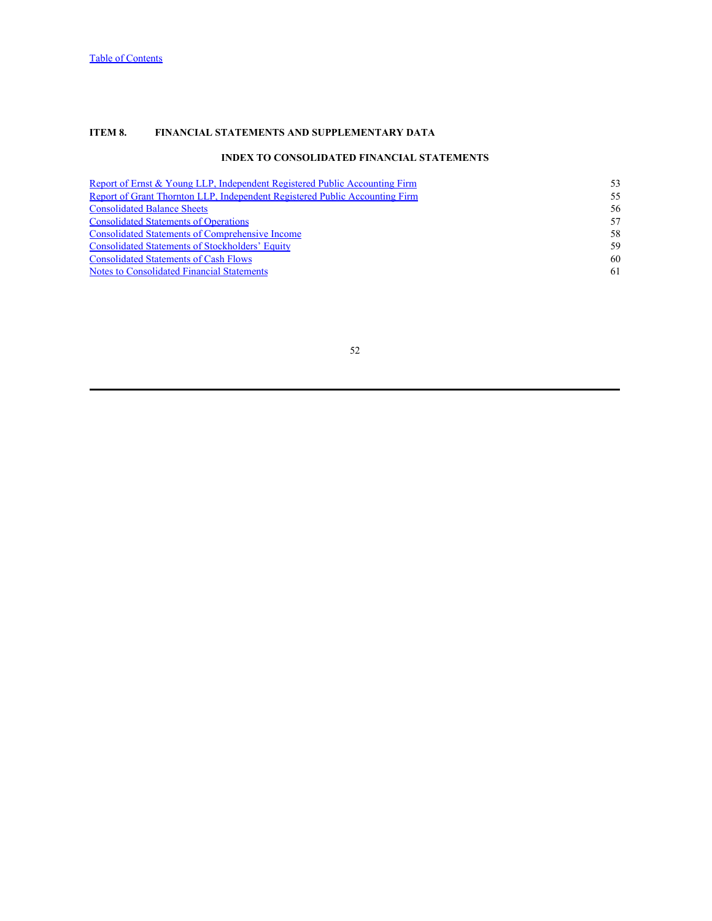## ITEM 8. FINANCIAL STATEMENTS AND SUPPLEMENTARY DATA

### INDEX TO CONSOLIDATED FINANCIAL STATEMENTS

| | |
|---|---|
| Report of Ernst & Young LLP, Independent Registered Public Accounting Firm | 53 |
| Report of Grant Thornton LLP, Independent Registered Public Accounting Firm | 55 |
| Consolidated Balance Sheets | 56 |
| Consolidated Statements of Operations | 57 |
| Consolidated Statements of Comprehensive Income | 58 |
| Consolidated Statements of Stockholders' Equity | 59 |
| Consolidated Statements of Cash Flows | 60 |
| Notes to Consolidated Financial Statements | 61 |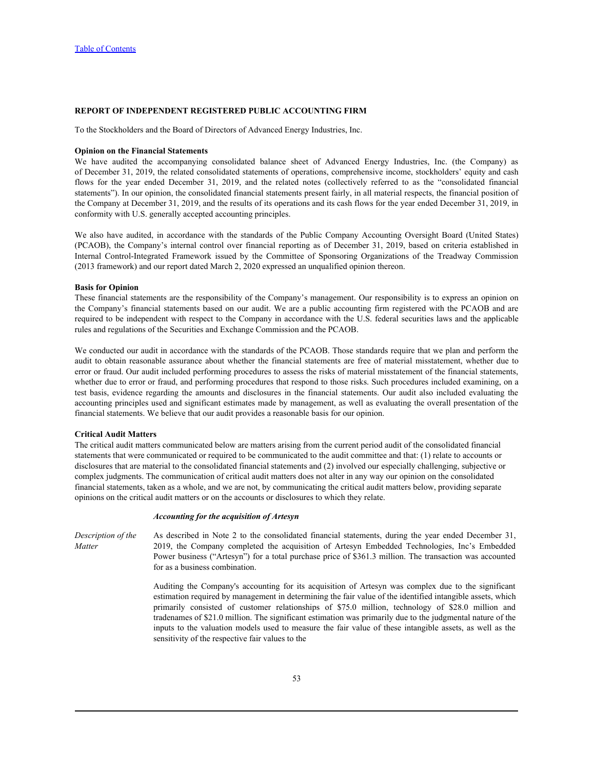## REPORT OF INDEPENDENT REGISTERED PUBLIC ACCOUNTING FIRM

To the Stockholders and the Board of Directors of Advanced Energy Industries, Inc.

**Opinion on the Financial Statements**

We have audited the accompanying consolidated balance sheet of Advanced Energy Industries, Inc. (the Company) as of December 31, 2019, the related consolidated statements of operations, comprehensive income, stockholders' equity and cash flows for the year ended December 31, 2019, and the related notes (collectively referred to as the "consolidated financial statements"). In our opinion, the consolidated financial statements present fairly, in all material respects, the financial position of the Company at December 31, 2019, and the results of its operations and its cash flows for the year ended December 31, 2019, in conformity with U.S. generally accepted accounting principles.

We also have audited, in accordance with the standards of the Public Company Accounting Oversight Board (United States) (PCAOB), the Company's internal control over financial reporting as of December 31, 2019, based on criteria established in Internal Control-Integrated Framework issued by the Committee of Sponsoring Organizations of the Treadway Commission (2013 framework) and our report dated March 2, 2020 expressed an unqualified opinion thereon.

**Basis for Opinion**

These financial statements are the responsibility of the Company's management. Our responsibility is to express an opinion on the Company's financial statements based on our audit. We are a public accounting firm registered with the PCAOB and are required to be independent with respect to the Company in accordance with the U.S. federal securities laws and the applicable rules and regulations of the Securities and Exchange Commission and the PCAOB.

We conducted our audit in accordance with the standards of the PCAOB. Those standards require that we plan and perform the audit to obtain reasonable assurance about whether the financial statements are free of material misstatement, whether due to error or fraud. Our audit included performing procedures to assess the risks of material misstatement of the financial statements, whether due to error or fraud, and performing procedures that respond to those risks. Such procedures included examining, on a test basis, evidence regarding the amounts and disclosures in the financial statements. Our audit also included evaluating the accounting principles used and significant estimates made by management, as well as evaluating the overall presentation of the financial statements. We believe that our audit provides a reasonable basis for our opinion.

**Critical Audit Matters**

The critical audit matters communicated below are matters arising from the current period audit of the consolidated financial statements that were communicated or required to be communicated to the audit committee and that: (1) relate to accounts or disclosures that are material to the consolidated financial statements and (2) involved our especially challenging, subjective or complex judgments. The communication of critical audit matters does not alter in any way our opinion on the consolidated financial statements, taken as a whole, and we are not, by communicating the critical audit matters below, providing separate opinions on the critical audit matters or on the accounts or disclosures to which they relate.

***Accounting for the acquisition of Artesyn***

*Description of the Matter*

As described in Note 2 to the consolidated financial statements, during the year ended December 31, 2019, the Company completed the acquisition of Artesyn Embedded Technologies, Inc's Embedded Power business ("Artesyn") for a total purchase price of $361.3 million. The transaction was accounted for as a business combination.

Auditing the Company's accounting for its acquisition of Artesyn was complex due to the significant estimation required by management in determining the fair value of the identified intangible assets, which primarily consisted of customer relationships of $75.0 million, technology of $28.0 million and tradenames of $21.0 million. The significant estimation was primarily due to the judgmental nature of the inputs to the valuation models used to measure the fair value of these intangible assets, as well as the sensitivity of the respective fair values to the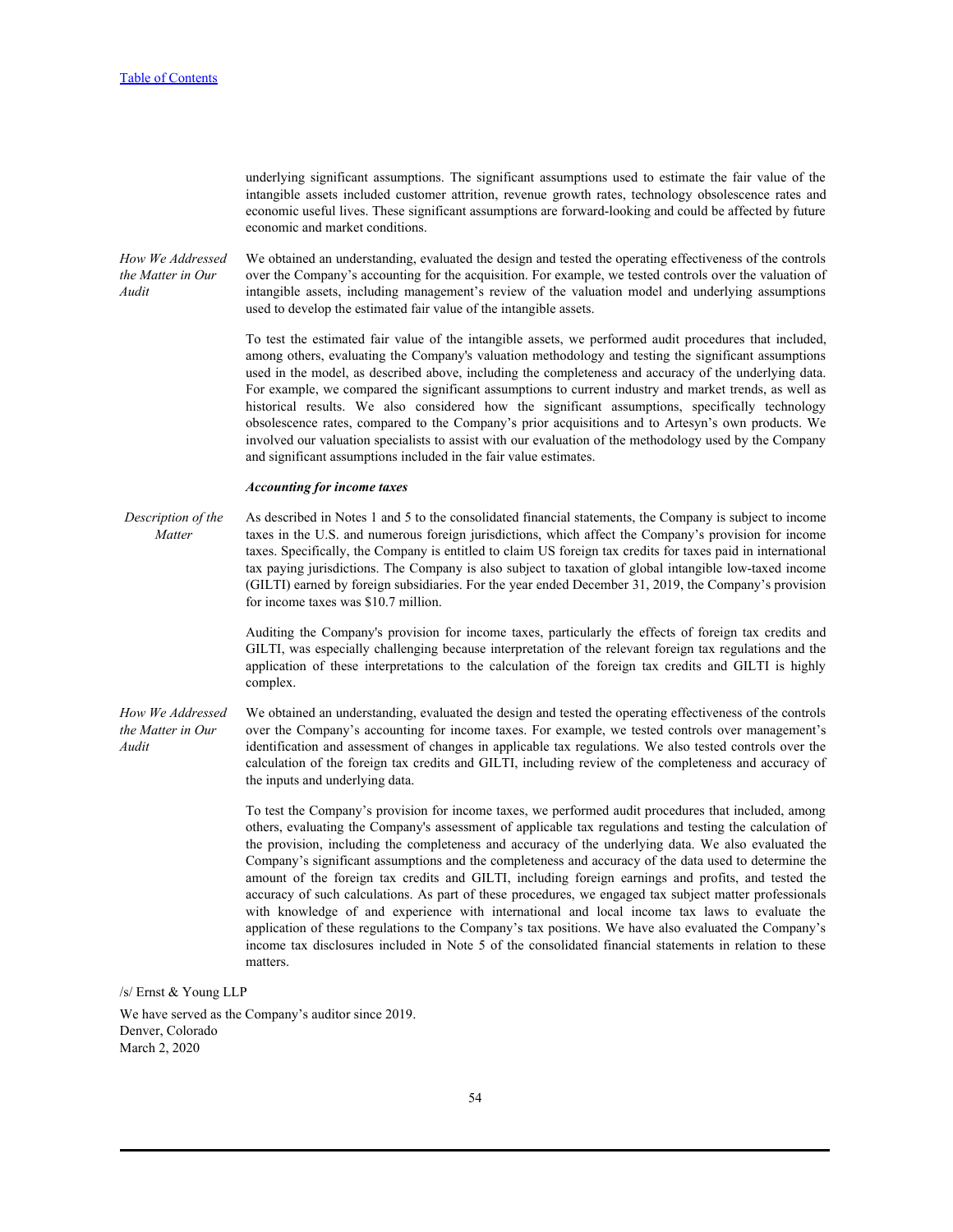underlying significant assumptions. The significant assumptions used to estimate the fair value of the intangible assets included customer attrition, revenue growth rates, technology obsolescence rates and economic useful lives. These significant assumptions are forward-looking and could be affected by future economic and market conditions.

| | |
|---|---|
| *How We Addressed the Matter in Our Audit* | We obtained an understanding, evaluated the design and tested the operating effectiveness of the controls over the Company's accounting for the acquisition. For example, we tested controls over the valuation of intangible assets, including management's review of the valuation model and underlying assumptions used to develop the estimated fair value of the intangible assets.<br><br>To test the estimated fair value of the intangible assets, we performed audit procedures that included, among others, evaluating the Company's valuation methodology and testing the significant assumptions used in the model, as described above, including the completeness and accuracy of the underlying data. For example, we compared the significant assumptions to current industry and market trends, as well as historical results. We also considered how the significant assumptions, specifically technology obsolescence rates, compared to the Company's prior acquisitions and to Artesyn's own products. We involved our valuation specialists to assist with our evaluation of the methodology used by the Company and significant assumptions included in the fair value estimates. |
| | ***Accounting for income taxes*** |
| *Description of the Matter* | As described in Notes 1 and 5 to the consolidated financial statements, the Company is subject to income taxes in the U.S. and numerous foreign jurisdictions, which affect the Company's provision for income taxes. Specifically, the Company is entitled to claim US foreign tax credits for taxes paid in international tax paying jurisdictions. The Company is also subject to taxation of global intangible low-taxed income (GILTI) earned by foreign subsidiaries. For the year ended December 31, 2019, the Company's provision for income taxes was $10.7 million.<br><br>Auditing the Company's provision for income taxes, particularly the effects of foreign tax credits and GILTI, was especially challenging because interpretation of the relevant foreign tax regulations and the application of these interpretations to the calculation of the foreign tax credits and GILTI is highly complex. |
| *How We Addressed the Matter in Our Audit* | We obtained an understanding, evaluated the design and tested the operating effectiveness of the controls over the Company's accounting for income taxes. For example, we tested controls over management's identification and assessment of changes in applicable tax regulations. We also tested controls over the calculation of the foreign tax credits and GILTI, including review of the completeness and accuracy of the inputs and underlying data.<br><br>To test the Company's provision for income taxes, we performed audit procedures that included, among others, evaluating the Company's assessment of applicable tax regulations and testing the calculation of the provision, including the completeness and accuracy of the underlying data. We also evaluated the Company's significant assumptions and the completeness and accuracy of the data used to determine the amount of the foreign tax credits and GILTI, including foreign earnings and profits, and tested the accuracy of such calculations. As part of these procedures, we engaged tax subject matter professionals with knowledge of and experience with international and local income tax laws to evaluate the application of these regulations to the Company's tax positions. We have also evaluated the Company's income tax disclosures included in Note 5 of the consolidated financial statements in relation to these matters. |

/s/ Ernst & Young LLP

We have served as the Company's auditor since 2019.
Denver, Colorado
March 2, 2020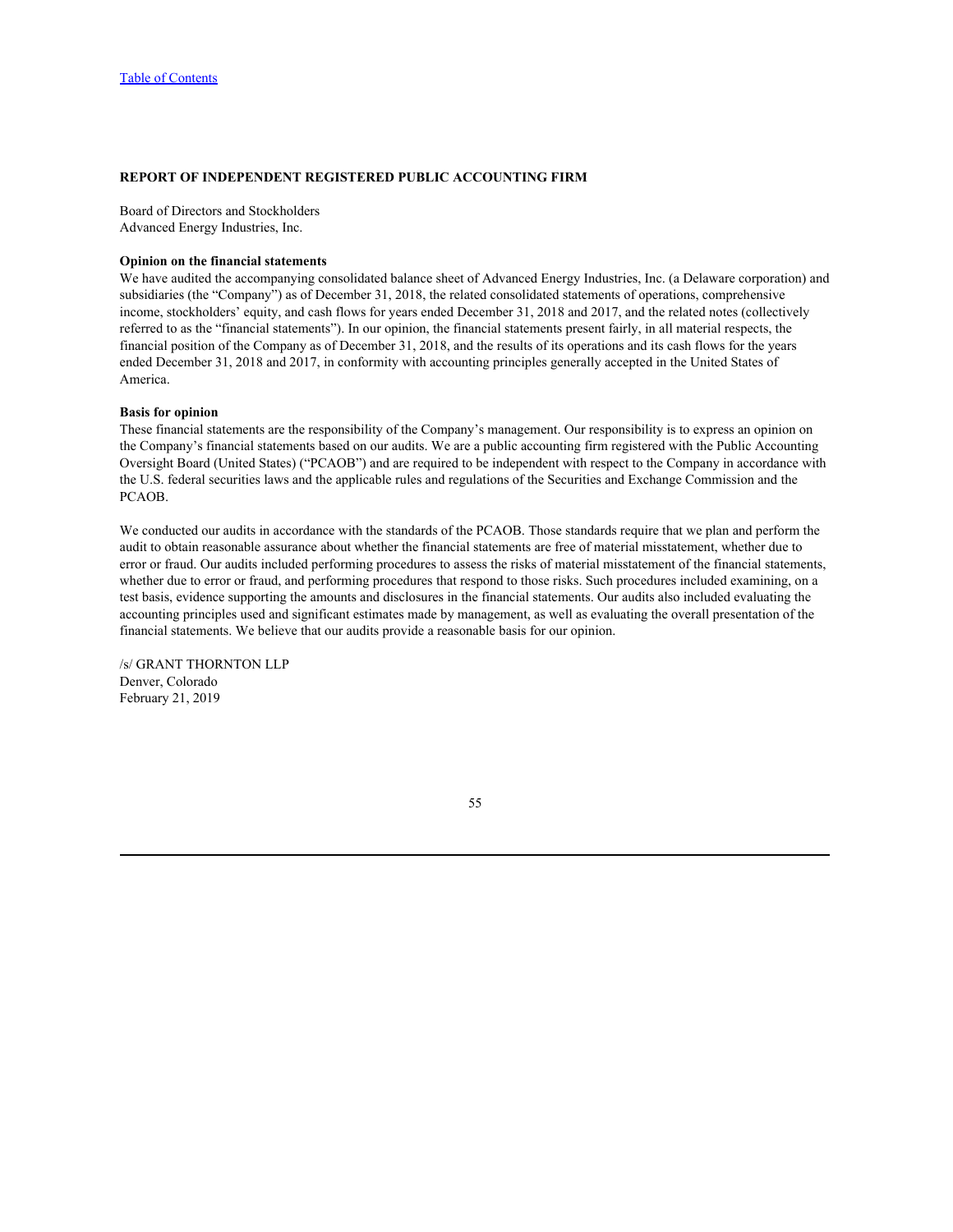[Table of Contents](#)

## REPORT OF INDEPENDENT REGISTERED PUBLIC ACCOUNTING FIRM

Board of Directors and Stockholders
Advanced Energy Industries, Inc.

**Opinion on the financial statements**

We have audited the accompanying consolidated balance sheet of Advanced Energy Industries, Inc. (a Delaware corporation) and subsidiaries (the "Company") as of December 31, 2018, the related consolidated statements of operations, comprehensive income, stockholders' equity, and cash flows for years ended December 31, 2018 and 2017, and the related notes (collectively referred to as the "financial statements"). In our opinion, the financial statements present fairly, in all material respects, the financial position of the Company as of December 31, 2018, and the results of its operations and its cash flows for the years ended December 31, 2018 and 2017, in conformity with accounting principles generally accepted in the United States of America.

**Basis for opinion**

These financial statements are the responsibility of the Company's management. Our responsibility is to express an opinion on the Company's financial statements based on our audits. We are a public accounting firm registered with the Public Accounting Oversight Board (United States) ("PCAOB") and are required to be independent with respect to the Company in accordance with the U.S. federal securities laws and the applicable rules and regulations of the Securities and Exchange Commission and the PCAOB.

We conducted our audits in accordance with the standards of the PCAOB. Those standards require that we plan and perform the audit to obtain reasonable assurance about whether the financial statements are free of material misstatement, whether due to error or fraud. Our audits included performing procedures to assess the risks of material misstatement of the financial statements, whether due to error or fraud, and performing procedures that respond to those risks. Such procedures included examining, on a test basis, evidence supporting the amounts and disclosures in the financial statements. Our audits also included evaluating the accounting principles used and significant estimates made by management, as well as evaluating the overall presentation of the financial statements. We believe that our audits provide a reasonable basis for our opinion.

/s/ GRANT THORNTON LLP
Denver, Colorado
February 21, 2019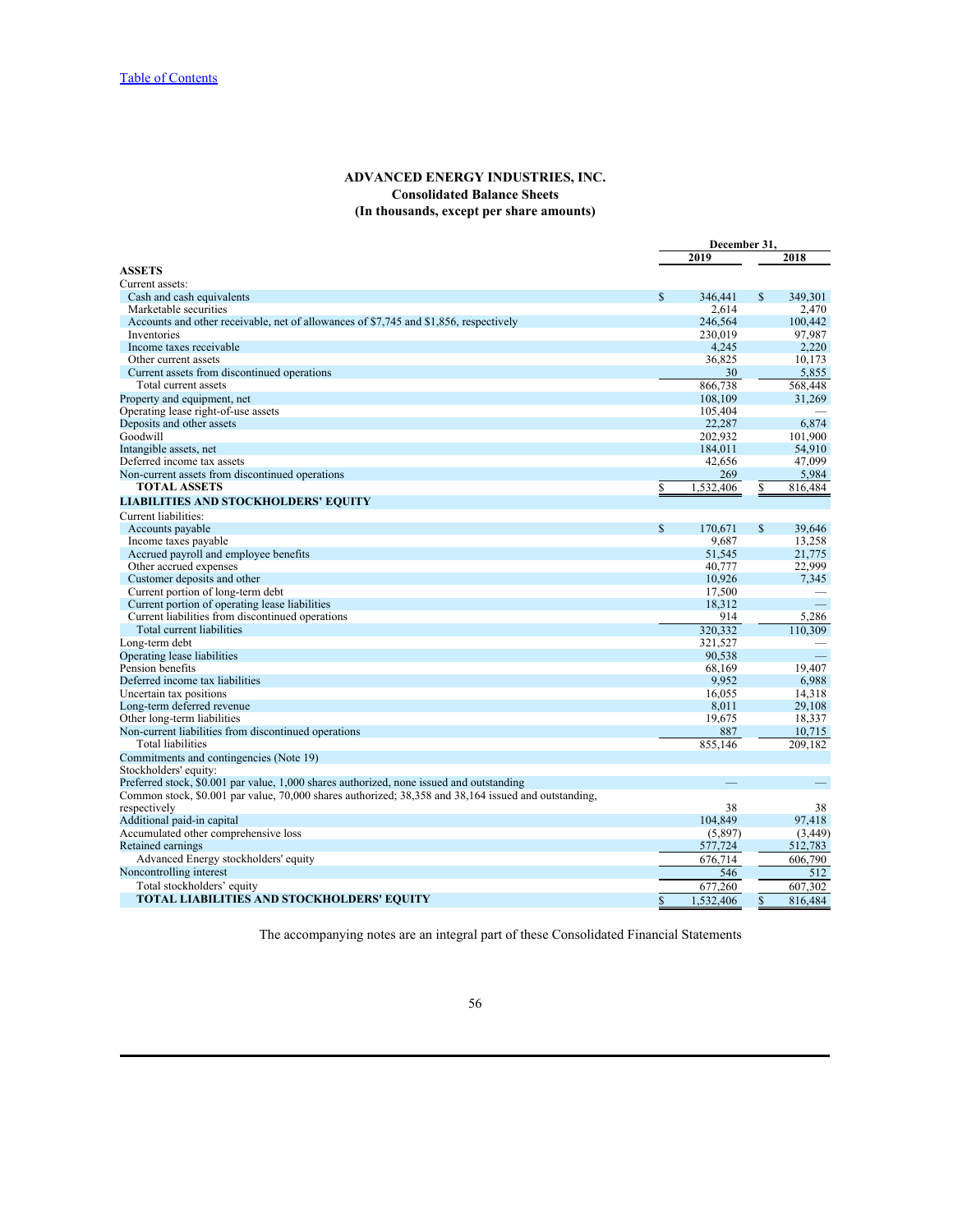[Table of Contents](#)

**ADVANCED ENERGY INDUSTRIES, INC.**
**Consolidated Balance Sheets**
**(In thousands, except per share amounts)**

| | December 31, | |
|---|---|---|
| | 2019 | 2018 |
| **ASSETS** | | |
| Current assets: | | |
| Cash and cash equivalents | $ 346,441 | $ 349,301 |
| Marketable securities | 2,614 | 2,470 |
| Accounts and other receivable, net of allowances of $7,745 and $1,856, respectively | 246,564 | 100,442 |
| Inventories | 230,019 | 97,987 |
| Income taxes receivable | 4,245 | 2,220 |
| Other current assets | 36,825 | 10,173 |
| Current assets from discontinued operations | 30 | 5,855 |
| Total current assets | 866,738 | 568,448 |
| Property and equipment, net | 108,109 | 31,269 |
| Operating lease right-of-use assets | 105,404 | — |
| Deposits and other assets | 22,287 | 6,874 |
| Goodwill | 202,932 | 101,900 |
| Intangible assets, net | 184,011 | 54,910 |
| Deferred income tax assets | 42,656 | 47,099 |
| Non-current assets from discontinued operations | 269 | 5,984 |
| **TOTAL ASSETS** | $ 1,532,406 | $ 816,484 |
| **LIABILITIES AND STOCKHOLDERS' EQUITY** | | |
| Current liabilities: | | |
| Accounts payable | $ 170,671 | $ 39,646 |
| Income taxes payable | 9,687 | 13,258 |
| Accrued payroll and employee benefits | 51,545 | 21,775 |
| Other accrued expenses | 40,777 | 22,999 |
| Customer deposits and other | 10,926 | 7,345 |
| Current portion of long-term debt | 17,500 | — |
| Current portion of operating lease liabilities | 18,312 | — |
| Current liabilities from discontinued operations | 914 | 5,286 |
| Total current liabilities | 320,332 | 110,309 |
| Long-term debt | 321,527 | — |
| Operating lease liabilities | 90,538 | — |
| Pension benefits | 68,169 | 19,407 |
| Deferred income tax liabilities | 9,952 | 6,988 |
| Uncertain tax positions | 16,055 | 14,318 |
| Long-term deferred revenue | 8,011 | 29,108 |
| Other long-term liabilities | 19,675 | 18,337 |
| Non-current liabilities from discontinued operations | 887 | 10,715 |
| Total liabilities | 855,146 | 209,182 |
| Commitments and contingencies (Note 19) | | |
| Stockholders' equity: | | |
| Preferred stock, $0.001 par value, 1,000 shares authorized, none issued and outstanding | — | — |
| Common stock, $0.001 par value, 70,000 shares authorized; 38,358 and 38,164 issued and outstanding, respectively | 38 | 38 |
| Additional paid-in capital | 104,849 | 97,418 |
| Accumulated other comprehensive loss | (5,897) | (3,449) |
| Retained earnings | 577,724 | 512,783 |
| Advanced Energy stockholders' equity | 676,714 | 606,790 |
| Noncontrolling interest | 546 | 512 |
| Total stockholders' equity | 677,260 | 607,302 |
| **TOTAL LIABILITIES AND STOCKHOLDERS' EQUITY** | $ 1,532,406 | $ 816,484 |

The accompanying notes are an integral part of these Consolidated Financial Statements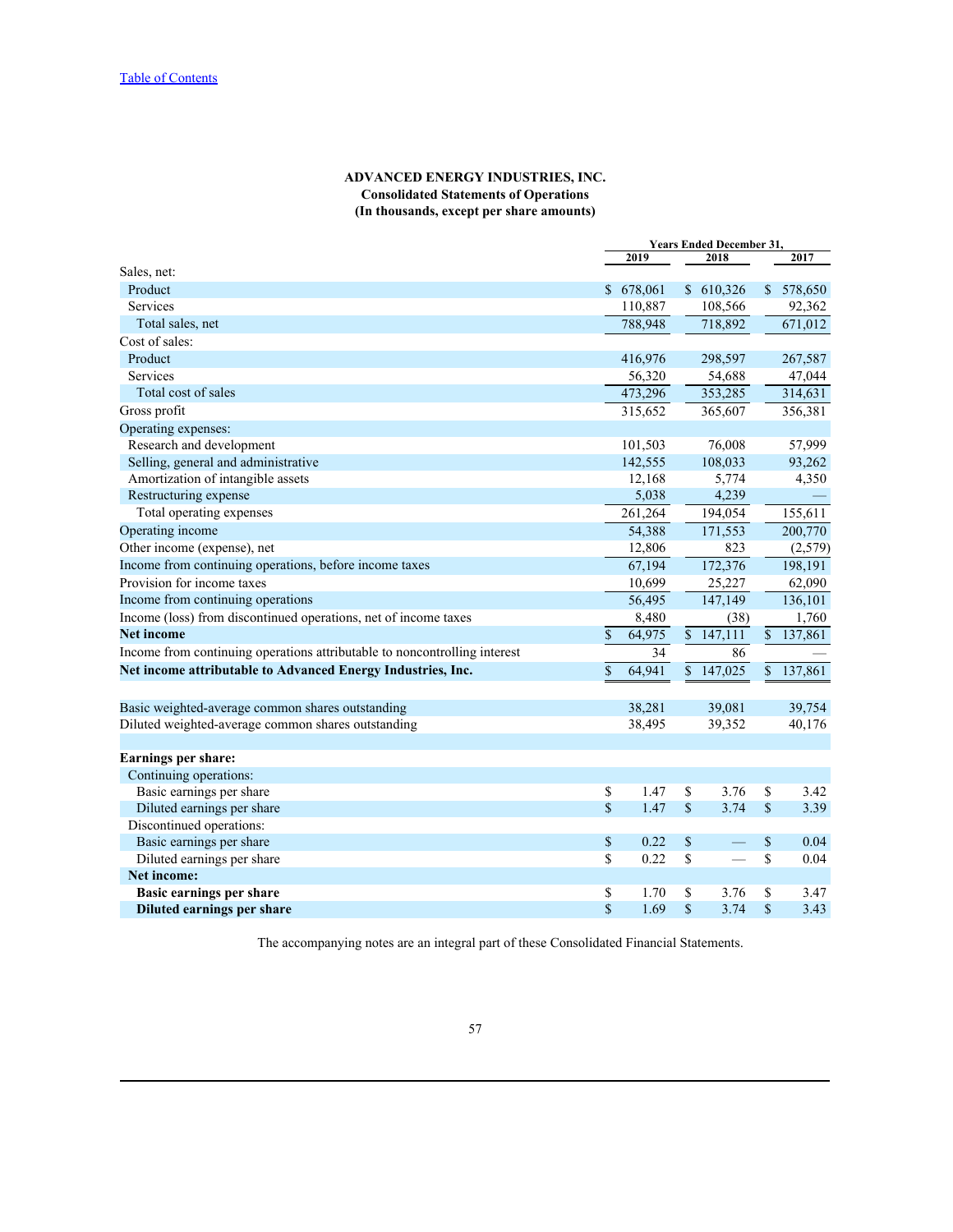[Table of Contents](#)

**ADVANCED ENERGY INDUSTRIES, INC.**
**Consolidated Statements of Operations**
**(In thousands, except per share amounts)**

| | Years Ended December 31, | | |
|---|---|---|---|
| | 2019 | 2018 | 2017 |
| Sales, net: | | | |
| Product | $ 678,061 | $ 610,326 | $ 578,650 |
| Services | 110,887 | 108,566 | 92,362 |
| Total sales, net | 788,948 | 718,892 | 671,012 |
| Cost of sales: | | | |
| Product | 416,976 | 298,597 | 267,587 |
| Services | 56,320 | 54,688 | 47,044 |
| Total cost of sales | 473,296 | 353,285 | 314,631 |
| Gross profit | 315,652 | 365,607 | 356,381 |
| Operating expenses: | | | |
| Research and development | 101,503 | 76,008 | 57,999 |
| Selling, general and administrative | 142,555 | 108,033 | 93,262 |
| Amortization of intangible assets | 12,168 | 5,774 | 4,350 |
| Restructuring expense | 5,038 | 4,239 | — |
| Total operating expenses | 261,264 | 194,054 | 155,611 |
| Operating income | 54,388 | 171,553 | 200,770 |
| Other income (expense), net | 12,806 | 823 | (2,579) |
| Income from continuing operations, before income taxes | 67,194 | 172,376 | 198,191 |
| Provision for income taxes | 10,699 | 25,227 | 62,090 |
| Income from continuing operations | 56,495 | 147,149 | 136,101 |
| Income (loss) from discontinued operations, net of income taxes | 8,480 | (38) | 1,760 |
| **Net income** | $ 64,975 | $ 147,111 | $ 137,861 |
| Income from continuing operations attributable to noncontrolling interest | 34 | 86 | — |
| **Net income attributable to Advanced Energy Industries, Inc.** | $ 64,941 | $ 147,025 | $ 137,861 |
| | | | |
| Basic weighted-average common shares outstanding | 38,281 | 39,081 | 39,754 |
| Diluted weighted-average common shares outstanding | 38,495 | 39,352 | 40,176 |
| | | | |
| **Earnings per share:** | | | |
| Continuing operations: | | | |
| Basic earnings per share | $ 1.47 | $ 3.76 | $ 3.42 |
| Diluted earnings per share | $ 1.47 | $ 3.74 | $ 3.39 |
| Discontinued operations: | | | |
| Basic earnings per share | $ 0.22 | $ — | $ 0.04 |
| Diluted earnings per share | $ 0.22 | $ — | $ 0.04 |
| **Net income:** | | | |
| **Basic earnings per share** | $ 1.70 | $ 3.76 | $ 3.47 |
| **Diluted earnings per share** | $ 1.69 | $ 3.74 | $ 3.43 |

The accompanying notes are an integral part of these Consolidated Financial Statements.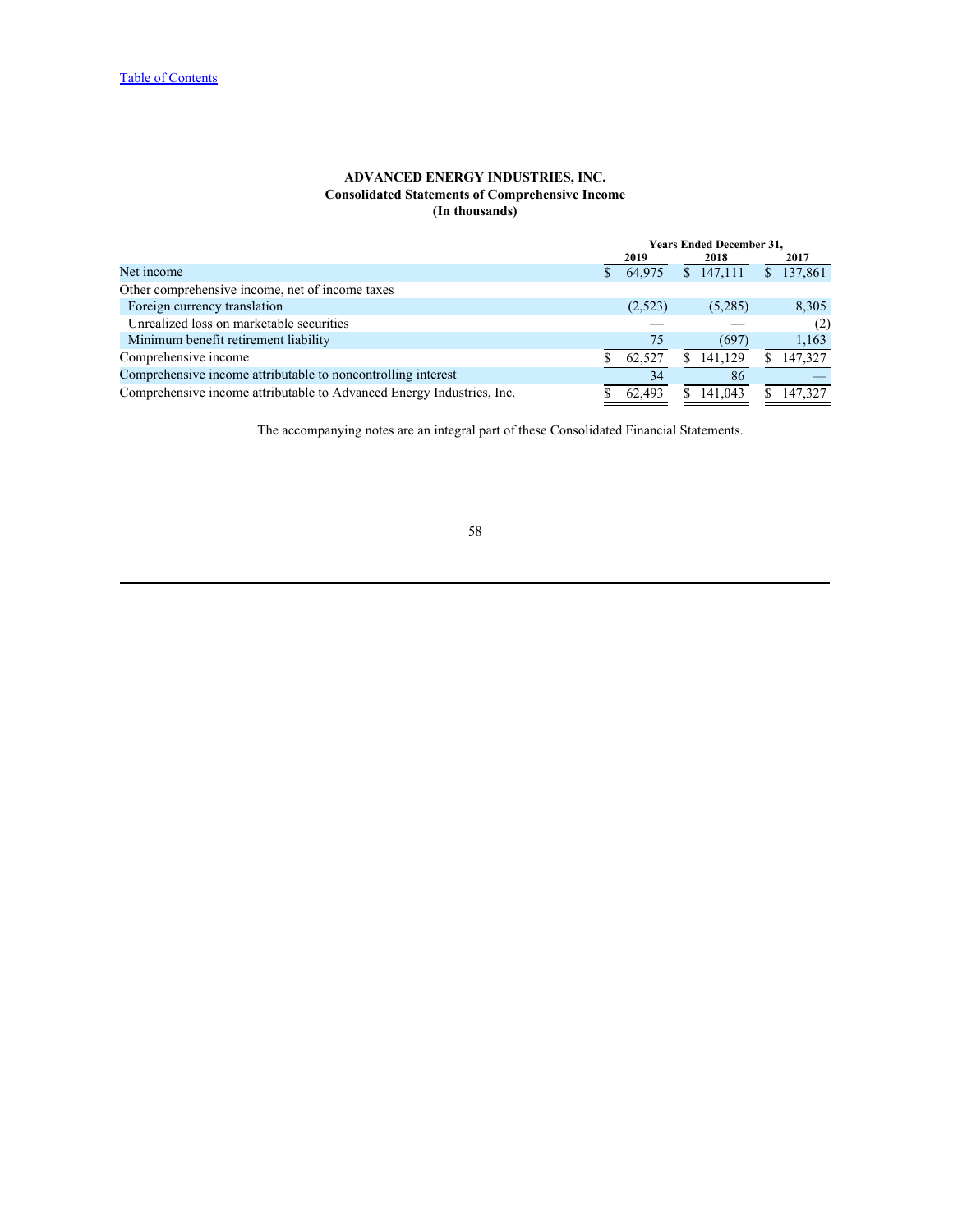# ADVANCED ENERGY INDUSTRIES, INC.
## Consolidated Statements of Comprehensive Income
### (In thousands)

| | Years Ended December 31, | | |
|---|---|---|---|
| | 2019 | 2018 | 2017 |
| Net income | $ 64,975 | $ 147,111 | $ 137,861 |
| Other comprehensive income, net of income taxes | | | |
| Foreign currency translation | (2,523) | (5,285) | 8,305 |
| Unrealized loss on marketable securities | — | — | (2) |
| Minimum benefit retirement liability | 75 | (697) | 1,163 |
| Comprehensive income | $ 62,527 | $ 141,129 | $ 147,327 |
| Comprehensive income attributable to noncontrolling interest | 34 | 86 | — |
| Comprehensive income attributable to Advanced Energy Industries, Inc. | $ 62,493 | $ 141,043 | $ 147,327 |

The accompanying notes are an integral part of these Consolidated Financial Statements.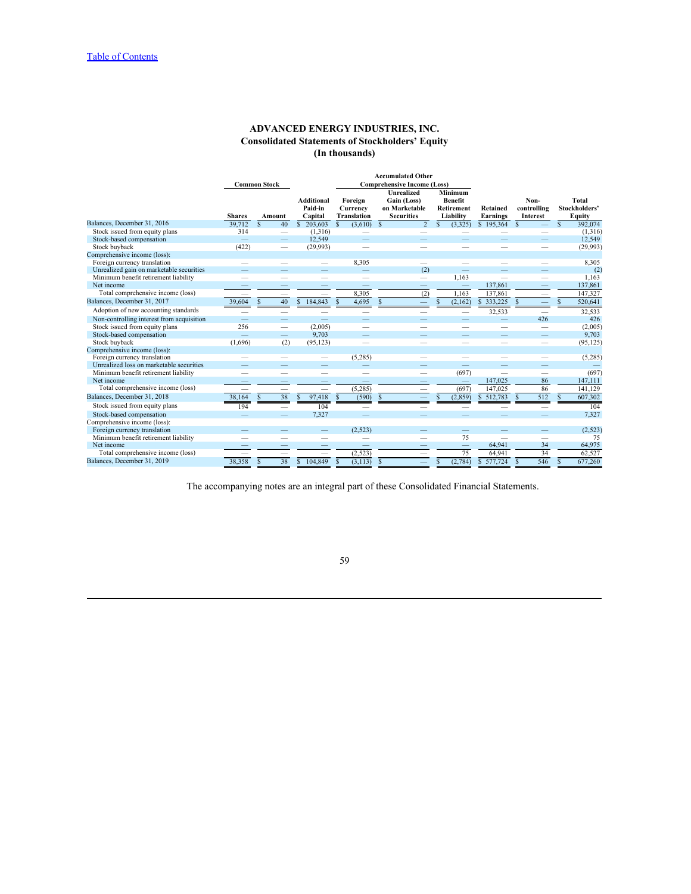[Table of Contents](#)

# ADVANCED ENERGY INDUSTRIES, INC.
## Consolidated Statements of Stockholders' Equity
### (In thousands)

| | Common Stock | | | Accumulated Other Comprehensive Income (Loss) | | | | | |
|---|---|---|---|---|---|---|---|---|---|
| | Shares | Amount | Additional Paid-in Capital | Foreign Currency Translation | Unrealized Gain (Loss) on Marketable Securities | Minimum Benefit Retirement Liability | Retained Earnings | Non-controlling Interest | Total Stockholders' Equity |
| Balances, December 31, 2016 | 39,712 | $ 40 | $ 203,603 | $ (3,610) | $ 2 | $ (3,325) | $ 195,364 | $ — | $ 392,074 |
| Stock issued from equity plans | 314 | — | (1,316) | — | — | — | — | — | (1,316) |
| Stock-based compensation | — | — | 12,549 | — | — | — | — | — | 12,549 |
| Stock buyback | (422) | — | (29,993) | — | — | — | — | — | (29,993) |
| Comprehensive income (loss): | | | | | | | | | |
| Foreign currency translation | — | — | — | 8,305 | — | — | — | — | 8,305 |
| Unrealized gain on marketable securities | — | — | — | — | (2) | — | — | — | (2) |
| Minimum benefit retirement liability | — | — | — | — | — | 1,163 | — | — | 1,163 |
| Net income | — | — | — | — | — | — | 137,861 | — | 137,861 |
| Total comprehensive income (loss) | — | — | — | 8,305 | (2) | 1,163 | 137,861 | — | 147,327 |
| Balances, December 31, 2017 | 39,604 | $ 40 | $ 184,843 | $ 4,695 | $ — | $ (2,162) | $ 333,225 | $ — | $ 520,641 |
| Adoption of new accounting standards | — | — | — | — | — | — | 32,533 | — | 32,533 |
| Non-controlling interest from acquisition | — | — | — | — | — | — | — | 426 | 426 |
| Stock issued from equity plans | 256 | — | (2,005) | — | — | — | — | — | (2,005) |
| Stock-based compensation | — | — | 9,703 | — | — | — | — | — | 9,703 |
| Stock buyback | (1,696) | (2) | (95,123) | — | — | — | — | — | (95,125) |
| Comprehensive income (loss): | | | | | | | | | |
| Foreign currency translation | — | — | — | (5,285) | — | — | — | — | (5,285) |
| Unrealized loss on marketable securities | — | — | — | — | — | — | — | — | — |
| Minimum benefit retirement liability | — | — | — | — | — | (697) | — | — | (697) |
| Net income | — | — | — | — | — | — | 147,025 | 86 | 147,111 |
| Total comprehensive income (loss) | — | — | — | (5,285) | — | (697) | 147,025 | 86 | 141,129 |
| Balances, December 31, 2018 | 38,164 | $ 38 | $ 97,418 | $ (590) | $ — | $ (2,859) | $ 512,783 | $ 512 | $ 607,302 |
| Stock issued from equity plans | 194 | — | 104 | — | — | — | — | — | 104 |
| Stock-based compensation | — | — | 7,327 | — | — | — | — | — | 7,327 |
| Comprehensive income (loss): | | | | | | | | | |
| Foreign currency translation | — | — | — | (2,523) | — | — | — | — | (2,523) |
| Minimum benefit retirement liability | — | — | — | — | — | 75 | — | — | 75 |
| Net income | — | — | — | — | — | — | 64,941 | 34 | 64,975 |
| Total comprehensive income (loss) | — | — | — | (2,523) | — | 75 | 64,941 | 34 | 62,527 |
| Balances, December 31, 2019 | 38,358 | $ 38 | $ 104,849 | $ (3,113) | $ — | $ (2,784) | $ 577,724 | $ 546 | $ 677,260 |

The accompanying notes are an integral part of these Consolidated Financial Statements.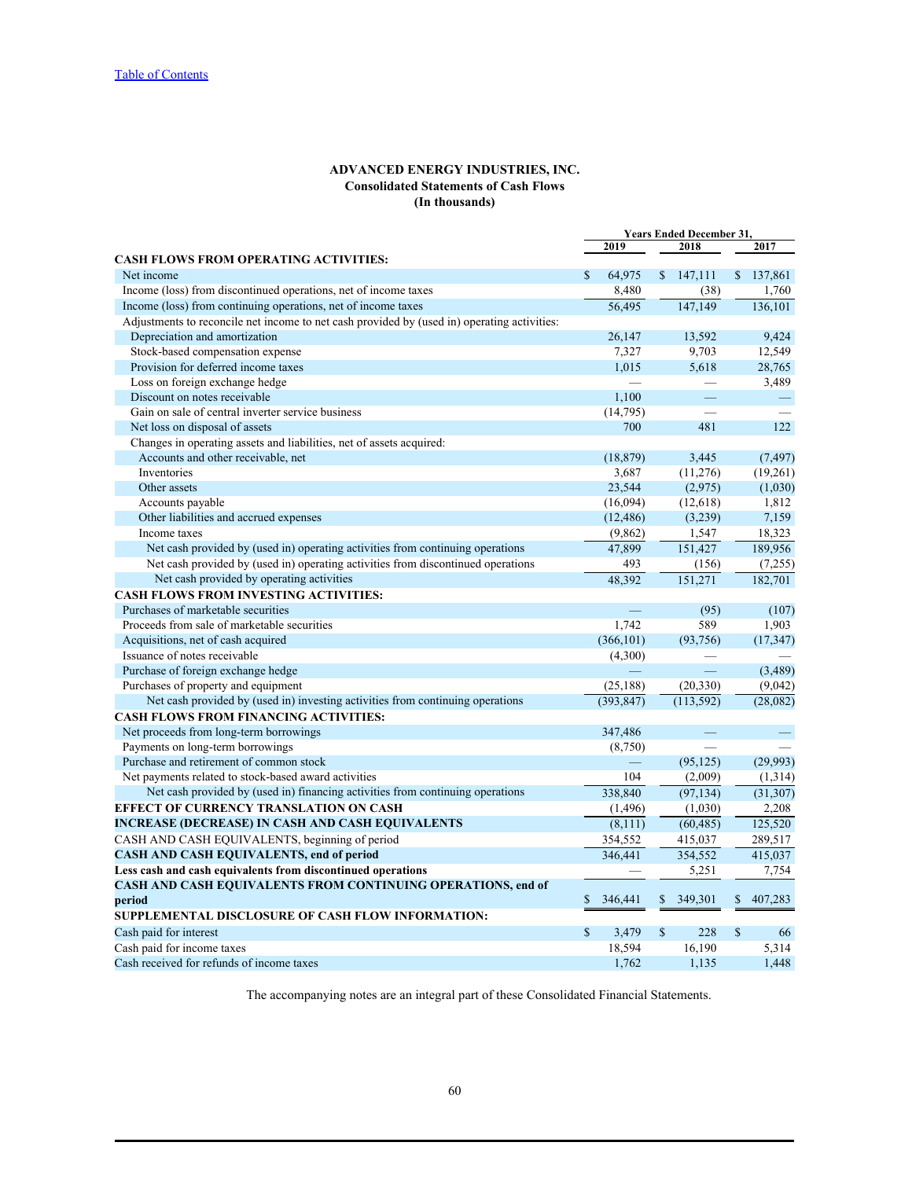[Table of Contents](#)

**ADVANCED ENERGY INDUSTRIES, INC.**
**Consolidated Statements of Cash Flows**
**(In thousands)**

| | Years Ended December 31, | | |
|---|---|---|---|
| | 2019 | 2018 | 2017 |
| **CASH FLOWS FROM OPERATING ACTIVITIES:** | | | |
| Net income | $ 64,975 | $ 147,111 | $ 137,861 |
| Income (loss) from discontinued operations, net of income taxes | 8,480 | (38) | 1,760 |
| Income (loss) from continuing operations, net of income taxes | 56,495 | 147,149 | 136,101 |
| Adjustments to reconcile net income to net cash provided by (used in) operating activities: | | | |
| Depreciation and amortization | 26,147 | 13,592 | 9,424 |
| Stock-based compensation expense | 7,327 | 9,703 | 12,549 |
| Provision for deferred income taxes | 1,015 | 5,618 | 28,765 |
| Loss on foreign exchange hedge | — | — | 3,489 |
| Discount on notes receivable | 1,100 | — | — |
| Gain on sale of central inverter service business | (14,795) | — | — |
| Net loss on disposal of assets | 700 | 481 | 122 |
| Changes in operating assets and liabilities, net of assets acquired: | | | |
| Accounts and other receivable, net | (18,879) | 3,445 | (7,497) |
| Inventories | 3,687 | (11,276) | (19,261) |
| Other assets | 23,544 | (2,975) | (1,030) |
| Accounts payable | (16,094) | (12,618) | 1,812 |
| Other liabilities and accrued expenses | (12,486) | (3,239) | 7,159 |
| Income taxes | (9,862) | 1,547 | 18,323 |
| Net cash provided by (used in) operating activities from continuing operations | 47,899 | 151,427 | 189,956 |
| Net cash provided by (used in) operating activities from discontinued operations | 493 | (156) | (7,255) |
| Net cash provided by operating activities | 48,392 | 151,271 | 182,701 |
| **CASH FLOWS FROM INVESTING ACTIVITIES:** | | | |
| Purchases of marketable securities | — | (95) | (107) |
| Proceeds from sale of marketable securities | 1,742 | 589 | 1,903 |
| Acquisitions, net of cash acquired | (366,101) | (93,756) | (17,347) |
| Issuance of notes receivable | (4,300) | — | — |
| Purchase of foreign exchange hedge | — | — | (3,489) |
| Purchases of property and equipment | (25,188) | (20,330) | (9,042) |
| Net cash provided by (used in) investing activities from continuing operations | (393,847) | (113,592) | (28,082) |
| **CASH FLOWS FROM FINANCING ACTIVITIES:** | | | |
| Net proceeds from long-term borrowings | 347,486 | — | — |
| Payments on long-term borrowings | (8,750) | — | — |
| Purchase and retirement of common stock | — | (95,125) | (29,993) |
| Net payments related to stock-based award activities | 104 | (2,009) | (1,314) |
| Net cash provided by (used in) financing activities from continuing operations | 338,840 | (97,134) | (31,307) |
| **EFFECT OF CURRENCY TRANSLATION ON CASH** | (1,496) | (1,030) | 2,208 |
| **INCREASE (DECREASE) IN CASH AND CASH EQUIVALENTS** | (8,111) | (60,485) | 125,520 |
| CASH AND CASH EQUIVALENTS, beginning of period | 354,552 | 415,037 | 289,517 |
| **CASH AND CASH EQUIVALENTS, end of period** | 346,441 | 354,552 | 415,037 |
| **Less cash and cash equivalents from discontinued operations** | — | 5,251 | 7,754 |
| **CASH AND CASH EQUIVALENTS FROM CONTINUING OPERATIONS, end of period** | $ 346,441 | $ 349,301 | $ 407,283 |
| **SUPPLEMENTAL DISCLOSURE OF CASH FLOW INFORMATION:** | | | |
| Cash paid for interest | $ 3,479 | $ 228 | $ 66 |
| Cash paid for income taxes | 18,594 | 16,190 | 5,314 |
| Cash received for refunds of income taxes | 1,762 | 1,135 | 1,448 |

The accompanying notes are an integral part of these Consolidated Financial Statements.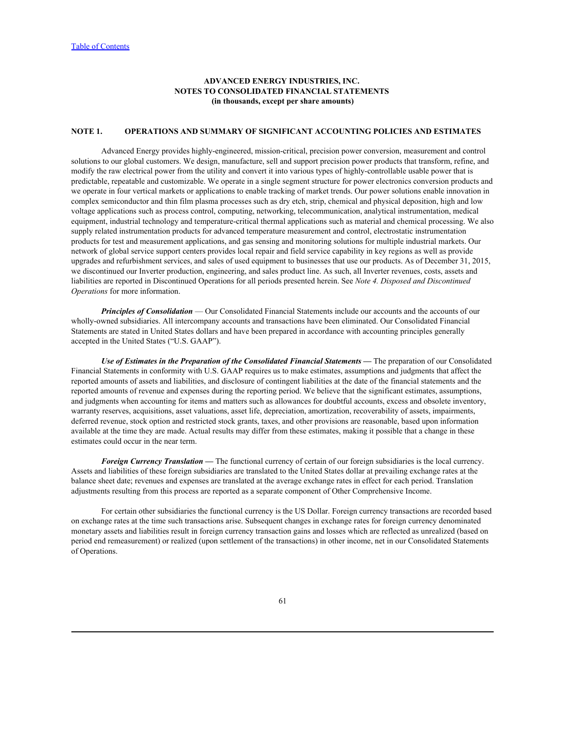**ADVANCED ENERGY INDUSTRIES, INC.**
**NOTES TO CONSOLIDATED FINANCIAL STATEMENTS**
**(in thousands, except per share amounts)**

## NOTE 1. OPERATIONS AND SUMMARY OF SIGNIFICANT ACCOUNTING POLICIES AND ESTIMATES

Advanced Energy provides highly-engineered, mission-critical, precision power conversion, measurement and control solutions to our global customers. We design, manufacture, sell and support precision power products that transform, refine, and modify the raw electrical power from the utility and convert it into various types of highly-controllable usable power that is predictable, repeatable and customizable. We operate in a single segment structure for power electronics conversion products and we operate in four vertical markets or applications to enable tracking of market trends. Our power solutions enable innovation in complex semiconductor and thin film plasma processes such as dry etch, strip, chemical and physical deposition, high and low voltage applications such as process control, computing, networking, telecommunication, analytical instrumentation, medical equipment, industrial technology and temperature-critical thermal applications such as material and chemical processing. We also supply related instrumentation products for advanced temperature measurement and control, electrostatic instrumentation products for test and measurement applications, and gas sensing and monitoring solutions for multiple industrial markets. Our network of global service support centers provides local repair and field service capability in key regions as well as provide upgrades and refurbishment services, and sales of used equipment to businesses that use our products. As of December 31, 2015, we discontinued our Inverter production, engineering, and sales product line. As such, all Inverter revenues, costs, assets and liabilities are reported in Discontinued Operations for all periods presented herein. See *Note 4. Disposed and Discontinued Operations* for more information.

***Principles of Consolidation*** — Our Consolidated Financial Statements include our accounts and the accounts of our wholly-owned subsidiaries. All intercompany accounts and transactions have been eliminated. Our Consolidated Financial Statements are stated in United States dollars and have been prepared in accordance with accounting principles generally accepted in the United States ("U.S. GAAP").

***Use of Estimates in the Preparation of the Consolidated Financial Statements* —** The preparation of our Consolidated Financial Statements in conformity with U.S. GAAP requires us to make estimates, assumptions and judgments that affect the reported amounts of assets and liabilities, and disclosure of contingent liabilities at the date of the financial statements and the reported amounts of revenue and expenses during the reporting period. We believe that the significant estimates, assumptions, and judgments when accounting for items and matters such as allowances for doubtful accounts, excess and obsolete inventory, warranty reserves, acquisitions, asset valuations, asset life, depreciation, amortization, recoverability of assets, impairments, deferred revenue, stock option and restricted stock grants, taxes, and other provisions are reasonable, based upon information available at the time they are made. Actual results may differ from these estimates, making it possible that a change in these estimates could occur in the near term.

***Foreign Currency Translation* —** The functional currency of certain of our foreign subsidiaries is the local currency. Assets and liabilities of these foreign subsidiaries are translated to the United States dollar at prevailing exchange rates at the balance sheet date; revenues and expenses are translated at the average exchange rates in effect for each period. Translation adjustments resulting from this process are reported as a separate component of Other Comprehensive Income.

For certain other subsidiaries the functional currency is the US Dollar. Foreign currency transactions are recorded based on exchange rates at the time such transactions arise. Subsequent changes in exchange rates for foreign currency denominated monetary assets and liabilities result in foreign currency transaction gains and losses which are reflected as unrealized (based on period end remeasurement) or realized (upon settlement of the transactions) in other income, net in our Consolidated Statements of Operations.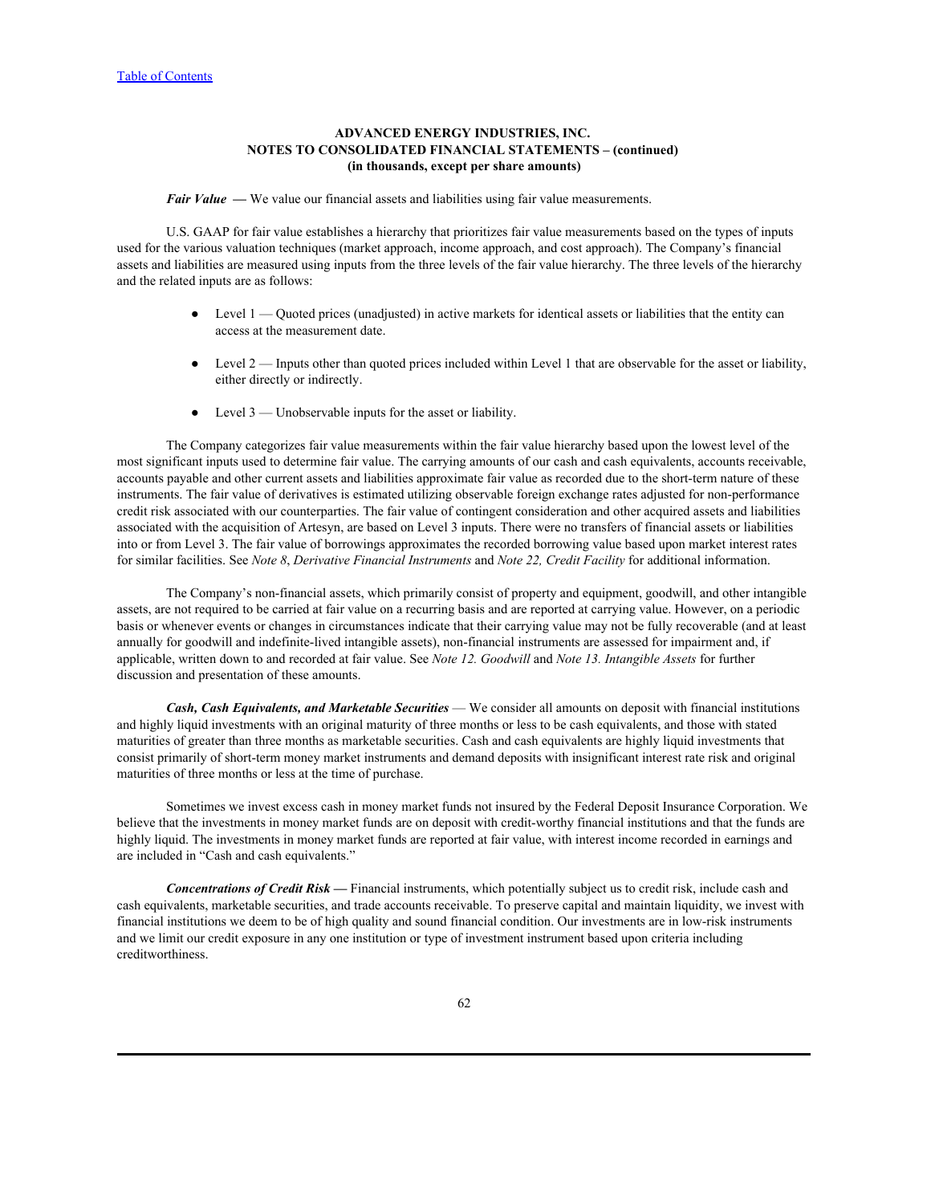**ADVANCED ENERGY INDUSTRIES, INC.**
**NOTES TO CONSOLIDATED FINANCIAL STATEMENTS – (continued)**
**(in thousands, except per share amounts)**

***Fair Value*** **—** We value our financial assets and liabilities using fair value measurements.

U.S. GAAP for fair value establishes a hierarchy that prioritizes fair value measurements based on the types of inputs used for the various valuation techniques (market approach, income approach, and cost approach). The Company's financial assets and liabilities are measured using inputs from the three levels of the fair value hierarchy. The three levels of the hierarchy and the related inputs are as follows:

- Level 1 — Quoted prices (unadjusted) in active markets for identical assets or liabilities that the entity can access at the measurement date.
- Level 2 — Inputs other than quoted prices included within Level 1 that are observable for the asset or liability, either directly or indirectly.
- Level 3 — Unobservable inputs for the asset or liability.

The Company categorizes fair value measurements within the fair value hierarchy based upon the lowest level of the most significant inputs used to determine fair value. The carrying amounts of our cash and cash equivalents, accounts receivable, accounts payable and other current assets and liabilities approximate fair value as recorded due to the short-term nature of these instruments. The fair value of derivatives is estimated utilizing observable foreign exchange rates adjusted for non-performance credit risk associated with our counterparties. The fair value of contingent consideration and other acquired assets and liabilities associated with the acquisition of Artesyn, are based on Level 3 inputs. There were no transfers of financial assets or liabilities into or from Level 3. The fair value of borrowings approximates the recorded borrowing value based upon market interest rates for similar facilities. See *Note 8*, *Derivative Financial Instruments* and *Note 22, Credit Facility* for additional information.

The Company's non-financial assets, which primarily consist of property and equipment, goodwill, and other intangible assets, are not required to be carried at fair value on a recurring basis and are reported at carrying value. However, on a periodic basis or whenever events or changes in circumstances indicate that their carrying value may not be fully recoverable (and at least annually for goodwill and indefinite-lived intangible assets), non-financial instruments are assessed for impairment and, if applicable, written down to and recorded at fair value. See *Note 12. Goodwill* and *Note 13. Intangible Assets* for further discussion and presentation of these amounts.

***Cash, Cash Equivalents, and Marketable Securities*** — We consider all amounts on deposit with financial institutions and highly liquid investments with an original maturity of three months or less to be cash equivalents, and those with stated maturities of greater than three months as marketable securities. Cash and cash equivalents are highly liquid investments that consist primarily of short-term money market instruments and demand deposits with insignificant interest rate risk and original maturities of three months or less at the time of purchase.

Sometimes we invest excess cash in money market funds not insured by the Federal Deposit Insurance Corporation. We believe that the investments in money market funds are on deposit with credit-worthy financial institutions and that the funds are highly liquid. The investments in money market funds are reported at fair value, with interest income recorded in earnings and are included in "Cash and cash equivalents."

***Concentrations of Credit Risk*** **—** Financial instruments, which potentially subject us to credit risk, include cash and cash equivalents, marketable securities, and trade accounts receivable. To preserve capital and maintain liquidity, we invest with financial institutions we deem to be of high quality and sound financial condition. Our investments are in low-risk instruments and we limit our credit exposure in any one institution or type of investment instrument based upon criteria including creditworthiness.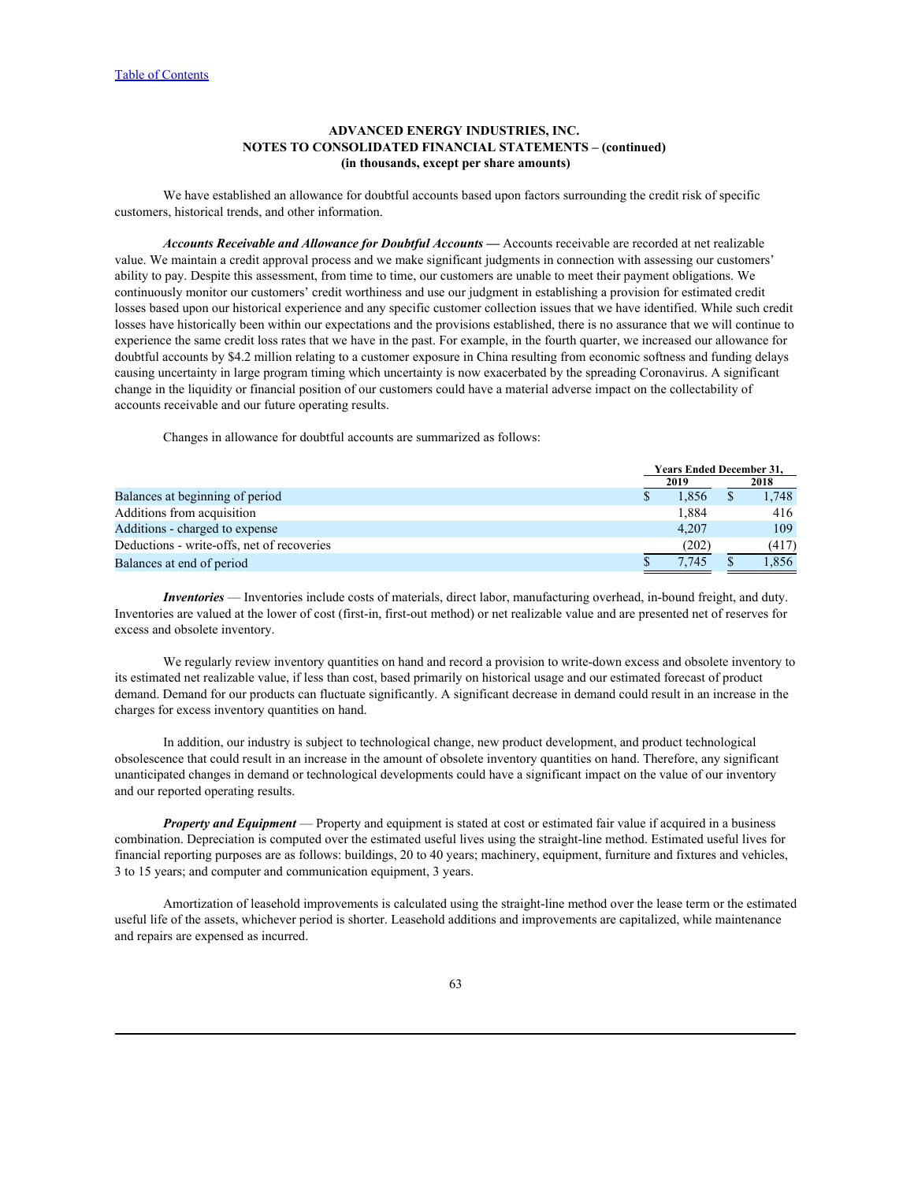**ADVANCED ENERGY INDUSTRIES, INC.**
**NOTES TO CONSOLIDATED FINANCIAL STATEMENTS – (continued)**
**(in thousands, except per share amounts)**

We have established an allowance for doubtful accounts based upon factors surrounding the credit risk of specific customers, historical trends, and other information.

***Accounts Receivable and Allowance for Doubtful Accounts —*** Accounts receivable are recorded at net realizable value. We maintain a credit approval process and we make significant judgments in connection with assessing our customers' ability to pay. Despite this assessment, from time to time, our customers are unable to meet their payment obligations. We continuously monitor our customers' credit worthiness and use our judgment in establishing a provision for estimated credit losses based upon our historical experience and any specific customer collection issues that we have identified. While such credit losses have historically been within our expectations and the provisions established, there is no assurance that we will continue to experience the same credit loss rates that we have in the past. For example, in the fourth quarter, we increased our allowance for doubtful accounts by $4.2 million relating to a customer exposure in China resulting from economic softness and funding delays causing uncertainty in large program timing which uncertainty is now exacerbated by the spreading Coronavirus. A significant change in the liquidity or financial position of our customers could have a material adverse impact on the collectability of accounts receivable and our future operating results.

Changes in allowance for doubtful accounts are summarized as follows:

| | Years Ended December 31, | |
|---|---|---|
| | 2019 | 2018 |
| Balances at beginning of period | $ 1,856 | $ 1,748 |
| Additions from acquisition | 1,884 | 416 |
| Additions - charged to expense | 4,207 | 109 |
| Deductions - write-offs, net of recoveries | (202) | (417) |
| Balances at end of period | $ 7,745 | $ 1,856 |

***Inventories*** — Inventories include costs of materials, direct labor, manufacturing overhead, in-bound freight, and duty. Inventories are valued at the lower of cost (first-in, first-out method) or net realizable value and are presented net of reserves for excess and obsolete inventory.

We regularly review inventory quantities on hand and record a provision to write-down excess and obsolete inventory to its estimated net realizable value, if less than cost, based primarily on historical usage and our estimated forecast of product demand. Demand for our products can fluctuate significantly. A significant decrease in demand could result in an increase in the charges for excess inventory quantities on hand.

In addition, our industry is subject to technological change, new product development, and product technological obsolescence that could result in an increase in the amount of obsolete inventory quantities on hand. Therefore, any significant unanticipated changes in demand or technological developments could have a significant impact on the value of our inventory and our reported operating results.

***Property and Equipment*** — Property and equipment is stated at cost or estimated fair value if acquired in a business combination. Depreciation is computed over the estimated useful lives using the straight-line method. Estimated useful lives for financial reporting purposes are as follows: buildings, 20 to 40 years; machinery, equipment, furniture and fixtures and vehicles, 3 to 15 years; and computer and communication equipment, 3 years.

Amortization of leasehold improvements is calculated using the straight-line method over the lease term or the estimated useful life of the assets, whichever period is shorter. Leasehold additions and improvements are capitalized, while maintenance and repairs are expensed as incurred.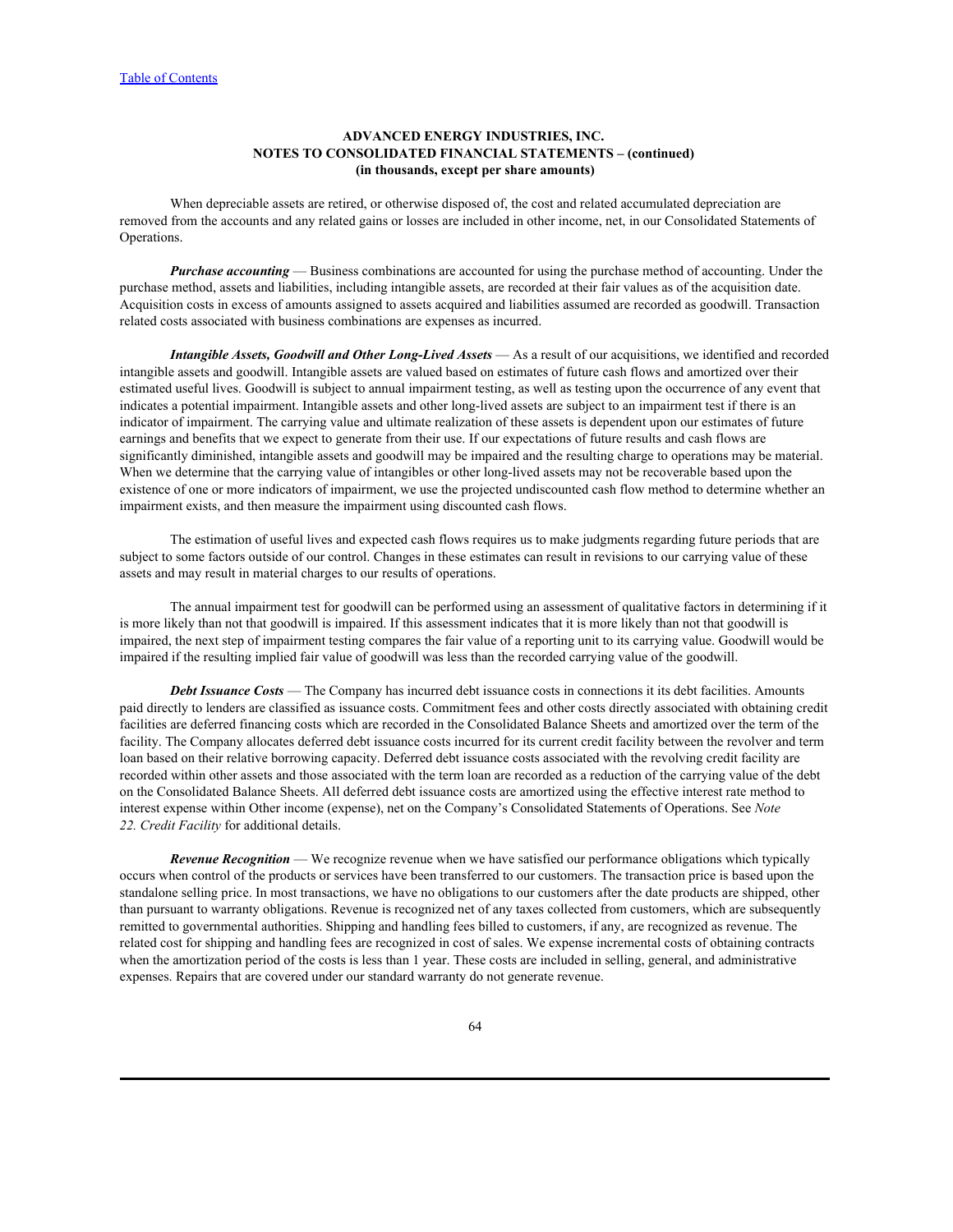When depreciable assets are retired, or otherwise disposed of, the cost and related accumulated depreciation are removed from the accounts and any related gains or losses are included in other income, net, in our Consolidated Statements of Operations.

***Purchase accounting*** — Business combinations are accounted for using the purchase method of accounting. Under the purchase method, assets and liabilities, including intangible assets, are recorded at their fair values as of the acquisition date. Acquisition costs in excess of amounts assigned to assets acquired and liabilities assumed are recorded as goodwill. Transaction related costs associated with business combinations are expenses as incurred.

***Intangible Assets, Goodwill and Other Long-Lived Assets*** — As a result of our acquisitions, we identified and recorded intangible assets and goodwill. Intangible assets are valued based on estimates of future cash flows and amortized over their estimated useful lives. Goodwill is subject to annual impairment testing, as well as testing upon the occurrence of any event that indicates a potential impairment. Intangible assets and other long-lived assets are subject to an impairment test if there is an indicator of impairment. The carrying value and ultimate realization of these assets is dependent upon our estimates of future earnings and benefits that we expect to generate from their use. If our expectations of future results and cash flows are significantly diminished, intangible assets and goodwill may be impaired and the resulting charge to operations may be material. When we determine that the carrying value of intangibles or other long-lived assets may not be recoverable based upon the existence of one or more indicators of impairment, we use the projected undiscounted cash flow method to determine whether an impairment exists, and then measure the impairment using discounted cash flows.

The estimation of useful lives and expected cash flows requires us to make judgments regarding future periods that are subject to some factors outside of our control. Changes in these estimates can result in revisions to our carrying value of these assets and may result in material charges to our results of operations.

The annual impairment test for goodwill can be performed using an assessment of qualitative factors in determining if it is more likely than not that goodwill is impaired. If this assessment indicates that it is more likely than not that goodwill is impaired, the next step of impairment testing compares the fair value of a reporting unit to its carrying value. Goodwill would be impaired if the resulting implied fair value of goodwill was less than the recorded carrying value of the goodwill.

***Debt Issuance Costs*** — The Company has incurred debt issuance costs in connections it its debt facilities. Amounts paid directly to lenders are classified as issuance costs. Commitment fees and other costs directly associated with obtaining credit facilities are deferred financing costs which are recorded in the Consolidated Balance Sheets and amortized over the term of the facility. The Company allocates deferred debt issuance costs incurred for its current credit facility between the revolver and term loan based on their relative borrowing capacity. Deferred debt issuance costs associated with the revolving credit facility are recorded within other assets and those associated with the term loan are recorded as a reduction of the carrying value of the debt on the Consolidated Balance Sheets. All deferred debt issuance costs are amortized using the effective interest rate method to interest expense within Other income (expense), net on the Company's Consolidated Statements of Operations. See *Note 22. Credit Facility* for additional details.

***Revenue Recognition*** — We recognize revenue when we have satisfied our performance obligations which typically occurs when control of the products or services have been transferred to our customers. The transaction price is based upon the standalone selling price. In most transactions, we have no obligations to our customers after the date products are shipped, other than pursuant to warranty obligations. Revenue is recognized net of any taxes collected from customers, which are subsequently remitted to governmental authorities. Shipping and handling fees billed to customers, if any, are recognized as revenue. The related cost for shipping and handling fees are recognized in cost of sales. We expense incremental costs of obtaining contracts when the amortization period of the costs is less than 1 year. These costs are included in selling, general, and administrative expenses. Repairs that are covered under our standard warranty do not generate revenue.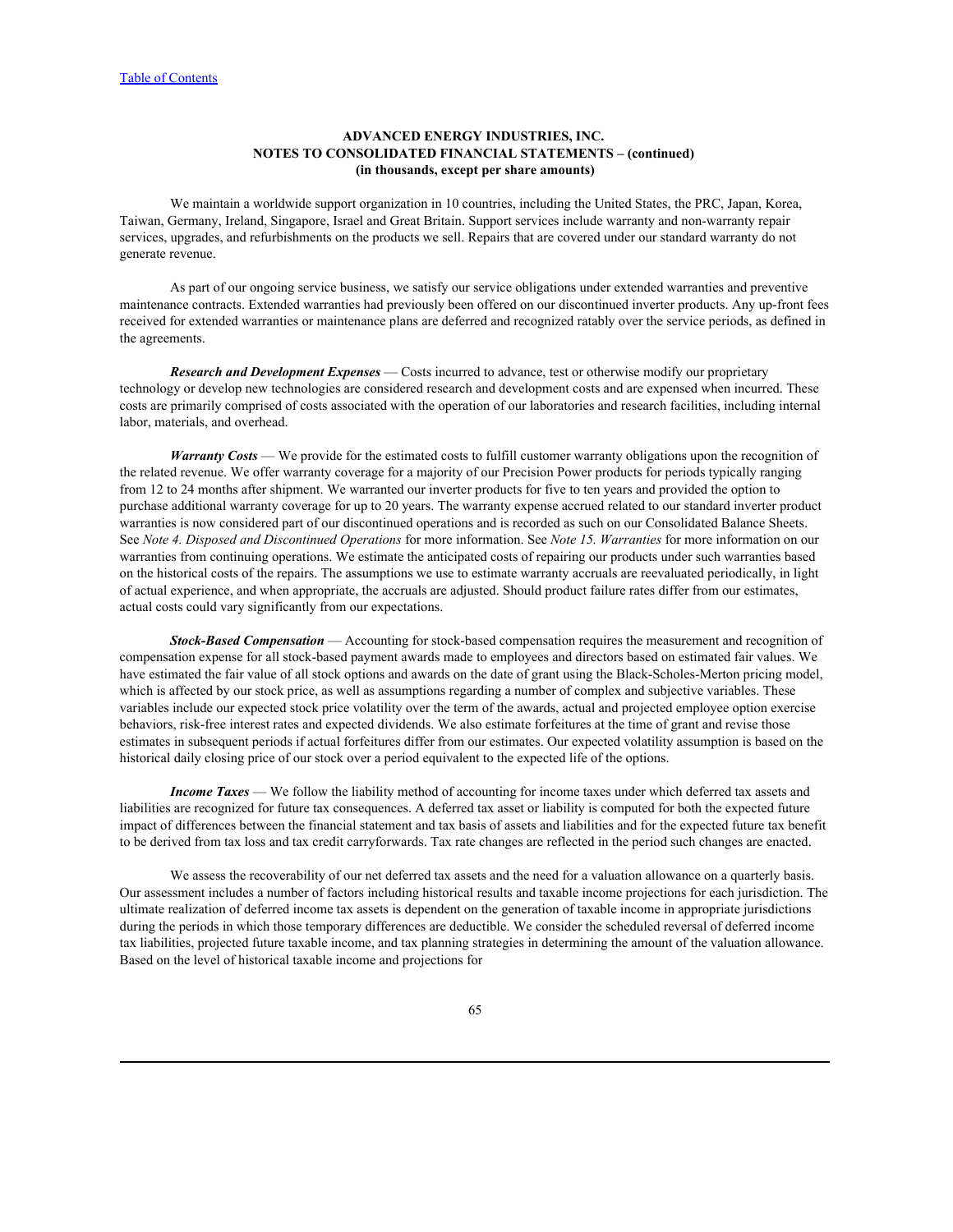**ADVANCED ENERGY INDUSTRIES, INC.**
**NOTES TO CONSOLIDATED FINANCIAL STATEMENTS – (continued)**
**(in thousands, except per share amounts)**

We maintain a worldwide support organization in 10 countries, including the United States, the PRC, Japan, Korea, Taiwan, Germany, Ireland, Singapore, Israel and Great Britain. Support services include warranty and non-warranty repair services, upgrades, and refurbishments on the products we sell. Repairs that are covered under our standard warranty do not generate revenue.

As part of our ongoing service business, we satisfy our service obligations under extended warranties and preventive maintenance contracts. Extended warranties had previously been offered on our discontinued inverter products. Any up-front fees received for extended warranties or maintenance plans are deferred and recognized ratably over the service periods, as defined in the agreements.

***Research and Development Expenses*** — Costs incurred to advance, test or otherwise modify our proprietary technology or develop new technologies are considered research and development costs and are expensed when incurred. These costs are primarily comprised of costs associated with the operation of our laboratories and research facilities, including internal labor, materials, and overhead.

***Warranty Costs*** — We provide for the estimated costs to fulfill customer warranty obligations upon the recognition of the related revenue. We offer warranty coverage for a majority of our Precision Power products for periods typically ranging from 12 to 24 months after shipment. We warranted our inverter products for five to ten years and provided the option to purchase additional warranty coverage for up to 20 years. The warranty expense accrued related to our standard inverter product warranties is now considered part of our discontinued operations and is recorded as such on our Consolidated Balance Sheets. See *Note 4. Disposed and Discontinued Operations* for more information. See *Note 15. Warranties* for more information on our warranties from continuing operations. We estimate the anticipated costs of repairing our products under such warranties based on the historical costs of the repairs. The assumptions we use to estimate warranty accruals are reevaluated periodically, in light of actual experience, and when appropriate, the accruals are adjusted. Should product failure rates differ from our estimates, actual costs could vary significantly from our expectations.

***Stock-Based Compensation*** — Accounting for stock-based compensation requires the measurement and recognition of compensation expense for all stock-based payment awards made to employees and directors based on estimated fair values. We have estimated the fair value of all stock options and awards on the date of grant using the Black-Scholes-Merton pricing model, which is affected by our stock price, as well as assumptions regarding a number of complex and subjective variables. These variables include our expected stock price volatility over the term of the awards, actual and projected employee option exercise behaviors, risk-free interest rates and expected dividends. We also estimate forfeitures at the time of grant and revise those estimates in subsequent periods if actual forfeitures differ from our estimates. Our expected volatility assumption is based on the historical daily closing price of our stock over a period equivalent to the expected life of the options.

***Income Taxes*** — We follow the liability method of accounting for income taxes under which deferred tax assets and liabilities are recognized for future tax consequences. A deferred tax asset or liability is computed for both the expected future impact of differences between the financial statement and tax basis of assets and liabilities and for the expected future tax benefit to be derived from tax loss and tax credit carryforwards. Tax rate changes are reflected in the period such changes are enacted.

We assess the recoverability of our net deferred tax assets and the need for a valuation allowance on a quarterly basis. Our assessment includes a number of factors including historical results and taxable income projections for each jurisdiction. The ultimate realization of deferred income tax assets is dependent on the generation of taxable income in appropriate jurisdictions during the periods in which those temporary differences are deductible. We consider the scheduled reversal of deferred income tax liabilities, projected future taxable income, and tax planning strategies in determining the amount of the valuation allowance. Based on the level of historical taxable income and projections for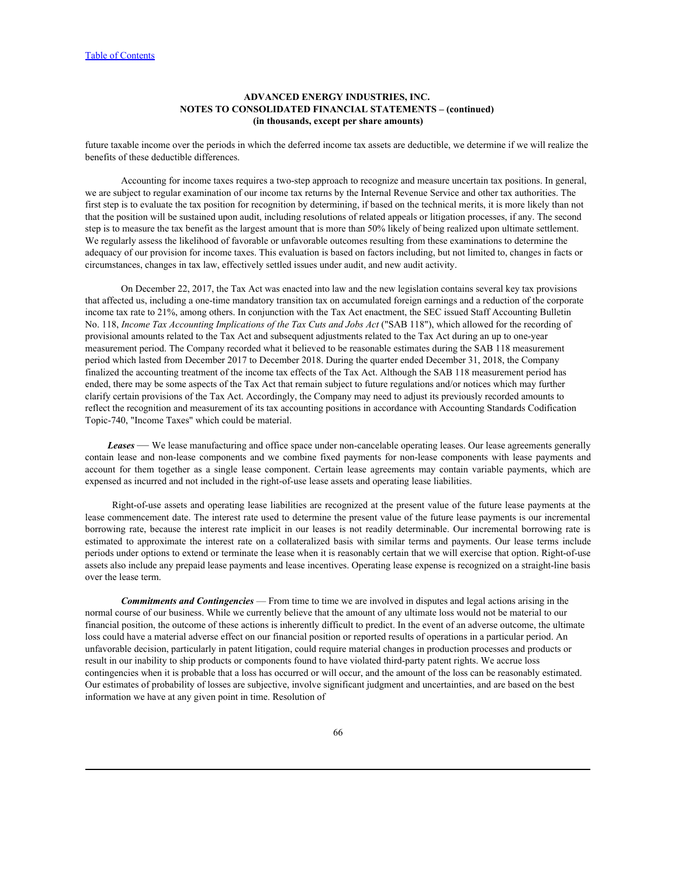future taxable income over the periods in which the deferred income tax assets are deductible, we determine if we will realize the benefits of these deductible differences.

Accounting for income taxes requires a two-step approach to recognize and measure uncertain tax positions. In general, we are subject to regular examination of our income tax returns by the Internal Revenue Service and other tax authorities. The first step is to evaluate the tax position for recognition by determining, if based on the technical merits, it is more likely than not that the position will be sustained upon audit, including resolutions of related appeals or litigation processes, if any. The second step is to measure the tax benefit as the largest amount that is more than 50% likely of being realized upon ultimate settlement. We regularly assess the likelihood of favorable or unfavorable outcomes resulting from these examinations to determine the adequacy of our provision for income taxes. This evaluation is based on factors including, but not limited to, changes in facts or circumstances, changes in tax law, effectively settled issues under audit, and new audit activity.

On December 22, 2017, the Tax Act was enacted into law and the new legislation contains several key tax provisions that affected us, including a one-time mandatory transition tax on accumulated foreign earnings and a reduction of the corporate income tax rate to 21%, among others. In conjunction with the Tax Act enactment, the SEC issued Staff Accounting Bulletin No. 118, *Income Tax Accounting Implications of the Tax Cuts and Jobs Act* ("SAB 118"), which allowed for the recording of provisional amounts related to the Tax Act and subsequent adjustments related to the Tax Act during an up to one-year measurement period. The Company recorded what it believed to be reasonable estimates during the SAB 118 measurement period which lasted from December 2017 to December 2018. During the quarter ended December 31, 2018, the Company finalized the accounting treatment of the income tax effects of the Tax Act. Although the SAB 118 measurement period has ended, there may be some aspects of the Tax Act that remain subject to future regulations and/or notices which may further clarify certain provisions of the Tax Act. Accordingly, the Company may need to adjust its previously recorded amounts to reflect the recognition and measurement of its tax accounting positions in accordance with Accounting Standards Codification Topic-740, "Income Taxes" which could be material.

***Leases*** — We lease manufacturing and office space under non-cancelable operating leases. Our lease agreements generally contain lease and non-lease components and we combine fixed payments for non-lease components with lease payments and account for them together as a single lease component. Certain lease agreements may contain variable payments, which are expensed as incurred and not included in the right-of-use lease assets and operating lease liabilities.

Right-of-use assets and operating lease liabilities are recognized at the present value of the future lease payments at the lease commencement date. The interest rate used to determine the present value of the future lease payments is our incremental borrowing rate, because the interest rate implicit in our leases is not readily determinable. Our incremental borrowing rate is estimated to approximate the interest rate on a collateralized basis with similar terms and payments. Our lease terms include periods under options to extend or terminate the lease when it is reasonably certain that we will exercise that option. Right-of-use assets also include any prepaid lease payments and lease incentives. Operating lease expense is recognized on a straight-line basis over the lease term.

***Commitments and Contingencies*** — From time to time we are involved in disputes and legal actions arising in the normal course of our business. While we currently believe that the amount of any ultimate loss would not be material to our financial position, the outcome of these actions is inherently difficult to predict. In the event of an adverse outcome, the ultimate loss could have a material adverse effect on our financial position or reported results of operations in a particular period. An unfavorable decision, particularly in patent litigation, could require material changes in production processes and products or result in our inability to ship products or components found to have violated third-party patent rights. We accrue loss contingencies when it is probable that a loss has occurred or will occur, and the amount of the loss can be reasonably estimated. Our estimates of probability of losses are subjective, involve significant judgment and uncertainties, and are based on the best information we have at any given point in time. Resolution of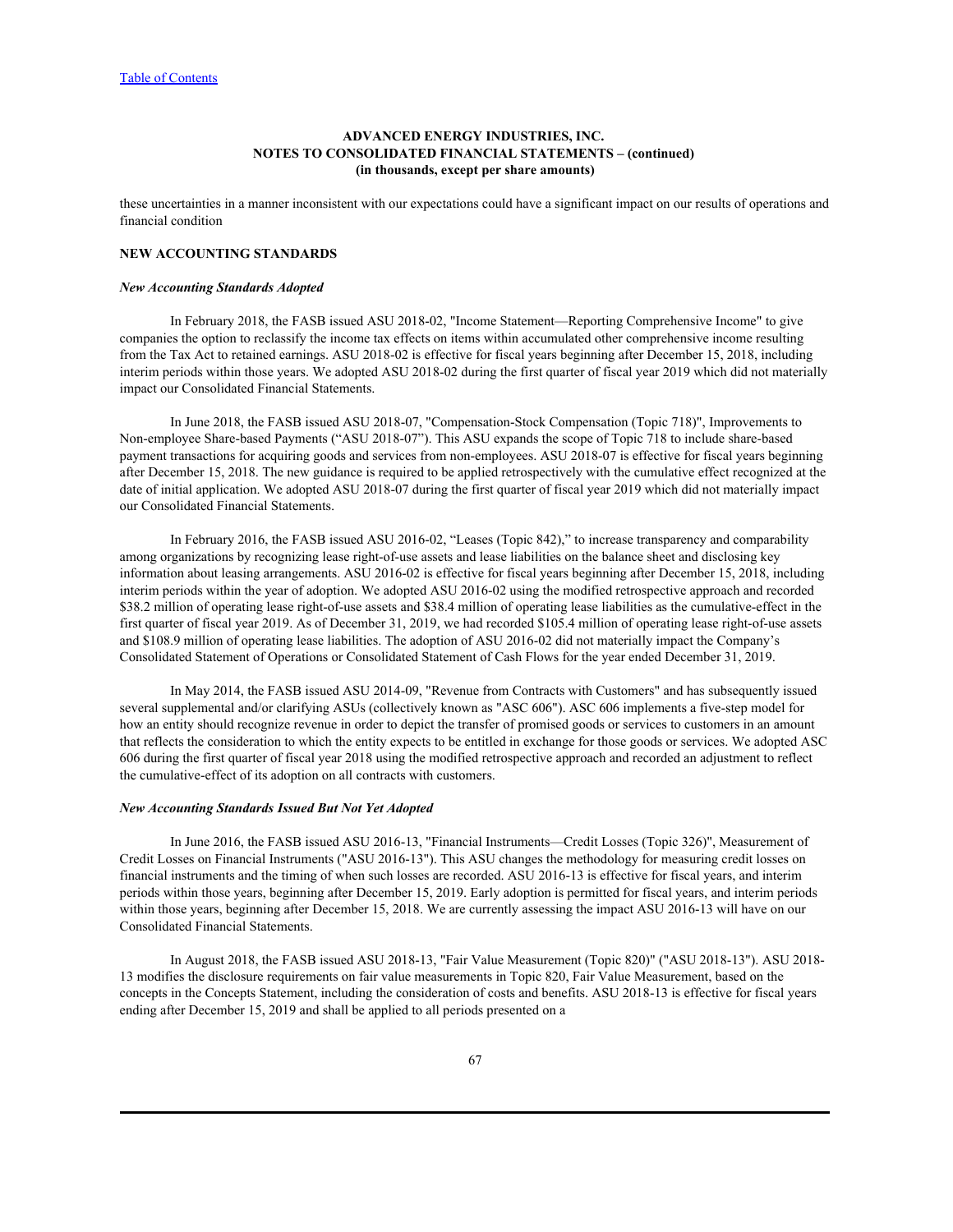**ADVANCED ENERGY INDUSTRIES, INC.**
**NOTES TO CONSOLIDATED FINANCIAL STATEMENTS – (continued)**
**(in thousands, except per share amounts)**

these uncertainties in a manner inconsistent with our expectations could have a significant impact on our results of operations and financial condition

**NEW ACCOUNTING STANDARDS**

***New Accounting Standards Adopted***

In February 2018, the FASB issued ASU 2018-02, "Income Statement—Reporting Comprehensive Income" to give companies the option to reclassify the income tax effects on items within accumulated other comprehensive income resulting from the Tax Act to retained earnings. ASU 2018-02 is effective for fiscal years beginning after December 15, 2018, including interim periods within those years. We adopted ASU 2018-02 during the first quarter of fiscal year 2019 which did not materially impact our Consolidated Financial Statements.

In June 2018, the FASB issued ASU 2018-07, "Compensation-Stock Compensation (Topic 718)", Improvements to Non-employee Share-based Payments ("ASU 2018-07"). This ASU expands the scope of Topic 718 to include share-based payment transactions for acquiring goods and services from non-employees. ASU 2018-07 is effective for fiscal years beginning after December 15, 2018. The new guidance is required to be applied retrospectively with the cumulative effect recognized at the date of initial application. We adopted ASU 2018-07 during the first quarter of fiscal year 2019 which did not materially impact our Consolidated Financial Statements.

In February 2016, the FASB issued ASU 2016-02, "Leases (Topic 842)," to increase transparency and comparability among organizations by recognizing lease right-of-use assets and lease liabilities on the balance sheet and disclosing key information about leasing arrangements. ASU 2016-02 is effective for fiscal years beginning after December 15, 2018, including interim periods within the year of adoption. We adopted ASU 2016-02 using the modified retrospective approach and recorded $38.2 million of operating lease right-of-use assets and $38.4 million of operating lease liabilities as the cumulative-effect in the first quarter of fiscal year 2019. As of December 31, 2019, we had recorded $105.4 million of operating lease right-of-use assets and $108.9 million of operating lease liabilities. The adoption of ASU 2016-02 did not materially impact the Company's Consolidated Statement of Operations or Consolidated Statement of Cash Flows for the year ended December 31, 2019.

In May 2014, the FASB issued ASU 2014-09, "Revenue from Contracts with Customers" and has subsequently issued several supplemental and/or clarifying ASUs (collectively known as "ASC 606"). ASC 606 implements a five-step model for how an entity should recognize revenue in order to depict the transfer of promised goods or services to customers in an amount that reflects the consideration to which the entity expects to be entitled in exchange for those goods or services. We adopted ASC 606 during the first quarter of fiscal year 2018 using the modified retrospective approach and recorded an adjustment to reflect the cumulative-effect of its adoption on all contracts with customers.

***New Accounting Standards Issued But Not Yet Adopted***

In June 2016, the FASB issued ASU 2016-13, "Financial Instruments—Credit Losses (Topic 326)", Measurement of Credit Losses on Financial Instruments ("ASU 2016-13"). This ASU changes the methodology for measuring credit losses on financial instruments and the timing of when such losses are recorded. ASU 2016-13 is effective for fiscal years, and interim periods within those years, beginning after December 15, 2019. Early adoption is permitted for fiscal years, and interim periods within those years, beginning after December 15, 2018. We are currently assessing the impact ASU 2016-13 will have on our Consolidated Financial Statements.

In August 2018, the FASB issued ASU 2018-13, "Fair Value Measurement (Topic 820)" ("ASU 2018-13"). ASU 2018-13 modifies the disclosure requirements on fair value measurements in Topic 820, Fair Value Measurement, based on the concepts in the Concepts Statement, including the consideration of costs and benefits. ASU 2018-13 is effective for fiscal years ending after December 15, 2019 and shall be applied to all periods presented on a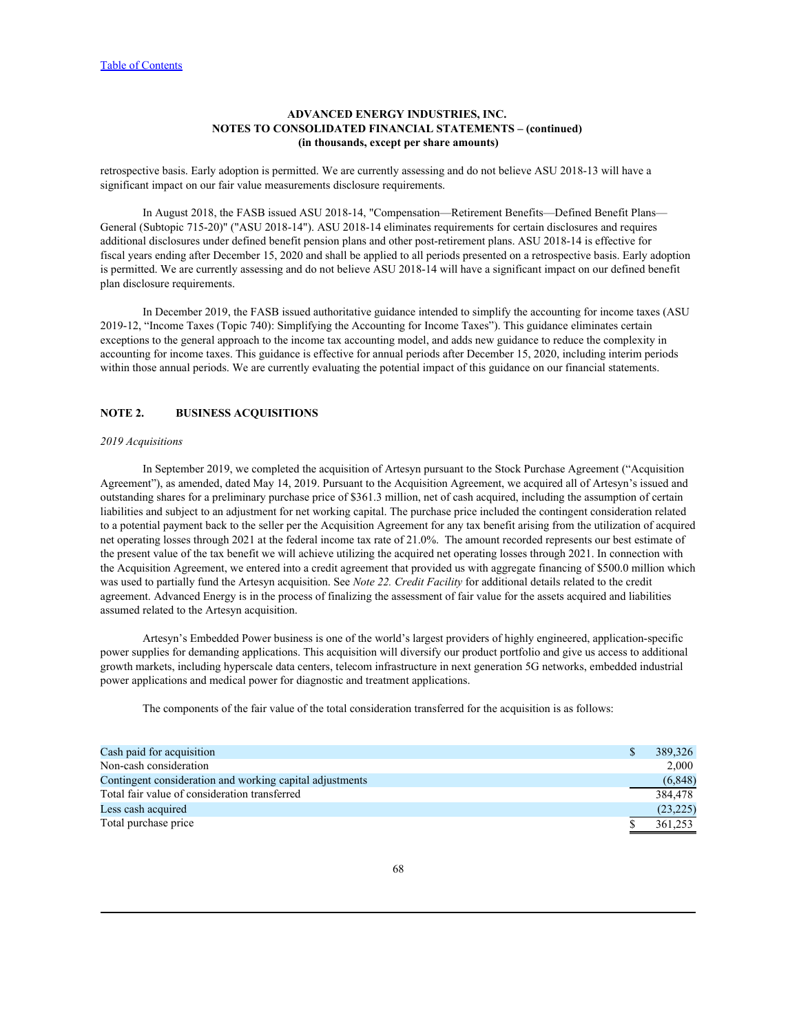retrospective basis. Early adoption is permitted. We are currently assessing and do not believe ASU 2018-13 will have a significant impact on our fair value measurements disclosure requirements.

In August 2018, the FASB issued ASU 2018-14, "Compensation—Retirement Benefits—Defined Benefit Plans—General (Subtopic 715-20)" ("ASU 2018-14"). ASU 2018-14 eliminates requirements for certain disclosures and requires additional disclosures under defined benefit pension plans and other post-retirement plans. ASU 2018-14 is effective for fiscal years ending after December 15, 2020 and shall be applied to all periods presented on a retrospective basis. Early adoption is permitted. We are currently assessing and do not believe ASU 2018-14 will have a significant impact on our defined benefit plan disclosure requirements.

In December 2019, the FASB issued authoritative guidance intended to simplify the accounting for income taxes (ASU 2019-12, "Income Taxes (Topic 740): Simplifying the Accounting for Income Taxes"). This guidance eliminates certain exceptions to the general approach to the income tax accounting model, and adds new guidance to reduce the complexity in accounting for income taxes. This guidance is effective for annual periods after December 15, 2020, including interim periods within those annual periods. We are currently evaluating the potential impact of this guidance on our financial statements.

## NOTE 2. BUSINESS ACQUISITIONS

*2019 Acquisitions*

In September 2019, we completed the acquisition of Artesyn pursuant to the Stock Purchase Agreement ("Acquisition Agreement"), as amended, dated May 14, 2019. Pursuant to the Acquisition Agreement, we acquired all of Artesyn's issued and outstanding shares for a preliminary purchase price of $361.3 million, net of cash acquired, including the assumption of certain liabilities and subject to an adjustment for net working capital. The purchase price included the contingent consideration related to a potential payment back to the seller per the Acquisition Agreement for any tax benefit arising from the utilization of acquired net operating losses through 2021 at the federal income tax rate of 21.0%. The amount recorded represents our best estimate of the present value of the tax benefit we will achieve utilizing the acquired net operating losses through 2021. In connection with the Acquisition Agreement, we entered into a credit agreement that provided us with aggregate financing of $500.0 million which was used to partially fund the Artesyn acquisition. See *Note 22. Credit Facility* for additional details related to the credit agreement. Advanced Energy is in the process of finalizing the assessment of fair value for the assets acquired and liabilities assumed related to the Artesyn acquisition.

Artesyn's Embedded Power business is one of the world's largest providers of highly engineered, application-specific power supplies for demanding applications. This acquisition will diversify our product portfolio and give us access to additional growth markets, including hyperscale data centers, telecom infrastructure in next generation 5G networks, embedded industrial power applications and medical power for diagnostic and treatment applications.

The components of the fair value of the total consideration transferred for the acquisition is as follows:

| | |
|---|---|
| Cash paid for acquisition | $ 389,326 |
| Non-cash consideration | 2,000 |
| Contingent consideration and working capital adjustments | (6,848) |
| Total fair value of consideration transferred | 384,478 |
| Less cash acquired | (23,225) |
| Total purchase price | $ 361,253 |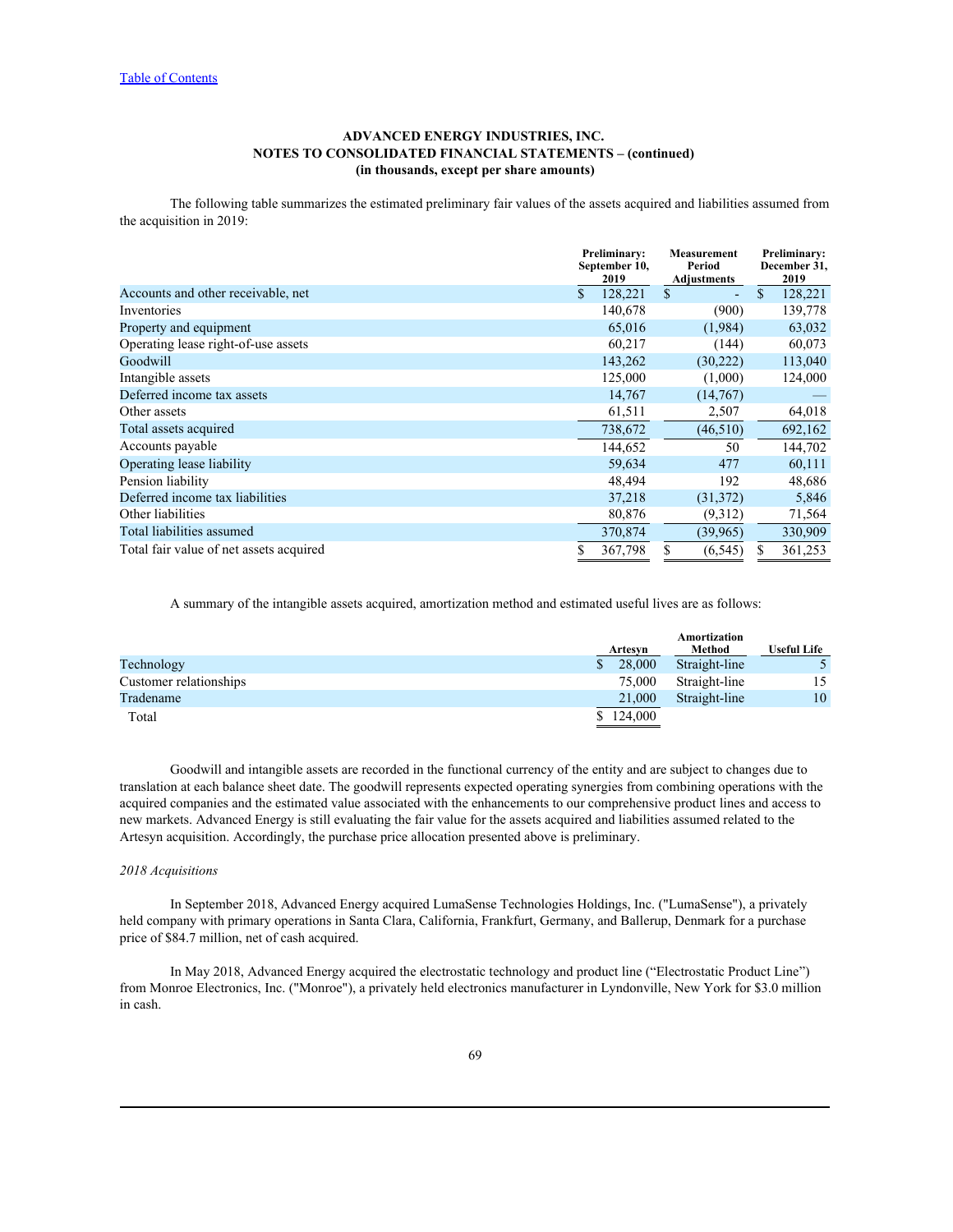**ADVANCED ENERGY INDUSTRIES, INC.**
**NOTES TO CONSOLIDATED FINANCIAL STATEMENTS – (continued)**
**(in thousands, except per share amounts)**

The following table summarizes the estimated preliminary fair values of the assets acquired and liabilities assumed from the acquisition in 2019:

| | Preliminary: September 10, 2019 | Measurement Period Adjustments | Preliminary: December 31, 2019 |
|---|---|---|---|
| Accounts and other receivable, net | $ 128,221 | $ - | $ 128,221 |
| Inventories | 140,678 | (900) | 139,778 |
| Property and equipment | 65,016 | (1,984) | 63,032 |
| Operating lease right-of-use assets | 60,217 | (144) | 60,073 |
| Goodwill | 143,262 | (30,222) | 113,040 |
| Intangible assets | 125,000 | (1,000) | 124,000 |
| Deferred income tax assets | 14,767 | (14,767) | — |
| Other assets | 61,511 | 2,507 | 64,018 |
| Total assets acquired | 738,672 | (46,510) | 692,162 |
| Accounts payable | 144,652 | 50 | 144,702 |
| Operating lease liability | 59,634 | 477 | 60,111 |
| Pension liability | 48,494 | 192 | 48,686 |
| Deferred income tax liabilities | 37,218 | (31,372) | 5,846 |
| Other liabilities | 80,876 | (9,312) | 71,564 |
| Total liabilities assumed | 370,874 | (39,965) | 330,909 |
| Total fair value of net assets acquired | $ 367,798 | $ (6,545) | $ 361,253 |

A summary of the intangible assets acquired, amortization method and estimated useful lives are as follows:

| | Artesyn | Amortization Method | Useful Life |
|---|---|---|---|
| Technology | $ 28,000 | Straight-line | 5 |
| Customer relationships | 75,000 | Straight-line | 15 |
| Tradename | 21,000 | Straight-line | 10 |
| Total | $ 124,000 | | |

Goodwill and intangible assets are recorded in the functional currency of the entity and are subject to changes due to translation at each balance sheet date. The goodwill represents expected operating synergies from combining operations with the acquired companies and the estimated value associated with the enhancements to our comprehensive product lines and access to new markets. Advanced Energy is still evaluating the fair value for the assets acquired and liabilities assumed related to the Artesyn acquisition. Accordingly, the purchase price allocation presented above is preliminary.

*2018 Acquisitions*

In September 2018, Advanced Energy acquired LumaSense Technologies Holdings, Inc. ("LumaSense"), a privately held company with primary operations in Santa Clara, California, Frankfurt, Germany, and Ballerup, Denmark for a purchase price of $84.7 million, net of cash acquired.

In May 2018, Advanced Energy acquired the electrostatic technology and product line ("Electrostatic Product Line") from Monroe Electronics, Inc. ("Monroe"), a privately held electronics manufacturer in Lyndonville, New York for $3.0 million in cash.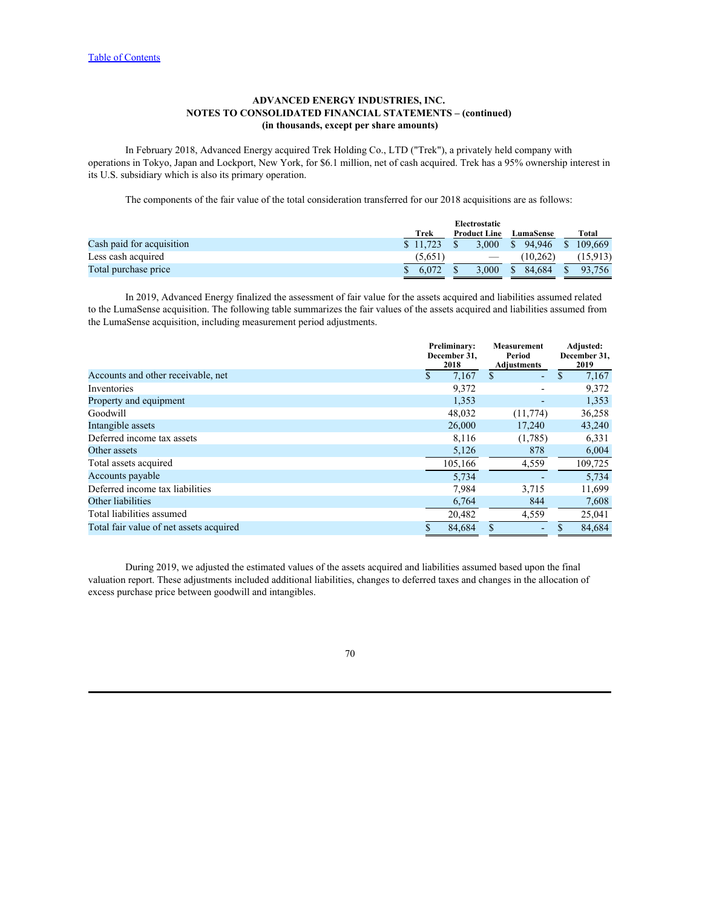**ADVANCED ENERGY INDUSTRIES, INC.**
**NOTES TO CONSOLIDATED FINANCIAL STATEMENTS – (continued)**
**(in thousands, except per share amounts)**

In February 2018, Advanced Energy acquired Trek Holding Co., LTD ("Trek"), a privately held company with operations in Tokyo, Japan and Lockport, New York, for $6.1 million, net of cash acquired. Trek has a 95% ownership interest in its U.S. subsidiary which is also its primary operation.

The components of the fair value of the total consideration transferred for our 2018 acquisitions are as follows:

| | Trek | Electrostatic Product Line | LumaSense | Total |
|---|---|---|---|---|
| Cash paid for acquisition | $ 11,723 | $ 3,000 | $ 94,946 | $ 109,669 |
| Less cash acquired | (5,651) | — | (10,262) | (15,913) |
| Total purchase price | $ 6,072 | $ 3,000 | $ 84,684 | $ 93,756 |

In 2019, Advanced Energy finalized the assessment of fair value for the assets acquired and liabilities assumed related to the LumaSense acquisition. The following table summarizes the fair values of the assets acquired and liabilities assumed from the LumaSense acquisition, including measurement period adjustments.

| | Preliminary: December 31, 2018 | Measurement Period Adjustments | Adjusted: December 31, 2019 |
|---|---|---|---|
| Accounts and other receivable, net | $ 7,167 | $ - | $ 7,167 |
| Inventories | 9,372 | - | 9,372 |
| Property and equipment | 1,353 | - | 1,353 |
| Goodwill | 48,032 | (11,774) | 36,258 |
| Intangible assets | 26,000 | 17,240 | 43,240 |
| Deferred income tax assets | 8,116 | (1,785) | 6,331 |
| Other assets | 5,126 | 878 | 6,004 |
| Total assets acquired | 105,166 | 4,559 | 109,725 |
| Accounts payable | 5,734 | - | 5,734 |
| Deferred income tax liabilities | 7,984 | 3,715 | 11,699 |
| Other liabilities | 6,764 | 844 | 7,608 |
| Total liabilities assumed | 20,482 | 4,559 | 25,041 |
| Total fair value of net assets acquired | $ 84,684 | $ - | $ 84,684 |

During 2019, we adjusted the estimated values of the assets acquired and liabilities assumed based upon the final valuation report. These adjustments included additional liabilities, changes to deferred taxes and changes in the allocation of excess purchase price between goodwill and intangibles.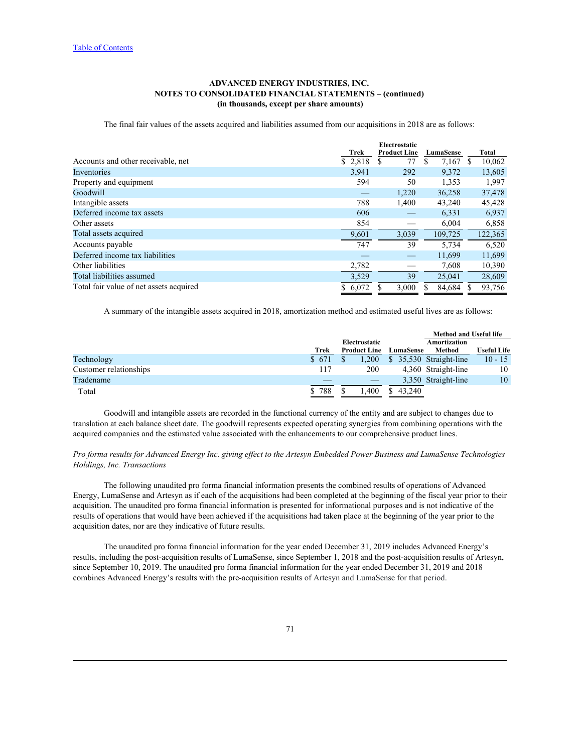[Table of Contents]

**ADVANCED ENERGY INDUSTRIES, INC.**
**NOTES TO CONSOLIDATED FINANCIAL STATEMENTS – (continued)**
**(in thousands, except per share amounts)**

The final fair values of the assets acquired and liabilities assumed from our acquisitions in 2018 are as follows:

| | Trek | Electrostatic Product Line | LumaSense | Total |
|---|---|---|---|---|
| Accounts and other receivable, net | $ 2,818 | $ 77 | $ 7,167 | $ 10,062 |
| Inventories | 3,941 | 292 | 9,372 | 13,605 |
| Property and equipment | 594 | 50 | 1,353 | 1,997 |
| Goodwill | — | 1,220 | 36,258 | 37,478 |
| Intangible assets | 788 | 1,400 | 43,240 | 45,428 |
| Deferred income tax assets | 606 | — | 6,331 | 6,937 |
| Other assets | 854 | — | 6,004 | 6,858 |
| Total assets acquired | 9,601 | 3,039 | 109,725 | 122,365 |
| Accounts payable | 747 | 39 | 5,734 | 6,520 |
| Deferred income tax liabilities | — | — | 11,699 | 11,699 |
| Other liabilities | 2,782 | — | 7,608 | 10,390 |
| Total liabilities assumed | 3,529 | 39 | 25,041 | 28,609 |
| Total fair value of net assets acquired | $ 6,072 | $ 3,000 | $ 84,684 | $ 93,756 |

A summary of the intangible assets acquired in 2018, amortization method and estimated useful lives are as follows:

| | | | | Method and Useful life | |
|---|---|---|---|---|---|
| | Trek | Electrostatic Product Line | LumaSense | Amortization Method | Useful Life |
| Technology | $ 671 | $ 1,200 | $ 35,530 | Straight-line | 10 - 15 |
| Customer relationships | 117 | 200 | 4,360 | Straight-line | 10 |
| Tradename | — | — | 3,350 | Straight-line | 10 |
| Total | $ 788 | $ 1,400 | $ 43,240 | | |

Goodwill and intangible assets are recorded in the functional currency of the entity and are subject to changes due to translation at each balance sheet date. The goodwill represents expected operating synergies from combining operations with the acquired companies and the estimated value associated with the enhancements to our comprehensive product lines.

*Pro forma results for Advanced Energy Inc. giving effect to the Artesyn Embedded Power Business and LumaSense Technologies Holdings, Inc. Transactions*

The following unaudited pro forma financial information presents the combined results of operations of Advanced Energy, LumaSense and Artesyn as if each of the acquisitions had been completed at the beginning of the fiscal year prior to their acquisition. The unaudited pro forma financial information is presented for informational purposes and is not indicative of the results of operations that would have been achieved if the acquisitions had taken place at the beginning of the year prior to the acquisition dates, nor are they indicative of future results.

The unaudited pro forma financial information for the year ended December 31, 2019 includes Advanced Energy's results, including the post-acquisition results of LumaSense, since September 1, 2018 and the post-acquisition results of Artesyn, since September 10, 2019. The unaudited pro forma financial information for the year ended December 31, 2019 and 2018 combines Advanced Energy's results with the pre-acquisition results of Artesyn and LumaSense for that period.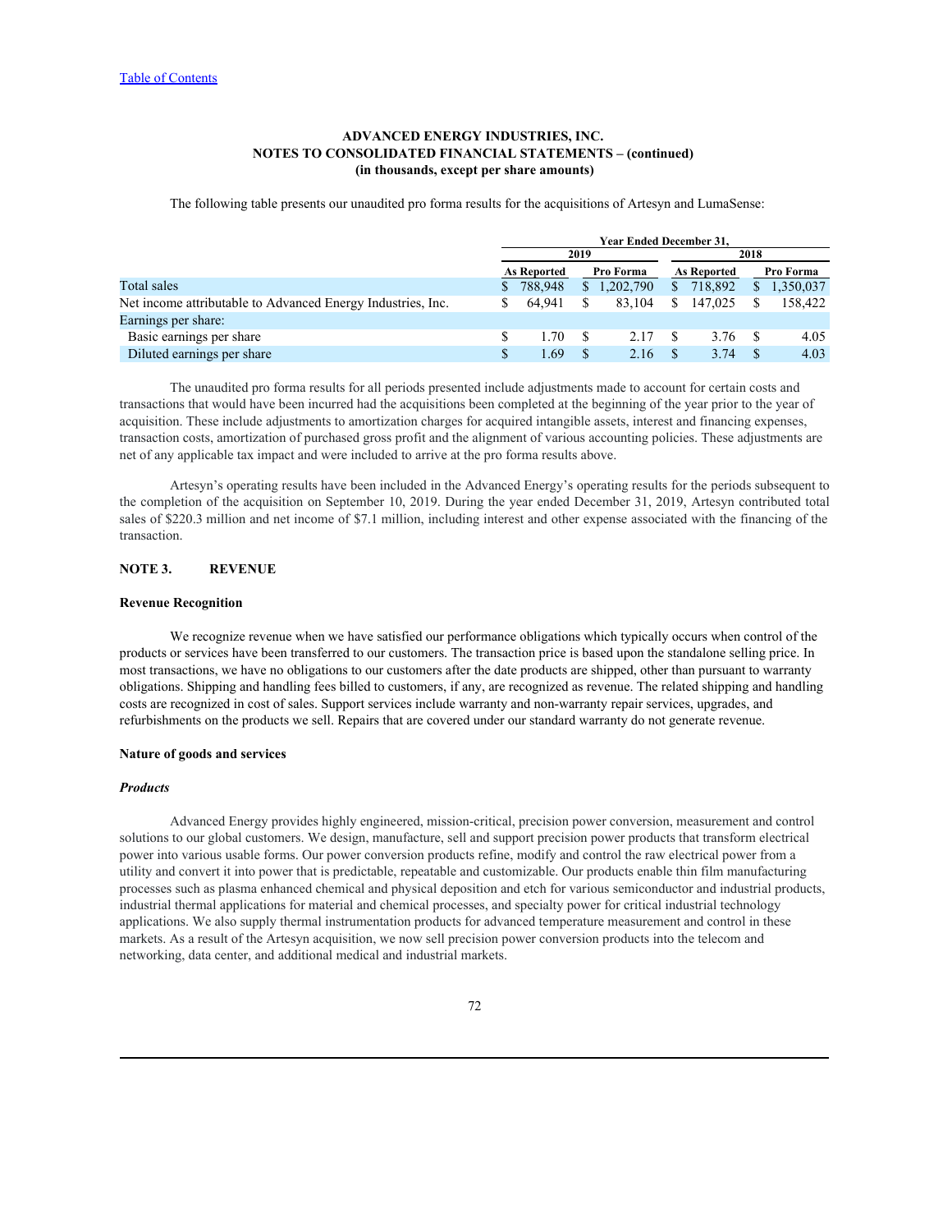**ADVANCED ENERGY INDUSTRIES, INC.**
**NOTES TO CONSOLIDATED FINANCIAL STATEMENTS – (continued)**
**(in thousands, except per share amounts)**

The following table presents our unaudited pro forma results for the acquisitions of Artesyn and LumaSense:

| | Year Ended December 31, | | | |
|---|---|---|---|---|
| | 2019 | | 2018 | |
| | As Reported | Pro Forma | As Reported | Pro Forma |
| Total sales | $ 788,948 | $ 1,202,790 | $ 718,892 | $ 1,350,037 |
| Net income attributable to Advanced Energy Industries, Inc. | $ 64,941 | $ 83,104 | $ 147,025 | $ 158,422 |
| Earnings per share: | | | | |
| Basic earnings per share | $ 1.70 | $ 2.17 | $ 3.76 | $ 4.05 |
| Diluted earnings per share | $ 1.69 | $ 2.16 | $ 3.74 | $ 4.03 |

The unaudited pro forma results for all periods presented include adjustments made to account for certain costs and transactions that would have been incurred had the acquisitions been completed at the beginning of the year prior to the year of acquisition. These include adjustments to amortization charges for acquired intangible assets, interest and financing expenses, transaction costs, amortization of purchased gross profit and the alignment of various accounting policies. These adjustments are net of any applicable tax impact and were included to arrive at the pro forma results above.

Artesyn's operating results have been included in the Advanced Energy's operating results for the periods subsequent to the completion of the acquisition on September 10, 2019. During the year ended December 31, 2019, Artesyn contributed total sales of $220.3 million and net income of $7.1 million, including interest and other expense associated with the financing of the transaction.

## NOTE 3. REVENUE

**Revenue Recognition**

We recognize revenue when we have satisfied our performance obligations which typically occurs when control of the products or services have been transferred to our customers. The transaction price is based upon the standalone selling price. In most transactions, we have no obligations to our customers after the date products are shipped, other than pursuant to warranty obligations. Shipping and handling fees billed to customers, if any, are recognized as revenue. The related shipping and handling costs are recognized in cost of sales. Support services include warranty and non-warranty repair services, upgrades, and refurbishments on the products we sell. Repairs that are covered under our standard warranty do not generate revenue.

**Nature of goods and services**

***Products***

Advanced Energy provides highly engineered, mission-critical, precision power conversion, measurement and control solutions to our global customers. We design, manufacture, sell and support precision power products that transform electrical power into various usable forms. Our power conversion products refine, modify and control the raw electrical power from a utility and convert it into power that is predictable, repeatable and customizable. Our products enable thin film manufacturing processes such as plasma enhanced chemical and physical deposition and etch for various semiconductor and industrial products, industrial thermal applications for material and chemical processes, and specialty power for critical industrial technology applications. We also supply thermal instrumentation products for advanced temperature measurement and control in these markets. As a result of the Artesyn acquisition, we now sell precision power conversion products into the telecom and networking, data center, and additional medical and industrial markets.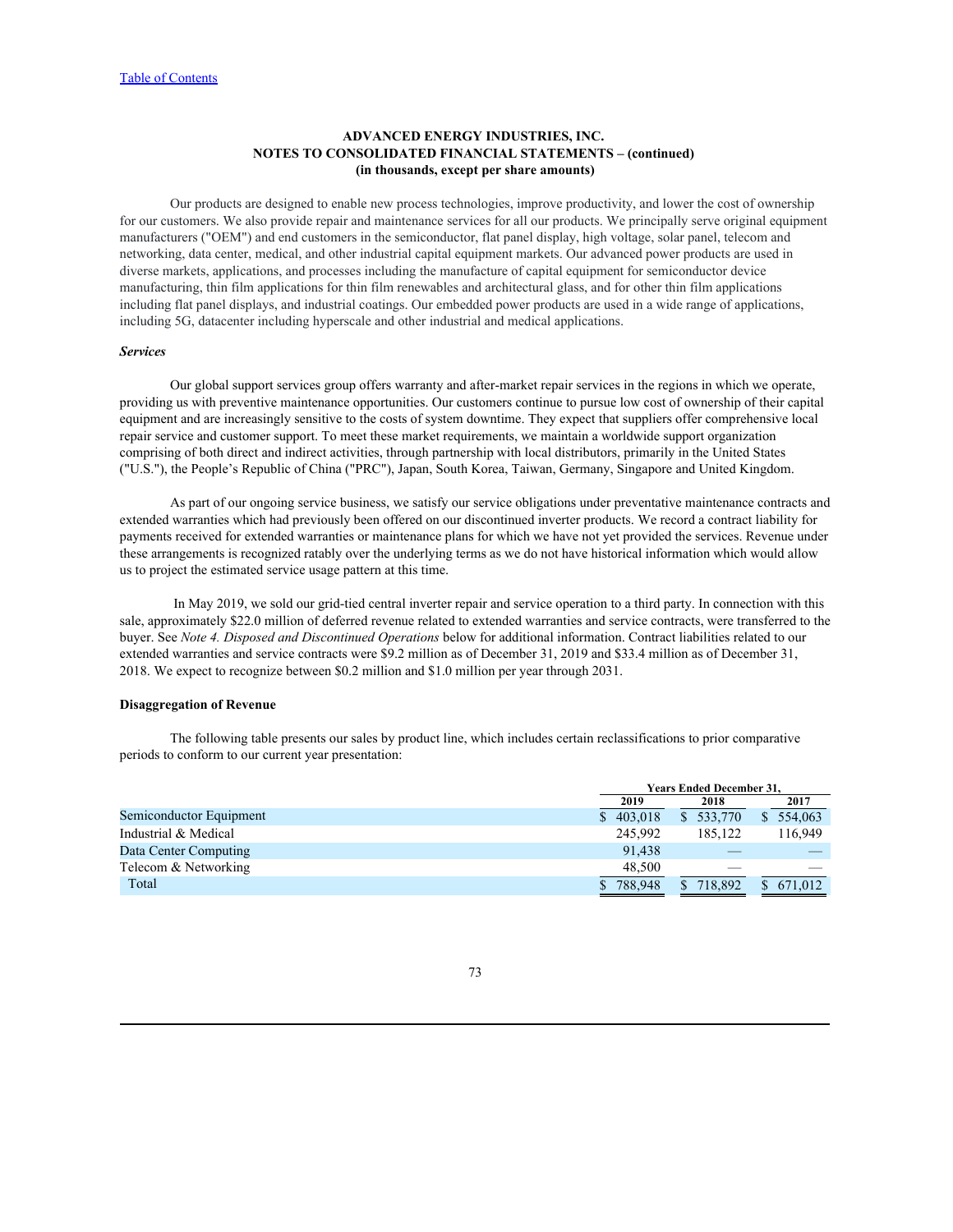**ADVANCED ENERGY INDUSTRIES, INC.**
**NOTES TO CONSOLIDATED FINANCIAL STATEMENTS – (continued)**
**(in thousands, except per share amounts)**

Our products are designed to enable new process technologies, improve productivity, and lower the cost of ownership for our customers. We also provide repair and maintenance services for all our products. We principally serve original equipment manufacturers ("OEM") and end customers in the semiconductor, flat panel display, high voltage, solar panel, telecom and networking, data center, medical, and other industrial capital equipment markets. Our advanced power products are used in diverse markets, applications, and processes including the manufacture of capital equipment for semiconductor device manufacturing, thin film applications for thin film renewables and architectural glass, and for other thin film applications including flat panel displays, and industrial coatings. Our embedded power products are used in a wide range of applications, including 5G, datacenter including hyperscale and other industrial and medical applications.

***Services***

Our global support services group offers warranty and after-market repair services in the regions in which we operate, providing us with preventive maintenance opportunities. Our customers continue to pursue low cost of ownership of their capital equipment and are increasingly sensitive to the costs of system downtime. They expect that suppliers offer comprehensive local repair service and customer support. To meet these market requirements, we maintain a worldwide support organization comprising of both direct and indirect activities, through partnership with local distributors, primarily in the United States ("U.S."), the People's Republic of China ("PRC"), Japan, South Korea, Taiwan, Germany, Singapore and United Kingdom.

As part of our ongoing service business, we satisfy our service obligations under preventative maintenance contracts and extended warranties which had previously been offered on our discontinued inverter products. We record a contract liability for payments received for extended warranties or maintenance plans for which we have not yet provided the services. Revenue under these arrangements is recognized ratably over the underlying terms as we do not have historical information which would allow us to project the estimated service usage pattern at this time.

In May 2019, we sold our grid-tied central inverter repair and service operation to a third party. In connection with this sale, approximately $22.0 million of deferred revenue related to extended warranties and service contracts, were transferred to the buyer. See *Note 4. Disposed and Discontinued Operations* below for additional information. Contract liabilities related to our extended warranties and service contracts were $9.2 million as of December 31, 2019 and $33.4 million as of December 31, 2018. We expect to recognize between $0.2 million and $1.0 million per year through 2031.

**Disaggregation of Revenue**

The following table presents our sales by product line, which includes certain reclassifications to prior comparative periods to conform to our current year presentation:

| | Years Ended December 31, | | |
|---|---|---|---|
| | 2019 | 2018 | 2017 |
| Semiconductor Equipment | $ 403,018 | $ 533,770 | $ 554,063 |
| Industrial & Medical | 245,992 | 185,122 | 116,949 |
| Data Center Computing | 91,438 | — | — |
| Telecom & Networking | 48,500 | — | — |
| Total | $ 788,948 | $ 718,892 | $ 671,012 |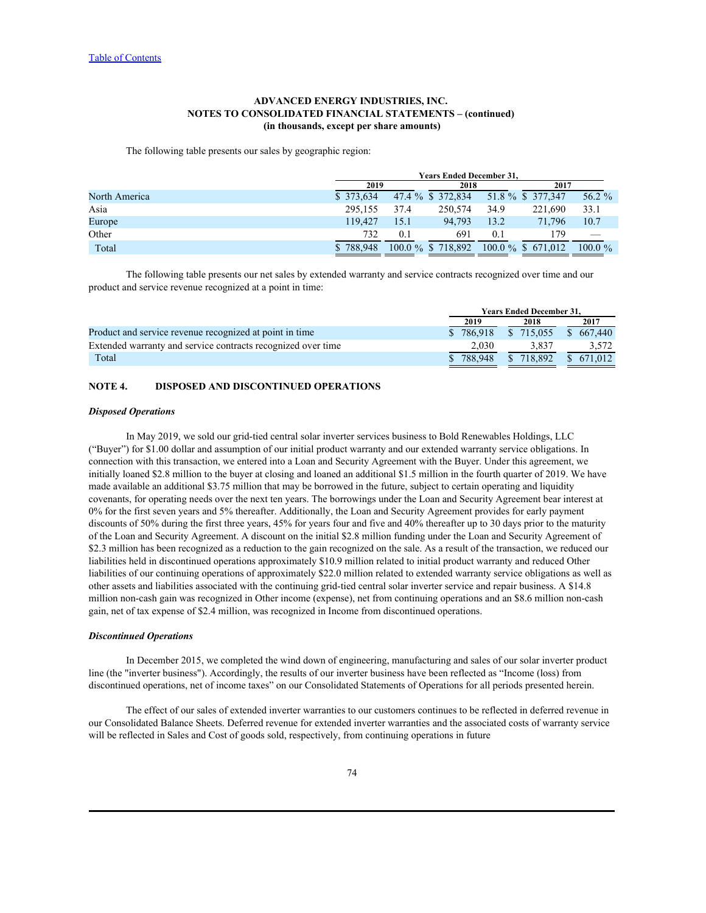Table of Contents

**ADVANCED ENERGY INDUSTRIES, INC.**
**NOTES TO CONSOLIDATED FINANCIAL STATEMENTS – (continued)**
**(in thousands, except per share amounts)**

The following table presents our sales by geographic region:

| | Years Ended December 31, | | | | | |
|---|---|---|---|---|---|---|
| | 2019 | | 2018 | | 2017 | |
| North America | $ 373,634 | 47.4 % | $ 372,834 | 51.8 % | $ 377,347 | 56.2 % |
| Asia | 295,155 | 37.4 | 250,574 | 34.9 | 221,690 | 33.1 |
| Europe | 119,427 | 15.1 | 94,793 | 13.2 | 71,796 | 10.7 |
| Other | 732 | 0.1 | 691 | 0.1 | 179 | — |
| Total | $ 788,948 | 100.0 % | $ 718,892 | 100.0 % | $ 671,012 | 100.0 % |

The following table presents our net sales by extended warranty and service contracts recognized over time and our product and service revenue recognized at a point in time:

| | Years Ended December 31, | | |
|---|---|---|---|
| | 2019 | 2018 | 2017 |
| Product and service revenue recognized at point in time | $ 786,918 | $ 715,055 | $ 667,440 |
| Extended warranty and service contracts recognized over time | 2,030 | 3,837 | 3,572 |
| Total | $ 788,948 | $ 718,892 | $ 671,012 |

## NOTE 4. DISPOSED AND DISCONTINUED OPERATIONS

***Disposed Operations***

In May 2019, we sold our grid-tied central solar inverter services business to Bold Renewables Holdings, LLC ("Buyer") for $1.00 dollar and assumption of our initial product warranty and our extended warranty service obligations. In connection with this transaction, we entered into a Loan and Security Agreement with the Buyer. Under this agreement, we initially loaned $2.8 million to the buyer at closing and loaned an additional $1.5 million in the fourth quarter of 2019. We have made available an additional $3.75 million that may be borrowed in the future, subject to certain operating and liquidity covenants, for operating needs over the next ten years. The borrowings under the Loan and Security Agreement bear interest at 0% for the first seven years and 5% thereafter. Additionally, the Loan and Security Agreement provides for early payment discounts of 50% during the first three years, 45% for years four and five and 40% thereafter up to 30 days prior to the maturity of the Loan and Security Agreement. A discount on the initial $2.8 million funding under the Loan and Security Agreement of $2.3 million has been recognized as a reduction to the gain recognized on the sale. As a result of the transaction, we reduced our liabilities held in discontinued operations approximately $10.9 million related to initial product warranty and reduced Other liabilities of our continuing operations of approximately $22.0 million related to extended warranty service obligations as well as other assets and liabilities associated with the continuing grid-tied central solar inverter service and repair business. A $14.8 million non-cash gain was recognized in Other income (expense), net from continuing operations and an $8.6 million non-cash gain, net of tax expense of $2.4 million, was recognized in Income from discontinued operations.

***Discontinued Operations***

In December 2015, we completed the wind down of engineering, manufacturing and sales of our solar inverter product line (the "inverter business"). Accordingly, the results of our inverter business have been reflected as "Income (loss) from discontinued operations, net of income taxes" on our Consolidated Statements of Operations for all periods presented herein.

The effect of our sales of extended inverter warranties to our customers continues to be reflected in deferred revenue in our Consolidated Balance Sheets. Deferred revenue for extended inverter warranties and the associated costs of warranty service will be reflected in Sales and Cost of goods sold, respectively, from continuing operations in future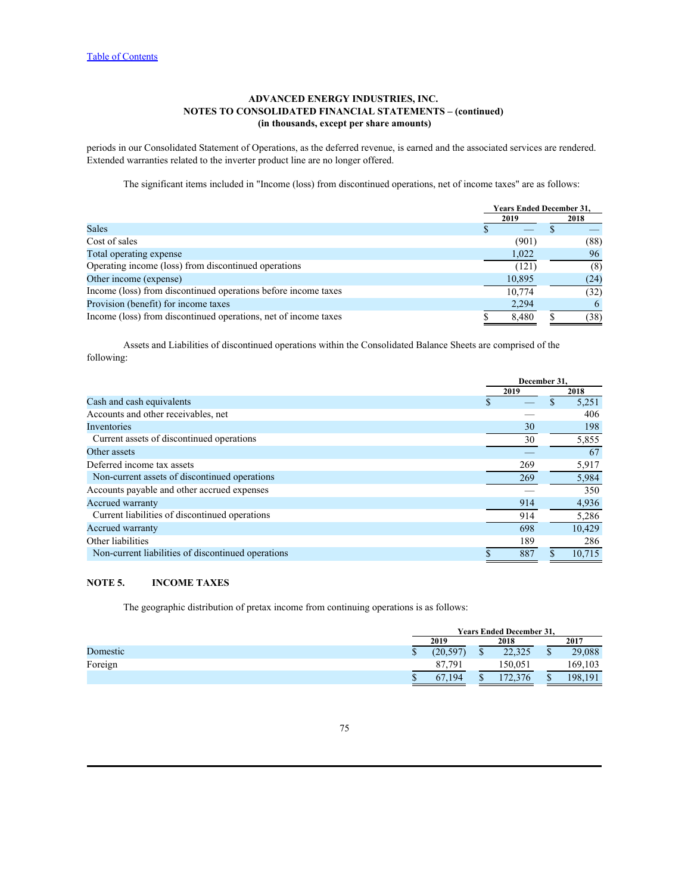**ADVANCED ENERGY INDUSTRIES, INC.**
**NOTES TO CONSOLIDATED FINANCIAL STATEMENTS – (continued)**
**(in thousands, except per share amounts)**

periods in our Consolidated Statement of Operations, as the deferred revenue, is earned and the associated services are rendered. Extended warranties related to the inverter product line are no longer offered.

The significant items included in "Income (loss) from discontinued operations, net of income taxes" are as follows:

| | Years Ended December 31, | |
|---|---|---|
| | 2019 | 2018 |
| Sales | $ — | $ — |
| Cost of sales | (901) | (88) |
| Total operating expense | 1,022 | 96 |
| Operating income (loss) from discontinued operations | (121) | (8) |
| Other income (expense) | 10,895 | (24) |
| Income (loss) from discontinued operations before income taxes | 10,774 | (32) |
| Provision (benefit) for income taxes | 2,294 | 6 |
| Income (loss) from discontinued operations, net of income taxes | $ 8,480 | $ (38) |

Assets and Liabilities of discontinued operations within the Consolidated Balance Sheets are comprised of the following:

| | December 31, | |
|---|---|---|
| | 2019 | 2018 |
| Cash and cash equivalents | $ — | $ 5,251 |
| Accounts and other receivables, net | — | 406 |
| Inventories | 30 | 198 |
| Current assets of discontinued operations | 30 | 5,855 |
| Other assets | — | 67 |
| Deferred income tax assets | 269 | 5,917 |
| Non-current assets of discontinued operations | 269 | 5,984 |
| Accounts payable and other accrued expenses | — | 350 |
| Accrued warranty | 914 | 4,936 |
| Current liabilities of discontinued operations | 914 | 5,286 |
| Accrued warranty | 698 | 10,429 |
| Other liabilities | 189 | 286 |
| Non-current liabilities of discontinued operations | $ 887 | $ 10,715 |

## NOTE 5. INCOME TAXES

The geographic distribution of pretax income from continuing operations is as follows:

| | Years Ended December 31, | | |
|---|---|---|---|
| | 2019 | 2018 | 2017 |
| Domestic | $ (20,597) | $ 22,325 | $ 29,088 |
| Foreign | 87,791 | 150,051 | 169,103 |
| | $ 67,194 | $ 172,376 | $ 198,191 |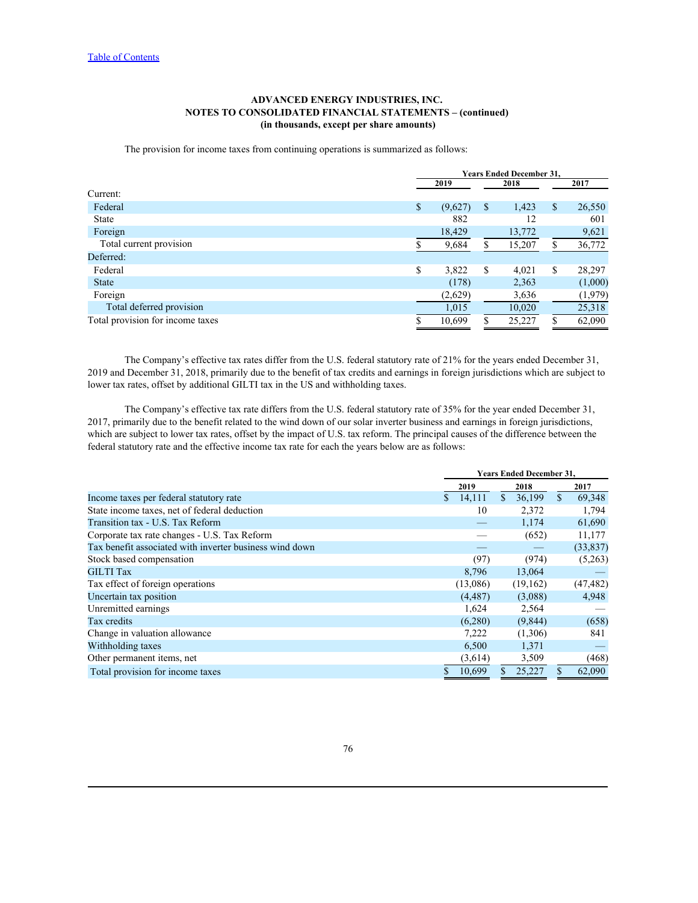Table of Contents

**ADVANCED ENERGY INDUSTRIES, INC.**
**NOTES TO CONSOLIDATED FINANCIAL STATEMENTS – (continued)**
**(in thousands, except per share amounts)**

The provision for income taxes from continuing operations is summarized as follows:

| | Years Ended December 31, | | |
|---|---|---|---|
| | 2019 | 2018 | 2017 |
| Current: | | | |
| Federal | $ (9,627) | $ 1,423 | $ 26,550 |
| State | 882 | 12 | 601 |
| Foreign | 18,429 | 13,772 | 9,621 |
| Total current provision | $ 9,684 | $ 15,207 | $ 36,772 |
| Deferred: | | | |
| Federal | $ 3,822 | $ 4,021 | $ 28,297 |
| State | (178) | 2,363 | (1,000) |
| Foreign | (2,629) | 3,636 | (1,979) |
| Total deferred provision | 1,015 | 10,020 | 25,318 |
| Total provision for income taxes | $ 10,699 | $ 25,227 | $ 62,090 |

The Company's effective tax rates differ from the U.S. federal statutory rate of 21% for the years ended December 31, 2019 and December 31, 2018, primarily due to the benefit of tax credits and earnings in foreign jurisdictions which are subject to lower tax rates, offset by additional GILTI tax in the US and withholding taxes.

The Company's effective tax rate differs from the U.S. federal statutory rate of 35% for the year ended December 31, 2017, primarily due to the benefit related to the wind down of our solar inverter business and earnings in foreign jurisdictions, which are subject to lower tax rates, offset by the impact of U.S. tax reform. The principal causes of the difference between the federal statutory rate and the effective income tax rate for each the years below are as follows:

| | Years Ended December 31, | | |
|---|---|---|---|
| | 2019 | 2018 | 2017 |
| Income taxes per federal statutory rate | $ 14,111 | $ 36,199 | $ 69,348 |
| State income taxes, net of federal deduction | 10 | 2,372 | 1,794 |
| Transition tax - U.S. Tax Reform | — | 1,174 | 61,690 |
| Corporate tax rate changes - U.S. Tax Reform | — | (652) | 11,177 |
| Tax benefit associated with inverter business wind down | — | — | (33,837) |
| Stock based compensation | (97) | (974) | (5,263) |
| GILTI Tax | 8,796 | 13,064 | — |
| Tax effect of foreign operations | (13,086) | (19,162) | (47,482) |
| Uncertain tax position | (4,487) | (3,088) | 4,948 |
| Unremitted earnings | 1,624 | 2,564 | — |
| Tax credits | (6,280) | (9,844) | (658) |
| Change in valuation allowance | 7,222 | (1,306) | 841 |
| Withholding taxes | 6,500 | 1,371 | — |
| Other permanent items, net | (3,614) | 3,509 | (468) |
| Total provision for income taxes | $ 10,699 | $ 25,227 | $ 62,090 |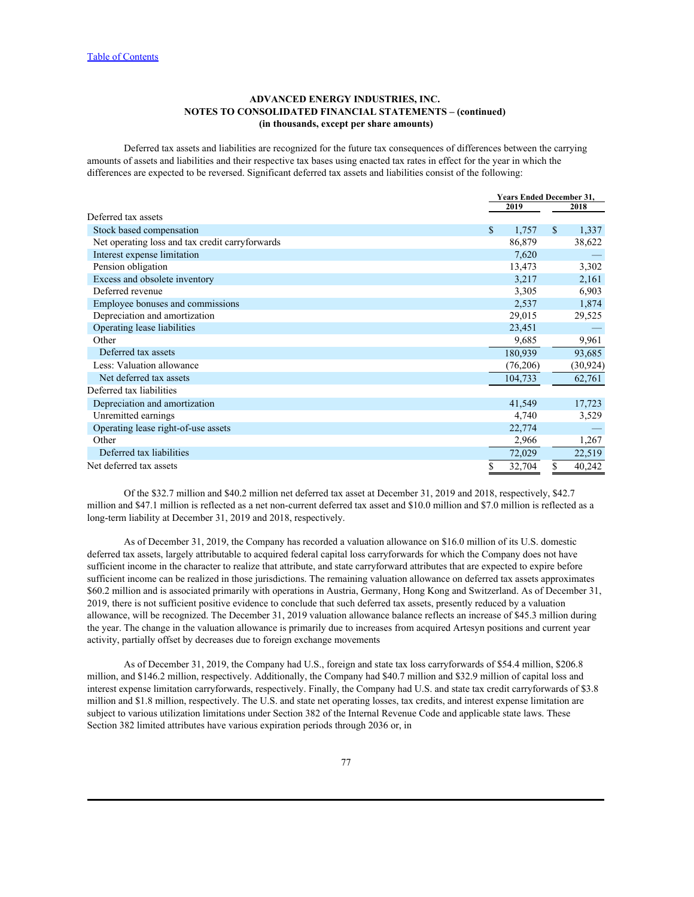Table of Contents

**ADVANCED ENERGY INDUSTRIES, INC.**
**NOTES TO CONSOLIDATED FINANCIAL STATEMENTS – (continued)**
**(in thousands, except per share amounts)**

Deferred tax assets and liabilities are recognized for the future tax consequences of differences between the carrying amounts of assets and liabilities and their respective tax bases using enacted tax rates in effect for the year in which the differences are expected to be reversed. Significant deferred tax assets and liabilities consist of the following:

| | Years Ended December 31, | |
|---|---|---|
| | 2019 | 2018 |
| Deferred tax assets | | |
| Stock based compensation | $ 1,757 | $ 1,337 |
| Net operating loss and tax credit carryforwards | 86,879 | 38,622 |
| Interest expense limitation | 7,620 | — |
| Pension obligation | 13,473 | 3,302 |
| Excess and obsolete inventory | 3,217 | 2,161 |
| Deferred revenue | 3,305 | 6,903 |
| Employee bonuses and commissions | 2,537 | 1,874 |
| Depreciation and amortization | 29,015 | 29,525 |
| Operating lease liabilities | 23,451 | — |
| Other | 9,685 | 9,961 |
| Deferred tax assets | 180,939 | 93,685 |
| Less: Valuation allowance | (76,206) | (30,924) |
| Net deferred tax assets | 104,733 | 62,761 |
| Deferred tax liabilities | | |
| Depreciation and amortization | 41,549 | 17,723 |
| Unremitted earnings | 4,740 | 3,529 |
| Operating lease right-of-use assets | 22,774 | — |
| Other | 2,966 | 1,267 |
| Deferred tax liabilities | 72,029 | 22,519 |
| Net deferred tax assets | $ 32,704 | $ 40,242 |

Of the $32.7 million and $40.2 million net deferred tax asset at December 31, 2019 and 2018, respectively, $42.7 million and $47.1 million is reflected as a net non-current deferred tax asset and $10.0 million and $7.0 million is reflected as a long-term liability at December 31, 2019 and 2018, respectively.

As of December 31, 2019, the Company has recorded a valuation allowance on $16.0 million of its U.S. domestic deferred tax assets, largely attributable to acquired federal capital loss carryforwards for which the Company does not have sufficient income in the character to realize that attribute, and state carryforward attributes that are expected to expire before sufficient income can be realized in those jurisdictions. The remaining valuation allowance on deferred tax assets approximates $60.2 million and is associated primarily with operations in Austria, Germany, Hong Kong and Switzerland. As of December 31, 2019, there is not sufficient positive evidence to conclude that such deferred tax assets, presently reduced by a valuation allowance, will be recognized. The December 31, 2019 valuation allowance balance reflects an increase of $45.3 million during the year. The change in the valuation allowance is primarily due to increases from acquired Artesyn positions and current year activity, partially offset by decreases due to foreign exchange movements

As of December 31, 2019, the Company had U.S., foreign and state tax loss carryforwards of $54.4 million, $206.8 million, and $146.2 million, respectively. Additionally, the Company had $40.7 million and $32.9 million of capital loss and interest expense limitation carryforwards, respectively. Finally, the Company had U.S. and state tax credit carryforwards of $3.8 million and $1.8 million, respectively. The U.S. and state net operating losses, tax credits, and interest expense limitation are subject to various utilization limitations under Section 382 of the Internal Revenue Code and applicable state laws. These Section 382 limited attributes have various expiration periods through 2036 or, in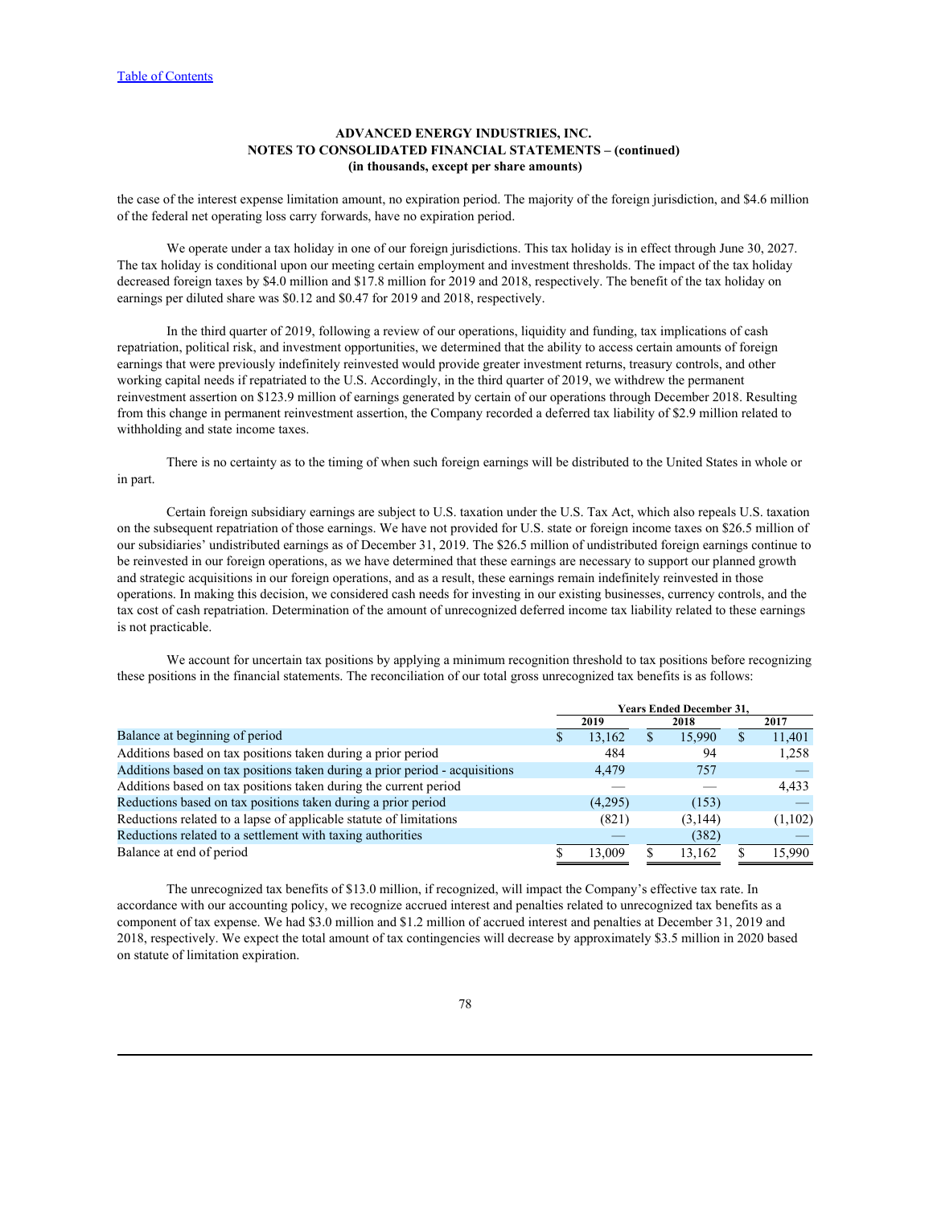the case of the interest expense limitation amount, no expiration period. The majority of the foreign jurisdiction, and $4.6 million of the federal net operating loss carry forwards, have no expiration period.

We operate under a tax holiday in one of our foreign jurisdictions. This tax holiday is in effect through June 30, 2027. The tax holiday is conditional upon our meeting certain employment and investment thresholds. The impact of the tax holiday decreased foreign taxes by $4.0 million and $17.8 million for 2019 and 2018, respectively. The benefit of the tax holiday on earnings per diluted share was $0.12 and $0.47 for 2019 and 2018, respectively.

In the third quarter of 2019, following a review of our operations, liquidity and funding, tax implications of cash repatriation, political risk, and investment opportunities, we determined that the ability to access certain amounts of foreign earnings that were previously indefinitely reinvested would provide greater investment returns, treasury controls, and other working capital needs if repatriated to the U.S. Accordingly, in the third quarter of 2019, we withdrew the permanent reinvestment assertion on $123.9 million of earnings generated by certain of our operations through December 2018. Resulting from this change in permanent reinvestment assertion, the Company recorded a deferred tax liability of $2.9 million related to withholding and state income taxes.

There is no certainty as to the timing of when such foreign earnings will be distributed to the United States in whole or in part.

Certain foreign subsidiary earnings are subject to U.S. taxation under the U.S. Tax Act, which also repeals U.S. taxation on the subsequent repatriation of those earnings. We have not provided for U.S. state or foreign income taxes on $26.5 million of our subsidiaries' undistributed earnings as of December 31, 2019. The $26.5 million of undistributed foreign earnings continue to be reinvested in our foreign operations, as we have determined that these earnings are necessary to support our planned growth and strategic acquisitions in our foreign operations, and as a result, these earnings remain indefinitely reinvested in those operations. In making this decision, we considered cash needs for investing in our existing businesses, currency controls, and the tax cost of cash repatriation. Determination of the amount of unrecognized deferred income tax liability related to these earnings is not practicable.

We account for uncertain tax positions by applying a minimum recognition threshold to tax positions before recognizing these positions in the financial statements. The reconciliation of our total gross unrecognized tax benefits is as follows:

| | Years Ended December 31, | | |
|---|---|---|---|
| | 2019 | 2018 | 2017 |
| Balance at beginning of period | $ 13,162 | $ 15,990 | $ 11,401 |
| Additions based on tax positions taken during a prior period | 484 | 94 | 1,258 |
| Additions based on tax positions taken during a prior period - acquisitions | 4,479 | 757 | — |
| Additions based on tax positions taken during the current period | — | — | 4,433 |
| Reductions based on tax positions taken during a prior period | (4,295) | (153) | — |
| Reductions related to a lapse of applicable statute of limitations | (821) | (3,144) | (1,102) |
| Reductions related to a settlement with taxing authorities | — | (382) | — |
| Balance at end of period | $ 13,009 | $ 13,162 | $ 15,990 |

The unrecognized tax benefits of $13.0 million, if recognized, will impact the Company's effective tax rate. In accordance with our accounting policy, we recognize accrued interest and penalties related to unrecognized tax benefits as a component of tax expense. We had $3.0 million and $1.2 million of accrued interest and penalties at December 31, 2019 and 2018, respectively. We expect the total amount of tax contingencies will decrease by approximately $3.5 million in 2020 based on statute of limitation expiration.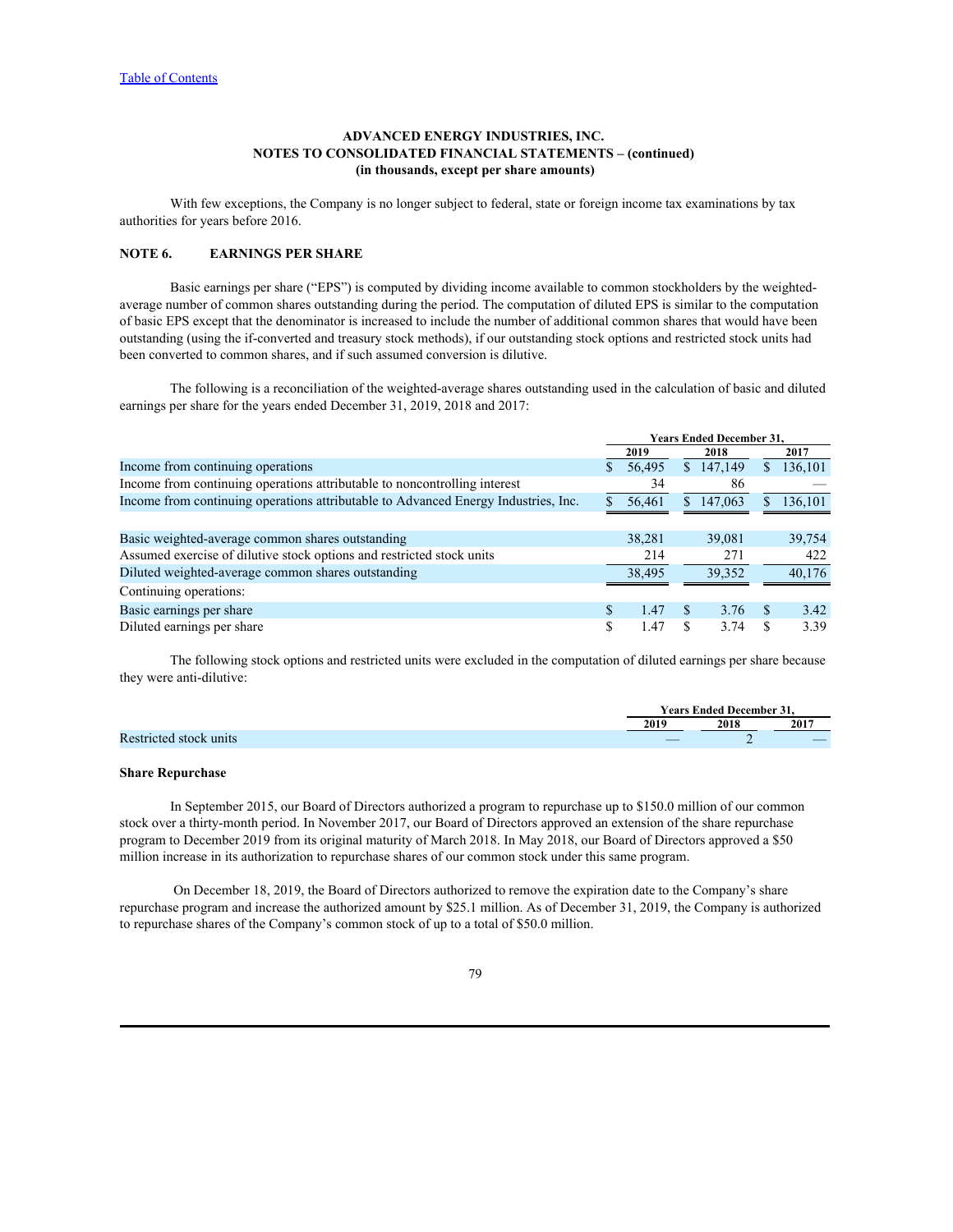[Table of Contents]

**ADVANCED ENERGY INDUSTRIES, INC.**
**NOTES TO CONSOLIDATED FINANCIAL STATEMENTS – (continued)**
**(in thousands, except per share amounts)**

With few exceptions, the Company is no longer subject to federal, state or foreign income tax examinations by tax authorities for years before 2016.

## NOTE 6. EARNINGS PER SHARE

Basic earnings per share ("EPS") is computed by dividing income available to common stockholders by the weighted-average number of common shares outstanding during the period. The computation of diluted EPS is similar to the computation of basic EPS except that the denominator is increased to include the number of additional common shares that would have been outstanding (using the if-converted and treasury stock methods), if our outstanding stock options and restricted stock units had been converted to common shares, and if such assumed conversion is dilutive.

The following is a reconciliation of the weighted-average shares outstanding used in the calculation of basic and diluted earnings per share for the years ended December 31, 2019, 2018 and 2017:

| | Years Ended December 31, | | |
|---|---|---|---|
| | 2019 | 2018 | 2017 |
| Income from continuing operations | $ 56,495 | $ 147,149 | $ 136,101 |
| Income from continuing operations attributable to noncontrolling interest | 34 | 86 | — |
| Income from continuing operations attributable to Advanced Energy Industries, Inc. | $ 56,461 | $ 147,063 | $ 136,101 |
| | | | |
| Basic weighted-average common shares outstanding | 38,281 | 39,081 | 39,754 |
| Assumed exercise of dilutive stock options and restricted stock units | 214 | 271 | 422 |
| Diluted weighted-average common shares outstanding | 38,495 | 39,352 | 40,176 |
| Continuing operations: | | | |
| Basic earnings per share | $ 1.47 | $ 3.76 | $ 3.42 |
| Diluted earnings per share | $ 1.47 | $ 3.74 | $ 3.39 |

The following stock options and restricted units were excluded in the computation of diluted earnings per share because they were anti-dilutive:

| | Years Ended December 31, | | |
|---|---|---|---|
| | 2019 | 2018 | 2017 |
| Restricted stock units | — | 2 | — |

**Share Repurchase**

In September 2015, our Board of Directors authorized a program to repurchase up to $150.0 million of our common stock over a thirty-month period. In November 2017, our Board of Directors approved an extension of the share repurchase program to December 2019 from its original maturity of March 2018. In May 2018, our Board of Directors approved a $50 million increase in its authorization to repurchase shares of our common stock under this same program.

On December 18, 2019, the Board of Directors authorized to remove the expiration date to the Company's share repurchase program and increase the authorized amount by $25.1 million. As of December 31, 2019, the Company is authorized to repurchase shares of the Company's common stock of up to a total of $50.0 million.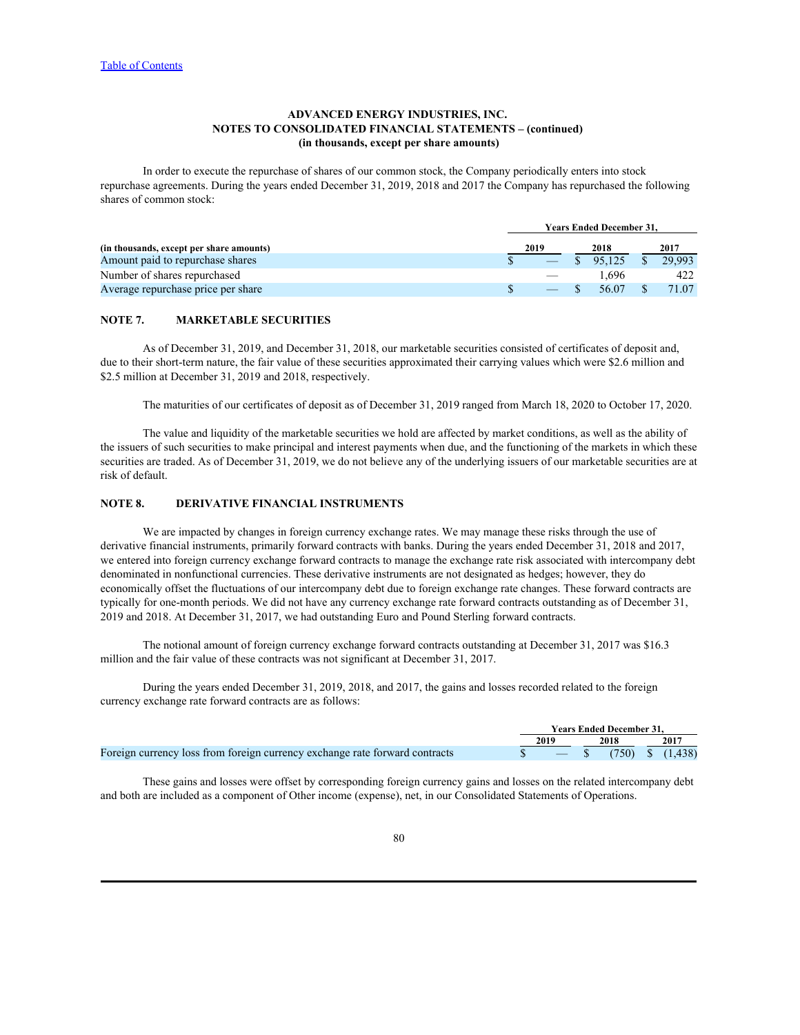**ADVANCED ENERGY INDUSTRIES, INC.**
**NOTES TO CONSOLIDATED FINANCIAL STATEMENTS – (continued)**
**(in thousands, except per share amounts)**

In order to execute the repurchase of shares of our common stock, the Company periodically enters into stock repurchase agreements. During the years ended December 31, 2019, 2018 and 2017 the Company has repurchased the following shares of common stock:

| | Years Ended December 31, | | |
|---|---|---|---|
| **(in thousands, except per share amounts)** | **2019** | **2018** | **2017** |
| Amount paid to repurchase shares | $ — | $ 95,125 | $ 29,993 |
| Number of shares repurchased | — | 1,696 | 422 |
| Average repurchase price per share | $ — | $ 56.07 | $ 71.07 |

## NOTE 7. MARKETABLE SECURITIES

As of December 31, 2019, and December 31, 2018, our marketable securities consisted of certificates of deposit and, due to their short-term nature, the fair value of these securities approximated their carrying values which were $2.6 million and $2.5 million at December 31, 2019 and 2018, respectively.

The maturities of our certificates of deposit as of December 31, 2019 ranged from March 18, 2020 to October 17, 2020.

The value and liquidity of the marketable securities we hold are affected by market conditions, as well as the ability of the issuers of such securities to make principal and interest payments when due, and the functioning of the markets in which these securities are traded. As of December 31, 2019, we do not believe any of the underlying issuers of our marketable securities are at risk of default.

## NOTE 8. DERIVATIVE FINANCIAL INSTRUMENTS

We are impacted by changes in foreign currency exchange rates. We may manage these risks through the use of derivative financial instruments, primarily forward contracts with banks. During the years ended December 31, 2018 and 2017, we entered into foreign currency exchange forward contracts to manage the exchange rate risk associated with intercompany debt denominated in nonfunctional currencies. These derivative instruments are not designated as hedges; however, they do economically offset the fluctuations of our intercompany debt due to foreign exchange rate changes. These forward contracts are typically for one-month periods. We did not have any currency exchange rate forward contracts outstanding as of December 31, 2019 and 2018. At December 31, 2017, we had outstanding Euro and Pound Sterling forward contracts.

The notional amount of foreign currency exchange forward contracts outstanding at December 31, 2017 was $16.3 million and the fair value of these contracts was not significant at December 31, 2017.

During the years ended December 31, 2019, 2018, and 2017, the gains and losses recorded related to the foreign currency exchange rate forward contracts are as follows:

| | Years Ended December 31, | | |
|---|---|---|---|
| | **2019** | **2018** | **2017** |
| Foreign currency loss from foreign currency exchange rate forward contracts | $ — | $ (750) | $ (1,438) |

These gains and losses were offset by corresponding foreign currency gains and losses on the related intercompany debt and both are included as a component of Other income (expense), net, in our Consolidated Statements of Operations.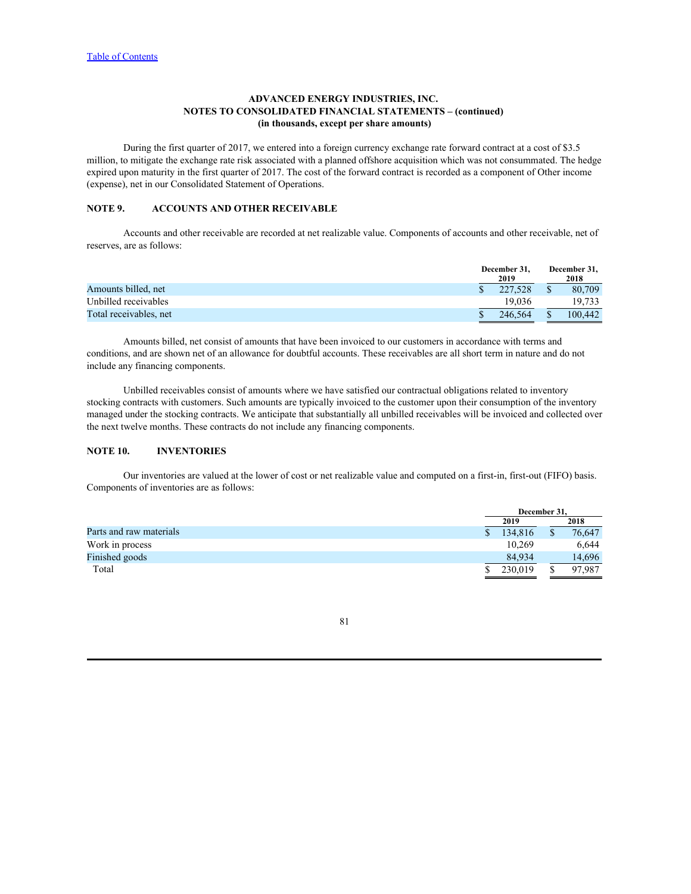**ADVANCED ENERGY INDUSTRIES, INC.**
**NOTES TO CONSOLIDATED FINANCIAL STATEMENTS – (continued)**
**(in thousands, except per share amounts)**

During the first quarter of 2017, we entered into a foreign currency exchange rate forward contract at a cost of $3.5 million, to mitigate the exchange rate risk associated with a planned offshore acquisition which was not consummated. The hedge expired upon maturity in the first quarter of 2017. The cost of the forward contract is recorded as a component of Other income (expense), net in our Consolidated Statement of Operations.

## NOTE 9. ACCOUNTS AND OTHER RECEIVABLE

Accounts and other receivable are recorded at net realizable value. Components of accounts and other receivable, net of reserves, are as follows:

| | December 31, 2019 | December 31, 2018 |
|---|---|---|
| Amounts billed, net | $ 227,528 | $ 80,709 |
| Unbilled receivables | 19,036 | 19,733 |
| Total receivables, net | $ 246,564 | $ 100,442 |

Amounts billed, net consist of amounts that have been invoiced to our customers in accordance with terms and conditions, and are shown net of an allowance for doubtful accounts. These receivables are all short term in nature and do not include any financing components.

Unbilled receivables consist of amounts where we have satisfied our contractual obligations related to inventory stocking contracts with customers. Such amounts are typically invoiced to the customer upon their consumption of the inventory managed under the stocking contracts. We anticipate that substantially all unbilled receivables will be invoiced and collected over the next twelve months. These contracts do not include any financing components.

## NOTE 10. INVENTORIES

Our inventories are valued at the lower of cost or net realizable value and computed on a first-in, first-out (FIFO) basis. Components of inventories are as follows:

| | December 31, | |
|---|---|---|
| | 2019 | 2018 |
| Parts and raw materials | $ 134,816 | $ 76,647 |
| Work in process | 10,269 | 6,644 |
| Finished goods | 84,934 | 14,696 |
| Total | $ 230,019 | $ 97,987 |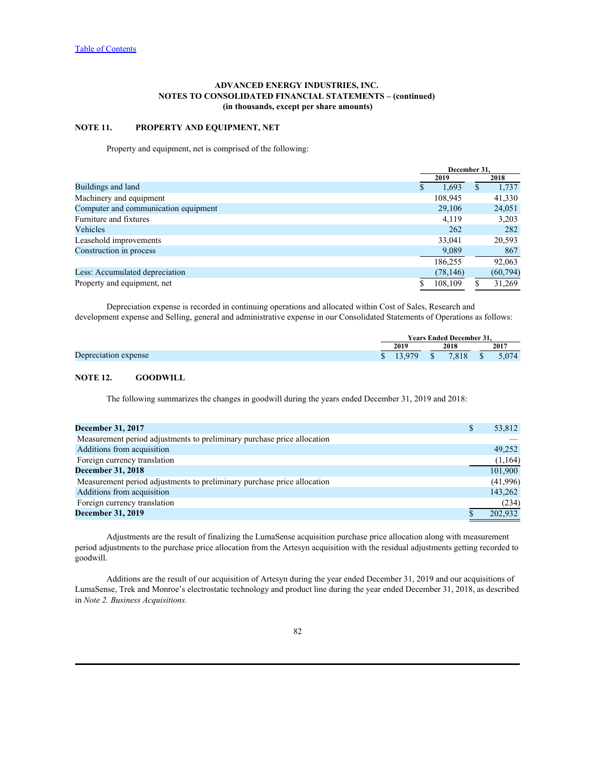[Table of Contents](#)

**ADVANCED ENERGY INDUSTRIES, INC.**
**NOTES TO CONSOLIDATED FINANCIAL STATEMENTS – (continued)**
**(in thousands, except per share amounts)**

## NOTE 11. PROPERTY AND EQUIPMENT, NET

Property and equipment, net is comprised of the following:

| | December 31, | |
|---|---|---|
| | 2019 | 2018 |
| Buildings and land | $ 1,693 | $ 1,737 |
| Machinery and equipment | 108,945 | 41,330 |
| Computer and communication equipment | 29,106 | 24,051 |
| Furniture and fixtures | 4,119 | 3,203 |
| Vehicles | 262 | 282 |
| Leasehold improvements | 33,041 | 20,593 |
| Construction in process | 9,089 | 867 |
| | 186,255 | 92,063 |
| Less: Accumulated depreciation | (78,146) | (60,794) |
| Property and equipment, net | $ 108,109 | $ 31,269 |

Depreciation expense is recorded in continuing operations and allocated within Cost of Sales, Research and development expense and Selling, general and administrative expense in our Consolidated Statements of Operations as follows:

| | Years Ended December 31, | | |
|---|---|---|---|
| | 2019 | 2018 | 2017 |
| Depreciation expense | $ 13,979 | $ 7,818 | $ 5,074 |

## NOTE 12. GOODWILL

The following summarizes the changes in goodwill during the years ended December 31, 2019 and 2018:

| | |
|---|---|
| **December 31, 2017** | $ 53,812 |
| Measurement period adjustments to preliminary purchase price allocation | — |
| Additions from acquisition | 49,252 |
| Foreign currency translation | (1,164) |
| **December 31, 2018** | 101,900 |
| Measurement period adjustments to preliminary purchase price allocation | (41,996) |
| Additions from acquisition | 143,262 |
| Foreign currency translation | (234) |
| **December 31, 2019** | $ 202,932 |

Adjustments are the result of finalizing the LumaSense acquisition purchase price allocation along with measurement period adjustments to the purchase price allocation from the Artesyn acquisition with the residual adjustments getting recorded to goodwill.

Additions are the result of our acquisition of Artesyn during the year ended December 31, 2019 and our acquisitions of LumaSense, Trek and Monroe's electrostatic technology and product line during the year ended December 31, 2018, as described in *Note 2. Business Acquisitions.*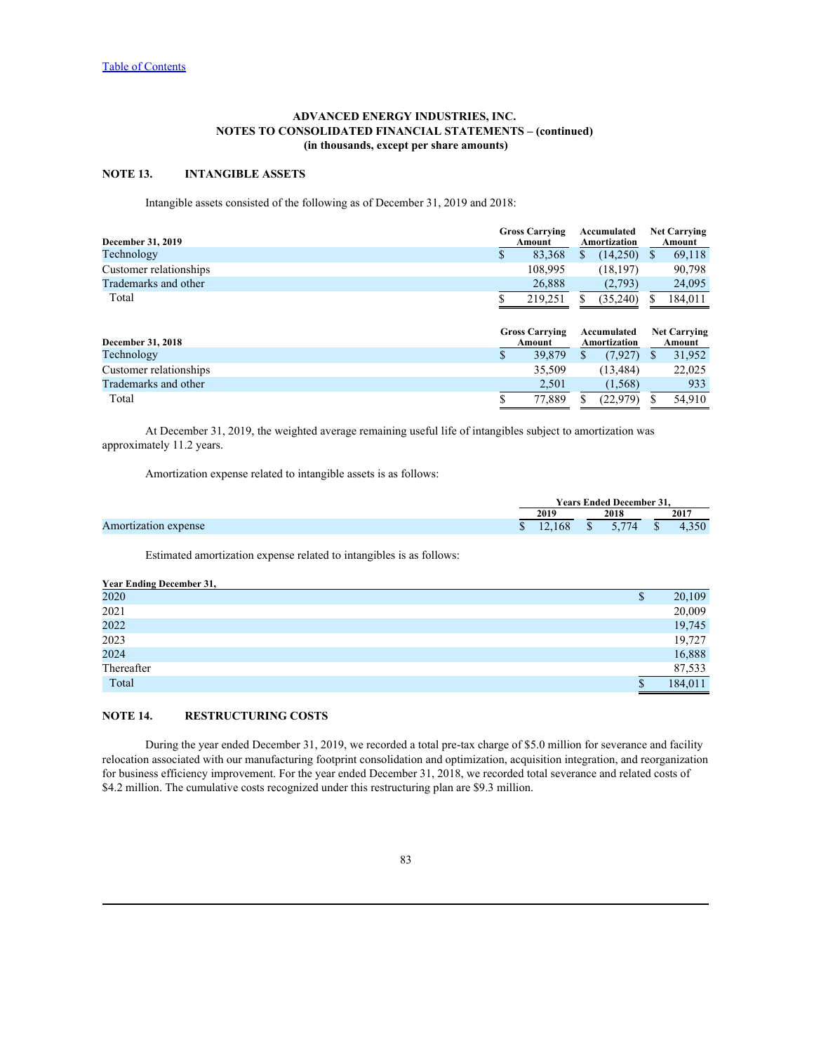[Table of Contents](#)

**ADVANCED ENERGY INDUSTRIES, INC.**
**NOTES TO CONSOLIDATED FINANCIAL STATEMENTS – (continued)**
**(in thousands, except per share amounts)**

## NOTE 13. INTANGIBLE ASSETS

Intangible assets consisted of the following as of December 31, 2019 and 2018:

| December 31, 2019 | Gross Carrying Amount | Accumulated Amortization | Net Carrying Amount |
|---|---|---|---|
| Technology | $ 83,368 | $ (14,250) | $ 69,118 |
| Customer relationships | 108,995 | (18,197) | 90,798 |
| Trademarks and other | 26,888 | (2,793) | 24,095 |
| Total | $ 219,251 | $ (35,240) | $ 184,011 |

| December 31, 2018 | Gross Carrying Amount | Accumulated Amortization | Net Carrying Amount |
|---|---|---|---|
| Technology | $ 39,879 | $ (7,927) | $ 31,952 |
| Customer relationships | 35,509 | (13,484) | 22,025 |
| Trademarks and other | 2,501 | (1,568) | 933 |
| Total | $ 77,889 | $ (22,979) | $ 54,910 |

At December 31, 2019, the weighted average remaining useful life of intangibles subject to amortization was approximately 11.2 years.

Amortization expense related to intangible assets is as follows:

| | Years Ended December 31, | | |
|---|---|---|---|
| | 2019 | 2018 | 2017 |
| Amortization expense | $ 12,168 | $ 5,774 | $ 4,350 |

Estimated amortization expense related to intangibles is as follows:

| Year Ending December 31, | |
|---|---|
| 2020 | $ 20,109 |
| 2021 | 20,009 |
| 2022 | 19,745 |
| 2023 | 19,727 |
| 2024 | 16,888 |
| Thereafter | 87,533 |
| Total | $ 184,011 |

## NOTE 14. RESTRUCTURING COSTS

During the year ended December 31, 2019, we recorded a total pre-tax charge of $5.0 million for severance and facility relocation associated with our manufacturing footprint consolidation and optimization, acquisition integration, and reorganization for business efficiency improvement. For the year ended December 31, 2018, we recorded total severance and related costs of $4.2 million. The cumulative costs recognized under this restructuring plan are $9.3 million.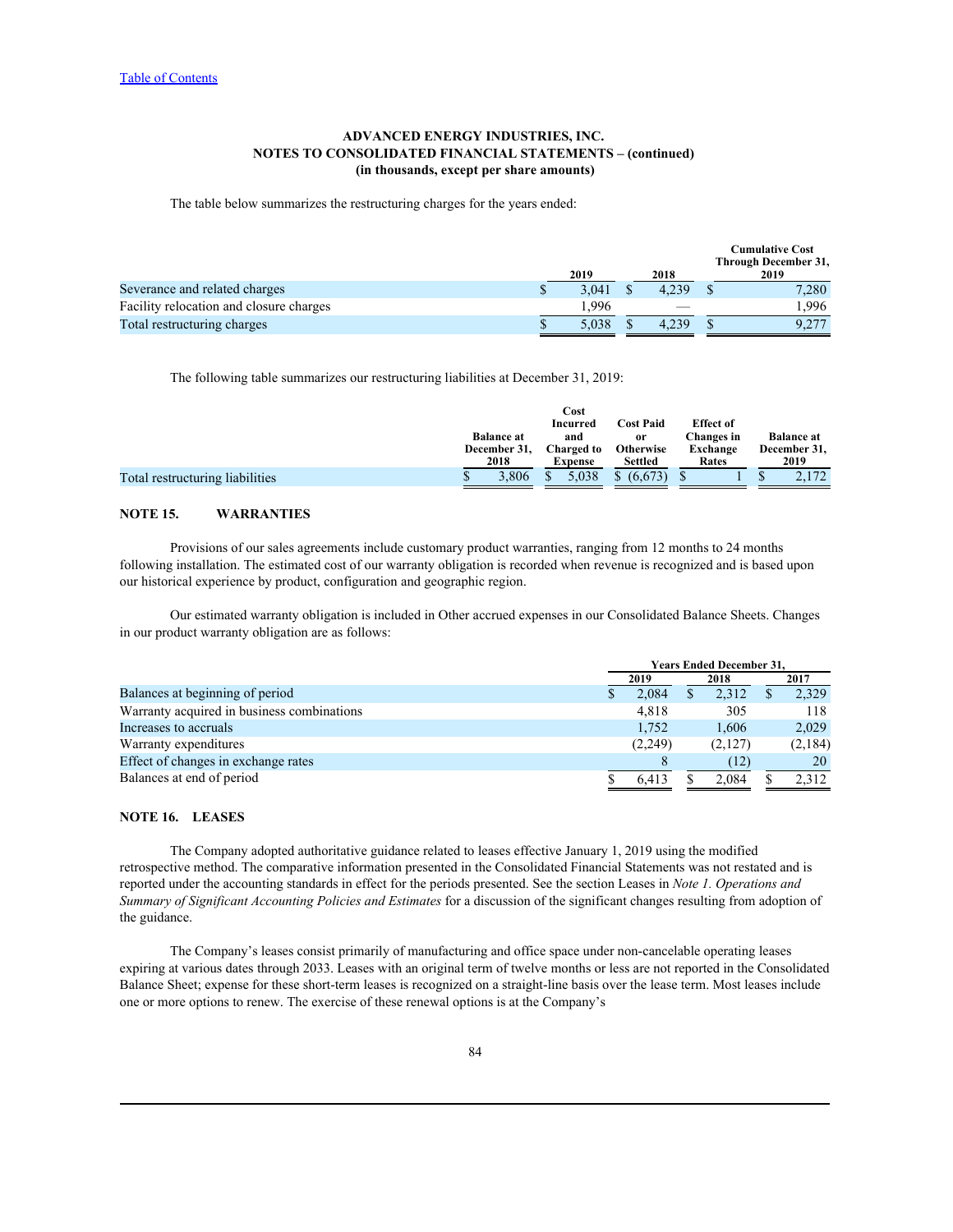The table below summarizes the restructuring charges for the years ended:

| | 2019 | 2018 | Cumulative Cost Through December 31, 2019 |
|---|---|---|---|
| Severance and related charges | $ 3,041 | $ 4,239 | $ 7,280 |
| Facility relocation and closure charges | 1,996 | — | 1,996 |
| Total restructuring charges | $ 5,038 | $ 4,239 | $ 9,277 |

The following table summarizes our restructuring liabilities at December 31, 2019:

| | Balance at December 31, 2018 | Cost Incurred and Charged to Expense | Cost Paid or Otherwise Settled | Effect of Changes in Exchange Rates | Balance at December 31, 2019 |
|---|---|---|---|---|---|
| Total restructuring liabilities | $ 3,806 | $ 5,038 | $ (6,673) | $ 1 | $ 2,172 |

## NOTE 15. WARRANTIES

Provisions of our sales agreements include customary product warranties, ranging from 12 months to 24 months following installation. The estimated cost of our warranty obligation is recorded when revenue is recognized and is based upon our historical experience by product, configuration and geographic region.

Our estimated warranty obligation is included in Other accrued expenses in our Consolidated Balance Sheets. Changes in our product warranty obligation are as follows:

| | Years Ended December 31, | | |
|---|---|---|---|
| | 2019 | 2018 | 2017 |
| Balances at beginning of period | $ 2,084 | $ 2,312 | $ 2,329 |
| Warranty acquired in business combinations | 4,818 | 305 | 118 |
| Increases to accruals | 1,752 | 1,606 | 2,029 |
| Warranty expenditures | (2,249) | (2,127) | (2,184) |
| Effect of changes in exchange rates | 8 | (12) | 20 |
| Balances at end of period | $ 6,413 | $ 2,084 | $ 2,312 |

## NOTE 16. LEASES

The Company adopted authoritative guidance related to leases effective January 1, 2019 using the modified retrospective method. The comparative information presented in the Consolidated Financial Statements was not restated and is reported under the accounting standards in effect for the periods presented. See the section Leases in *Note 1. Operations and Summary of Significant Accounting Policies and Estimates* for a discussion of the significant changes resulting from adoption of the guidance.

The Company's leases consist primarily of manufacturing and office space under non-cancelable operating leases expiring at various dates through 2033. Leases with an original term of twelve months or less are not reported in the Consolidated Balance Sheet; expense for these short-term leases is recognized on a straight-line basis over the lease term. Most leases include one or more options to renew. The exercise of these renewal options is at the Company's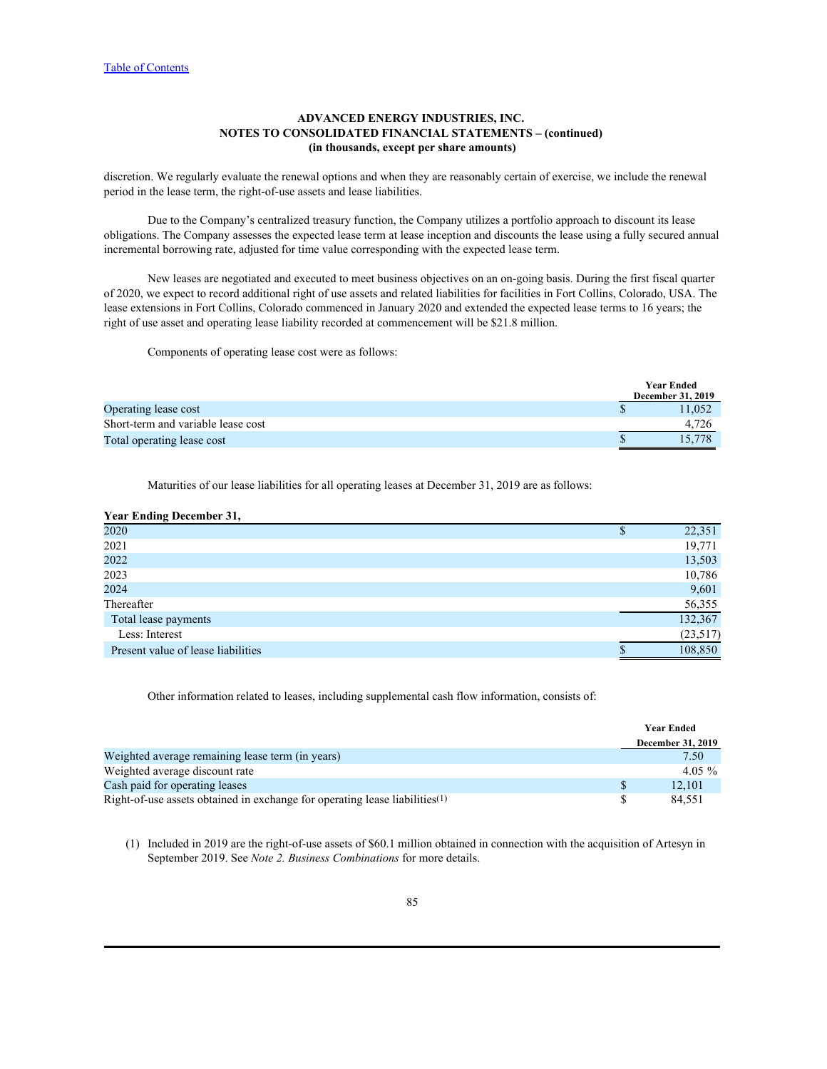**ADVANCED ENERGY INDUSTRIES, INC.**
**NOTES TO CONSOLIDATED FINANCIAL STATEMENTS – (continued)**
**(in thousands, except per share amounts)**

discretion. We regularly evaluate the renewal options and when they are reasonably certain of exercise, we include the renewal period in the lease term, the right-of-use assets and lease liabilities.

Due to the Company's centralized treasury function, the Company utilizes a portfolio approach to discount its lease obligations. The Company assesses the expected lease term at lease inception and discounts the lease using a fully secured annual incremental borrowing rate, adjusted for time value corresponding with the expected lease term.

New leases are negotiated and executed to meet business objectives on an on-going basis. During the first fiscal quarter of 2020, we expect to record additional right of use assets and related liabilities for facilities in Fort Collins, Colorado, USA. The lease extensions in Fort Collins, Colorado commenced in January 2020 and extended the expected lease terms to 16 years; the right of use asset and operating lease liability recorded at commencement will be $21.8 million.

Components of operating lease cost were as follows:

| | Year Ended December 31, 2019 |
|---|---|
| Operating lease cost | $ 11,052 |
| Short-term and variable lease cost | 4,726 |
| Total operating lease cost | $ 15,778 |

Maturities of our lease liabilities for all operating leases at December 31, 2019 are as follows:

| Year Ending December 31, | |
|---|---|
| 2020 | $ 22,351 |
| 2021 | 19,771 |
| 2022 | 13,503 |
| 2023 | 10,786 |
| 2024 | 9,601 |
| Thereafter | 56,355 |
| Total lease payments | 132,367 |
| Less: Interest | (23,517) |
| Present value of lease liabilities | $ 108,850 |

Other information related to leases, including supplemental cash flow information, consists of:

| | Year Ended December 31, 2019 |
|---|---|
| Weighted average remaining lease term (in years) | 7.50 |
| Weighted average discount rate | 4.05 % |
| Cash paid for operating leases | $ 12,101 |
| Right-of-use assets obtained in exchange for operating lease liabilities[(1)] | $ 84,551 |

(1) Included in 2019 are the right-of-use assets of $60.1 million obtained in connection with the acquisition of Artesyn in September 2019. See *Note 2. Business Combinations* for more details.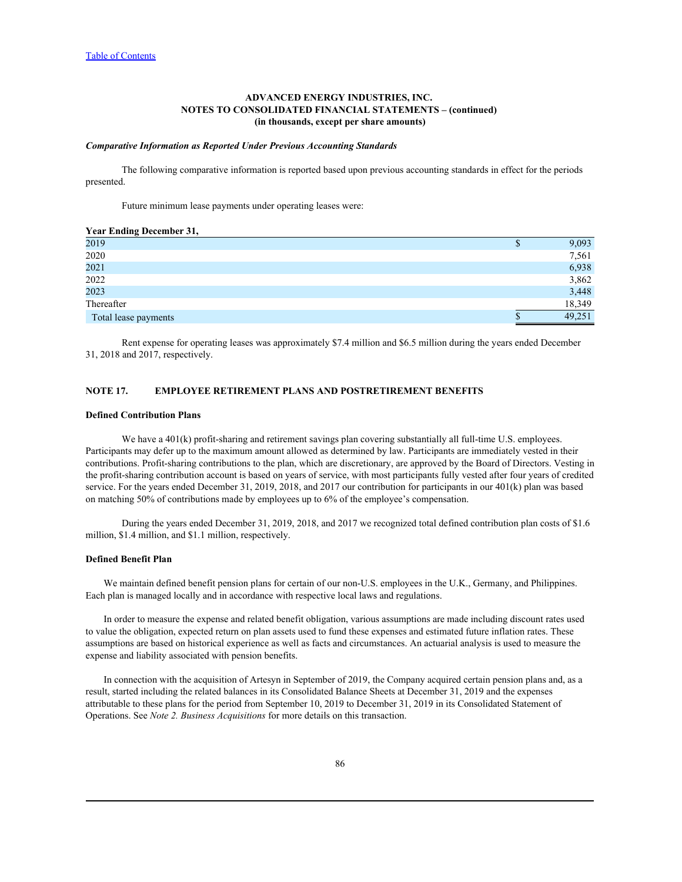**ADVANCED ENERGY INDUSTRIES, INC.**
**NOTES TO CONSOLIDATED FINANCIAL STATEMENTS – (continued)**
**(in thousands, except per share amounts)**

***Comparative Information as Reported Under Previous Accounting Standards***

The following comparative information is reported based upon previous accounting standards in effect for the periods presented.

Future minimum lease payments under operating leases were:

| **Year Ending December 31,** | |
|---|---|
| 2019 | $ 9,093 |
| 2020 | 7,561 |
| 2021 | 6,938 |
| 2022 | 3,862 |
| 2023 | 3,448 |
| Thereafter | 18,349 |
| Total lease payments | $ 49,251 |

Rent expense for operating leases was approximately $7.4 million and $6.5 million during the years ended December 31, 2018 and 2017, respectively.

## NOTE 17. EMPLOYEE RETIREMENT PLANS AND POSTRETIREMENT BENEFITS

### Defined Contribution Plans

We have a 401(k) profit-sharing and retirement savings plan covering substantially all full-time U.S. employees. Participants may defer up to the maximum amount allowed as determined by law. Participants are immediately vested in their contributions. Profit-sharing contributions to the plan, which are discretionary, are approved by the Board of Directors. Vesting in the profit-sharing contribution account is based on years of service, with most participants fully vested after four years of credited service. For the years ended December 31, 2019, 2018, and 2017 our contribution for participants in our 401(k) plan was based on matching 50% of contributions made by employees up to 6% of the employee's compensation.

During the years ended December 31, 2019, 2018, and 2017 we recognized total defined contribution plan costs of $1.6 million, $1.4 million, and $1.1 million, respectively.

### Defined Benefit Plan

We maintain defined benefit pension plans for certain of our non-U.S. employees in the U.K., Germany, and Philippines. Each plan is managed locally and in accordance with respective local laws and regulations.

In order to measure the expense and related benefit obligation, various assumptions are made including discount rates used to value the obligation, expected return on plan assets used to fund these expenses and estimated future inflation rates. These assumptions are based on historical experience as well as facts and circumstances. An actuarial analysis is used to measure the expense and liability associated with pension benefits.

In connection with the acquisition of Artesyn in September of 2019, the Company acquired certain pension plans and, as a result, started including the related balances in its Consolidated Balance Sheets at December 31, 2019 and the expenses attributable to these plans for the period from September 10, 2019 to December 31, 2019 in its Consolidated Statement of Operations. See *Note 2. Business Acquisitions* for more details on this transaction.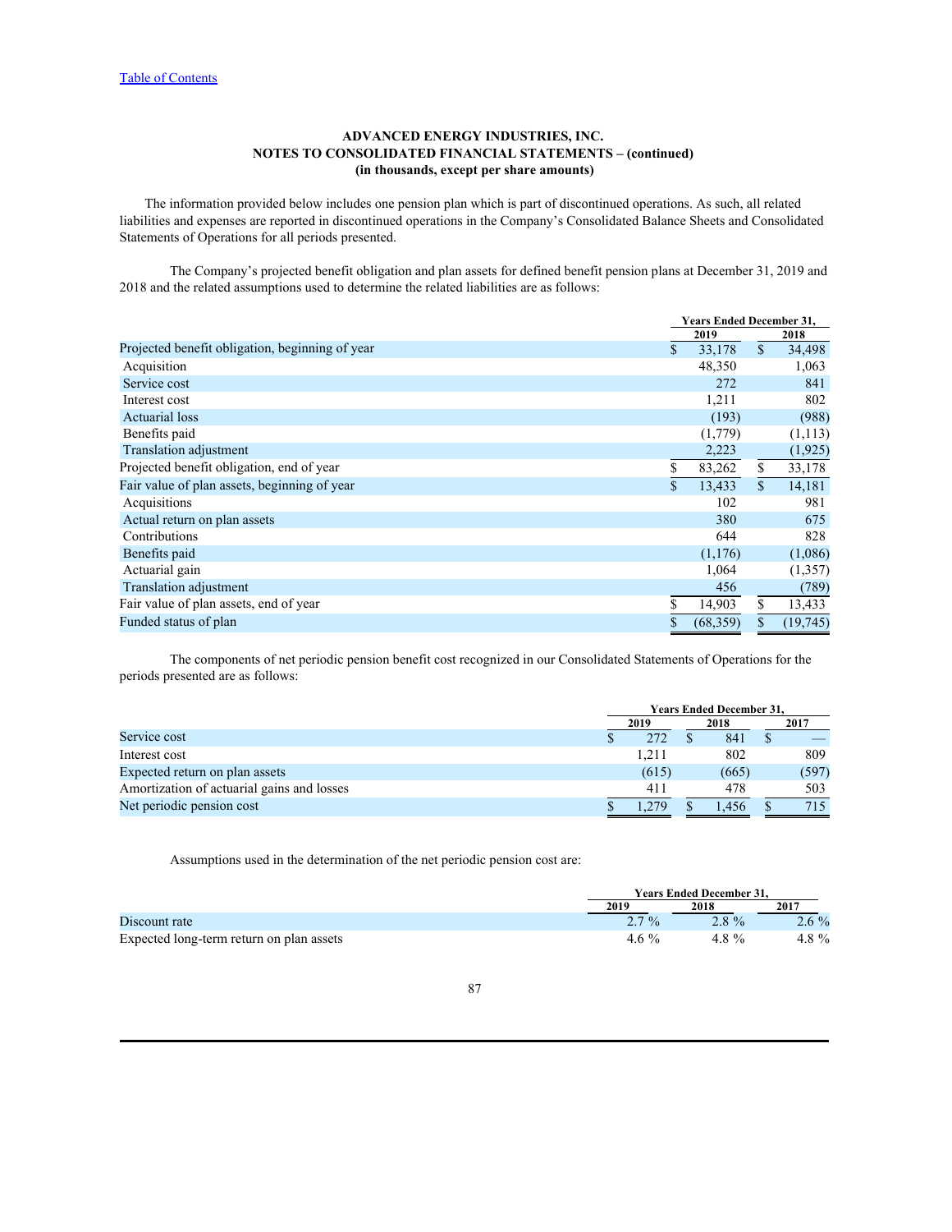**ADVANCED ENERGY INDUSTRIES, INC.**
**NOTES TO CONSOLIDATED FINANCIAL STATEMENTS – (continued)**
**(in thousands, except per share amounts)**

The information provided below includes one pension plan which is part of discontinued operations. As such, all related liabilities and expenses are reported in discontinued operations in the Company's Consolidated Balance Sheets and Consolidated Statements of Operations for all periods presented.

The Company's projected benefit obligation and plan assets for defined benefit pension plans at December 31, 2019 and 2018 and the related assumptions used to determine the related liabilities are as follows:

| | Years Ended December 31, | |
|---|---|---|
| | 2019 | 2018 |
| Projected benefit obligation, beginning of year | $ 33,178 | $ 34,498 |
| Acquisition | 48,350 | 1,063 |
| Service cost | 272 | 841 |
| Interest cost | 1,211 | 802 |
| Actuarial loss | (193) | (988) |
| Benefits paid | (1,779) | (1,113) |
| Translation adjustment | 2,223 | (1,925) |
| Projected benefit obligation, end of year | $ 83,262 | $ 33,178 |
| Fair value of plan assets, beginning of year | $ 13,433 | $ 14,181 |
| Acquisitions | 102 | 981 |
| Actual return on plan assets | 380 | 675 |
| Contributions | 644 | 828 |
| Benefits paid | (1,176) | (1,086) |
| Actuarial gain | 1,064 | (1,357) |
| Translation adjustment | 456 | (789) |
| Fair value of plan assets, end of year | $ 14,903 | $ 13,433 |
| Funded status of plan | $ (68,359) | $ (19,745) |

The components of net periodic pension benefit cost recognized in our Consolidated Statements of Operations for the periods presented are as follows:

| | Years Ended December 31, | | |
|---|---|---|---|
| | 2019 | 2018 | 2017 |
| Service cost | $ 272 | $ 841 | $ — |
| Interest cost | 1,211 | 802 | 809 |
| Expected return on plan assets | (615) | (665) | (597) |
| Amortization of actuarial gains and losses | 411 | 478 | 503 |
| Net periodic pension cost | $ 1,279 | $ 1,456 | $ 715 |

Assumptions used in the determination of the net periodic pension cost are:

| | Years Ended December 31, | | |
|---|---|---|---|
| | 2019 | 2018 | 2017 |
| Discount rate | 2.7 % | 2.8 % | 2.6 % |
| Expected long-term return on plan assets | 4.6 % | 4.8 % | 4.8 % |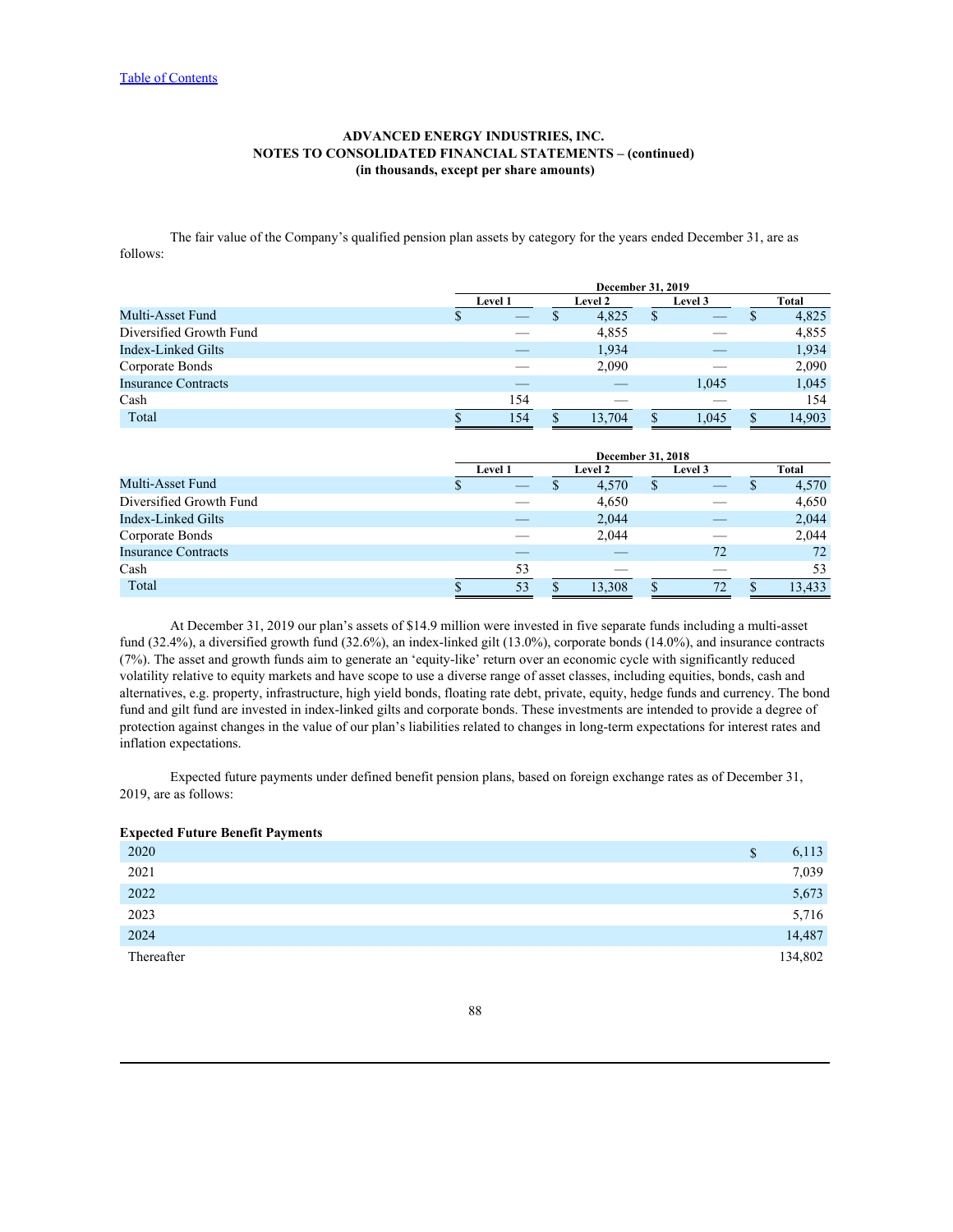**ADVANCED ENERGY INDUSTRIES, INC.**
**NOTES TO CONSOLIDATED FINANCIAL STATEMENTS – (continued)**
**(in thousands, except per share amounts)**

The fair value of the Company's qualified pension plan assets by category for the years ended December 31, are as follows:

| | December 31, 2019 | | | |
|---|---|---|---|---|
| | Level 1 | Level 2 | Level 3 | Total |
| Multi-Asset Fund | $ — | $ 4,825 | $ — | $ 4,825 |
| Diversified Growth Fund | — | 4,855 | — | 4,855 |
| Index-Linked Gilts | — | 1,934 | — | 1,934 |
| Corporate Bonds | — | 2,090 | — | 2,090 |
| Insurance Contracts | — | — | 1,045 | 1,045 |
| Cash | 154 | — | — | 154 |
| Total | $ 154 | $ 13,704 | $ 1,045 | $ 14,903 |

| | December 31, 2018 | | | |
|---|---|---|---|---|
| | Level 1 | Level 2 | Level 3 | Total |
| Multi-Asset Fund | $ — | $ 4,570 | $ — | $ 4,570 |
| Diversified Growth Fund | — | 4,650 | — | 4,650 |
| Index-Linked Gilts | — | 2,044 | — | 2,044 |
| Corporate Bonds | — | 2,044 | — | 2,044 |
| Insurance Contracts | — | — | 72 | 72 |
| Cash | 53 | — | — | 53 |
| Total | $ 53 | $ 13,308 | $ 72 | $ 13,433 |

At December 31, 2019 our plan's assets of $14.9 million were invested in five separate funds including a multi-asset fund (32.4%), a diversified growth fund (32.6%), an index-linked gilt (13.0%), corporate bonds (14.0%), and insurance contracts (7%). The asset and growth funds aim to generate an 'equity-like' return over an economic cycle with significantly reduced volatility relative to equity markets and have scope to use a diverse range of asset classes, including equities, bonds, cash and alternatives, e.g. property, infrastructure, high yield bonds, floating rate debt, private, equity, hedge funds and currency. The bond fund and gilt fund are invested in index-linked gilts and corporate bonds. These investments are intended to provide a degree of protection against changes in the value of our plan's liabilities related to changes in long-term expectations for interest rates and inflation expectations.

Expected future payments under defined benefit pension plans, based on foreign exchange rates as of December 31, 2019, are as follows:

| Expected Future Benefit Payments | |
|---|---|
| 2020 | $ 6,113 |
| 2021 | 7,039 |
| 2022 | 5,673 |
| 2023 | 5,716 |
| 2024 | 14,487 |
| Thereafter | 134,802 |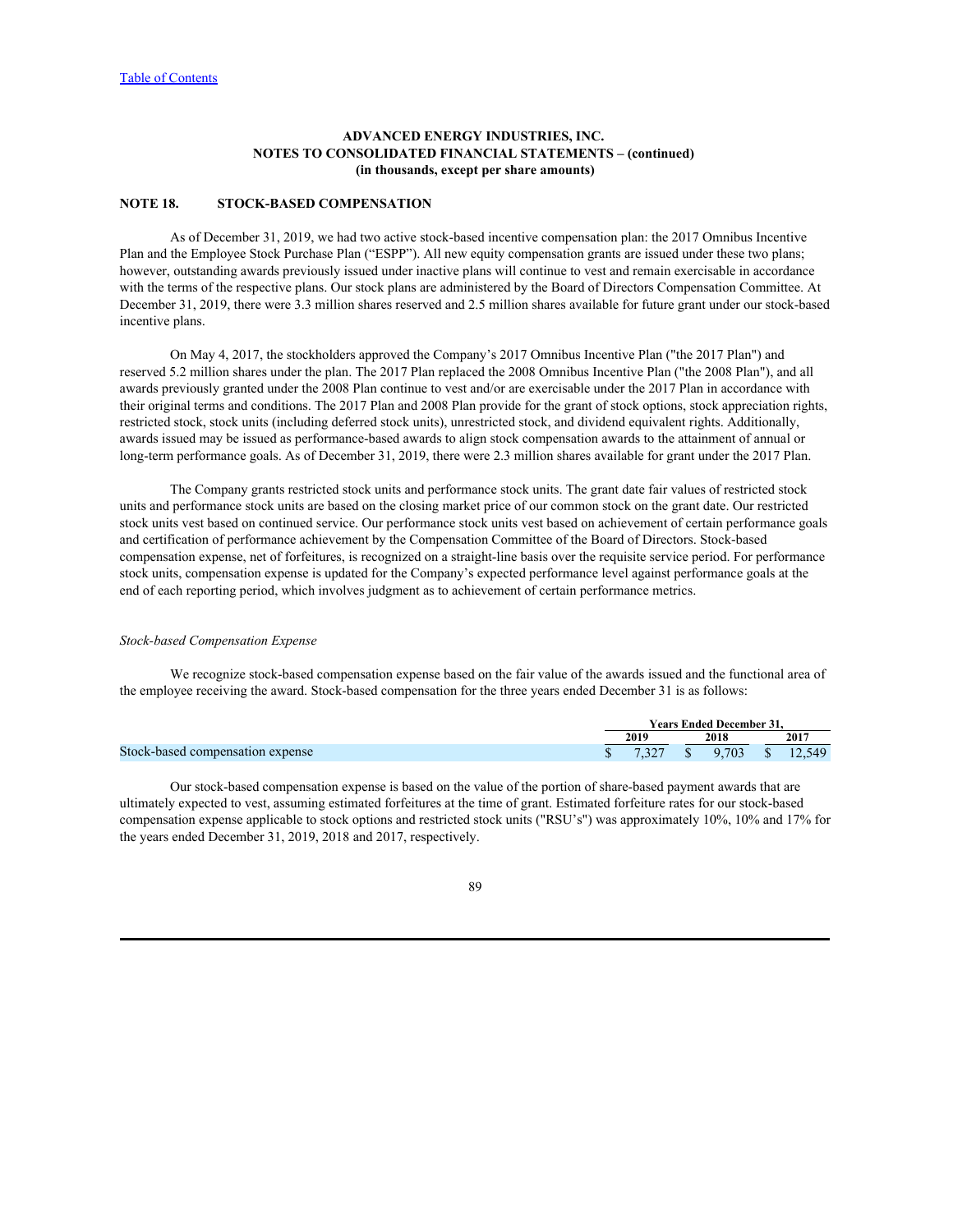**ADVANCED ENERGY INDUSTRIES, INC.**
**NOTES TO CONSOLIDATED FINANCIAL STATEMENTS – (continued)**
**(in thousands, except per share amounts)**

## NOTE 18. STOCK-BASED COMPENSATION

As of December 31, 2019, we had two active stock-based incentive compensation plan: the 2017 Omnibus Incentive Plan and the Employee Stock Purchase Plan ("ESPP"). All new equity compensation grants are issued under these two plans; however, outstanding awards previously issued under inactive plans will continue to vest and remain exercisable in accordance with the terms of the respective plans. Our stock plans are administered by the Board of Directors Compensation Committee. At December 31, 2019, there were 3.3 million shares reserved and 2.5 million shares available for future grant under our stock-based incentive plans.

On May 4, 2017, the stockholders approved the Company's 2017 Omnibus Incentive Plan ("the 2017 Plan") and reserved 5.2 million shares under the plan. The 2017 Plan replaced the 2008 Omnibus Incentive Plan ("the 2008 Plan"), and all awards previously granted under the 2008 Plan continue to vest and/or are exercisable under the 2017 Plan in accordance with their original terms and conditions. The 2017 Plan and 2008 Plan provide for the grant of stock options, stock appreciation rights, restricted stock, stock units (including deferred stock units), unrestricted stock, and dividend equivalent rights. Additionally, awards issued may be issued as performance-based awards to align stock compensation awards to the attainment of annual or long-term performance goals. As of December 31, 2019, there were 2.3 million shares available for grant under the 2017 Plan.

The Company grants restricted stock units and performance stock units. The grant date fair values of restricted stock units and performance stock units are based on the closing market price of our common stock on the grant date. Our restricted stock units vest based on continued service. Our performance stock units vest based on achievement of certain performance goals and certification of performance achievement by the Compensation Committee of the Board of Directors. Stock-based compensation expense, net of forfeitures, is recognized on a straight-line basis over the requisite service period. For performance stock units, compensation expense is updated for the Company's expected performance level against performance goals at the end of each reporting period, which involves judgment as to achievement of certain performance metrics.

*Stock-based Compensation Expense*

We recognize stock-based compensation expense based on the fair value of the awards issued and the functional area of the employee receiving the award. Stock-based compensation for the three years ended December 31 is as follows:

| | Years Ended December 31, | | |
|---|---|---|---|
| | 2019 | 2018 | 2017 |
| Stock-based compensation expense | $ 7,327 | $ 9,703 | $ 12,549 |

Our stock-based compensation expense is based on the value of the portion of share-based payment awards that are ultimately expected to vest, assuming estimated forfeitures at the time of grant. Estimated forfeiture rates for our stock-based compensation expense applicable to stock options and restricted stock units ("RSU's") was approximately 10%, 10% and 17% for the years ended December 31, 2019, 2018 and 2017, respectively.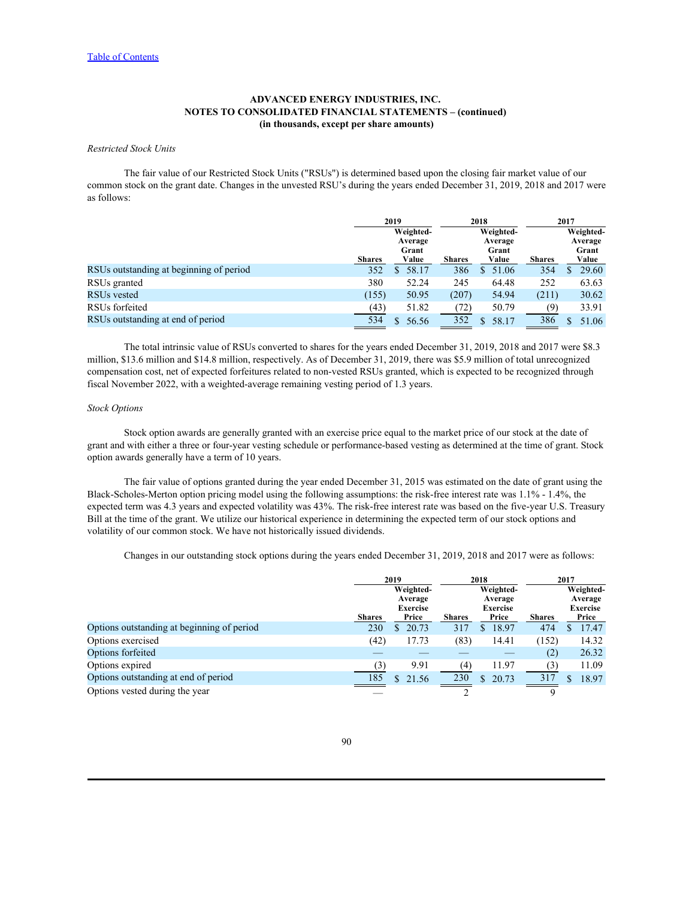**ADVANCED ENERGY INDUSTRIES, INC.**
**NOTES TO CONSOLIDATED FINANCIAL STATEMENTS – (continued)**
**(in thousands, except per share amounts)**

*Restricted Stock Units*

The fair value of our Restricted Stock Units ("RSUs") is determined based upon the closing fair market value of our common stock on the grant date. Changes in the unvested RSU's during the years ended December 31, 2019, 2018 and 2017 were as follows:

| | 2019 | | 2018 | | 2017 | |
|---|---|---|---|---|---|---|
| | Shares | Weighted-Average Grant Value | Shares | Weighted-Average Grant Value | Shares | Weighted-Average Grant Value |
| RSUs outstanding at beginning of period | 352 | $ 58.17 | 386 | $ 51.06 | 354 | $ 29.60 |
| RSUs granted | 380 | 52.24 | 245 | 64.48 | 252 | 63.63 |
| RSUs vested | (155) | 50.95 | (207) | 54.94 | (211) | 30.62 |
| RSUs forfeited | (43) | 51.82 | (72) | 50.79 | (9) | 33.91 |
| RSUs outstanding at end of period | 534 | $ 56.56 | 352 | $ 58.17 | 386 | $ 51.06 |

The total intrinsic value of RSUs converted to shares for the years ended December 31, 2019, 2018 and 2017 were $8.3 million, $13.6 million and $14.8 million, respectively. As of December 31, 2019, there was $5.9 million of total unrecognized compensation cost, net of expected forfeitures related to non-vested RSUs granted, which is expected to be recognized through fiscal November 2022, with a weighted-average remaining vesting period of 1.3 years.

*Stock Options*

Stock option awards are generally granted with an exercise price equal to the market price of our stock at the date of grant and with either a three or four-year vesting schedule or performance-based vesting as determined at the time of grant. Stock option awards generally have a term of 10 years.

The fair value of options granted during the year ended December 31, 2015 was estimated on the date of grant using the Black-Scholes-Merton option pricing model using the following assumptions: the risk-free interest rate was 1.1% - 1.4%, the expected term was 4.3 years and expected volatility was 43%. The risk-free interest rate was based on the five-year U.S. Treasury Bill at the time of the grant. We utilize our historical experience in determining the expected term of our stock options and volatility of our common stock. We have not historically issued dividends.

Changes in our outstanding stock options during the years ended December 31, 2019, 2018 and 2017 were as follows:

| | 2019 | | 2018 | | 2017 | |
|---|---|---|---|---|---|---|
| | Shares | Weighted-Average Exercise Price | Shares | Weighted-Average Exercise Price | Shares | Weighted-Average Exercise Price |
| Options outstanding at beginning of period | 230 | $ 20.73 | 317 | $ 18.97 | 474 | $ 17.47 |
| Options exercised | (42) | 17.73 | (83) | 14.41 | (152) | 14.32 |
| Options forfeited | — | — | — | — | (2) | 26.32 |
| Options expired | (3) | 9.91 | (4) | 11.97 | (3) | 11.09 |
| Options outstanding at end of period | 185 | $ 21.56 | 230 | $ 20.73 | 317 | $ 18.97 |
| Options vested during the year | — | | 2 | | 9 | |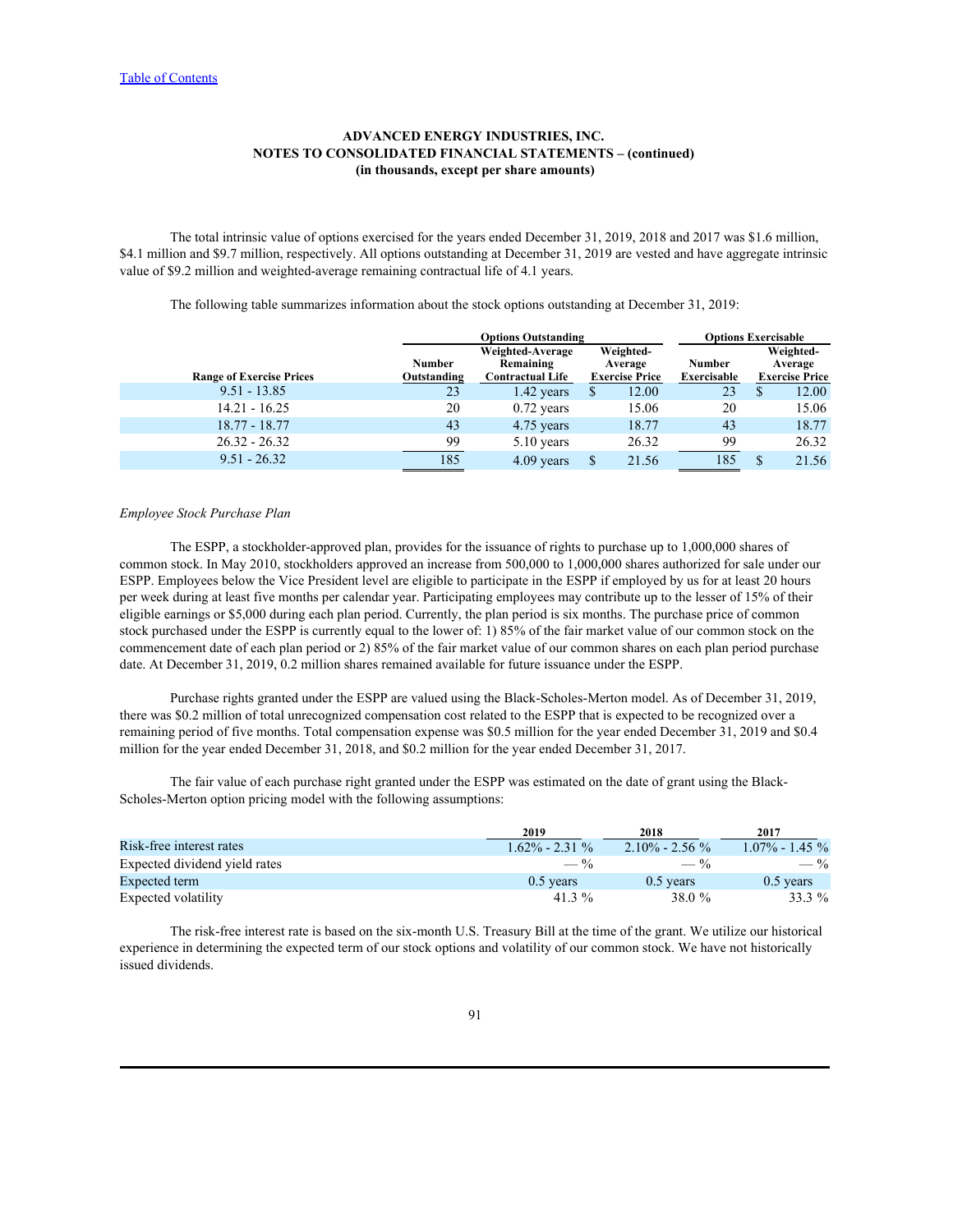ADVANCED ENERGY INDUSTRIES, INC.
NOTES TO CONSOLIDATED FINANCIAL STATEMENTS – (continued)
(in thousands, except per share amounts)

The total intrinsic value of options exercised for the years ended December 31, 2019, 2018 and 2017 was $1.6 million, $4.1 million and $9.7 million, respectively. All options outstanding at December 31, 2019 are vested and have aggregate intrinsic value of $9.2 million and weighted-average remaining contractual life of 4.1 years.

The following table summarizes information about the stock options outstanding at December 31, 2019:

| | Options Outstanding | | | Options Exercisable | |
|---|---|---|---|---|---|
| Range of Exercise Prices | Number Outstanding | Weighted-Average Remaining Contractual Life | Weighted-Average Exercise Price | Number Exercisable | Weighted-Average Exercise Price |
| 9.51 - 13.85 | 23 | 1.42 years | $ 12.00 | 23 | $ 12.00 |
| 14.21 - 16.25 | 20 | 0.72 years | 15.06 | 20 | 15.06 |
| 18.77 - 18.77 | 43 | 4.75 years | 18.77 | 43 | 18.77 |
| 26.32 - 26.32 | 99 | 5.10 years | 26.32 | 99 | 26.32 |
| 9.51 - 26.32 | 185 | 4.09 years | $ 21.56 | 185 | $ 21.56 |

*Employee Stock Purchase Plan*

The ESPP, a stockholder-approved plan, provides for the issuance of rights to purchase up to 1,000,000 shares of common stock. In May 2010, stockholders approved an increase from 500,000 to 1,000,000 shares authorized for sale under our ESPP. Employees below the Vice President level are eligible to participate in the ESPP if employed by us for at least 20 hours per week during at least five months per calendar year. Participating employees may contribute up to the lesser of 15% of their eligible earnings or $5,000 during each plan period. Currently, the plan period is six months. The purchase price of common stock purchased under the ESPP is currently equal to the lower of: 1) 85% of the fair market value of our common stock on the commencement date of each plan period or 2) 85% of the fair market value of our common shares on each plan period purchase date. At December 31, 2019, 0.2 million shares remained available for future issuance under the ESPP.

Purchase rights granted under the ESPP are valued using the Black-Scholes-Merton model. As of December 31, 2019, there was $0.2 million of total unrecognized compensation cost related to the ESPP that is expected to be recognized over a remaining period of five months. Total compensation expense was $0.5 million for the year ended December 31, 2019 and $0.4 million for the year ended December 31, 2018, and $0.2 million for the year ended December 31, 2017.

The fair value of each purchase right granted under the ESPP was estimated on the date of grant using the Black-Scholes-Merton option pricing model with the following assumptions:

| | 2019 | 2018 | 2017 |
|---|---|---|---|
| Risk-free interest rates | 1.62% - 2.31 % | 2.10% - 2.56 % | 1.07% - 1.45 % |
| Expected dividend yield rates | — % | — % | — % |
| Expected term | 0.5 years | 0.5 years | 0.5 years |
| Expected volatility | 41.3 % | 38.0 % | 33.3 % |

The risk-free interest rate is based on the six-month U.S. Treasury Bill at the time of the grant. We utilize our historical experience in determining the expected term of our stock options and volatility of our common stock. We have not historically issued dividends.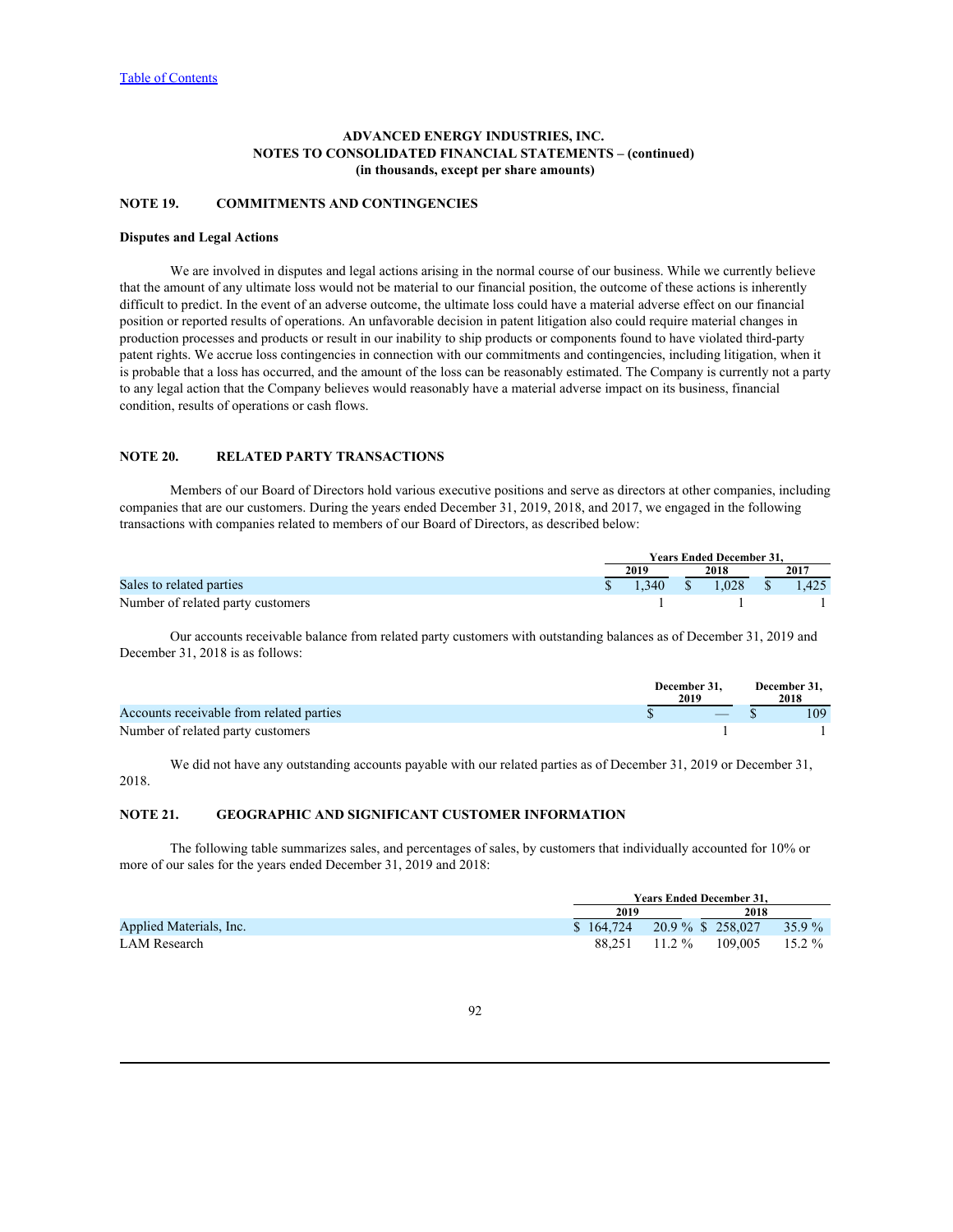ADVANCED ENERGY INDUSTRIES, INC.
NOTES TO CONSOLIDATED FINANCIAL STATEMENTS – (continued)
(in thousands, except per share amounts)

## NOTE 19. COMMITMENTS AND CONTINGENCIES

### Disputes and Legal Actions

We are involved in disputes and legal actions arising in the normal course of our business. While we currently believe that the amount of any ultimate loss would not be material to our financial position, the outcome of these actions is inherently difficult to predict. In the event of an adverse outcome, the ultimate loss could have a material adverse effect on our financial position or reported results of operations. An unfavorable decision in patent litigation also could require material changes in production processes and products or result in our inability to ship products or components found to have violated third-party patent rights. We accrue loss contingencies in connection with our commitments and contingencies, including litigation, when it is probable that a loss has occurred, and the amount of the loss can be reasonably estimated. The Company is currently not a party to any legal action that the Company believes would reasonably have a material adverse impact on its business, financial condition, results of operations or cash flows.

## NOTE 20. RELATED PARTY TRANSACTIONS

Members of our Board of Directors hold various executive positions and serve as directors at other companies, including companies that are our customers. During the years ended December 31, 2019, 2018, and 2017, we engaged in the following transactions with companies related to members of our Board of Directors, as described below:

| | Years Ended December 31, | | |
|---|---|---|---|
| | 2019 | 2018 | 2017 |
| Sales to related parties | $ 1,340 | $ 1,028 | $ 1,425 |
| Number of related party customers | 1 | 1 | 1 |

Our accounts receivable balance from related party customers with outstanding balances as of December 31, 2019 and December 31, 2018 is as follows:

| | December 31, 2019 | December 31, 2018 |
|---|---|---|
| Accounts receivable from related parties | $ — | $ 109 |
| Number of related party customers | 1 | 1 |

We did not have any outstanding accounts payable with our related parties as of December 31, 2019 or December 31, 2018.

## NOTE 21. GEOGRAPHIC AND SIGNIFICANT CUSTOMER INFORMATION

The following table summarizes sales, and percentages of sales, by customers that individually accounted for 10% or more of our sales for the years ended December 31, 2019 and 2018:

| | Years Ended December 31, | | | |
|---|---|---|---|---|
| | 2019 | | 2018 | |
| Applied Materials, Inc. | $ 164,724 | 20.9 % | $ 258,027 | 35.9 % |
| LAM Research | 88,251 | 11.2 % | 109,005 | 15.2 % |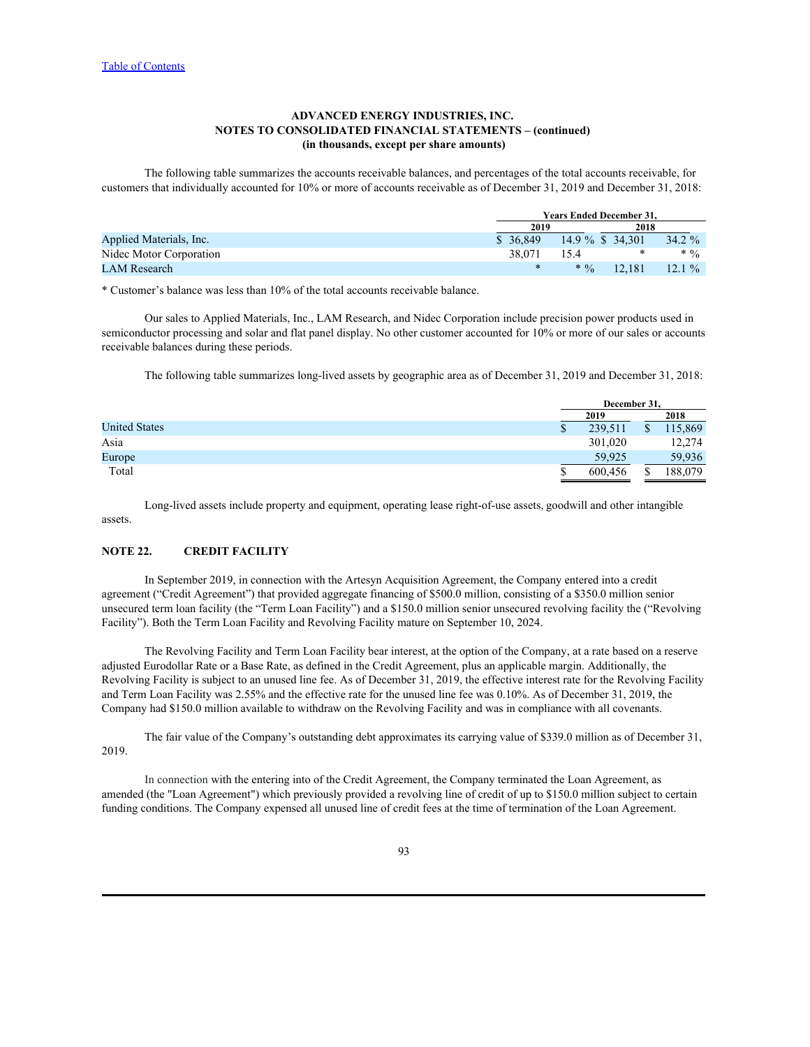**ADVANCED ENERGY INDUSTRIES, INC.**
**NOTES TO CONSOLIDATED FINANCIAL STATEMENTS – (continued)**
**(in thousands, except per share amounts)**

The following table summarizes the accounts receivable balances, and percentages of the total accounts receivable, for customers that individually accounted for 10% or more of accounts receivable as of December 31, 2019 and December 31, 2018:

| | Years Ended December 31, | | | |
|---|---|---|---|---|
| | 2019 | | 2018 | |
| Applied Materials, Inc. | $ 36,849 | 14.9 % | $ 34,301 | 34.2 % |
| Nidec Motor Corporation | 38,071 | 15.4 | * | * % |
| LAM Research | * | * % | 12,181 | 12.1 % |

\* Customer's balance was less than 10% of the total accounts receivable balance.

Our sales to Applied Materials, Inc., LAM Research, and Nidec Corporation include precision power products used in semiconductor processing and solar and flat panel display. No other customer accounted for 10% or more of our sales or accounts receivable balances during these periods.

The following table summarizes long-lived assets by geographic area as of December 31, 2019 and December 31, 2018:

| | December 31, | |
|---|---|---|
| | 2019 | 2018 |
| United States | $ 239,511 | $ 115,869 |
| Asia | 301,020 | 12,274 |
| Europe | 59,925 | 59,936 |
| Total | $ 600,456 | $ 188,079 |

Long-lived assets include property and equipment, operating lease right-of-use assets, goodwill and other intangible assets.

## NOTE 22. CREDIT FACILITY

In September 2019, in connection with the Artesyn Acquisition Agreement, the Company entered into a credit agreement ("Credit Agreement") that provided aggregate financing of $500.0 million, consisting of a $350.0 million senior unsecured term loan facility (the "Term Loan Facility") and a $150.0 million senior unsecured revolving facility the ("Revolving Facility"). Both the Term Loan Facility and Revolving Facility mature on September 10, 2024.

The Revolving Facility and Term Loan Facility bear interest, at the option of the Company, at a rate based on a reserve adjusted Eurodollar Rate or a Base Rate, as defined in the Credit Agreement, plus an applicable margin. Additionally, the Revolving Facility is subject to an unused line fee. As of December 31, 2019, the effective interest rate for the Revolving Facility and Term Loan Facility was 2.55% and the effective rate for the unused line fee was 0.10%. As of December 31, 2019, the Company had $150.0 million available to withdraw on the Revolving Facility and was in compliance with all covenants.

The fair value of the Company's outstanding debt approximates its carrying value of $339.0 million as of December 31, 2019.

In connection with the entering into of the Credit Agreement, the Company terminated the Loan Agreement, as amended (the "Loan Agreement") which previously provided a revolving line of credit of up to $150.0 million subject to certain funding conditions. The Company expensed all unused line of credit fees at the time of termination of the Loan Agreement.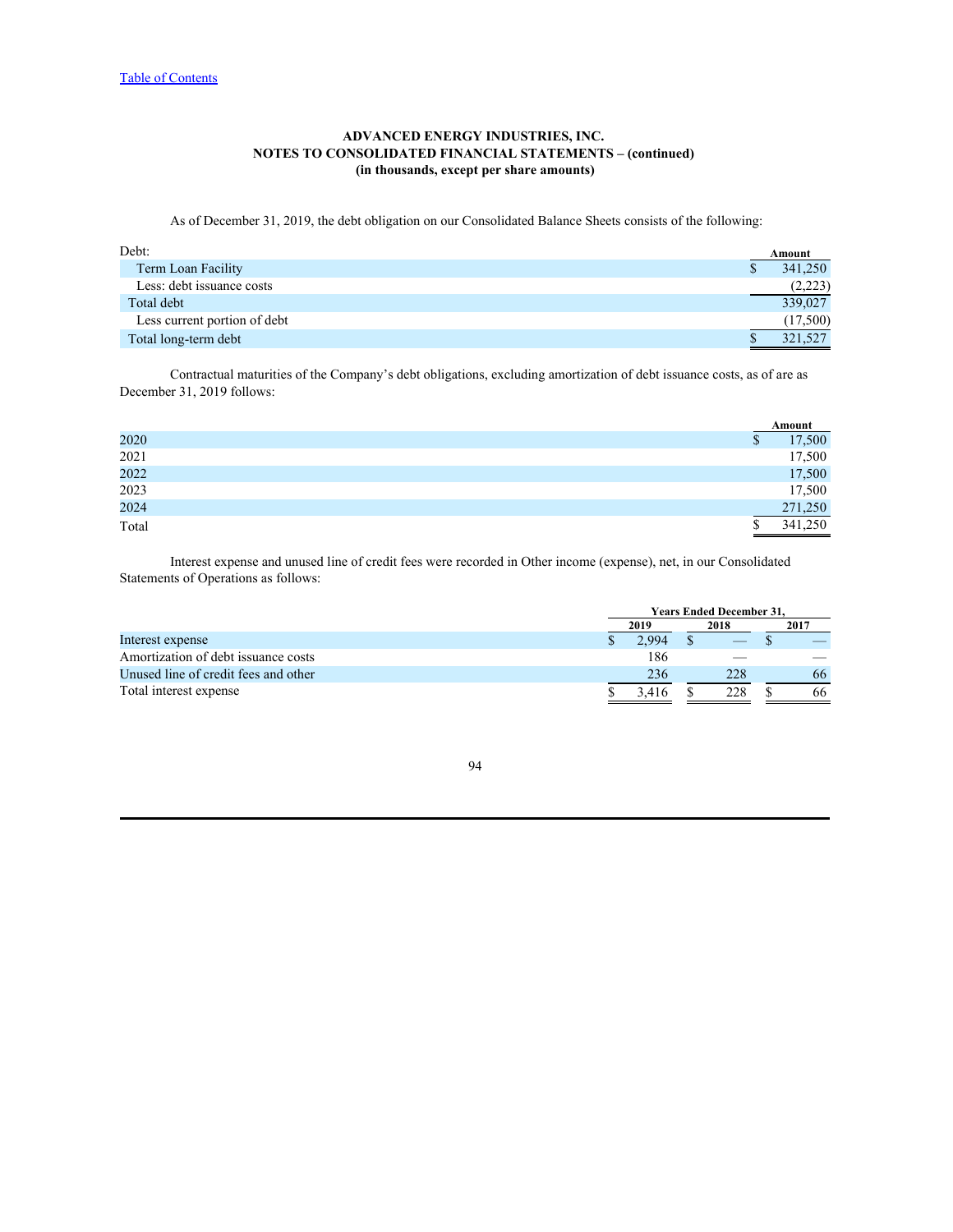**ADVANCED ENERGY INDUSTRIES, INC.**
**NOTES TO CONSOLIDATED FINANCIAL STATEMENTS – (continued)**
**(in thousands, except per share amounts)**

As of December 31, 2019, the debt obligation on our Consolidated Balance Sheets consists of the following:

| Debt: | Amount |
|---|---|
| Term Loan Facility | $ 341,250 |
| Less: debt issuance costs | (2,223) |
| Total debt | 339,027 |
| Less current portion of debt | (17,500) |
| Total long-term debt | $ 321,527 |

Contractual maturities of the Company's debt obligations, excluding amortization of debt issuance costs, as of are as December 31, 2019 follows:

| | Amount |
|---|---|
| 2020 | $ 17,500 |
| 2021 | 17,500 |
| 2022 | 17,500 |
| 2023 | 17,500 |
| 2024 | 271,250 |
| Total | $ 341,250 |

Interest expense and unused line of credit fees were recorded in Other income (expense), net, in our Consolidated Statements of Operations as follows:

| | Years Ended December 31, | | |
|---|---|---|---|
| | 2019 | 2018 | 2017 |
| Interest expense | $ 2,994 | $ — | $ — |
| Amortization of debt issuance costs | 186 | — | — |
| Unused line of credit fees and other | 236 | 228 | 66 |
| Total interest expense | $ 3,416 | $ 228 | $ 66 |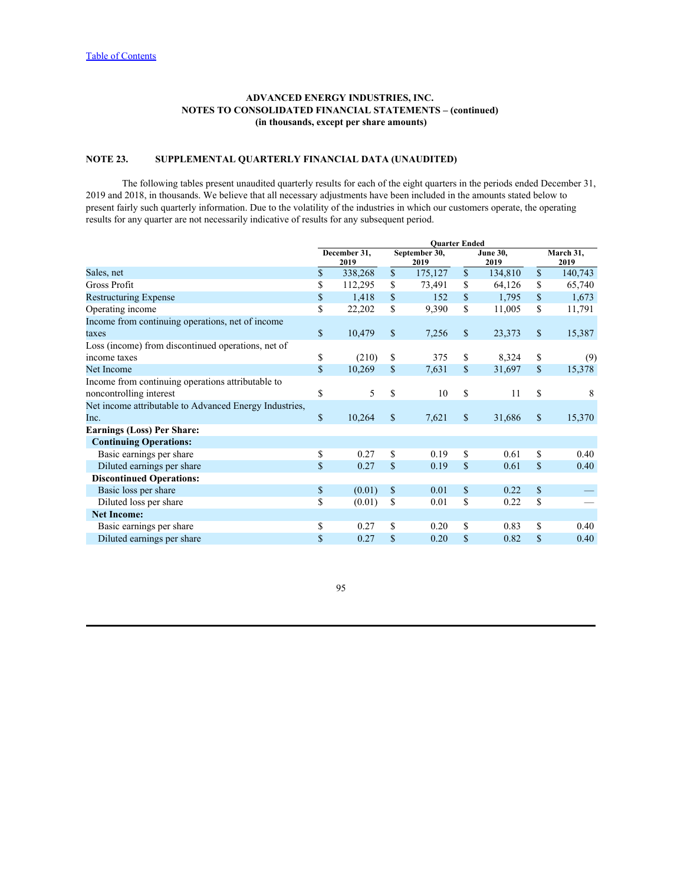ADVANCED ENERGY INDUSTRIES, INC.
NOTES TO CONSOLIDATED FINANCIAL STATEMENTS – (continued)
(in thousands, except per share amounts)

## NOTE 23. SUPPLEMENTAL QUARTERLY FINANCIAL DATA (UNAUDITED)

The following tables present unaudited quarterly results for each of the eight quarters in the periods ended December 31, 2019 and 2018, in thousands. We believe that all necessary adjustments have been included in the amounts stated below to present fairly such quarterly information. Due to the volatility of the industries in which our customers operate, the operating results for any quarter are not necessarily indicative of results for any subsequent period.

| | Quarter Ended | | | |
|---|---|---|---|---|
| | December 31, 2019 | September 30, 2019 | June 30, 2019 | March 31, 2019 |
| Sales, net | $ 338,268 | $ 175,127 | $ 134,810 | $ 140,743 |
| Gross Profit | $ 112,295 | $ 73,491 | $ 64,126 | $ 65,740 |
| Restructuring Expense | $ 1,418 | $ 152 | $ 1,795 | $ 1,673 |
| Operating income | $ 22,202 | $ 9,390 | $ 11,005 | $ 11,791 |
| Income from continuing operations, net of income taxes | $ 10,479 | $ 7,256 | $ 23,373 | $ 15,387 |
| Loss (income) from discontinued operations, net of income taxes | $ (210) | $ 375 | $ 8,324 | $ (9) |
| Net Income | $ 10,269 | $ 7,631 | $ 31,697 | $ 15,378 |
| Income from continuing operations attributable to noncontrolling interest | $ 5 | $ 10 | $ 11 | $ 8 |
| Net income attributable to Advanced Energy Industries, Inc. | $ 10,264 | $ 7,621 | $ 31,686 | $ 15,370 |
| **Earnings (Loss) Per Share:** | | | | |
| **Continuing Operations:** | | | | |
| Basic earnings per share | $ 0.27 | $ 0.19 | $ 0.61 | $ 0.40 |
| Diluted earnings per share | $ 0.27 | $ 0.19 | $ 0.61 | $ 0.40 |
| **Discontinued Operations:** | | | | |
| Basic loss per share | $ (0.01) | $ 0.01 | $ 0.22 | $ — |
| Diluted loss per share | $ (0.01) | $ 0.01 | $ 0.22 | $ — |
| **Net Income:** | | | | |
| Basic earnings per share | $ 0.27 | $ 0.20 | $ 0.83 | $ 0.40 |
| Diluted earnings per share | $ 0.27 | $ 0.20 | $ 0.82 | $ 0.40 |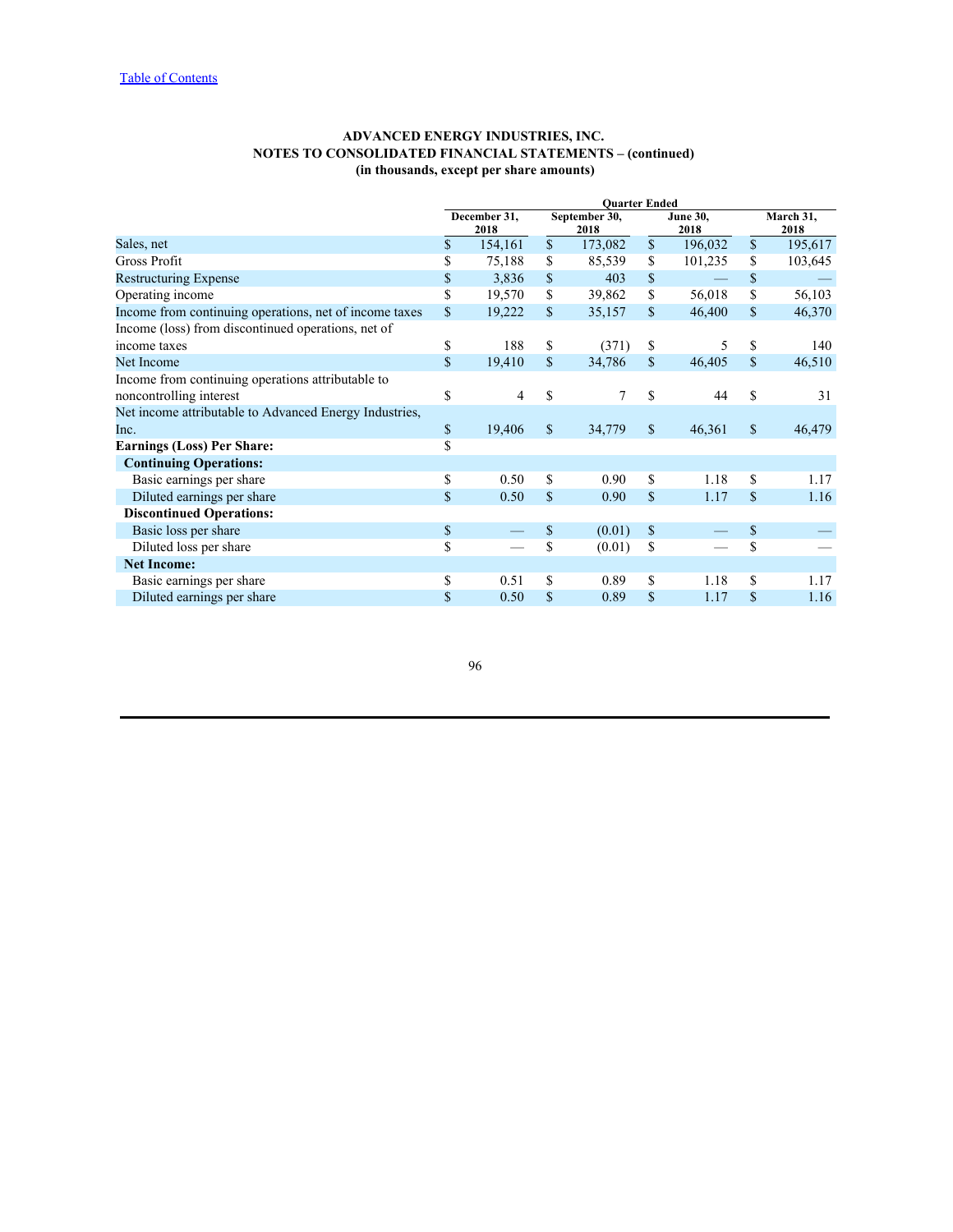**ADVANCED ENERGY INDUSTRIES, INC.**
**NOTES TO CONSOLIDATED FINANCIAL STATEMENTS – (continued)**
**(in thousands, except per share amounts)**

| | Quarter Ended | | | |
|---|---|---|---|---|
| | December 31, 2018 | September 30, 2018 | June 30, 2018 | March 31, 2018 |
| Sales, net | $ 154,161 | $ 173,082 | $ 196,032 | $ 195,617 |
| Gross Profit | $ 75,188 | $ 85,539 | $ 101,235 | $ 103,645 |
| Restructuring Expense | $ 3,836 | $ 403 | $ — | $ — |
| Operating income | $ 19,570 | $ 39,862 | $ 56,018 | $ 56,103 |
| Income from continuing operations, net of income taxes | $ 19,222 | $ 35,157 | $ 46,400 | $ 46,370 |
| Income (loss) from discontinued operations, net of income taxes | $ 188 | $ (371) | $ 5 | $ 140 |
| Net Income | $ 19,410 | $ 34,786 | $ 46,405 | $ 46,510 |
| Income from continuing operations attributable to noncontrolling interest | $ 4 | $ 7 | $ 44 | $ 31 |
| Net income attributable to Advanced Energy Industries, Inc. | $ 19,406 | $ 34,779 | $ 46,361 | $ 46,479 |
| **Earnings (Loss) Per Share:** | $ | | | |
| **Continuing Operations:** | | | | |
| Basic earnings per share | $ 0.50 | $ 0.90 | $ 1.18 | $ 1.17 |
| Diluted earnings per share | $ 0.50 | $ 0.90 | $ 1.17 | $ 1.16 |
| **Discontinued Operations:** | | | | |
| Basic loss per share | $ — | $ (0.01) | $ — | $ — |
| Diluted loss per share | $ — | $ (0.01) | $ — | $ — |
| **Net Income:** | | | | |
| Basic earnings per share | $ 0.51 | $ 0.89 | $ 1.18 | $ 1.17 |
| Diluted earnings per share | $ 0.50 | $ 0.89 | $ 1.17 | $ 1.16 |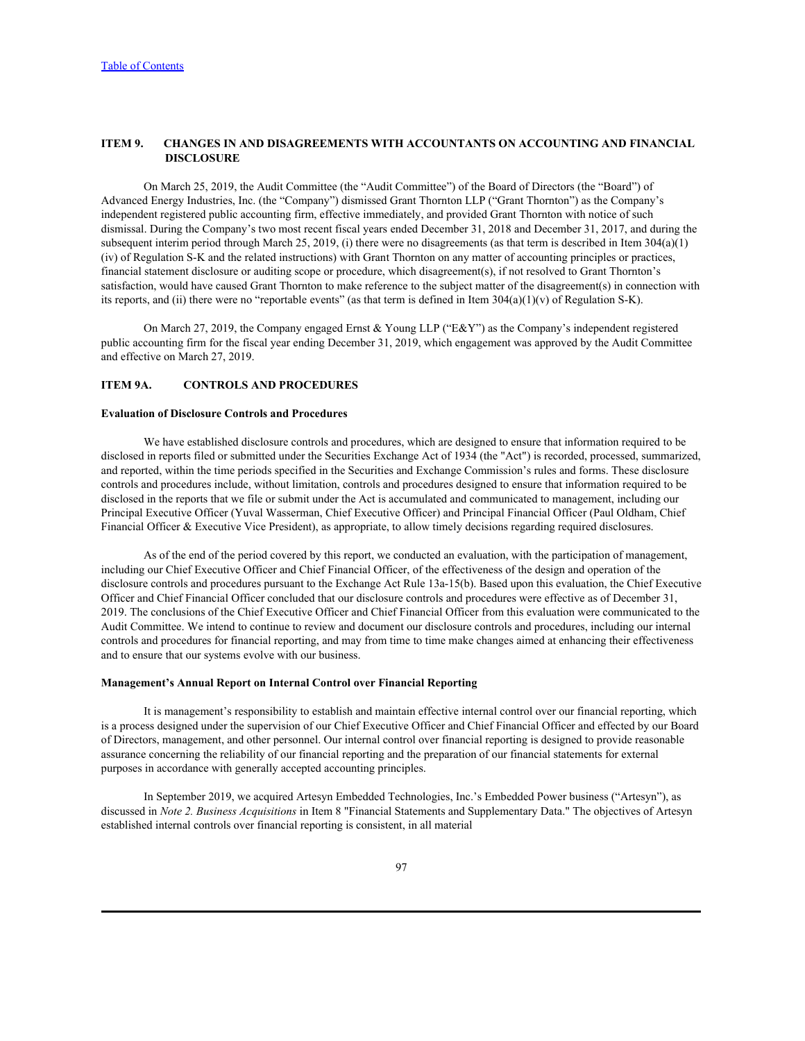## ITEM 9. CHANGES IN AND DISAGREEMENTS WITH ACCOUNTANTS ON ACCOUNTING AND FINANCIAL DISCLOSURE

On March 25, 2019, the Audit Committee (the "Audit Committee") of the Board of Directors (the "Board") of Advanced Energy Industries, Inc. (the "Company") dismissed Grant Thornton LLP ("Grant Thornton") as the Company's independent registered public accounting firm, effective immediately, and provided Grant Thornton with notice of such dismissal. During the Company's two most recent fiscal years ended December 31, 2018 and December 31, 2017, and during the subsequent interim period through March 25, 2019, (i) there were no disagreements (as that term is described in Item 304(a)(1)(iv) of Regulation S-K and the related instructions) with Grant Thornton on any matter of accounting principles or practices, financial statement disclosure or auditing scope or procedure, which disagreement(s), if not resolved to Grant Thornton's satisfaction, would have caused Grant Thornton to make reference to the subject matter of the disagreement(s) in connection with its reports, and (ii) there were no "reportable events" (as that term is defined in Item 304(a)(1)(v) of Regulation S-K).

On March 27, 2019, the Company engaged Ernst & Young LLP ("E&Y") as the Company's independent registered public accounting firm for the fiscal year ending December 31, 2019, which engagement was approved by the Audit Committee and effective on March 27, 2019.

## ITEM 9A. CONTROLS AND PROCEDURES

**Evaluation of Disclosure Controls and Procedures**

We have established disclosure controls and procedures, which are designed to ensure that information required to be disclosed in reports filed or submitted under the Securities Exchange Act of 1934 (the "Act") is recorded, processed, summarized, and reported, within the time periods specified in the Securities and Exchange Commission's rules and forms. These disclosure controls and procedures include, without limitation, controls and procedures designed to ensure that information required to be disclosed in the reports that we file or submit under the Act is accumulated and communicated to management, including our Principal Executive Officer (Yuval Wasserman, Chief Executive Officer) and Principal Financial Officer (Paul Oldham, Chief Financial Officer & Executive Vice President), as appropriate, to allow timely decisions regarding required disclosures.

As of the end of the period covered by this report, we conducted an evaluation, with the participation of management, including our Chief Executive Officer and Chief Financial Officer, of the effectiveness of the design and operation of the disclosure controls and procedures pursuant to the Exchange Act Rule 13a-15(b). Based upon this evaluation, the Chief Executive Officer and Chief Financial Officer concluded that our disclosure controls and procedures were effective as of December 31, 2019. The conclusions of the Chief Executive Officer and Chief Financial Officer from this evaluation were communicated to the Audit Committee. We intend to continue to review and document our disclosure controls and procedures, including our internal controls and procedures for financial reporting, and may from time to time make changes aimed at enhancing their effectiveness and to ensure that our systems evolve with our business.

**Management's Annual Report on Internal Control over Financial Reporting**

It is management's responsibility to establish and maintain effective internal control over our financial reporting, which is a process designed under the supervision of our Chief Executive Officer and Chief Financial Officer and effected by our Board of Directors, management, and other personnel. Our internal control over financial reporting is designed to provide reasonable assurance concerning the reliability of our financial reporting and the preparation of our financial statements for external purposes in accordance with generally accepted accounting principles.

In September 2019, we acquired Artesyn Embedded Technologies, Inc.'s Embedded Power business ("Artesyn"), as discussed in *Note 2. Business Acquisitions* in Item 8 "Financial Statements and Supplementary Data." The objectives of Artesyn established internal controls over financial reporting is consistent, in all material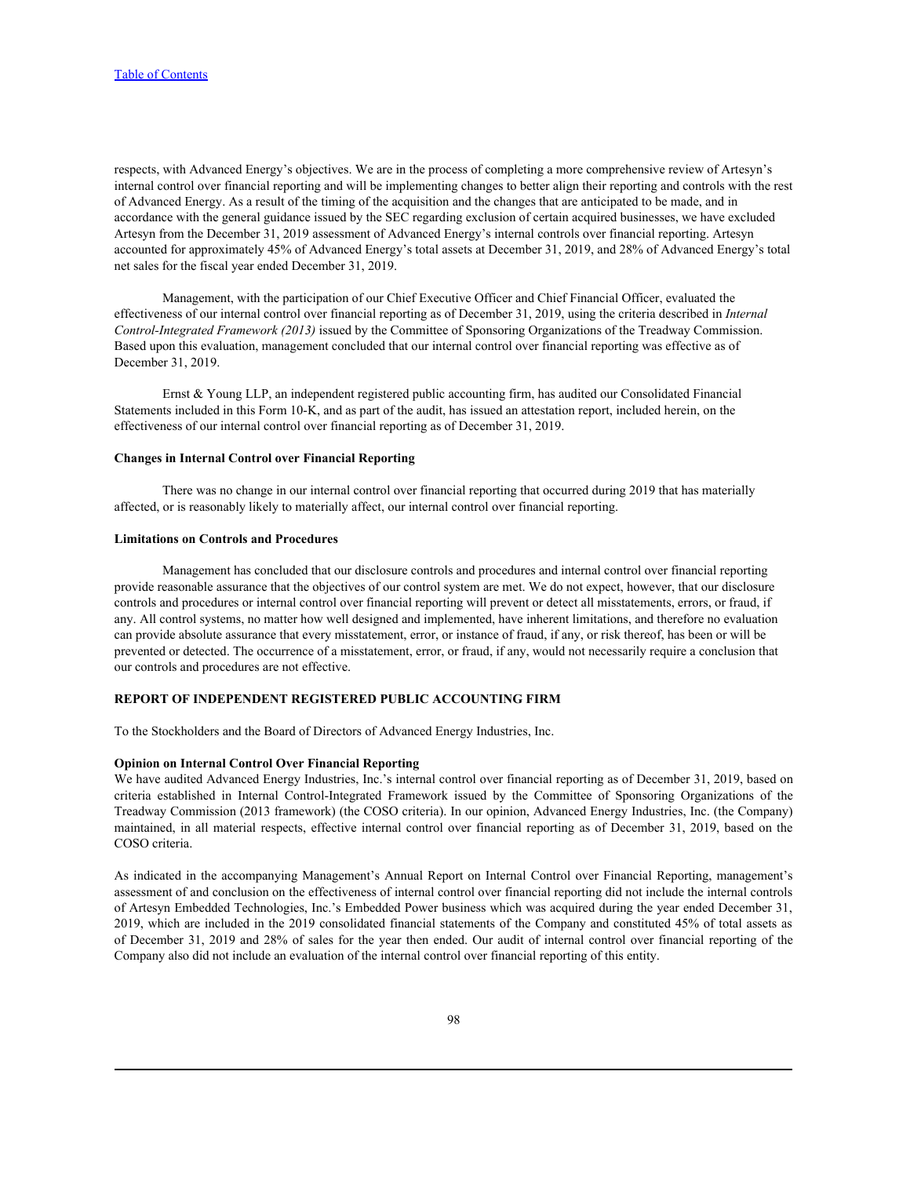respects, with Advanced Energy's objectives. We are in the process of completing a more comprehensive review of Artesyn's internal control over financial reporting and will be implementing changes to better align their reporting and controls with the rest of Advanced Energy. As a result of the timing of the acquisition and the changes that are anticipated to be made, and in accordance with the general guidance issued by the SEC regarding exclusion of certain acquired businesses, we have excluded Artesyn from the December 31, 2019 assessment of Advanced Energy's internal controls over financial reporting. Artesyn accounted for approximately 45% of Advanced Energy's total assets at December 31, 2019, and 28% of Advanced Energy's total net sales for the fiscal year ended December 31, 2019.

Management, with the participation of our Chief Executive Officer and Chief Financial Officer, evaluated the effectiveness of our internal control over financial reporting as of December 31, 2019, using the criteria described in *Internal Control-Integrated Framework (2013)* issued by the Committee of Sponsoring Organizations of the Treadway Commission. Based upon this evaluation, management concluded that our internal control over financial reporting was effective as of December 31, 2019.

Ernst & Young LLP, an independent registered public accounting firm, has audited our Consolidated Financial Statements included in this Form 10-K, and as part of the audit, has issued an attestation report, included herein, on the effectiveness of our internal control over financial reporting as of December 31, 2019.

**Changes in Internal Control over Financial Reporting**

There was no change in our internal control over financial reporting that occurred during 2019 that has materially affected, or is reasonably likely to materially affect, our internal control over financial reporting.

**Limitations on Controls and Procedures**

Management has concluded that our disclosure controls and procedures and internal control over financial reporting provide reasonable assurance that the objectives of our control system are met. We do not expect, however, that our disclosure controls and procedures or internal control over financial reporting will prevent or detect all misstatements, errors, or fraud, if any. All control systems, no matter how well designed and implemented, have inherent limitations, and therefore no evaluation can provide absolute assurance that every misstatement, error, or instance of fraud, if any, or risk thereof, has been or will be prevented or detected. The occurrence of a misstatement, error, or fraud, if any, would not necessarily require a conclusion that our controls and procedures are not effective.

## REPORT OF INDEPENDENT REGISTERED PUBLIC ACCOUNTING FIRM

To the Stockholders and the Board of Directors of Advanced Energy Industries, Inc.

**Opinion on Internal Control Over Financial Reporting**

We have audited Advanced Energy Industries, Inc.'s internal control over financial reporting as of December 31, 2019, based on criteria established in Internal Control-Integrated Framework issued by the Committee of Sponsoring Organizations of the Treadway Commission (2013 framework) (the COSO criteria). In our opinion, Advanced Energy Industries, Inc. (the Company) maintained, in all material respects, effective internal control over financial reporting as of December 31, 2019, based on the COSO criteria.

As indicated in the accompanying Management's Annual Report on Internal Control over Financial Reporting, management's assessment of and conclusion on the effectiveness of internal control over financial reporting did not include the internal controls of Artesyn Embedded Technologies, Inc.'s Embedded Power business which was acquired during the year ended December 31, 2019, which are included in the 2019 consolidated financial statements of the Company and constituted 45% of total assets as of December 31, 2019 and 28% of sales for the year then ended. Our audit of internal control over financial reporting of the Company also did not include an evaluation of the internal control over financial reporting of this entity.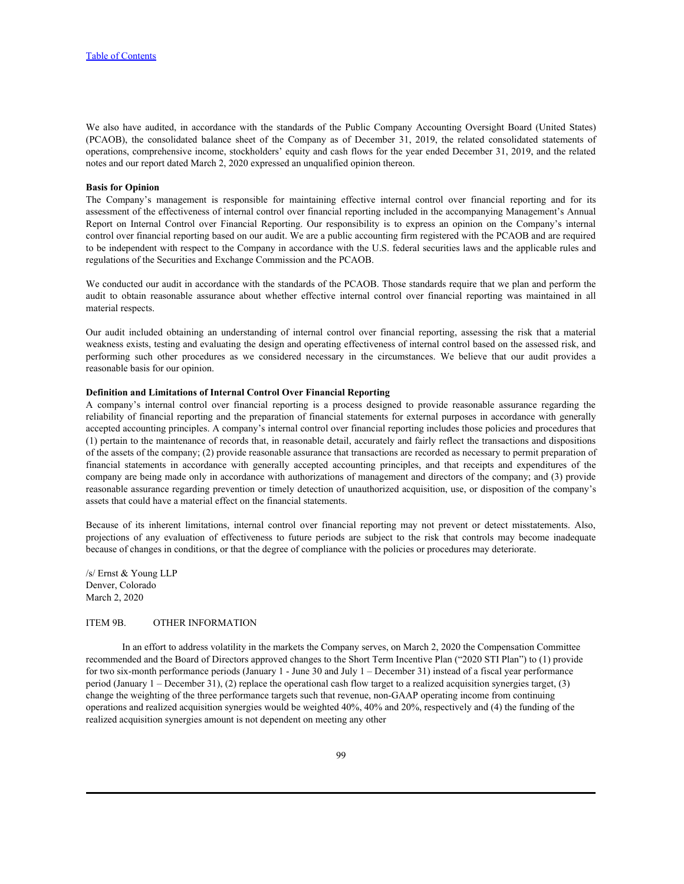We also have audited, in accordance with the standards of the Public Company Accounting Oversight Board (United States) (PCAOB), the consolidated balance sheet of the Company as of December 31, 2019, the related consolidated statements of operations, comprehensive income, stockholders' equity and cash flows for the year ended December 31, 2019, and the related notes and our report dated March 2, 2020 expressed an unqualified opinion thereon.

**Basis for Opinion**

The Company's management is responsible for maintaining effective internal control over financial reporting and for its assessment of the effectiveness of internal control over financial reporting included in the accompanying Management's Annual Report on Internal Control over Financial Reporting. Our responsibility is to express an opinion on the Company's internal control over financial reporting based on our audit. We are a public accounting firm registered with the PCAOB and are required to be independent with respect to the Company in accordance with the U.S. federal securities laws and the applicable rules and regulations of the Securities and Exchange Commission and the PCAOB.

We conducted our audit in accordance with the standards of the PCAOB. Those standards require that we plan and perform the audit to obtain reasonable assurance about whether effective internal control over financial reporting was maintained in all material respects.

Our audit included obtaining an understanding of internal control over financial reporting, assessing the risk that a material weakness exists, testing and evaluating the design and operating effectiveness of internal control based on the assessed risk, and performing such other procedures as we considered necessary in the circumstances. We believe that our audit provides a reasonable basis for our opinion.

**Definition and Limitations of Internal Control Over Financial Reporting**

A company's internal control over financial reporting is a process designed to provide reasonable assurance regarding the reliability of financial reporting and the preparation of financial statements for external purposes in accordance with generally accepted accounting principles. A company's internal control over financial reporting includes those policies and procedures that (1) pertain to the maintenance of records that, in reasonable detail, accurately and fairly reflect the transactions and dispositions of the assets of the company; (2) provide reasonable assurance that transactions are recorded as necessary to permit preparation of financial statements in accordance with generally accepted accounting principles, and that receipts and expenditures of the company are being made only in accordance with authorizations of management and directors of the company; and (3) provide reasonable assurance regarding prevention or timely detection of unauthorized acquisition, use, or disposition of the company's assets that could have a material effect on the financial statements.

Because of its inherent limitations, internal control over financial reporting may not prevent or detect misstatements. Also, projections of any evaluation of effectiveness to future periods are subject to the risk that controls may become inadequate because of changes in conditions, or that the degree of compliance with the policies or procedures may deteriorate.

/s/ Ernst & Young LLP
Denver, Colorado
March 2, 2020

ITEM 9B. OTHER INFORMATION

In an effort to address volatility in the markets the Company serves, on March 2, 2020 the Compensation Committee recommended and the Board of Directors approved changes to the Short Term Incentive Plan ("2020 STI Plan") to (1) provide for two six-month performance periods (January 1 - June 30 and July 1 – December 31) instead of a fiscal year performance period (January 1 – December 31), (2) replace the operational cash flow target to a realized acquisition synergies target, (3) change the weighting of the three performance targets such that revenue, non-GAAP operating income from continuing operations and realized acquisition synergies would be weighted 40%, 40% and 20%, respectively and (4) the funding of the realized acquisition synergies amount is not dependent on meeting any other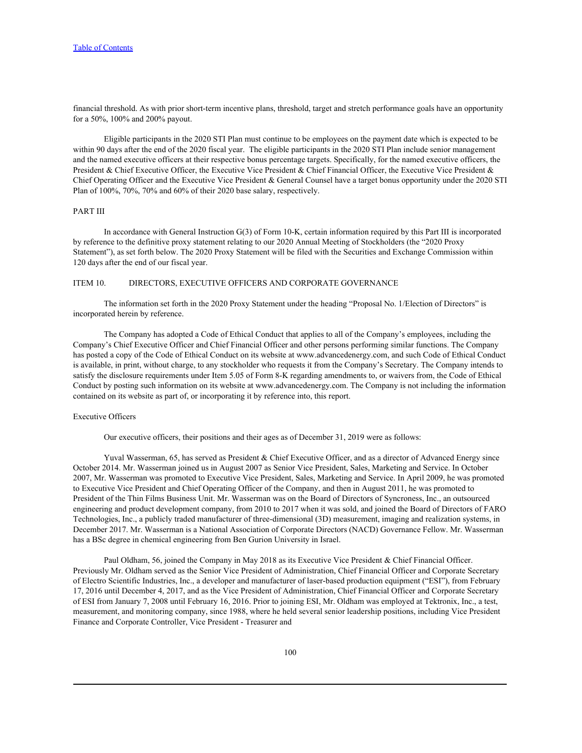financial threshold. As with prior short-term incentive plans, threshold, target and stretch performance goals have an opportunity for a 50%, 100% and 200% payout.

Eligible participants in the 2020 STI Plan must continue to be employees on the payment date which is expected to be within 90 days after the end of the 2020 fiscal year. The eligible participants in the 2020 STI Plan include senior management and the named executive officers at their respective bonus percentage targets. Specifically, for the named executive officers, the President & Chief Executive Officer, the Executive Vice President & Chief Financial Officer, the Executive Vice President & Chief Operating Officer and the Executive Vice President & General Counsel have a target bonus opportunity under the 2020 STI Plan of 100%, 70%, 70% and 60% of their 2020 base salary, respectively.

## PART III

In accordance with General Instruction G(3) of Form 10-K, certain information required by this Part III is incorporated by reference to the definitive proxy statement relating to our 2020 Annual Meeting of Stockholders (the "2020 Proxy Statement"), as set forth below. The 2020 Proxy Statement will be filed with the Securities and Exchange Commission within 120 days after the end of our fiscal year.

## ITEM 10. DIRECTORS, EXECUTIVE OFFICERS AND CORPORATE GOVERNANCE

The information set forth in the 2020 Proxy Statement under the heading "Proposal No. 1/Election of Directors" is incorporated herein by reference.

The Company has adopted a Code of Ethical Conduct that applies to all of the Company's employees, including the Company's Chief Executive Officer and Chief Financial Officer and other persons performing similar functions. The Company has posted a copy of the Code of Ethical Conduct on its website at www.advancedenergy.com, and such Code of Ethical Conduct is available, in print, without charge, to any stockholder who requests it from the Company's Secretary. The Company intends to satisfy the disclosure requirements under Item 5.05 of Form 8-K regarding amendments to, or waivers from, the Code of Ethical Conduct by posting such information on its website at www.advancedenergy.com. The Company is not including the information contained on its website as part of, or incorporating it by reference into, this report.

### Executive Officers

Our executive officers, their positions and their ages as of December 31, 2019 were as follows:

Yuval Wasserman, 65, has served as President & Chief Executive Officer, and as a director of Advanced Energy since October 2014. Mr. Wasserman joined us in August 2007 as Senior Vice President, Sales, Marketing and Service. In October 2007, Mr. Wasserman was promoted to Executive Vice President, Sales, Marketing and Service. In April 2009, he was promoted to Executive Vice President and Chief Operating Officer of the Company, and then in August 2011, he was promoted to President of the Thin Films Business Unit. Mr. Wasserman was on the Board of Directors of Syncroness, Inc., an outsourced engineering and product development company, from 2010 to 2017 when it was sold, and joined the Board of Directors of FARO Technologies, Inc., a publicly traded manufacturer of three-dimensional (3D) measurement, imaging and realization systems, in December 2017. Mr. Wasserman is a National Association of Corporate Directors (NACD) Governance Fellow. Mr. Wasserman has a BSc degree in chemical engineering from Ben Gurion University in Israel.

Paul Oldham, 56, joined the Company in May 2018 as its Executive Vice President & Chief Financial Officer. Previously Mr. Oldham served as the Senior Vice President of Administration, Chief Financial Officer and Corporate Secretary of Electro Scientific Industries, Inc., a developer and manufacturer of laser-based production equipment ("ESI"), from February 17, 2016 until December 4, 2017, and as the Vice President of Administration, Chief Financial Officer and Corporate Secretary of ESI from January 7, 2008 until February 16, 2016. Prior to joining ESI, Mr. Oldham was employed at Tektronix, Inc., a test, measurement, and monitoring company, since 1988, where he held several senior leadership positions, including Vice President Finance and Corporate Controller, Vice President - Treasurer and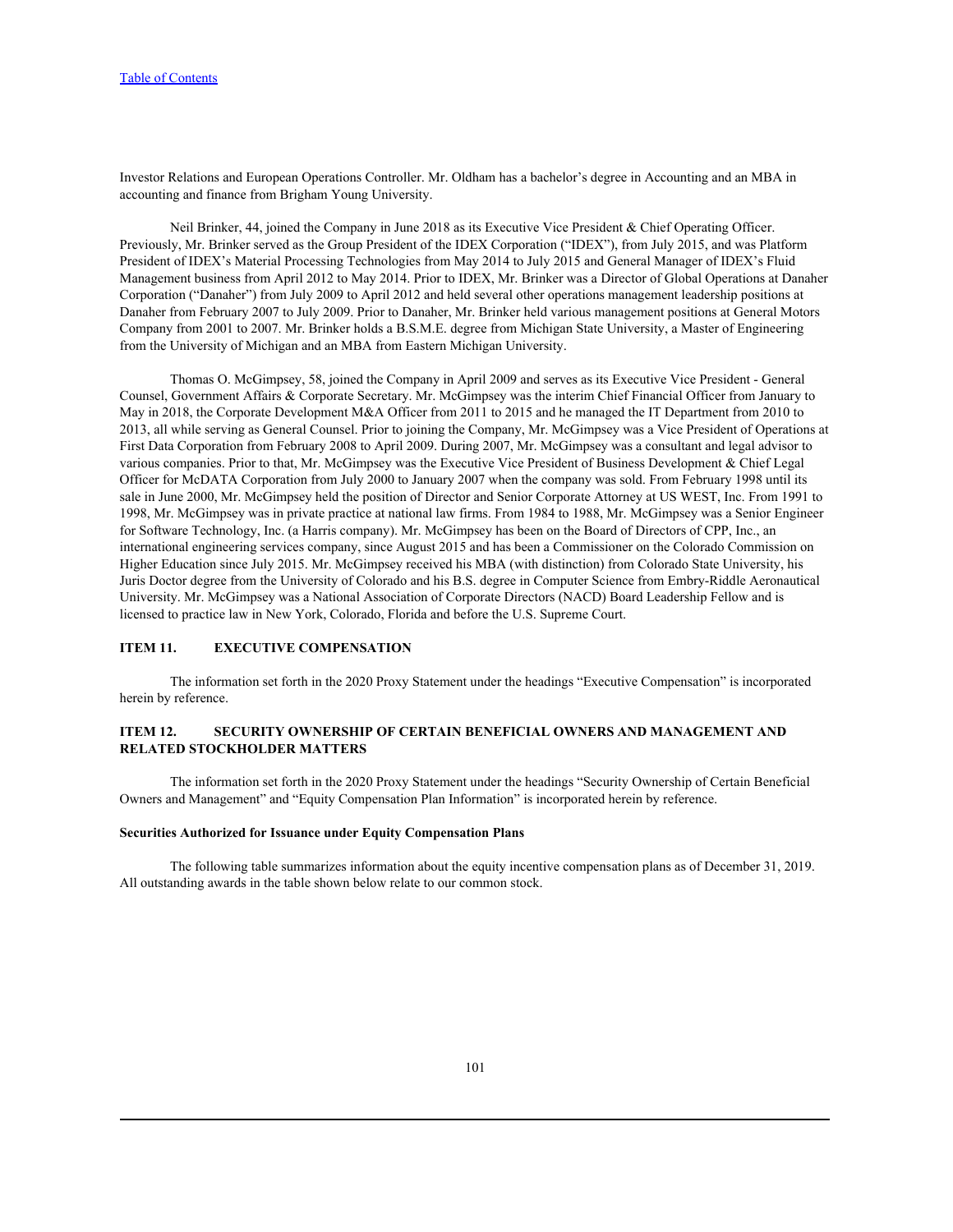Investor Relations and European Operations Controller. Mr. Oldham has a bachelor's degree in Accounting and an MBA in accounting and finance from Brigham Young University.

Neil Brinker, 44, joined the Company in June 2018 as its Executive Vice President & Chief Operating Officer. Previously, Mr. Brinker served as the Group President of the IDEX Corporation ("IDEX"), from July 2015, and was Platform President of IDEX's Material Processing Technologies from May 2014 to July 2015 and General Manager of IDEX's Fluid Management business from April 2012 to May 2014. Prior to IDEX, Mr. Brinker was a Director of Global Operations at Danaher Corporation ("Danaher") from July 2009 to April 2012 and held several other operations management leadership positions at Danaher from February 2007 to July 2009. Prior to Danaher, Mr. Brinker held various management positions at General Motors Company from 2001 to 2007. Mr. Brinker holds a B.S.M.E. degree from Michigan State University, a Master of Engineering from the University of Michigan and an MBA from Eastern Michigan University.

Thomas O. McGimpsey, 58, joined the Company in April 2009 and serves as its Executive Vice President - General Counsel, Government Affairs & Corporate Secretary. Mr. McGimpsey was the interim Chief Financial Officer from January to May in 2018, the Corporate Development M&A Officer from 2011 to 2015 and he managed the IT Department from 2010 to 2013, all while serving as General Counsel. Prior to joining the Company, Mr. McGimpsey was a Vice President of Operations at First Data Corporation from February 2008 to April 2009. During 2007, Mr. McGimpsey was a consultant and legal advisor to various companies. Prior to that, Mr. McGimpsey was the Executive Vice President of Business Development & Chief Legal Officer for McDATA Corporation from July 2000 to January 2007 when the company was sold. From February 1998 until its sale in June 2000, Mr. McGimpsey held the position of Director and Senior Corporate Attorney at US WEST, Inc. From 1991 to 1998, Mr. McGimpsey was in private practice at national law firms. From 1984 to 1988, Mr. McGimpsey was a Senior Engineer for Software Technology, Inc. (a Harris company). Mr. McGimpsey has been on the Board of Directors of CPP, Inc., an international engineering services company, since August 2015 and has been a Commissioner on the Colorado Commission on Higher Education since July 2015. Mr. McGimpsey received his MBA (with distinction) from Colorado State University, his Juris Doctor degree from the University of Colorado and his B.S. degree in Computer Science from Embry-Riddle Aeronautical University. Mr. McGimpsey was a National Association of Corporate Directors (NACD) Board Leadership Fellow and is licensed to practice law in New York, Colorado, Florida and before the U.S. Supreme Court.

## ITEM 11. EXECUTIVE COMPENSATION

The information set forth in the 2020 Proxy Statement under the headings "Executive Compensation" is incorporated herein by reference.

## ITEM 12. SECURITY OWNERSHIP OF CERTAIN BENEFICIAL OWNERS AND MANAGEMENT AND RELATED STOCKHOLDER MATTERS

The information set forth in the 2020 Proxy Statement under the headings "Security Ownership of Certain Beneficial Owners and Management" and "Equity Compensation Plan Information" is incorporated herein by reference.

**Securities Authorized for Issuance under Equity Compensation Plans**

The following table summarizes information about the equity incentive compensation plans as of December 31, 2019. All outstanding awards in the table shown below relate to our common stock.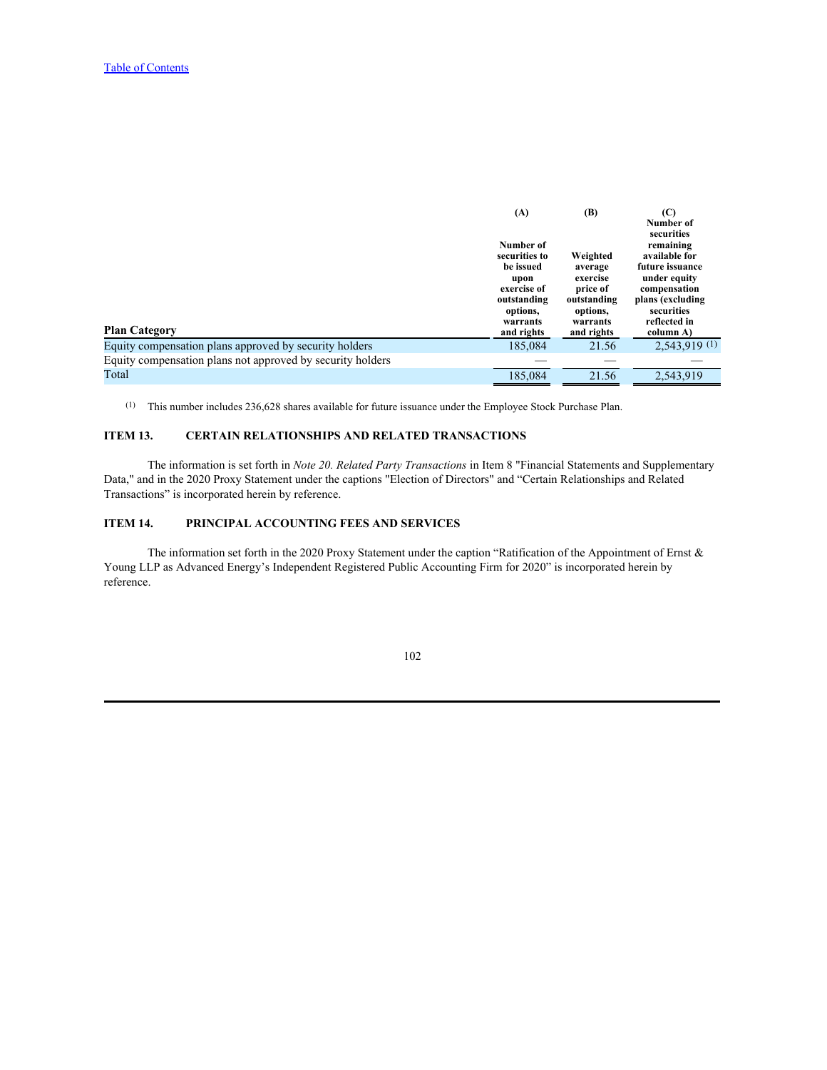| Plan Category | (A) Number of securities to be issued upon exercise of outstanding options, warrants and rights | (B) Weighted average exercise price of outstanding options, warrants and rights | (C) Number of securities remaining available for future issuance under equity compensation plans (excluding securities reflected in column A) |
|---|---|---|---|
| Equity compensation plans approved by security holders | 185,084 | 21.56 | 2,543,919 (1) |
| Equity compensation plans not approved by security holders | — | — | — |
| Total | 185,084 | 21.56 | 2,543,919 |

(1) This number includes 236,628 shares available for future issuance under the Employee Stock Purchase Plan.

## ITEM 13. CERTAIN RELATIONSHIPS AND RELATED TRANSACTIONS

The information is set forth in *Note 20. Related Party Transactions* in Item 8 "Financial Statements and Supplementary Data," and in the 2020 Proxy Statement under the captions "Election of Directors" and "Certain Relationships and Related Transactions" is incorporated herein by reference.

## ITEM 14. PRINCIPAL ACCOUNTING FEES AND SERVICES

The information set forth in the 2020 Proxy Statement under the caption "Ratification of the Appointment of Ernst & Young LLP as Advanced Energy's Independent Registered Public Accounting Firm for 2020" is incorporated herein by reference.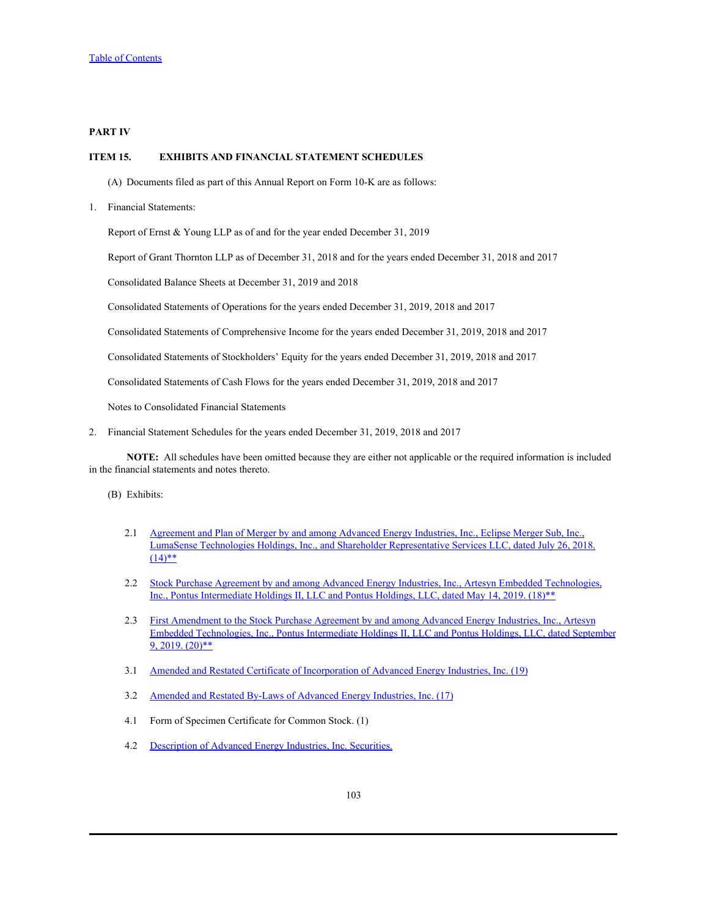[Table of Contents]

## PART IV

## ITEM 15. EXHIBITS AND FINANCIAL STATEMENT SCHEDULES

(A) Documents filed as part of this Annual Report on Form 10-K are as follows:

1. Financial Statements:

   Report of Ernst & Young LLP as of and for the year ended December 31, 2019

   Report of Grant Thornton LLP as of December 31, 2018 and for the years ended December 31, 2018 and 2017

   Consolidated Balance Sheets at December 31, 2019 and 2018

   Consolidated Statements of Operations for the years ended December 31, 2019, 2018 and 2017

   Consolidated Statements of Comprehensive Income for the years ended December 31, 2019, 2018 and 2017

   Consolidated Statements of Stockholders' Equity for the years ended December 31, 2019, 2018 and 2017

   Consolidated Statements of Cash Flows for the years ended December 31, 2019, 2018 and 2017

   Notes to Consolidated Financial Statements

2. Financial Statement Schedules for the years ended December 31, 2019, 2018 and 2017

**NOTE:** All schedules have been omitted because they are either not applicable or the required information is included in the financial statements and notes thereto.

(B) Exhibits:

2.1 Agreement and Plan of Merger by and among Advanced Energy Industries, Inc., Eclipse Merger Sub, Inc., LumaSense Technologies Holdings, Inc., and Shareholder Representative Services LLC, dated July 26, 2018. (14)**

2.2 Stock Purchase Agreement by and among Advanced Energy Industries, Inc., Artesyn Embedded Technologies, Inc., Pontus Intermediate Holdings II, LLC and Pontus Holdings, LLC, dated May 14, 2019. (18)**

2.3 First Amendment to the Stock Purchase Agreement by and among Advanced Energy Industries, Inc., Artesyn Embedded Technologies, Inc., Pontus Intermediate Holdings II, LLC and Pontus Holdings, LLC, dated September 9, 2019. (20)**

3.1 Amended and Restated Certificate of Incorporation of Advanced Energy Industries, Inc. (19)

3.2 Amended and Restated By-Laws of Advanced Energy Industries, Inc. (17)

4.1 Form of Specimen Certificate for Common Stock. (1)

4.2 Description of Advanced Energy Industries, Inc. Securities.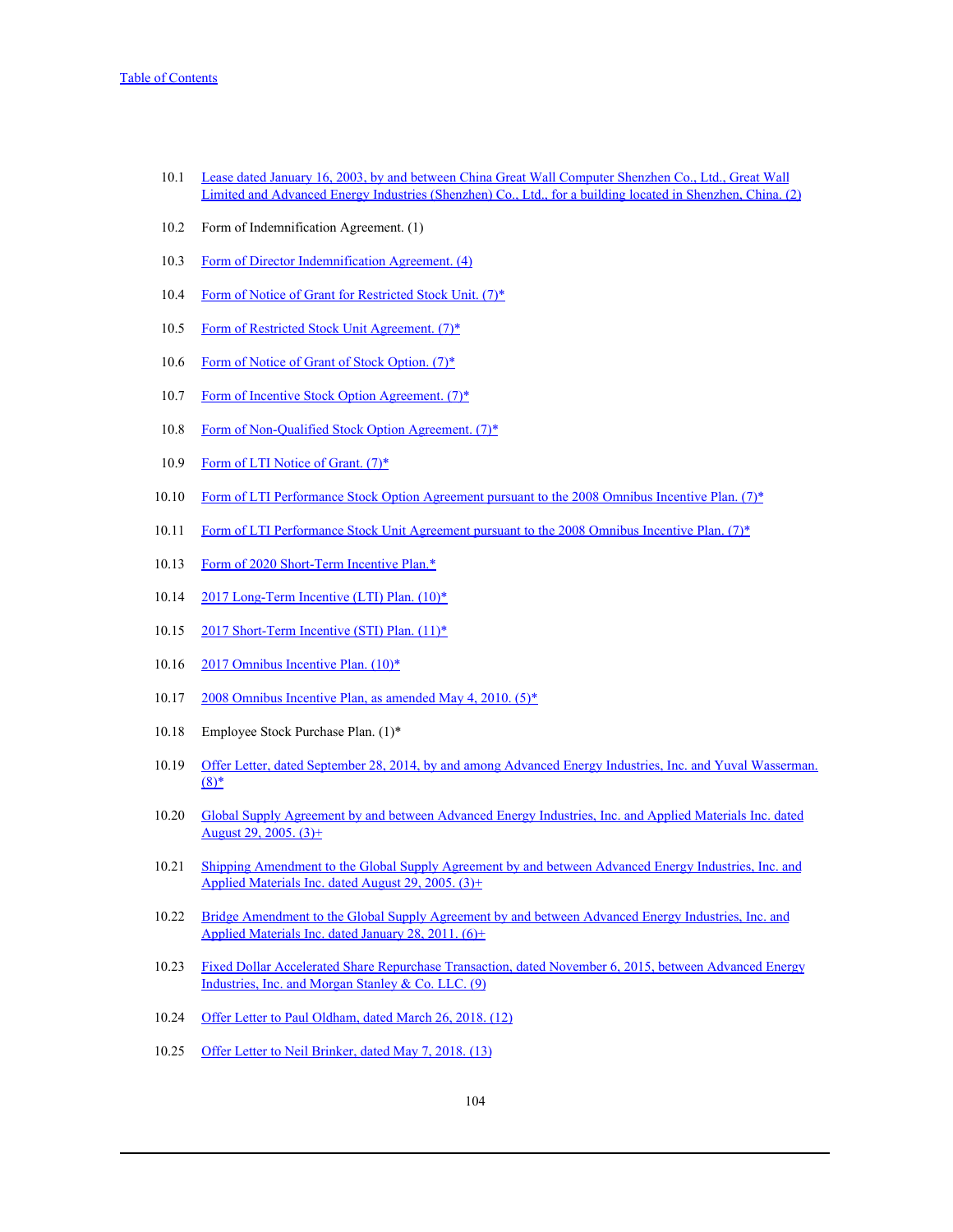| | |
|---|---|
| 10.1 | Lease dated January 16, 2003, by and between China Great Wall Computer Shenzhen Co., Ltd., Great Wall Limited and Advanced Energy Industries (Shenzhen) Co., Ltd., for a building located in Shenzhen, China. (2) |
| 10.2 | Form of Indemnification Agreement. (1) |
| 10.3 | Form of Director Indemnification Agreement. (4) |
| 10.4 | Form of Notice of Grant for Restricted Stock Unit. (7)* |
| 10.5 | Form of Restricted Stock Unit Agreement. (7)* |
| 10.6 | Form of Notice of Grant of Stock Option. (7)* |
| 10.7 | Form of Incentive Stock Option Agreement. (7)* |
| 10.8 | Form of Non-Qualified Stock Option Agreement. (7)* |
| 10.9 | Form of LTI Notice of Grant. (7)* |
| 10.10 | Form of LTI Performance Stock Option Agreement pursuant to the 2008 Omnibus Incentive Plan. (7)* |
| 10.11 | Form of LTI Performance Stock Unit Agreement pursuant to the 2008 Omnibus Incentive Plan. (7)* |
| 10.13 | Form of 2020 Short-Term Incentive Plan.* |
| 10.14 | 2017 Long-Term Incentive (LTI) Plan. (10)* |
| 10.15 | 2017 Short-Term Incentive (STI) Plan. (11)* |
| 10.16 | 2017 Omnibus Incentive Plan. (10)* |
| 10.17 | 2008 Omnibus Incentive Plan, as amended May 4, 2010. (5)* |
| 10.18 | Employee Stock Purchase Plan. (1)* |
| 10.19 | Offer Letter, dated September 28, 2014, by and among Advanced Energy Industries, Inc. and Yuval Wasserman. (8)* |
| 10.20 | Global Supply Agreement by and between Advanced Energy Industries, Inc. and Applied Materials Inc. dated August 29, 2005. (3)+ |
| 10.21 | Shipping Amendment to the Global Supply Agreement by and between Advanced Energy Industries, Inc. and Applied Materials Inc. dated August 29, 2005. (3)+ |
| 10.22 | Bridge Amendment to the Global Supply Agreement by and between Advanced Energy Industries, Inc. and Applied Materials Inc. dated January 28, 2011. (6)+ |
| 10.23 | Fixed Dollar Accelerated Share Repurchase Transaction, dated November 6, 2015, between Advanced Energy Industries, Inc. and Morgan Stanley & Co. LLC. (9) |
| 10.24 | Offer Letter to Paul Oldham, dated March 26, 2018. (12) |
| 10.25 | Offer Letter to Neil Brinker, dated May 7, 2018. (13) |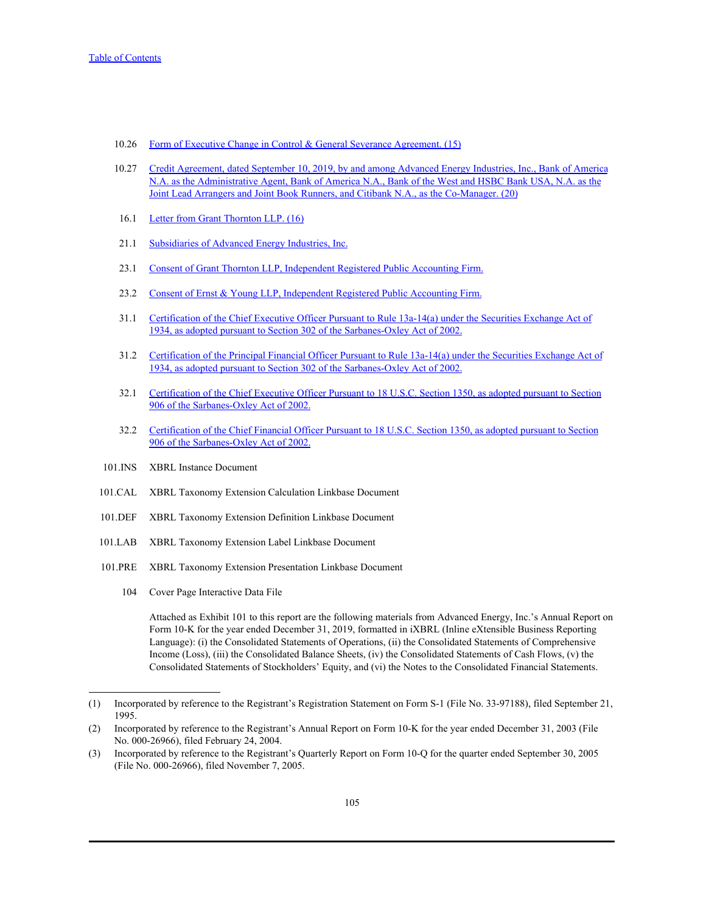| | |
|---|---|
| 10.26 | Form of Executive Change in Control & General Severance Agreement. (15) |
| 10.27 | Credit Agreement, dated September 10, 2019, by and among Advanced Energy Industries, Inc., Bank of America N.A. as the Administrative Agent, Bank of America N.A., Bank of the West and HSBC Bank USA, N.A. as the Joint Lead Arrangers and Joint Book Runners, and Citibank N.A., as the Co-Manager. (20) |
| 16.1 | Letter from Grant Thornton LLP. (16) |
| 21.1 | Subsidiaries of Advanced Energy Industries, Inc. |
| 23.1 | Consent of Grant Thornton LLP, Independent Registered Public Accounting Firm. |
| 23.2 | Consent of Ernst & Young LLP, Independent Registered Public Accounting Firm. |
| 31.1 | Certification of the Chief Executive Officer Pursuant to Rule 13a-14(a) under the Securities Exchange Act of 1934, as adopted pursuant to Section 302 of the Sarbanes-Oxley Act of 2002. |
| 31.2 | Certification of the Principal Financial Officer Pursuant to Rule 13a-14(a) under the Securities Exchange Act of 1934, as adopted pursuant to Section 302 of the Sarbanes-Oxley Act of 2002. |
| 32.1 | Certification of the Chief Executive Officer Pursuant to 18 U.S.C. Section 1350, as adopted pursuant to Section 906 of the Sarbanes-Oxley Act of 2002. |
| 32.2 | Certification of the Chief Financial Officer Pursuant to 18 U.S.C. Section 1350, as adopted pursuant to Section 906 of the Sarbanes-Oxley Act of 2002. |
| 101.INS | XBRL Instance Document |
| 101.CAL | XBRL Taxonomy Extension Calculation Linkbase Document |
| 101.DEF | XBRL Taxonomy Extension Definition Linkbase Document |
| 101.LAB | XBRL Taxonomy Extension Label Linkbase Document |
| 101.PRE | XBRL Taxonomy Extension Presentation Linkbase Document |
| 104 | Cover Page Interactive Data File |

Attached as Exhibit 101 to this report are the following materials from Advanced Energy, Inc.'s Annual Report on Form 10-K for the year ended December 31, 2019, formatted in iXBRL (Inline eXtensible Business Reporting Language): (i) the Consolidated Statements of Operations, (ii) the Consolidated Statements of Comprehensive Income (Loss), (iii) the Consolidated Balance Sheets, (iv) the Consolidated Statements of Cash Flows, (v) the Consolidated Statements of Stockholders' Equity, and (vi) the Notes to the Consolidated Financial Statements.

---

(1) Incorporated by reference to the Registrant's Registration Statement on Form S-1 (File No. 33-97188), filed September 21, 1995.

(2) Incorporated by reference to the Registrant's Annual Report on Form 10-K for the year ended December 31, 2003 (File No. 000-26966), filed February 24, 2004.

(3) Incorporated by reference to the Registrant's Quarterly Report on Form 10-Q for the quarter ended September 30, 2005 (File No. 000-26966), filed November 7, 2005.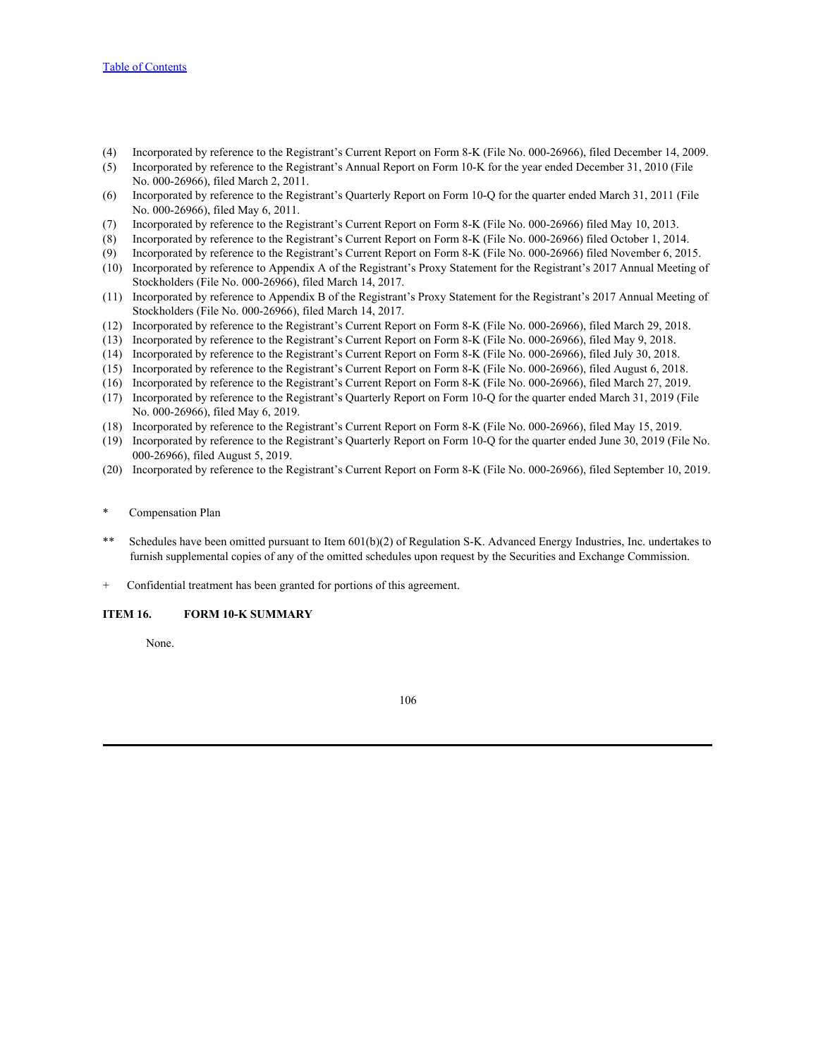(4) Incorporated by reference to the Registrant's Current Report on Form 8-K (File No. 000-26966), filed December 14, 2009.

(5) Incorporated by reference to the Registrant's Annual Report on Form 10-K for the year ended December 31, 2010 (File No. 000-26966), filed March 2, 2011.

(6) Incorporated by reference to the Registrant's Quarterly Report on Form 10-Q for the quarter ended March 31, 2011 (File No. 000-26966), filed May 6, 2011.

(7) Incorporated by reference to the Registrant's Current Report on Form 8-K (File No. 000-26966) filed May 10, 2013.

(8) Incorporated by reference to the Registrant's Current Report on Form 8-K (File No. 000-26966) filed October 1, 2014.

(9) Incorporated by reference to the Registrant's Current Report on Form 8-K (File No. 000-26966) filed November 6, 2015.

(10) Incorporated by reference to Appendix A of the Registrant's Proxy Statement for the Registrant's 2017 Annual Meeting of Stockholders (File No. 000-26966), filed March 14, 2017.

(11) Incorporated by reference to Appendix B of the Registrant's Proxy Statement for the Registrant's 2017 Annual Meeting of Stockholders (File No. 000-26966), filed March 14, 2017.

(12) Incorporated by reference to the Registrant's Current Report on Form 8-K (File No. 000-26966), filed March 29, 2018.

(13) Incorporated by reference to the Registrant's Current Report on Form 8-K (File No. 000-26966), filed May 9, 2018.

(14) Incorporated by reference to the Registrant's Current Report on Form 8-K (File No. 000-26966), filed July 30, 2018.

(15) Incorporated by reference to the Registrant's Current Report on Form 8-K (File No. 000-26966), filed August 6, 2018.

(16) Incorporated by reference to the Registrant's Current Report on Form 8-K (File No. 000-26966), filed March 27, 2019.

(17) Incorporated by reference to the Registrant's Quarterly Report on Form 10-Q for the quarter ended March 31, 2019 (File No. 000-26966), filed May 6, 2019.

(18) Incorporated by reference to the Registrant's Current Report on Form 8-K (File No. 000-26966), filed May 15, 2019.

(19) Incorporated by reference to the Registrant's Quarterly Report on Form 10-Q for the quarter ended June 30, 2019 (File No. 000-26966), filed August 5, 2019.

(20) Incorporated by reference to the Registrant's Current Report on Form 8-K (File No. 000-26966), filed September 10, 2019.

\* Compensation Plan

\*\* Schedules have been omitted pursuant to Item 601(b)(2) of Regulation S-K. Advanced Energy Industries, Inc. undertakes to furnish supplemental copies of any of the omitted schedules upon request by the Securities and Exchange Commission.

\+ Confidential treatment has been granted for portions of this agreement.

**ITEM 16. FORM 10-K SUMMARY**

None.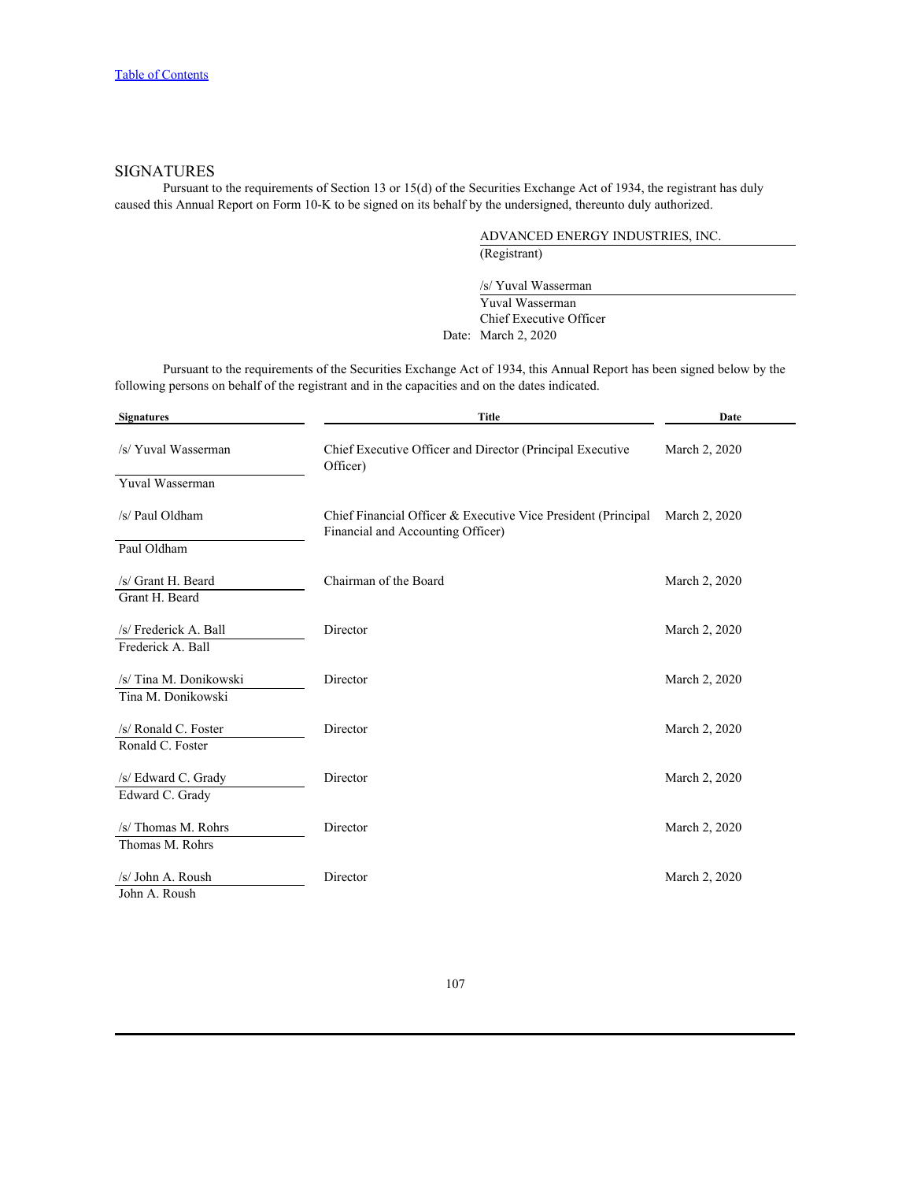[Table of Contents](#)

## SIGNATURES

Pursuant to the requirements of Section 13 or 15(d) of the Securities Exchange Act of 1934, the registrant has duly caused this Annual Report on Form 10-K to be signed on its behalf by the undersigned, thereunto duly authorized.

ADVANCED ENERGY INDUSTRIES, INC.
(Registrant)

/s/ Yuval Wasserman
Yuval Wasserman
Chief Executive Officer

Date: March 2, 2020

Pursuant to the requirements of the Securities Exchange Act of 1934, this Annual Report has been signed below by the following persons on behalf of the registrant and in the capacities and on the dates indicated.

| Signatures | Title | Date |
|---|---|---|
| /s/ Yuval Wasserman<br>Yuval Wasserman | Chief Executive Officer and Director (Principal Executive Officer) | March 2, 2020 |
| /s/ Paul Oldham<br>Paul Oldham | Chief Financial Officer & Executive Vice President (Principal Financial and Accounting Officer) | March 2, 2020 |
| /s/ Grant H. Beard<br>Grant H. Beard | Chairman of the Board | March 2, 2020 |
| /s/ Frederick A. Ball<br>Frederick A. Ball | Director | March 2, 2020 |
| /s/ Tina M. Donikowski<br>Tina M. Donikowski | Director | March 2, 2020 |
| /s/ Ronald C. Foster<br>Ronald C. Foster | Director | March 2, 2020 |
| /s/ Edward C. Grady<br>Edward C. Grady | Director | March 2, 2020 |
| /s/ Thomas M. Rohrs<br>Thomas M. Rohrs | Director | March 2, 2020 |
| /s/ John A. Roush<br>John A. Roush | Director | March 2, 2020 |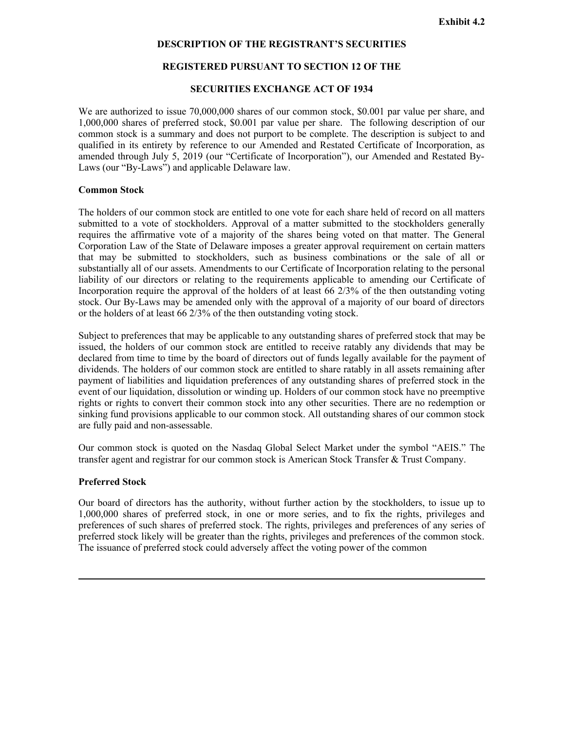**Exhibit 4.2**

**DESCRIPTION OF THE REGISTRANT'S SECURITIES**

**REGISTERED PURSUANT TO SECTION 12 OF THE**

**SECURITIES EXCHANGE ACT OF 1934**

We are authorized to issue 70,000,000 shares of our common stock, $0.001 par value per share, and 1,000,000 shares of preferred stock, $0.001 par value per share. The following description of our common stock is a summary and does not purport to be complete. The description is subject to and qualified in its entirety by reference to our Amended and Restated Certificate of Incorporation, as amended through July 5, 2019 (our "Certificate of Incorporation"), our Amended and Restated By-Laws (our "By-Laws") and applicable Delaware law.

**Common Stock**

The holders of our common stock are entitled to one vote for each share held of record on all matters submitted to a vote of stockholders. Approval of a matter submitted to the stockholders generally requires the affirmative vote of a majority of the shares being voted on that matter. The General Corporation Law of the State of Delaware imposes a greater approval requirement on certain matters that may be submitted to stockholders, such as business combinations or the sale of all or substantially all of our assets. Amendments to our Certificate of Incorporation relating to the personal liability of our directors or relating to the requirements applicable to amending our Certificate of Incorporation require the approval of the holders of at least 66 2/3% of the then outstanding voting stock. Our By-Laws may be amended only with the approval of a majority of our board of directors or the holders of at least 66 2/3% of the then outstanding voting stock.

Subject to preferences that may be applicable to any outstanding shares of preferred stock that may be issued, the holders of our common stock are entitled to receive ratably any dividends that may be declared from time to time by the board of directors out of funds legally available for the payment of dividends. The holders of our common stock are entitled to share ratably in all assets remaining after payment of liabilities and liquidation preferences of any outstanding shares of preferred stock in the event of our liquidation, dissolution or winding up. Holders of our common stock have no preemptive rights or rights to convert their common stock into any other securities. There are no redemption or sinking fund provisions applicable to our common stock. All outstanding shares of our common stock are fully paid and non-assessable.

Our common stock is quoted on the Nasdaq Global Select Market under the symbol "AEIS." The transfer agent and registrar for our common stock is American Stock Transfer & Trust Company.

**Preferred Stock**

Our board of directors has the authority, without further action by the stockholders, to issue up to 1,000,000 shares of preferred stock, in one or more series, and to fix the rights, privileges and preferences of such shares of preferred stock. The rights, privileges and preferences of any series of preferred stock likely will be greater than the rights, privileges and preferences of the common stock. The issuance of preferred stock could adversely affect the voting power of the common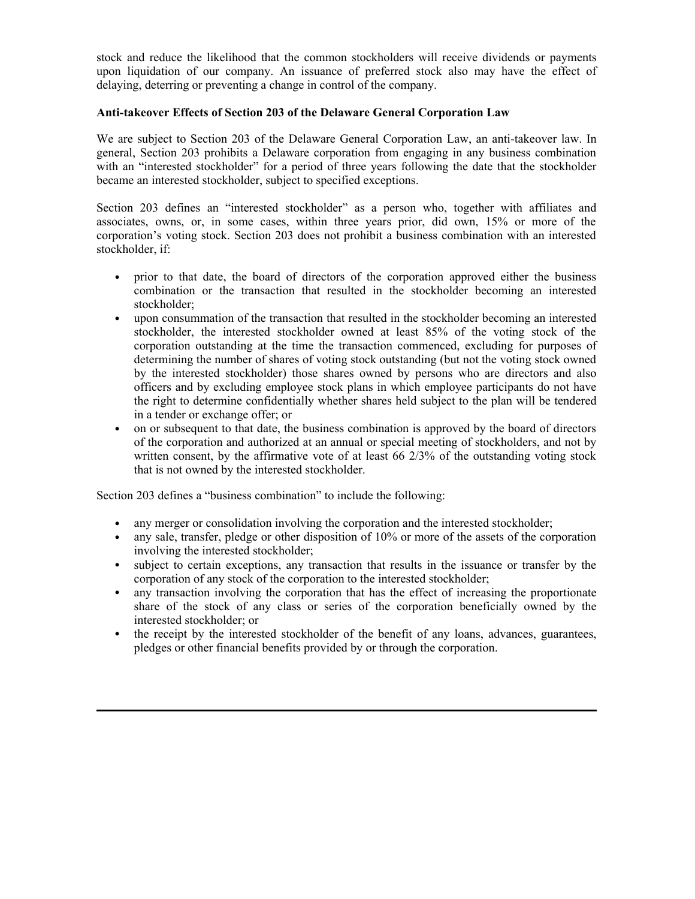stock and reduce the likelihood that the common stockholders will receive dividends or payments upon liquidation of our company. An issuance of preferred stock also may have the effect of delaying, deterring or preventing a change in control of the company.

**Anti-takeover Effects of Section 203 of the Delaware General Corporation Law**

We are subject to Section 203 of the Delaware General Corporation Law, an anti-takeover law. In general, Section 203 prohibits a Delaware corporation from engaging in any business combination with an "interested stockholder" for a period of three years following the date that the stockholder became an interested stockholder, subject to specified exceptions.

Section 203 defines an "interested stockholder" as a person who, together with affiliates and associates, owns, or, in some cases, within three years prior, did own, 15% or more of the corporation's voting stock. Section 203 does not prohibit a business combination with an interested stockholder, if:

- prior to that date, the board of directors of the corporation approved either the business combination or the transaction that resulted in the stockholder becoming an interested stockholder;
- upon consummation of the transaction that resulted in the stockholder becoming an interested stockholder, the interested stockholder owned at least 85% of the voting stock of the corporation outstanding at the time the transaction commenced, excluding for purposes of determining the number of shares of voting stock outstanding (but not the voting stock owned by the interested stockholder) those shares owned by persons who are directors and also officers and by excluding employee stock plans in which employee participants do not have the right to determine confidentially whether shares held subject to the plan will be tendered in a tender or exchange offer; or
- on or subsequent to that date, the business combination is approved by the board of directors of the corporation and authorized at an annual or special meeting of stockholders, and not by written consent, by the affirmative vote of at least 66 2/3% of the outstanding voting stock that is not owned by the interested stockholder.

Section 203 defines a "business combination" to include the following:

- any merger or consolidation involving the corporation and the interested stockholder;
- any sale, transfer, pledge or other disposition of 10% or more of the assets of the corporation involving the interested stockholder;
- subject to certain exceptions, any transaction that results in the issuance or transfer by the corporation of any stock of the corporation to the interested stockholder;
- any transaction involving the corporation that has the effect of increasing the proportionate share of the stock of any class or series of the corporation beneficially owned by the interested stockholder; or
- the receipt by the interested stockholder of the benefit of any loans, advances, guarantees, pledges or other financial benefits provided by or through the corporation.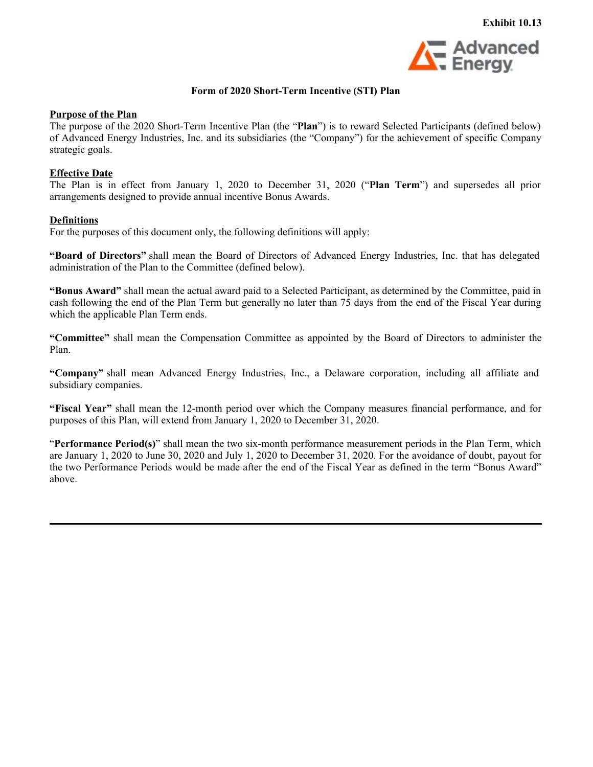Exhibit 10.13

**Form of 2020 Short-Term Incentive (STI) Plan**

**Purpose of the Plan**

The purpose of the 2020 Short-Term Incentive Plan (the "**Plan**") is to reward Selected Participants (defined below) of Advanced Energy Industries, Inc. and its subsidiaries (the "Company") for the achievement of specific Company strategic goals.

**Effective Date**

The Plan is in effect from January 1, 2020 to December 31, 2020 ("**Plan Term**") and supersedes all prior arrangements designed to provide annual incentive Bonus Awards.

**Definitions**

For the purposes of this document only, the following definitions will apply:

**"Board of Directors"** shall mean the Board of Directors of Advanced Energy Industries, Inc. that has delegated administration of the Plan to the Committee (defined below).

**"Bonus Award"** shall mean the actual award paid to a Selected Participant, as determined by the Committee, paid in cash following the end of the Plan Term but generally no later than 75 days from the end of the Fiscal Year during which the applicable Plan Term ends.

**"Committee"** shall mean the Compensation Committee as appointed by the Board of Directors to administer the Plan.

**"Company"** shall mean Advanced Energy Industries, Inc., a Delaware corporation, including all affiliate and subsidiary companies.

**"Fiscal Year"** shall mean the 12-month period over which the Company measures financial performance, and for purposes of this Plan, will extend from January 1, 2020 to December 31, 2020.

"**Performance Period(s)**" shall mean the two six-month performance measurement periods in the Plan Term, which are January 1, 2020 to June 30, 2020 and July 1, 2020 to December 31, 2020. For the avoidance of doubt, payout for the two Performance Periods would be made after the end of the Fiscal Year as defined in the term "Bonus Award" above.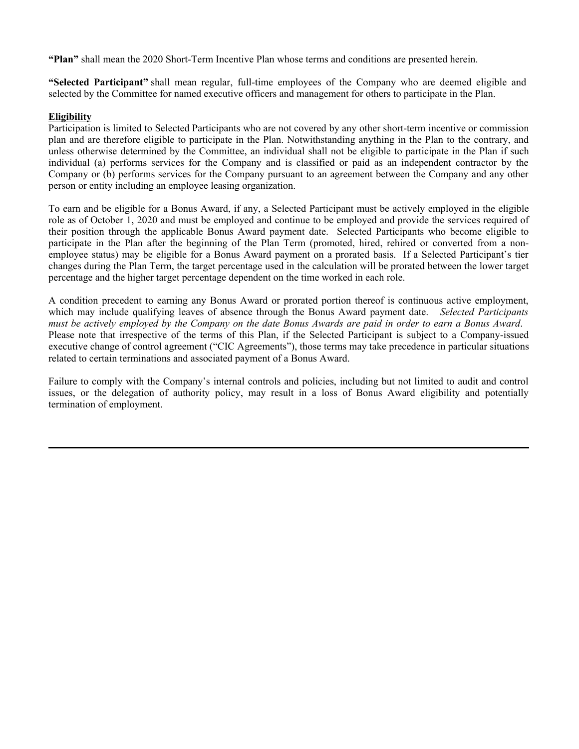**"Plan"** shall mean the 2020 Short-Term Incentive Plan whose terms and conditions are presented herein.

**"Selected Participant"** shall mean regular, full-time employees of the Company who are deemed eligible and selected by the Committee for named executive officers and management for others to participate in the Plan.

**Eligibility**

Participation is limited to Selected Participants who are not covered by any other short-term incentive or commission plan and are therefore eligible to participate in the Plan. Notwithstanding anything in the Plan to the contrary, and unless otherwise determined by the Committee, an individual shall not be eligible to participate in the Plan if such individual (a) performs services for the Company and is classified or paid as an independent contractor by the Company or (b) performs services for the Company pursuant to an agreement between the Company and any other person or entity including an employee leasing organization.

To earn and be eligible for a Bonus Award, if any, a Selected Participant must be actively employed in the eligible role as of October 1, 2020 and must be employed and continue to be employed and provide the services required of their position through the applicable Bonus Award payment date. Selected Participants who become eligible to participate in the Plan after the beginning of the Plan Term (promoted, hired, rehired or converted from a non-employee status) may be eligible for a Bonus Award payment on a prorated basis. If a Selected Participant's tier changes during the Plan Term, the target percentage used in the calculation will be prorated between the lower target percentage and the higher target percentage dependent on the time worked in each role.

A condition precedent to earning any Bonus Award or prorated portion thereof is continuous active employment, which may include qualifying leaves of absence through the Bonus Award payment date. *Selected Participants must be actively employed by the Company on the date Bonus Awards are paid in order to earn a Bonus Award*. Please note that irrespective of the terms of this Plan, if the Selected Participant is subject to a Company-issued executive change of control agreement ("CIC Agreements"), those terms may take precedence in particular situations related to certain terminations and associated payment of a Bonus Award.

Failure to comply with the Company's internal controls and policies, including but not limited to audit and control issues, or the delegation of authority policy, may result in a loss of Bonus Award eligibility and potentially termination of employment.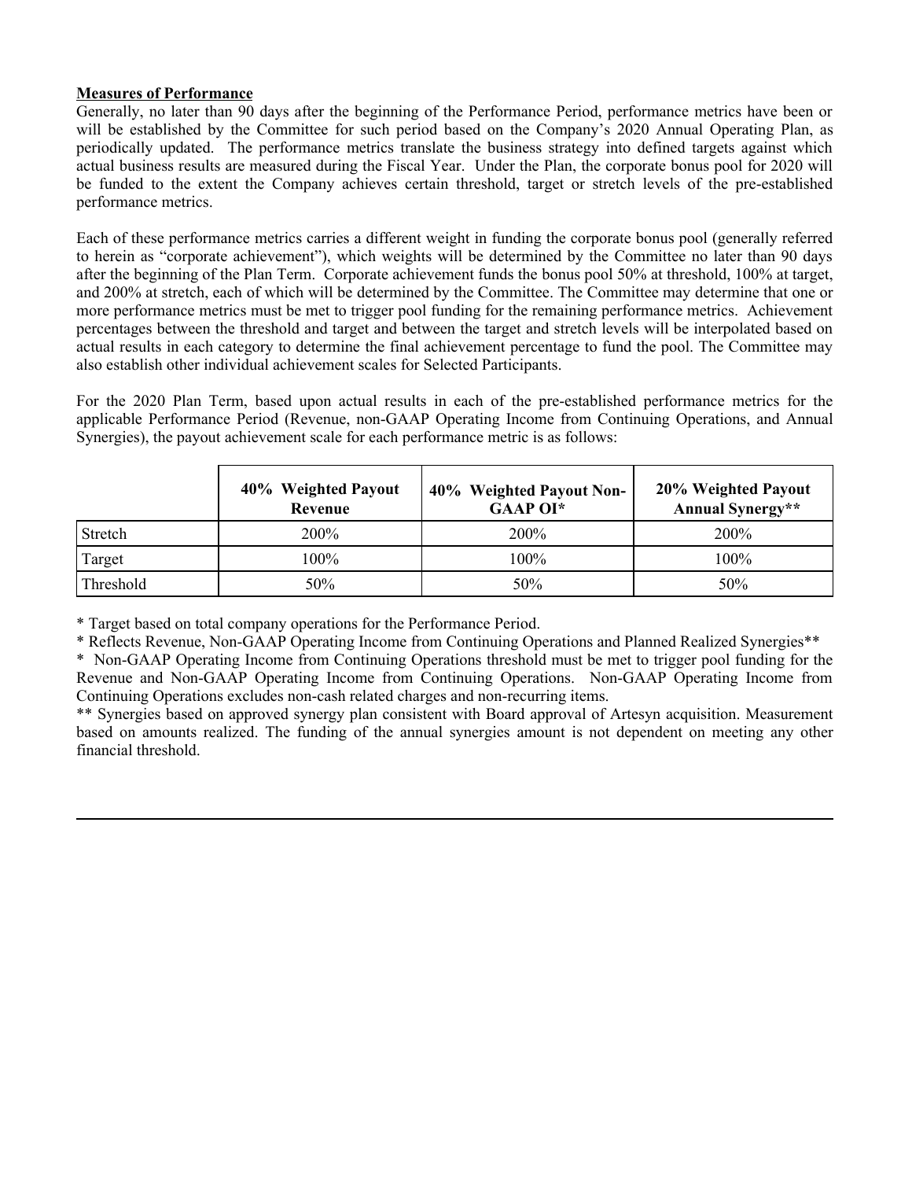**Measures of Performance**

Generally, no later than 90 days after the beginning of the Performance Period, performance metrics have been or will be established by the Committee for such period based on the Company's 2020 Annual Operating Plan, as periodically updated. The performance metrics translate the business strategy into defined targets against which actual business results are measured during the Fiscal Year. Under the Plan, the corporate bonus pool for 2020 will be funded to the extent the Company achieves certain threshold, target or stretch levels of the pre-established performance metrics.

Each of these performance metrics carries a different weight in funding the corporate bonus pool (generally referred to herein as "corporate achievement"), which weights will be determined by the Committee no later than 90 days after the beginning of the Plan Term. Corporate achievement funds the bonus pool 50% at threshold, 100% at target, and 200% at stretch, each of which will be determined by the Committee. The Committee may determine that one or more performance metrics must be met to trigger pool funding for the remaining performance metrics. Achievement percentages between the threshold and target and between the target and stretch levels will be interpolated based on actual results in each category to determine the final achievement percentage to fund the pool. The Committee may also establish other individual achievement scales for Selected Participants.

For the 2020 Plan Term, based upon actual results in each of the pre-established performance metrics for the applicable Performance Period (Revenue, non-GAAP Operating Income from Continuing Operations, and Annual Synergies), the payout achievement scale for each performance metric is as follows:

| | **40% Weighted Payout Revenue** | **40% Weighted Payout Non-GAAP OI*** | **20% Weighted Payout Annual Synergy**** |
|---|---|---|---|
| Stretch | 200% | 200% | 200% |
| Target | 100% | 100% | 100% |
| Threshold | 50% | 50% | 50% |

* Target based on total company operations for the Performance Period.

* Reflects Revenue, Non-GAAP Operating Income from Continuing Operations and Planned Realized Synergies**

* Non-GAAP Operating Income from Continuing Operations threshold must be met to trigger pool funding for the Revenue and Non-GAAP Operating Income from Continuing Operations. Non-GAAP Operating Income from Continuing Operations excludes non-cash related charges and non-recurring items.

** Synergies based on approved synergy plan consistent with Board approval of Artesyn acquisition. Measurement based on amounts realized. The funding of the annual synergies amount is not dependent on meeting any other financial threshold.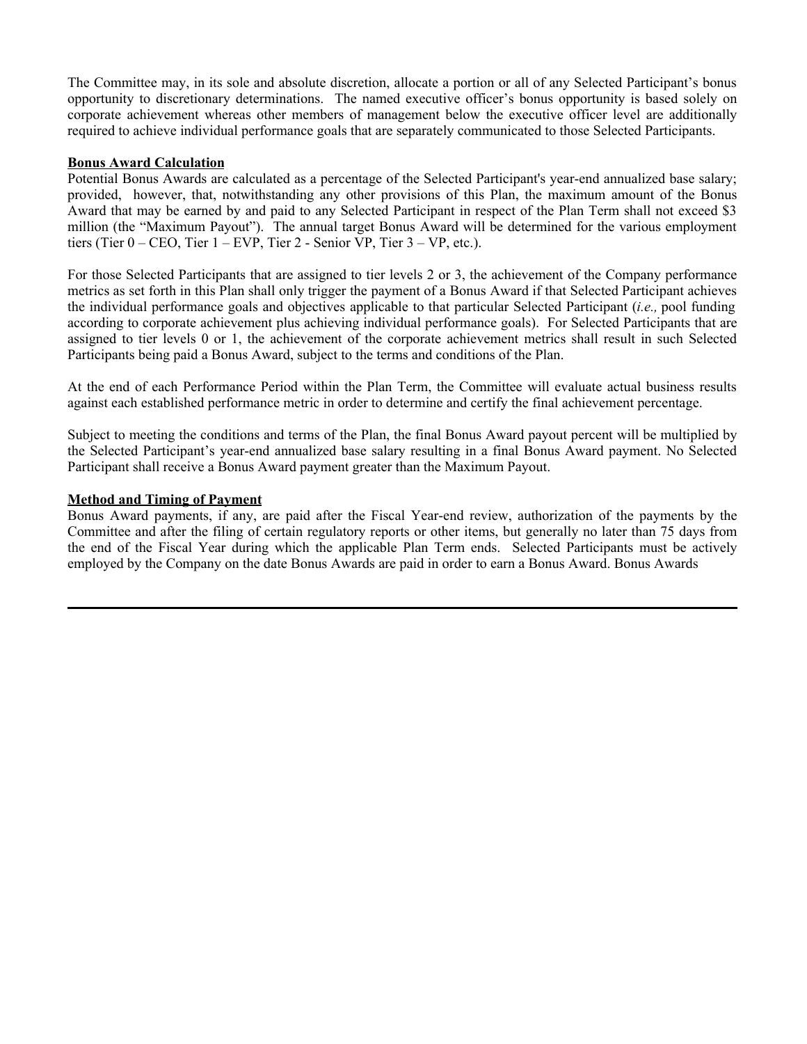The Committee may, in its sole and absolute discretion, allocate a portion or all of any Selected Participant's bonus opportunity to discretionary determinations. The named executive officer's bonus opportunity is based solely on corporate achievement whereas other members of management below the executive officer level are additionally required to achieve individual performance goals that are separately communicated to those Selected Participants.

**Bonus Award Calculation**

Potential Bonus Awards are calculated as a percentage of the Selected Participant's year-end annualized base salary; provided, however, that, notwithstanding any other provisions of this Plan, the maximum amount of the Bonus Award that may be earned by and paid to any Selected Participant in respect of the Plan Term shall not exceed $3 million (the "Maximum Payout"). The annual target Bonus Award will be determined for the various employment tiers (Tier 0 – CEO, Tier 1 – EVP, Tier 2 - Senior VP, Tier 3 – VP, etc.).

For those Selected Participants that are assigned to tier levels 2 or 3, the achievement of the Company performance metrics as set forth in this Plan shall only trigger the payment of a Bonus Award if that Selected Participant achieves the individual performance goals and objectives applicable to that particular Selected Participant (*i.e.,* pool funding according to corporate achievement plus achieving individual performance goals). For Selected Participants that are assigned to tier levels 0 or 1, the achievement of the corporate achievement metrics shall result in such Selected Participants being paid a Bonus Award, subject to the terms and conditions of the Plan.

At the end of each Performance Period within the Plan Term, the Committee will evaluate actual business results against each established performance metric in order to determine and certify the final achievement percentage.

Subject to meeting the conditions and terms of the Plan, the final Bonus Award payout percent will be multiplied by the Selected Participant's year-end annualized base salary resulting in a final Bonus Award payment. No Selected Participant shall receive a Bonus Award payment greater than the Maximum Payout.

**Method and Timing of Payment**

Bonus Award payments, if any, are paid after the Fiscal Year-end review, authorization of the payments by the Committee and after the filing of certain regulatory reports or other items, but generally no later than 75 days from the end of the Fiscal Year during which the applicable Plan Term ends. Selected Participants must be actively employed by the Company on the date Bonus Awards are paid in order to earn a Bonus Award. Bonus Awards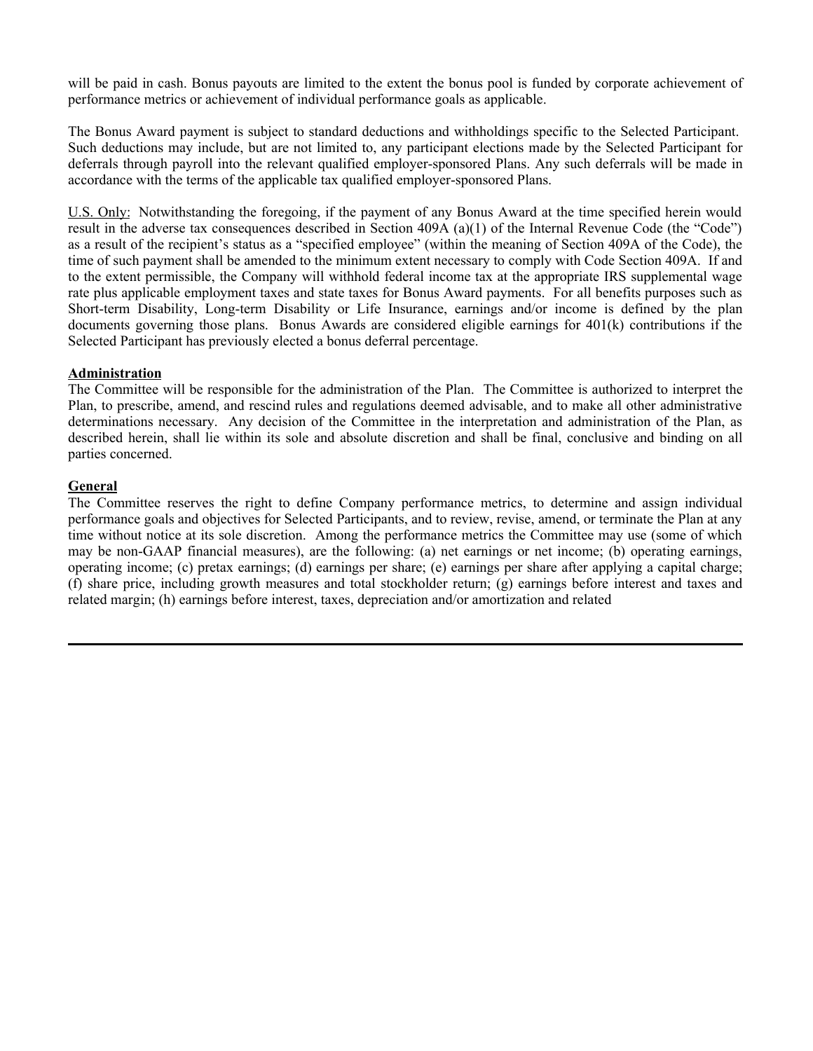will be paid in cash. Bonus payouts are limited to the extent the bonus pool is funded by corporate achievement of performance metrics or achievement of individual performance goals as applicable.

The Bonus Award payment is subject to standard deductions and withholdings specific to the Selected Participant. Such deductions may include, but are not limited to, any participant elections made by the Selected Participant for deferrals through payroll into the relevant qualified employer-sponsored Plans. Any such deferrals will be made in accordance with the terms of the applicable tax qualified employer-sponsored Plans.

U.S. Only: Notwithstanding the foregoing, if the payment of any Bonus Award at the time specified herein would result in the adverse tax consequences described in Section 409A (a)(1) of the Internal Revenue Code (the "Code") as a result of the recipient's status as a "specified employee" (within the meaning of Section 409A of the Code), the time of such payment shall be amended to the minimum extent necessary to comply with Code Section 409A. If and to the extent permissible, the Company will withhold federal income tax at the appropriate IRS supplemental wage rate plus applicable employment taxes and state taxes for Bonus Award payments. For all benefits purposes such as Short-term Disability, Long-term Disability or Life Insurance, earnings and/or income is defined by the plan documents governing those plans. Bonus Awards are considered eligible earnings for 401(k) contributions if the Selected Participant has previously elected a bonus deferral percentage.

**Administration**

The Committee will be responsible for the administration of the Plan. The Committee is authorized to interpret the Plan, to prescribe, amend, and rescind rules and regulations deemed advisable, and to make all other administrative determinations necessary. Any decision of the Committee in the interpretation and administration of the Plan, as described herein, shall lie within its sole and absolute discretion and shall be final, conclusive and binding on all parties concerned.

**General**

The Committee reserves the right to define Company performance metrics, to determine and assign individual performance goals and objectives for Selected Participants, and to review, revise, amend, or terminate the Plan at any time without notice at its sole discretion. Among the performance metrics the Committee may use (some of which may be non-GAAP financial measures), are the following: (a) net earnings or net income; (b) operating earnings, operating income; (c) pretax earnings; (d) earnings per share; (e) earnings per share after applying a capital charge; (f) share price, including growth measures and total stockholder return; (g) earnings before interest and taxes and related margin; (h) earnings before interest, taxes, depreciation and/or amortization and related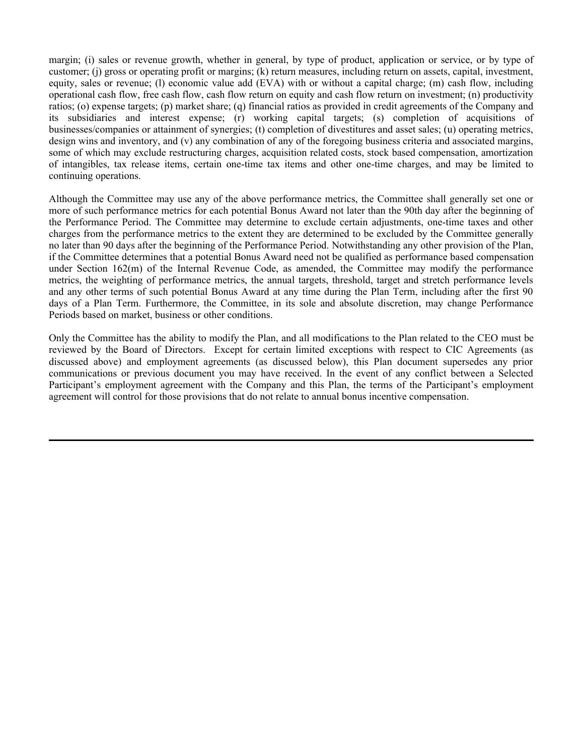margin; (i) sales or revenue growth, whether in general, by type of product, application or service, or by type of customer; (j) gross or operating profit or margins; (k) return measures, including return on assets, capital, investment, equity, sales or revenue; (l) economic value add (EVA) with or without a capital charge; (m) cash flow, including operational cash flow, free cash flow, cash flow return on equity and cash flow return on investment; (n) productivity ratios; (o) expense targets; (p) market share; (q) financial ratios as provided in credit agreements of the Company and its subsidiaries and interest expense; (r) working capital targets; (s) completion of acquisitions of businesses/companies or attainment of synergies; (t) completion of divestitures and asset sales; (u) operating metrics, design wins and inventory, and (v) any combination of any of the foregoing business criteria and associated margins, some of which may exclude restructuring charges, acquisition related costs, stock based compensation, amortization of intangibles, tax release items, certain one-time tax items and other one-time charges, and may be limited to continuing operations.

Although the Committee may use any of the above performance metrics, the Committee shall generally set one or more of such performance metrics for each potential Bonus Award not later than the 90th day after the beginning of the Performance Period. The Committee may determine to exclude certain adjustments, one-time taxes and other charges from the performance metrics to the extent they are determined to be excluded by the Committee generally no later than 90 days after the beginning of the Performance Period. Notwithstanding any other provision of the Plan, if the Committee determines that a potential Bonus Award need not be qualified as performance based compensation under Section 162(m) of the Internal Revenue Code, as amended, the Committee may modify the performance metrics, the weighting of performance metrics, the annual targets, threshold, target and stretch performance levels and any other terms of such potential Bonus Award at any time during the Plan Term, including after the first 90 days of a Plan Term. Furthermore, the Committee, in its sole and absolute discretion, may change Performance Periods based on market, business or other conditions.

Only the Committee has the ability to modify the Plan, and all modifications to the Plan related to the CEO must be reviewed by the Board of Directors. Except for certain limited exceptions with respect to CIC Agreements (as discussed above) and employment agreements (as discussed below), this Plan document supersedes any prior communications or previous document you may have received. In the event of any conflict between a Selected Participant's employment agreement with the Company and this Plan, the terms of the Participant's employment agreement will control for those provisions that do not relate to annual bonus incentive compensation.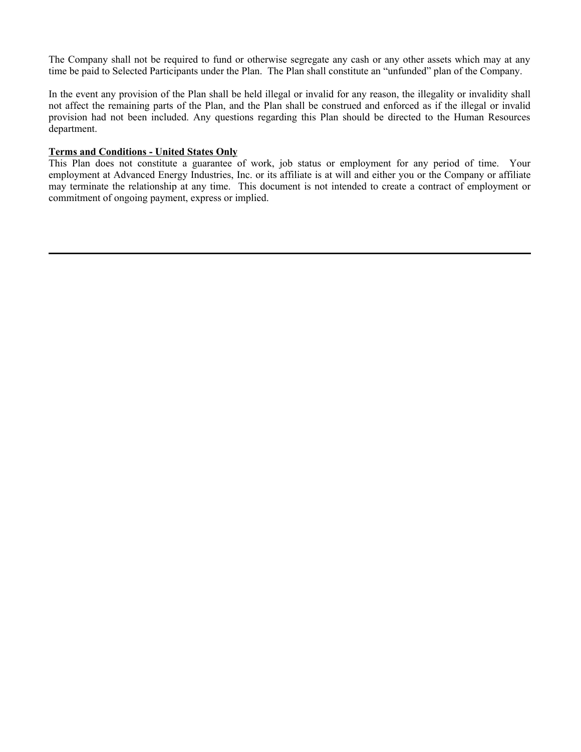The Company shall not be required to fund or otherwise segregate any cash or any other assets which may at any time be paid to Selected Participants under the Plan. The Plan shall constitute an "unfunded" plan of the Company.

In the event any provision of the Plan shall be held illegal or invalid for any reason, the illegality or invalidity shall not affect the remaining parts of the Plan, and the Plan shall be construed and enforced as if the illegal or invalid provision had not been included. Any questions regarding this Plan should be directed to the Human Resources department.

**Terms and Conditions - United States Only**

This Plan does not constitute a guarantee of work, job status or employment for any period of time. Your employment at Advanced Energy Industries, Inc. or its affiliate is at will and either you or the Company or affiliate may terminate the relationship at any time. This document is not intended to create a contract of employment or commitment of ongoing payment, express or implied.

---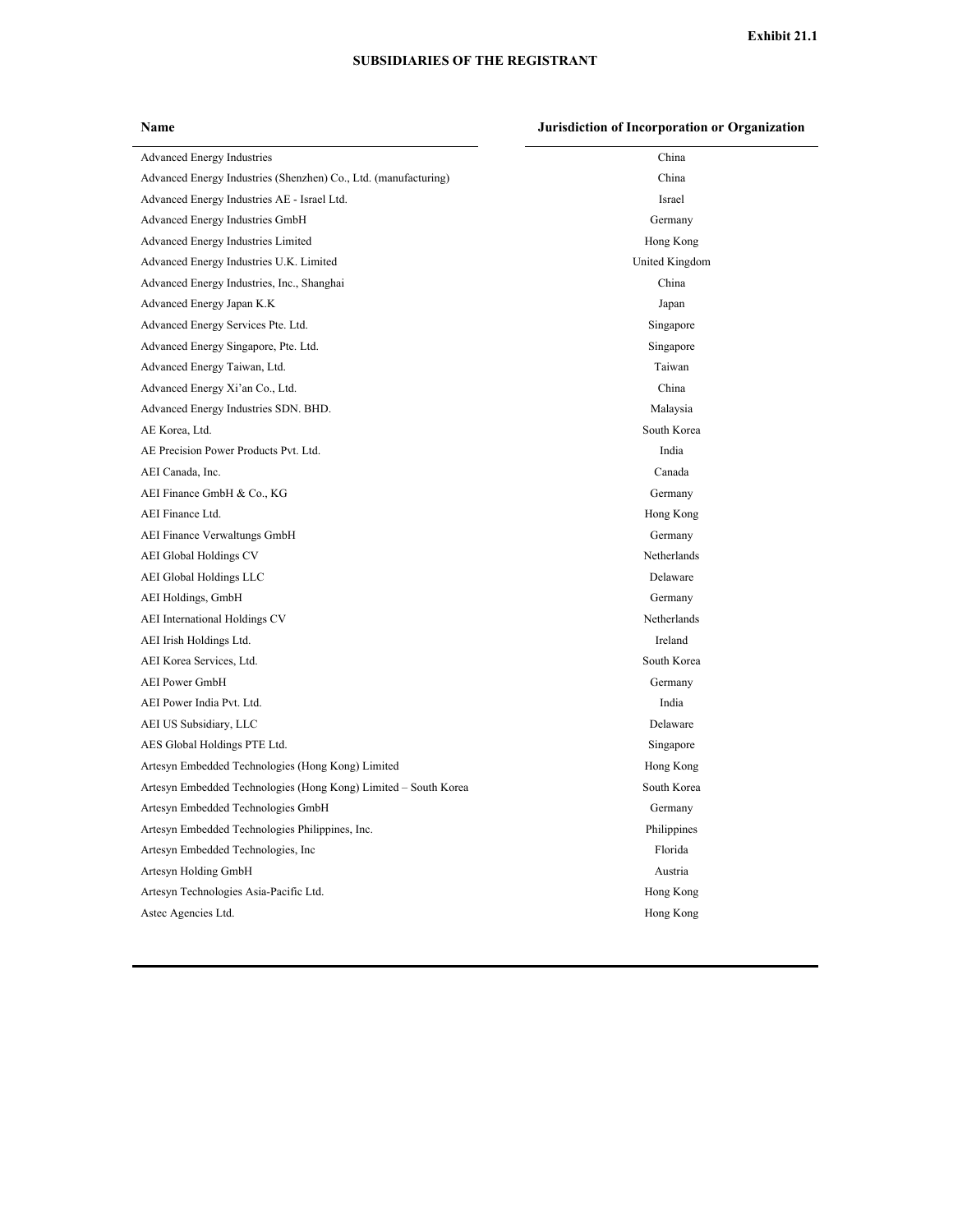**Exhibit 21.1**

**SUBSIDIARIES OF THE REGISTRANT**

| Name | Jurisdiction of Incorporation or Organization |
|---|---|
| Advanced Energy Industries | China |
| Advanced Energy Industries (Shenzhen) Co., Ltd. (manufacturing) | China |
| Advanced Energy Industries AE - Israel Ltd. | Israel |
| Advanced Energy Industries GmbH | Germany |
| Advanced Energy Industries Limited | Hong Kong |
| Advanced Energy Industries U.K. Limited | United Kingdom |
| Advanced Energy Industries, Inc., Shanghai | China |
| Advanced Energy Japan K.K | Japan |
| Advanced Energy Services Pte. Ltd. | Singapore |
| Advanced Energy Singapore, Pte. Ltd. | Singapore |
| Advanced Energy Taiwan, Ltd. | Taiwan |
| Advanced Energy Xi'an Co., Ltd. | China |
| Advanced Energy Industries SDN. BHD. | Malaysia |
| AE Korea, Ltd. | South Korea |
| AE Precision Power Products Pvt. Ltd. | India |
| AEI Canada, Inc. | Canada |
| AEI Finance GmbH & Co., KG | Germany |
| AEI Finance Ltd. | Hong Kong |
| AEI Finance Verwaltungs GmbH | Germany |
| AEI Global Holdings CV | Netherlands |
| AEI Global Holdings LLC | Delaware |
| AEI Holdings, GmbH | Germany |
| AEI International Holdings CV | Netherlands |
| AEI Irish Holdings Ltd. | Ireland |
| AEI Korea Services, Ltd. | South Korea |
| AEI Power GmbH | Germany |
| AEI Power India Pvt. Ltd. | India |
| AEI US Subsidiary, LLC | Delaware |
| AES Global Holdings PTE Ltd. | Singapore |
| Artesyn Embedded Technologies (Hong Kong) Limited | Hong Kong |
| Artesyn Embedded Technologies (Hong Kong) Limited – South Korea | South Korea |
| Artesyn Embedded Technologies GmbH | Germany |
| Artesyn Embedded Technologies Philippines, Inc. | Philippines |
| Artesyn Embedded Technologies, Inc | Florida |
| Artesyn Holding GmbH | Austria |
| Artesyn Technologies Asia-Pacific Ltd. | Hong Kong |
| Astec Agencies Ltd. | Hong Kong |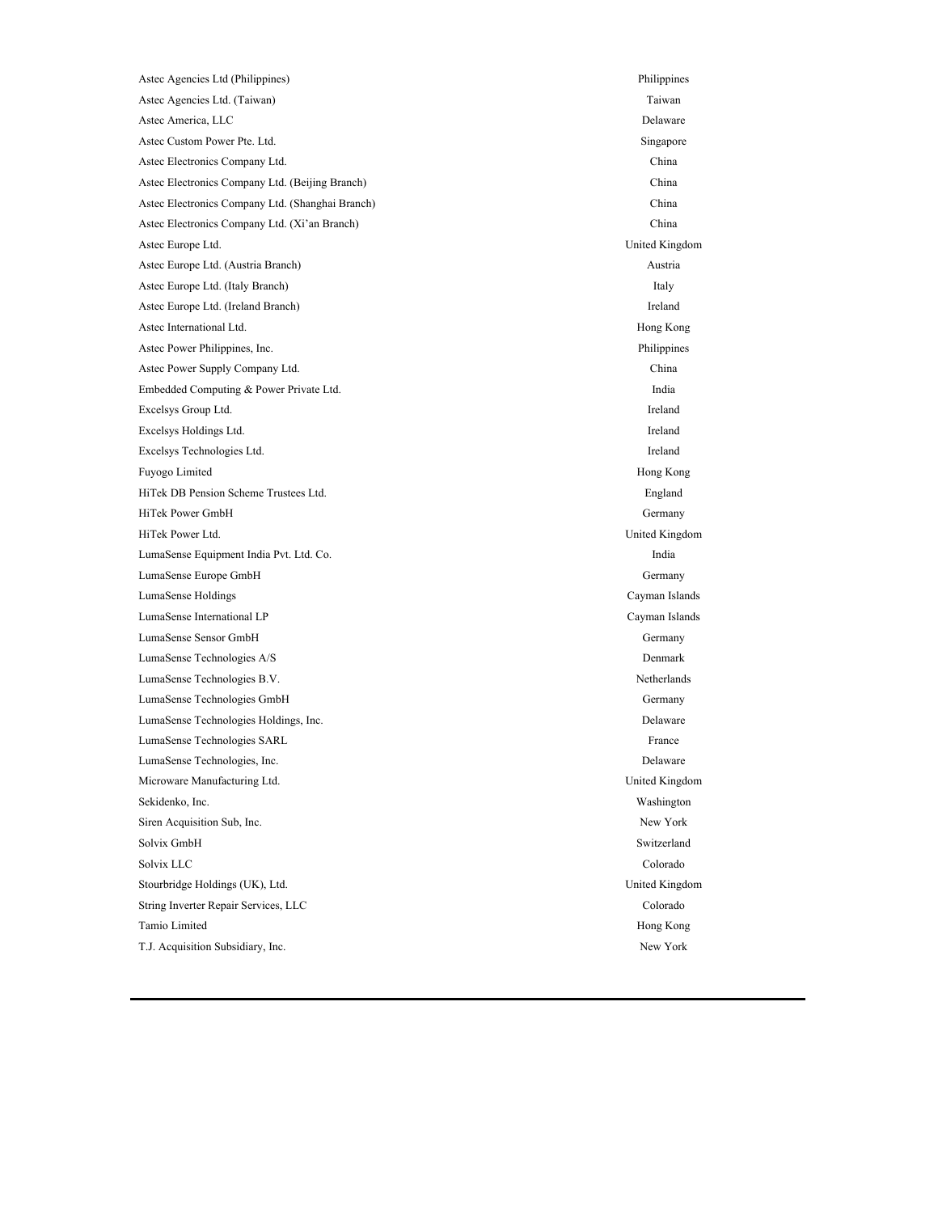| | |
|---|---|
| Astec Agencies Ltd (Philippines) | Philippines |
| Astec Agencies Ltd. (Taiwan) | Taiwan |
| Astec America, LLC | Delaware |
| Astec Custom Power Pte. Ltd. | Singapore |
| Astec Electronics Company Ltd. | China |
| Astec Electronics Company Ltd. (Beijing Branch) | China |
| Astec Electronics Company Ltd. (Shanghai Branch) | China |
| Astec Electronics Company Ltd. (Xi'an Branch) | China |
| Astec Europe Ltd. | United Kingdom |
| Astec Europe Ltd. (Austria Branch) | Austria |
| Astec Europe Ltd. (Italy Branch) | Italy |
| Astec Europe Ltd. (Ireland Branch) | Ireland |
| Astec International Ltd. | Hong Kong |
| Astec Power Philippines, Inc. | Philippines |
| Astec Power Supply Company Ltd. | China |
| Embedded Computing & Power Private Ltd. | India |
| Excelsys Group Ltd. | Ireland |
| Excelsys Holdings Ltd. | Ireland |
| Excelsys Technologies Ltd. | Ireland |
| Fuyogo Limited | Hong Kong |
| HiTek DB Pension Scheme Trustees Ltd. | England |
| HiTek Power GmbH | Germany |
| HiTek Power Ltd. | United Kingdom |
| LumaSense Equipment India Pvt. Ltd. Co. | India |
| LumaSense Europe GmbH | Germany |
| LumaSense Holdings | Cayman Islands |
| LumaSense International LP | Cayman Islands |
| LumaSense Sensor GmbH | Germany |
| LumaSense Technologies A/S | Denmark |
| LumaSense Technologies B.V. | Netherlands |
| LumaSense Technologies GmbH | Germany |
| LumaSense Technologies Holdings, Inc. | Delaware |
| LumaSense Technologies SARL | France |
| LumaSense Technologies, Inc. | Delaware |
| Microware Manufacturing Ltd. | United Kingdom |
| Sekidenko, Inc. | Washington |
| Siren Acquisition Sub, Inc. | New York |
| Solvix GmbH | Switzerland |
| Solvix LLC | Colorado |
| Stourbridge Holdings (UK), Ltd. | United Kingdom |
| String Inverter Repair Services, LLC | Colorado |
| Tamio Limited | Hong Kong |
| T.J. Acquisition Subsidiary, Inc. | New York |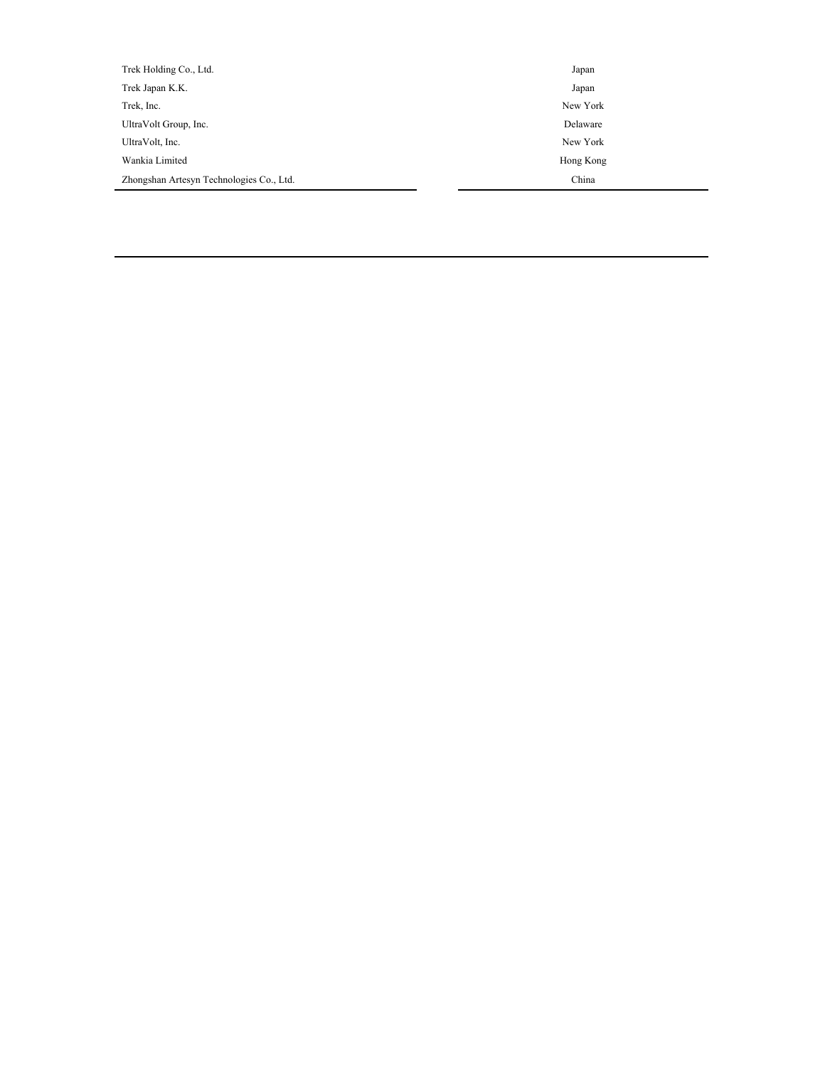| | |
|---|---|
| Trek Holding Co., Ltd. | Japan |
| Trek Japan K.K. | Japan |
| Trek, Inc. | New York |
| UltraVolt Group, Inc. | Delaware |
| UltraVolt, Inc. | New York |
| Wankia Limited | Hong Kong |
| Zhongshan Artesyn Technologies Co., Ltd. | China |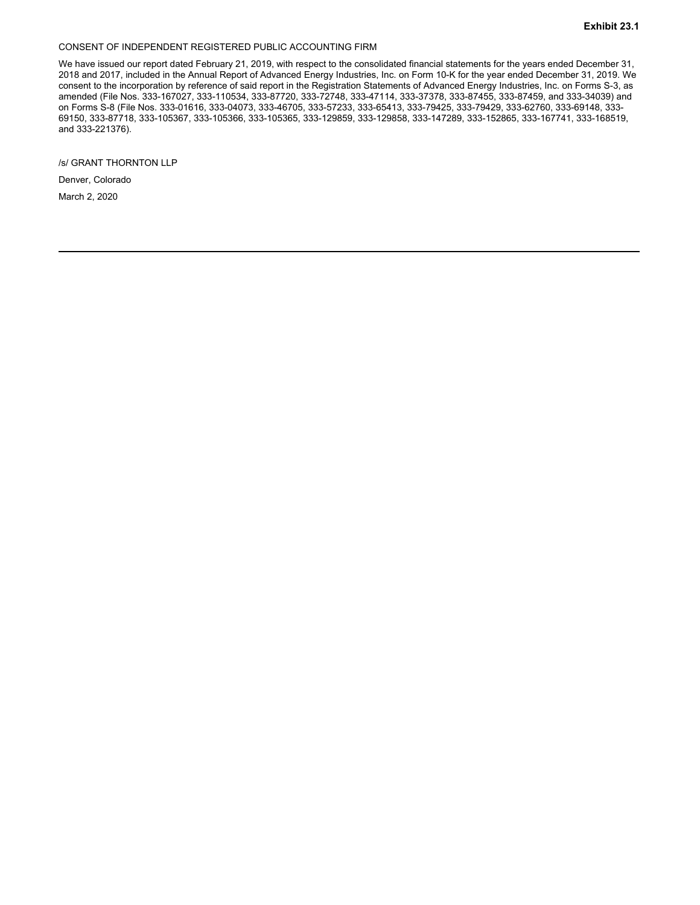**Exhibit 23.1**

CONSENT OF INDEPENDENT REGISTERED PUBLIC ACCOUNTING FIRM

We have issued our report dated February 21, 2019, with respect to the consolidated financial statements for the years ended December 31, 2018 and 2017, included in the Annual Report of Advanced Energy Industries, Inc. on Form 10-K for the year ended December 31, 2019. We consent to the incorporation by reference of said report in the Registration Statements of Advanced Energy Industries, Inc. on Forms S-3, as amended (File Nos. 333-167027, 333-110534, 333-87720, 333-72748, 333-47114, 333-37378, 333-87455, 333-87459, and 333-34039) and on Forms S-8 (File Nos. 333-01616, 333-04073, 333-46705, 333-57233, 333-65413, 333-79425, 333-79429, 333-62760, 333-69148, 333-69150, 333-87718, 333-105367, 333-105366, 333-105365, 333-129859, 333-129858, 333-147289, 333-152865, 333-167741, 333-168519, and 333-221376).

/s/ GRANT THORNTON LLP

Denver, Colorado

March 2, 2020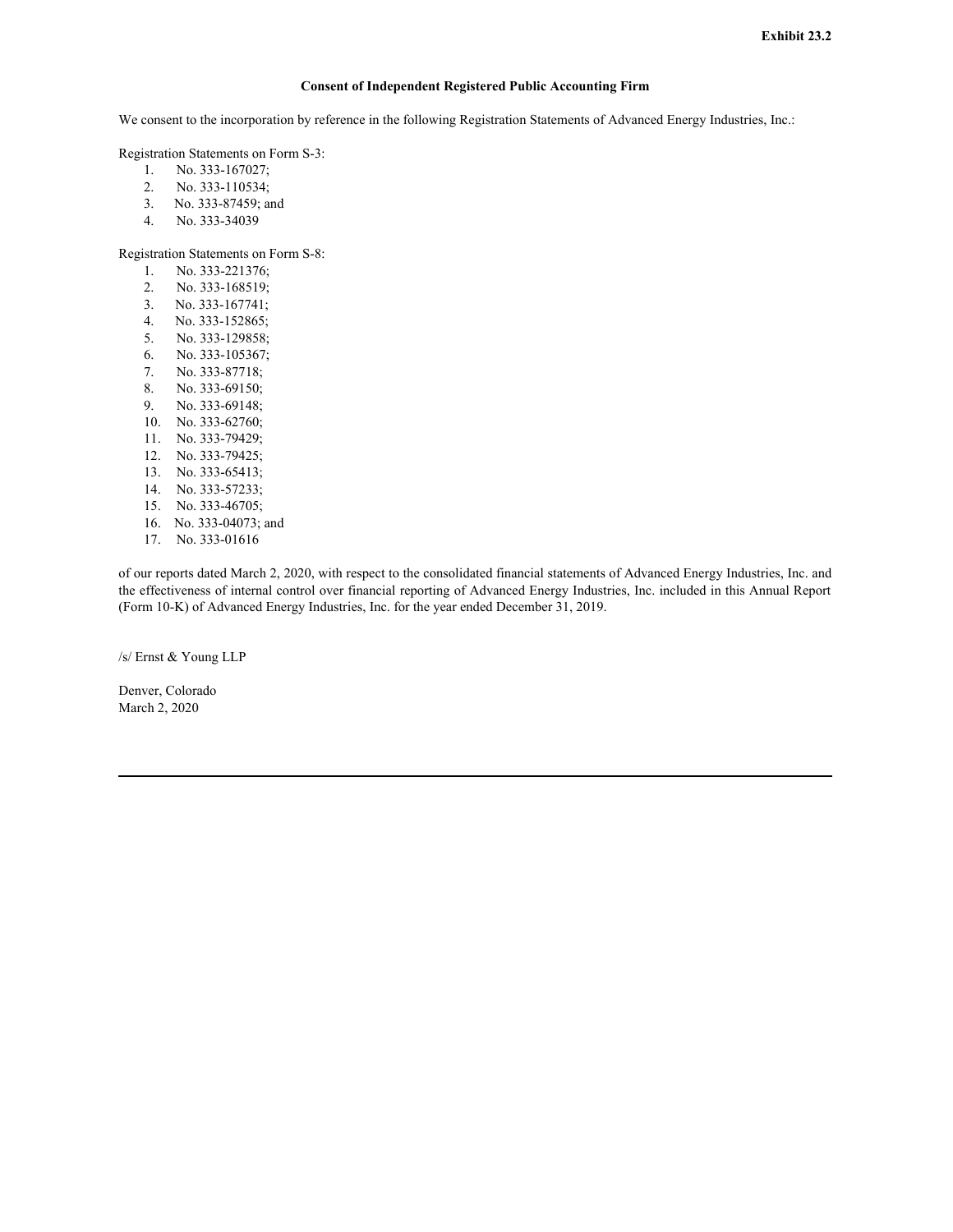**Exhibit 23.2**

**Consent of Independent Registered Public Accounting Firm**

We consent to the incorporation by reference in the following Registration Statements of Advanced Energy Industries, Inc.:

Registration Statements on Form S-3:

1. No. 333-167027;
2. No. 333-110534;
3. No. 333-87459; and
4. No. 333-34039

Registration Statements on Form S-8:

1. No. 333-221376;
2. No. 333-168519;
3. No. 333-167741;
4. No. 333-152865;
5. No. 333-129858;
6. No. 333-105367;
7. No. 333-87718;
8. No. 333-69150;
9. No. 333-69148;
10. No. 333-62760;
11. No. 333-79429;
12. No. 333-79425;
13. No. 333-65413;
14. No. 333-57233;
15. No. 333-46705;
16. No. 333-04073; and
17. No. 333-01616

of our reports dated March 2, 2020, with respect to the consolidated financial statements of Advanced Energy Industries, Inc. and the effectiveness of internal control over financial reporting of Advanced Energy Industries, Inc. included in this Annual Report (Form 10-K) of Advanced Energy Industries, Inc. for the year ended December 31, 2019.

/s/ Ernst & Young LLP

Denver, Colorado
March 2, 2020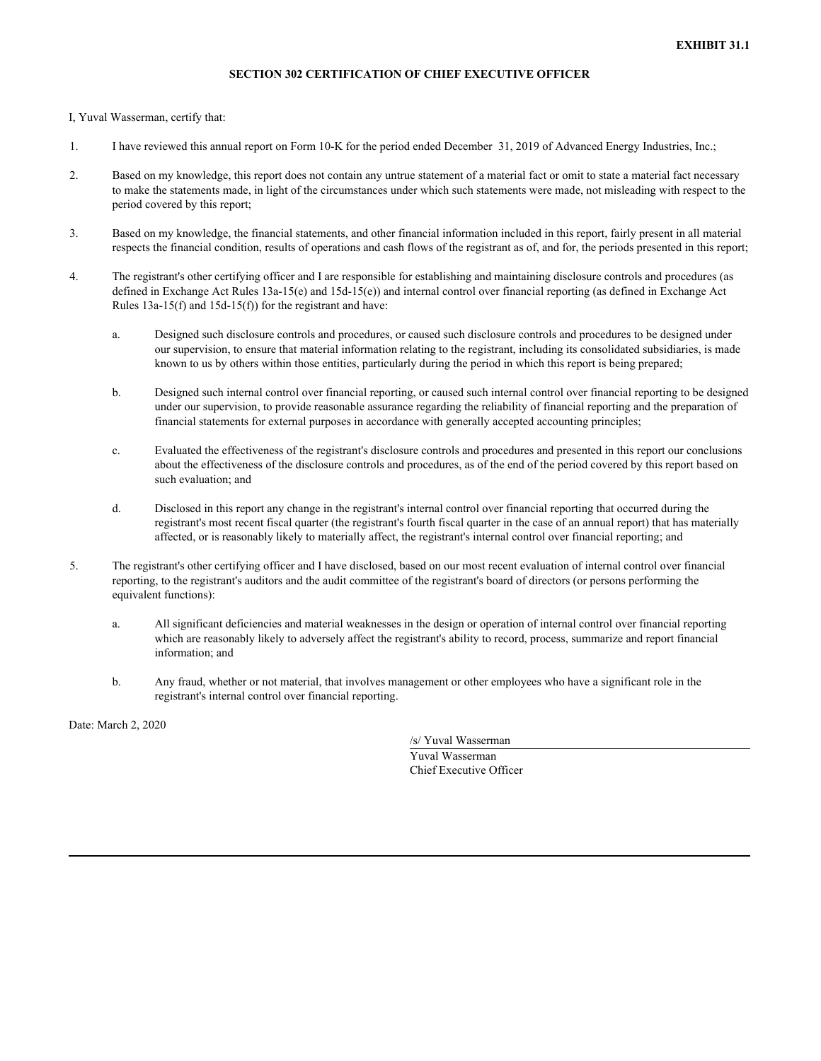**EXHIBIT 31.1**

# SECTION 302 CERTIFICATION OF CHIEF EXECUTIVE OFFICER

I, Yuval Wasserman, certify that:

1. I have reviewed this annual report on Form 10-K for the period ended December 31, 2019 of Advanced Energy Industries, Inc.;

2. Based on my knowledge, this report does not contain any untrue statement of a material fact or omit to state a material fact necessary to make the statements made, in light of the circumstances under which such statements were made, not misleading with respect to the period covered by this report;

3. Based on my knowledge, the financial statements, and other financial information included in this report, fairly present in all material respects the financial condition, results of operations and cash flows of the registrant as of, and for, the periods presented in this report;

4. The registrant's other certifying officer and I are responsible for establishing and maintaining disclosure controls and procedures (as defined in Exchange Act Rules 13a-15(e) and 15d-15(e)) and internal control over financial reporting (as defined in Exchange Act Rules 13a-15(f) and 15d-15(f)) for the registrant and have:

   a. Designed such disclosure controls and procedures, or caused such disclosure controls and procedures to be designed under our supervision, to ensure that material information relating to the registrant, including its consolidated subsidiaries, is made known to us by others within those entities, particularly during the period in which this report is being prepared;

   b. Designed such internal control over financial reporting, or caused such internal control over financial reporting to be designed under our supervision, to provide reasonable assurance regarding the reliability of financial reporting and the preparation of financial statements for external purposes in accordance with generally accepted accounting principles;

   c. Evaluated the effectiveness of the registrant's disclosure controls and procedures and presented in this report our conclusions about the effectiveness of the disclosure controls and procedures, as of the end of the period covered by this report based on such evaluation; and

   d. Disclosed in this report any change in the registrant's internal control over financial reporting that occurred during the registrant's most recent fiscal quarter (the registrant's fourth fiscal quarter in the case of an annual report) that has materially affected, or is reasonably likely to materially affect, the registrant's internal control over financial reporting; and

5. The registrant's other certifying officer and I have disclosed, based on our most recent evaluation of internal control over financial reporting, to the registrant's auditors and the audit committee of the registrant's board of directors (or persons performing the equivalent functions):

   a. All significant deficiencies and material weaknesses in the design or operation of internal control over financial reporting which are reasonably likely to adversely affect the registrant's ability to record, process, summarize and report financial information; and

   b. Any fraud, whether or not material, that involves management or other employees who have a significant role in the registrant's internal control over financial reporting.

Date: March 2, 2020

/s/ Yuval Wasserman

Yuval Wasserman

Chief Executive Officer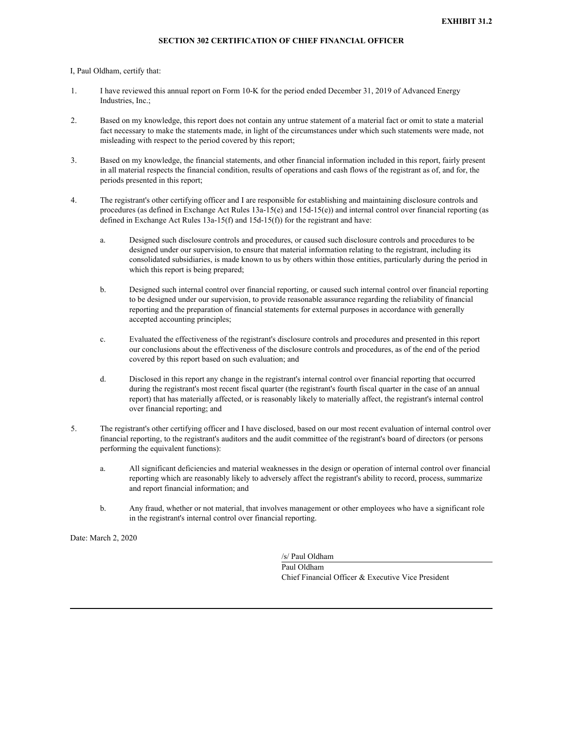**EXHIBIT 31.2**

# SECTION 302 CERTIFICATION OF CHIEF FINANCIAL OFFICER

I, Paul Oldham, certify that:

1. I have reviewed this annual report on Form 10-K for the period ended December 31, 2019 of Advanced Energy Industries, Inc.;

2. Based on my knowledge, this report does not contain any untrue statement of a material fact or omit to state a material fact necessary to make the statements made, in light of the circumstances under which such statements were made, not misleading with respect to the period covered by this report;

3. Based on my knowledge, the financial statements, and other financial information included in this report, fairly present in all material respects the financial condition, results of operations and cash flows of the registrant as of, and for, the periods presented in this report;

4. The registrant's other certifying officer and I are responsible for establishing and maintaining disclosure controls and procedures (as defined in Exchange Act Rules 13a-15(e) and 15d-15(e)) and internal control over financial reporting (as defined in Exchange Act Rules 13a-15(f) and 15d-15(f)) for the registrant and have:

   a. Designed such disclosure controls and procedures, or caused such disclosure controls and procedures to be designed under our supervision, to ensure that material information relating to the registrant, including its consolidated subsidiaries, is made known to us by others within those entities, particularly during the period in which this report is being prepared;

   b. Designed such internal control over financial reporting, or caused such internal control over financial reporting to be designed under our supervision, to provide reasonable assurance regarding the reliability of financial reporting and the preparation of financial statements for external purposes in accordance with generally accepted accounting principles;

   c. Evaluated the effectiveness of the registrant's disclosure controls and procedures and presented in this report our conclusions about the effectiveness of the disclosure controls and procedures, as of the end of the period covered by this report based on such evaluation; and

   d. Disclosed in this report any change in the registrant's internal control over financial reporting that occurred during the registrant's most recent fiscal quarter (the registrant's fourth fiscal quarter in the case of an annual report) that has materially affected, or is reasonably likely to materially affect, the registrant's internal control over financial reporting; and

5. The registrant's other certifying officer and I have disclosed, based on our most recent evaluation of internal control over financial reporting, to the registrant's auditors and the audit committee of the registrant's board of directors (or persons performing the equivalent functions):

   a. All significant deficiencies and material weaknesses in the design or operation of internal control over financial reporting which are reasonably likely to adversely affect the registrant's ability to record, process, summarize and report financial information; and

   b. Any fraud, whether or not material, that involves management or other employees who have a significant role in the registrant's internal control over financial reporting.

Date: March 2, 2020

/s/ Paul Oldham

Paul Oldham

Chief Financial Officer & Executive Vice President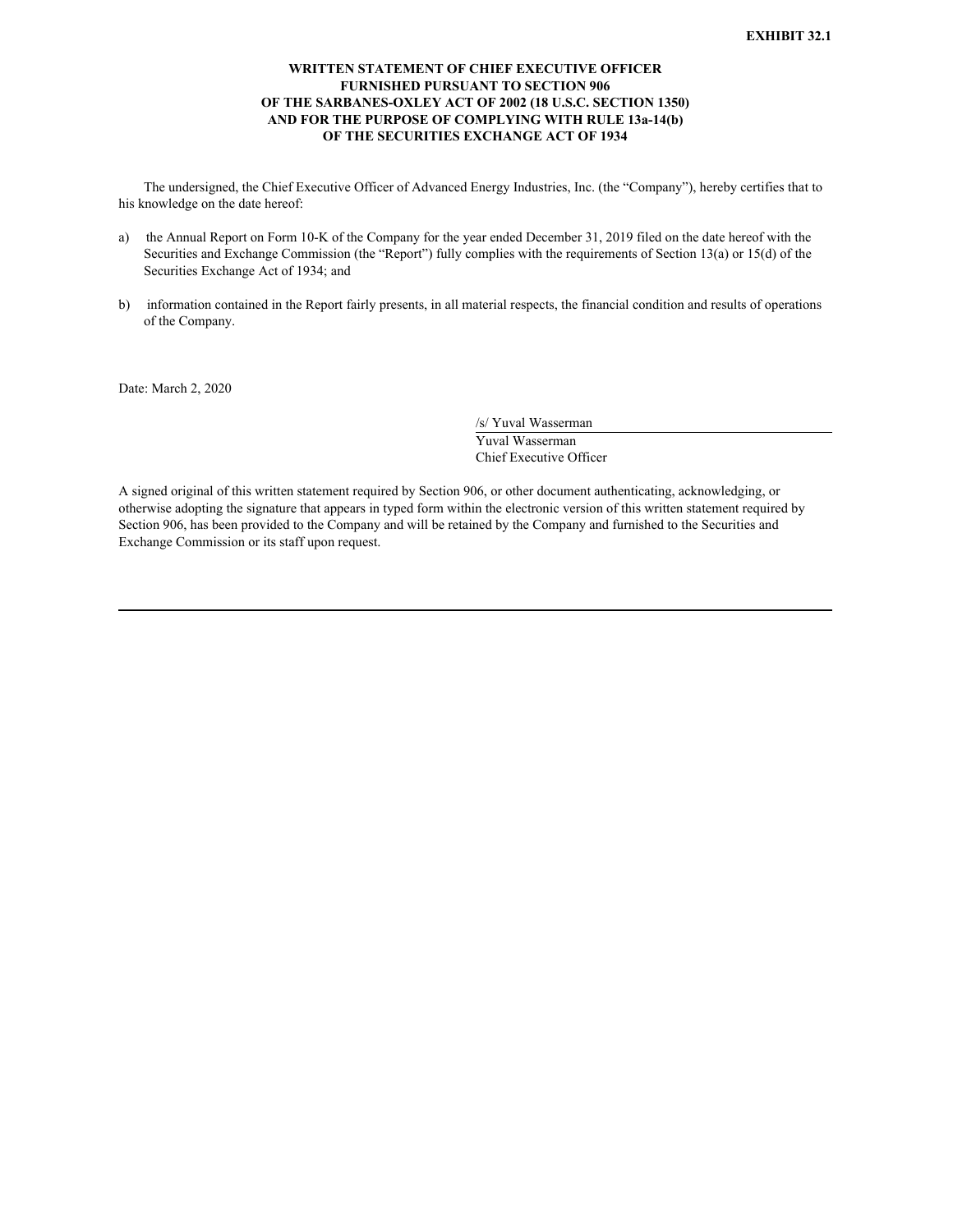**EXHIBIT 32.1**

**WRITTEN STATEMENT OF CHIEF EXECUTIVE OFFICER FURNISHED PURSUANT TO SECTION 906 OF THE SARBANES-OXLEY ACT OF 2002 (18 U.S.C. SECTION 1350) AND FOR THE PURPOSE OF COMPLYING WITH RULE 13a-14(b) OF THE SECURITIES EXCHANGE ACT OF 1934**

The undersigned, the Chief Executive Officer of Advanced Energy Industries, Inc. (the "Company"), hereby certifies that to his knowledge on the date hereof:

a) the Annual Report on Form 10-K of the Company for the year ended December 31, 2019 filed on the date hereof with the Securities and Exchange Commission (the "Report") fully complies with the requirements of Section 13(a) or 15(d) of the Securities Exchange Act of 1934; and

b) information contained in the Report fairly presents, in all material respects, the financial condition and results of operations of the Company.

Date: March 2, 2020

/s/ Yuval Wasserman
Yuval Wasserman
Chief Executive Officer

A signed original of this written statement required by Section 906, or other document authenticating, acknowledging, or otherwise adopting the signature that appears in typed form within the electronic version of this written statement required by Section 906, has been provided to the Company and will be retained by the Company and furnished to the Securities and Exchange Commission or its staff upon request.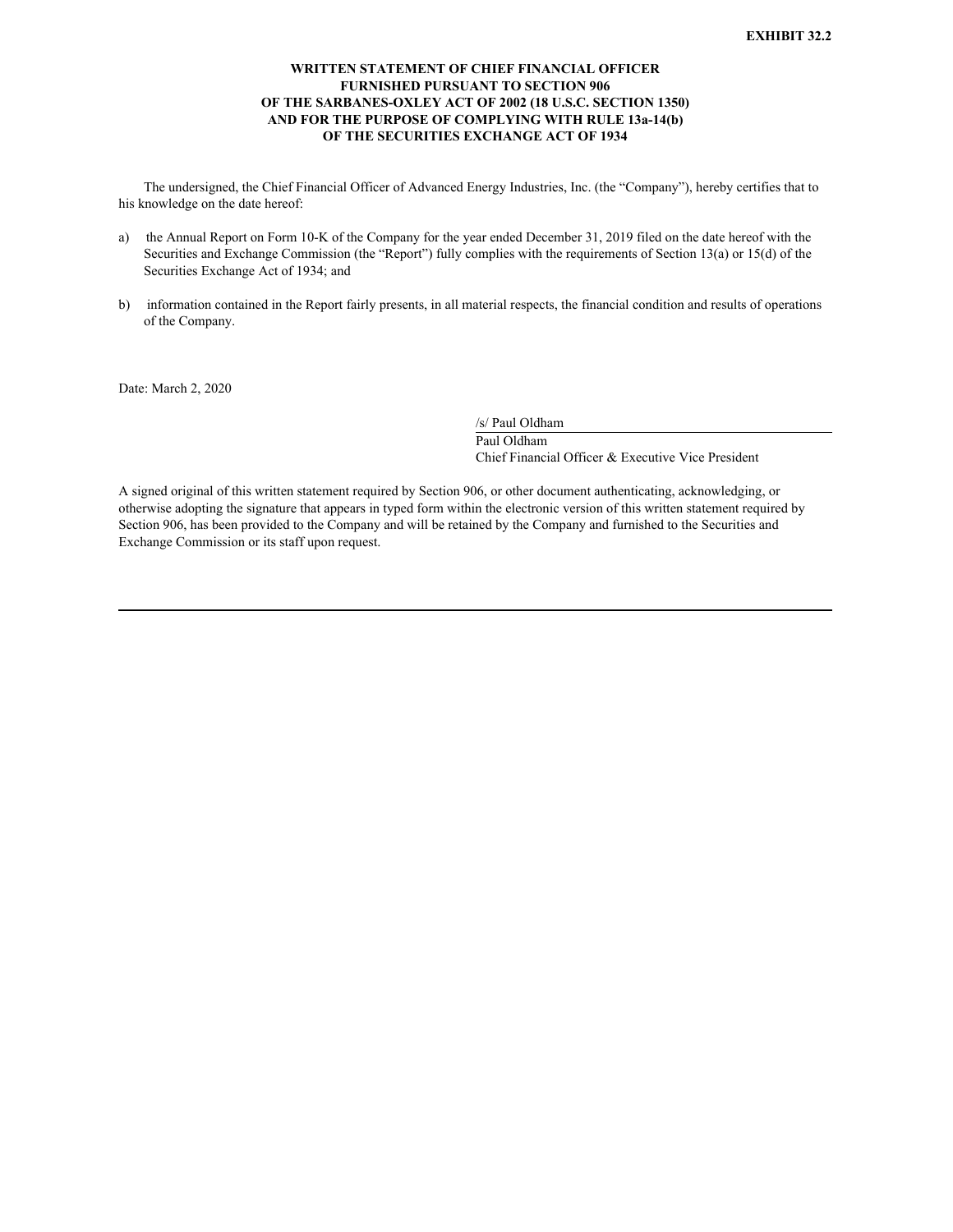**EXHIBIT 32.2**

**WRITTEN STATEMENT OF CHIEF FINANCIAL OFFICER FURNISHED PURSUANT TO SECTION 906 OF THE SARBANES-OXLEY ACT OF 2002 (18 U.S.C. SECTION 1350) AND FOR THE PURPOSE OF COMPLYING WITH RULE 13a-14(b) OF THE SECURITIES EXCHANGE ACT OF 1934**

The undersigned, the Chief Financial Officer of Advanced Energy Industries, Inc. (the "Company"), hereby certifies that to his knowledge on the date hereof:

a) the Annual Report on Form 10-K of the Company for the year ended December 31, 2019 filed on the date hereof with the Securities and Exchange Commission (the "Report") fully complies with the requirements of Section 13(a) or 15(d) of the Securities Exchange Act of 1934; and

b) information contained in the Report fairly presents, in all material respects, the financial condition and results of operations of the Company.

Date: March 2, 2020

/s/ Paul Oldham
Paul Oldham
Chief Financial Officer & Executive Vice President

A signed original of this written statement required by Section 906, or other document authenticating, acknowledging, or otherwise adopting the signature that appears in typed form within the electronic version of this written statement required by Section 906, has been provided to the Company and will be retained by the Company and furnished to the Securities and Exchange Commission or its staff upon request.